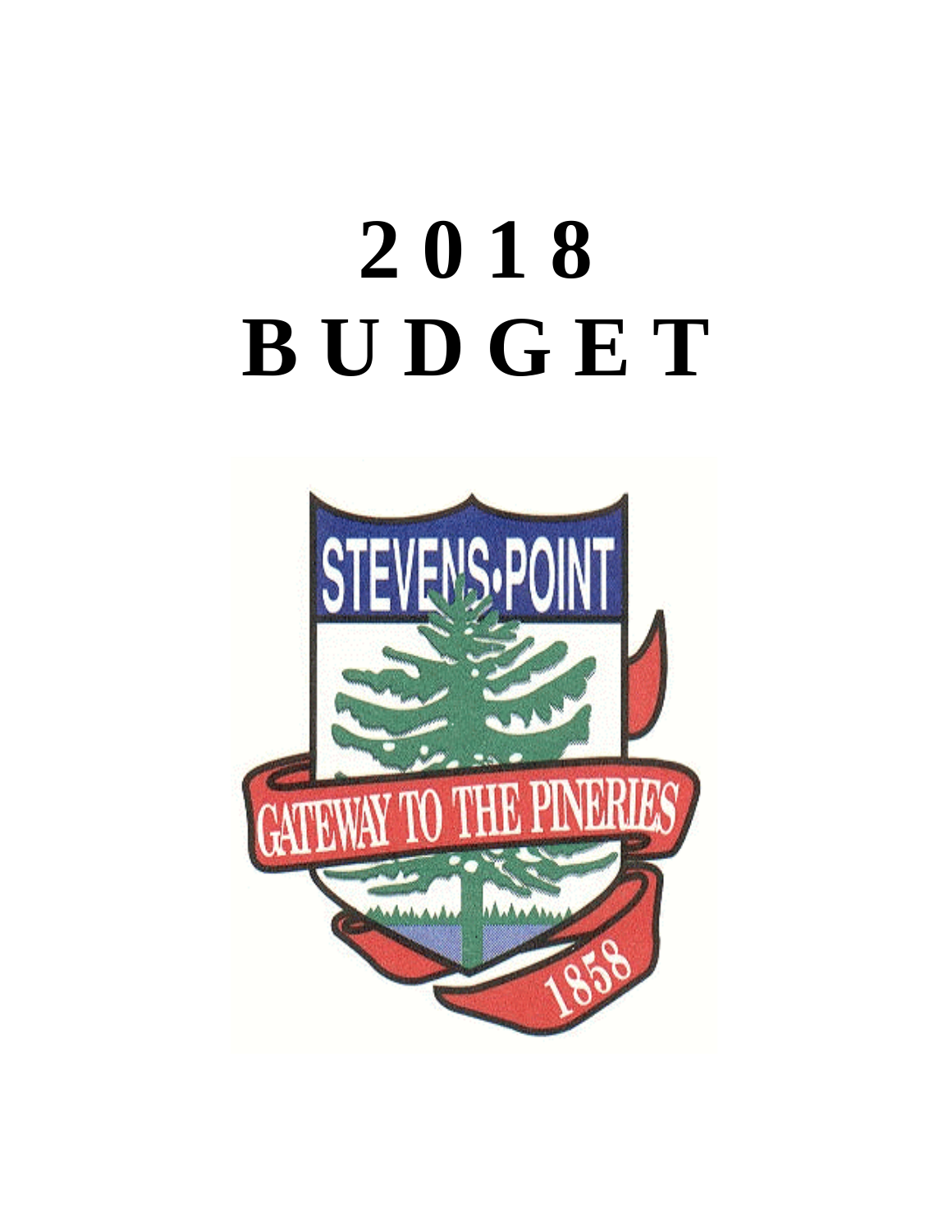# 2018
# BUDGET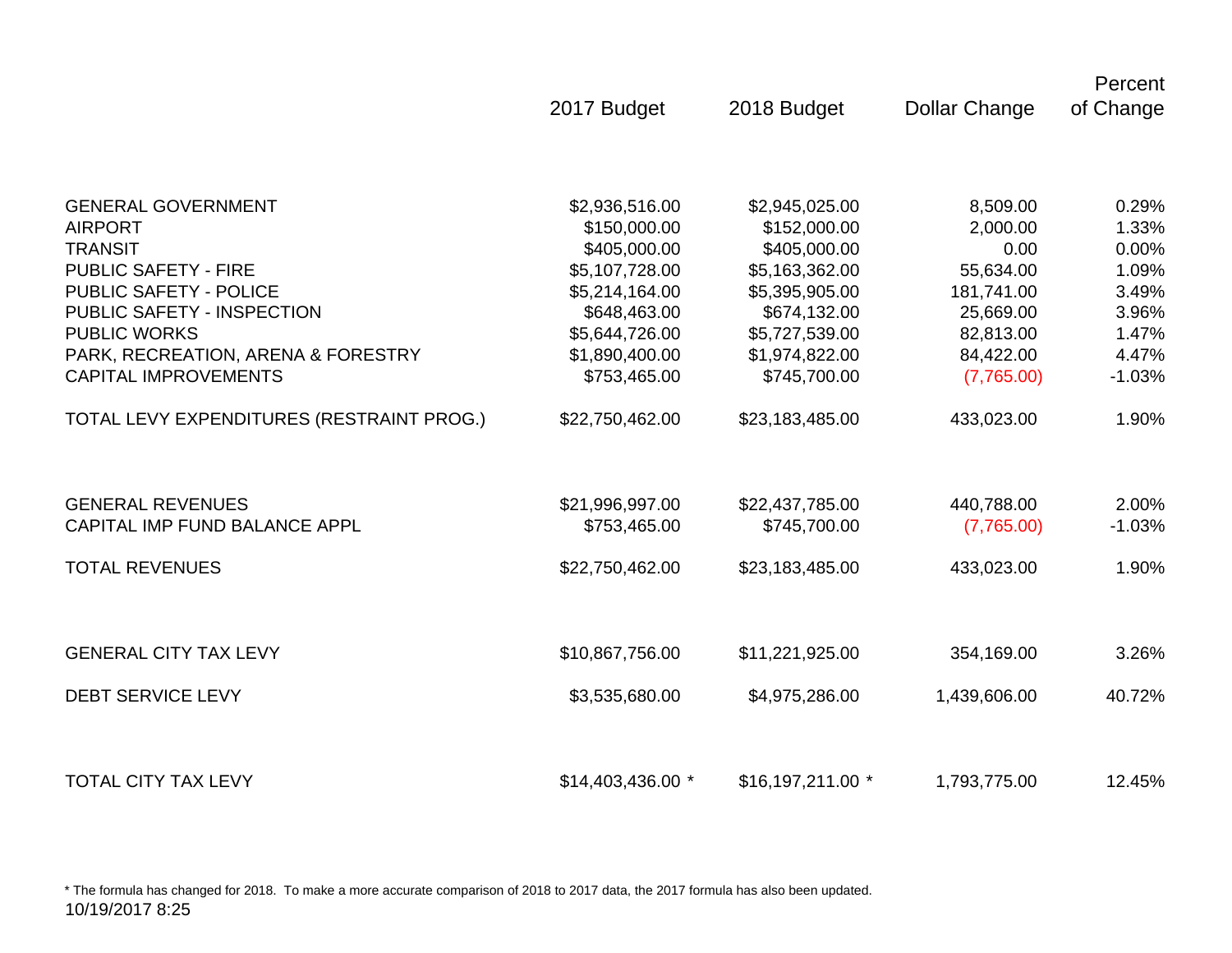| | 2017 Budget | 2018 Budget | Dollar Change | Percent of Change |
|---|---|---|---|---|
| GENERAL GOVERNMENT | $2,936,516.00 | $2,945,025.00 | 8,509.00 | 0.29% |
| AIRPORT | $150,000.00 | $152,000.00 | 2,000.00 | 1.33% |
| TRANSIT | $405,000.00 | $405,000.00 | 0.00 | 0.00% |
| PUBLIC SAFETY - FIRE | $5,107,728.00 | $5,163,362.00 | 55,634.00 | 1.09% |
| PUBLIC SAFETY - POLICE | $5,214,164.00 | $5,395,905.00 | 181,741.00 | 3.49% |
| PUBLIC SAFETY - INSPECTION | $648,463.00 | $674,132.00 | 25,669.00 | 3.96% |
| PUBLIC WORKS | $5,644,726.00 | $5,727,539.00 | 82,813.00 | 1.47% |
| PARK, RECREATION, ARENA & FORESTRY | $1,890,400.00 | $1,974,822.00 | 84,422.00 | 4.47% |
| CAPITAL IMPROVEMENTS | $753,465.00 | $745,700.00 | (7,765.00) | -1.03% |
| TOTAL LEVY EXPENDITURES (RESTRAINT PROG.) | $22,750,462.00 | $23,183,485.00 | 433,023.00 | 1.90% |
| | | | | |
| GENERAL REVENUES | $21,996,997.00 | $22,437,785.00 | 440,788.00 | 2.00% |
| CAPITAL IMP FUND BALANCE APPL | $753,465.00 | $745,700.00 | (7,765.00) | -1.03% |
| TOTAL REVENUES | $22,750,462.00 | $23,183,485.00 | 433,023.00 | 1.90% |
| | | | | |
| GENERAL CITY TAX LEVY | $10,867,756.00 | $11,221,925.00 | 354,169.00 | 3.26% |
| DEBT SERVICE LEVY | $3,535,680.00 | $4,975,286.00 | 1,439,606.00 | 40.72% |
| | | | | |
| TOTAL CITY TAX LEVY | $14,403,436.00 * | $16,197,211.00 * | 1,793,775.00 | 12.45% |

* The formula has changed for 2018. To make a more accurate comparison of 2018 to 2017 data, the 2017 formula has also been updated.

10/19/2017 8:25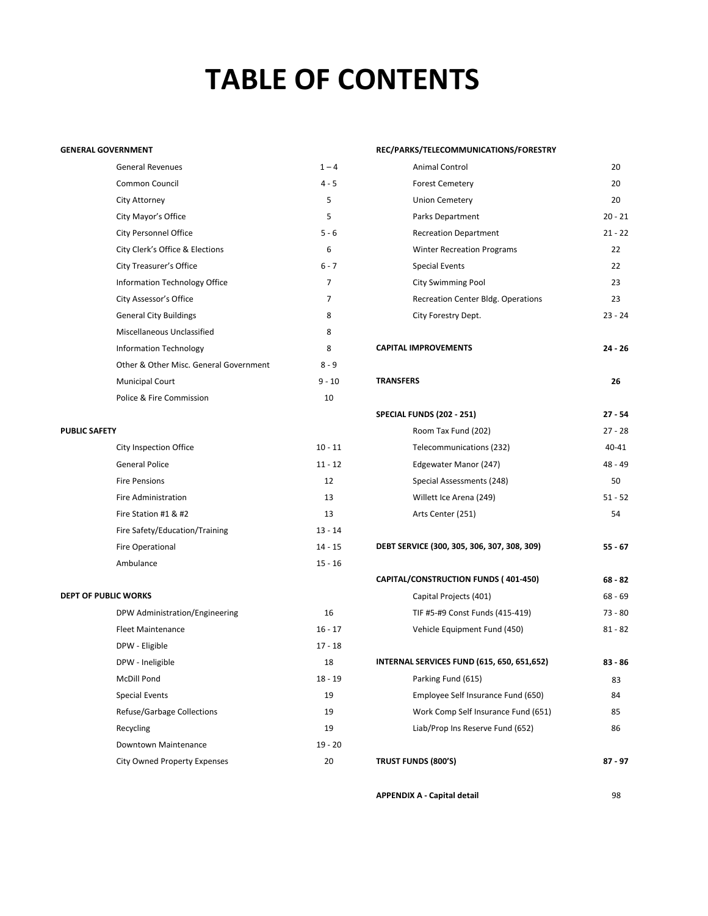# TABLE OF CONTENTS

| **GENERAL GOVERNMENT** | |
|---|---|
| General Revenues | 1 – 4 |
| Common Council | 4 - 5 |
| City Attorney | 5 |
| City Mayor's Office | 5 |
| City Personnel Office | 5 - 6 |
| City Clerk's Office & Elections | 6 |
| City Treasurer's Office | 6 - 7 |
| Information Technology Office | 7 |
| City Assessor's Office | 7 |
| General City Buildings | 8 |
| Miscellaneous Unclassified | 8 |
| Information Technology | 8 |
| Other & Other Misc. General Government | 8 - 9 |
| Municipal Court | 9 - 10 |
| Police & Fire Commission | 10 |
| **PUBLIC SAFETY** | |
| City Inspection Office | 10 - 11 |
| General Police | 11 - 12 |
| Fire Pensions | 12 |
| Fire Administration | 13 |
| Fire Station #1 & #2 | 13 |
| Fire Safety/Education/Training | 13 - 14 |
| Fire Operational | 14 - 15 |
| Ambulance | 15 - 16 |
| **DEPT OF PUBLIC WORKS** | |
| DPW Administration/Engineering | 16 |
| Fleet Maintenance | 16 - 17 |
| DPW - Eligible | 17 - 18 |
| DPW - Ineligible | 18 |
| McDill Pond | 18 - 19 |
| Special Events | 19 |
| Refuse/Garbage Collections | 19 |
| Recycling | 19 |
| Downtown Maintenance | 19 - 20 |
| City Owned Property Expenses | 20 |
| **REC/PARKS/TELECOMMUNICATIONS/FORESTRY** | |
| Animal Control | 20 |
| Forest Cemetery | 20 |
| Union Cemetery | 20 |
| Parks Department | 20 - 21 |
| Recreation Department | 21 - 22 |
| Winter Recreation Programs | 22 |
| Special Events | 22 |
| City Swimming Pool | 23 |
| Recreation Center Bldg. Operations | 23 |
| City Forestry Dept. | 23 - 24 |
| **CAPITAL IMPROVEMENTS** | **24 - 26** |
| **TRANSFERS** | **26** |
| **SPECIAL FUNDS (202 - 251)** | **27 - 54** |
| Room Tax Fund (202) | 27 - 28 |
| Telecommunications (232) | 40-41 |
| Edgewater Manor (247) | 48 - 49 |
| Special Assessments (248) | 50 |
| Willett Ice Arena (249) | 51 - 52 |
| Arts Center (251) | 54 |
| **DEBT SERVICE (300, 305, 306, 307, 308, 309)** | **55 - 67** |
| **CAPITAL/CONSTRUCTION FUNDS ( 401-450)** | **68 - 82** |
| Capital Projects (401) | 68 - 69 |
| TIF #5-#9 Const Funds (415-419) | 73 - 80 |
| Vehicle Equipment Fund (450) | 81 - 82 |
| **INTERNAL SERVICES FUND (615, 650, 651,652)** | **83 - 86** |
| Parking Fund (615) | 83 |
| Employee Self Insurance Fund (650) | 84 |
| Work Comp Self Insurance Fund (651) | 85 |
| Liab/Prop Ins Reserve Fund (652) | 86 |
| **TRUST FUNDS (800'S)** | **87 - 97** |
| **APPENDIX A - Capital detail** | 98 |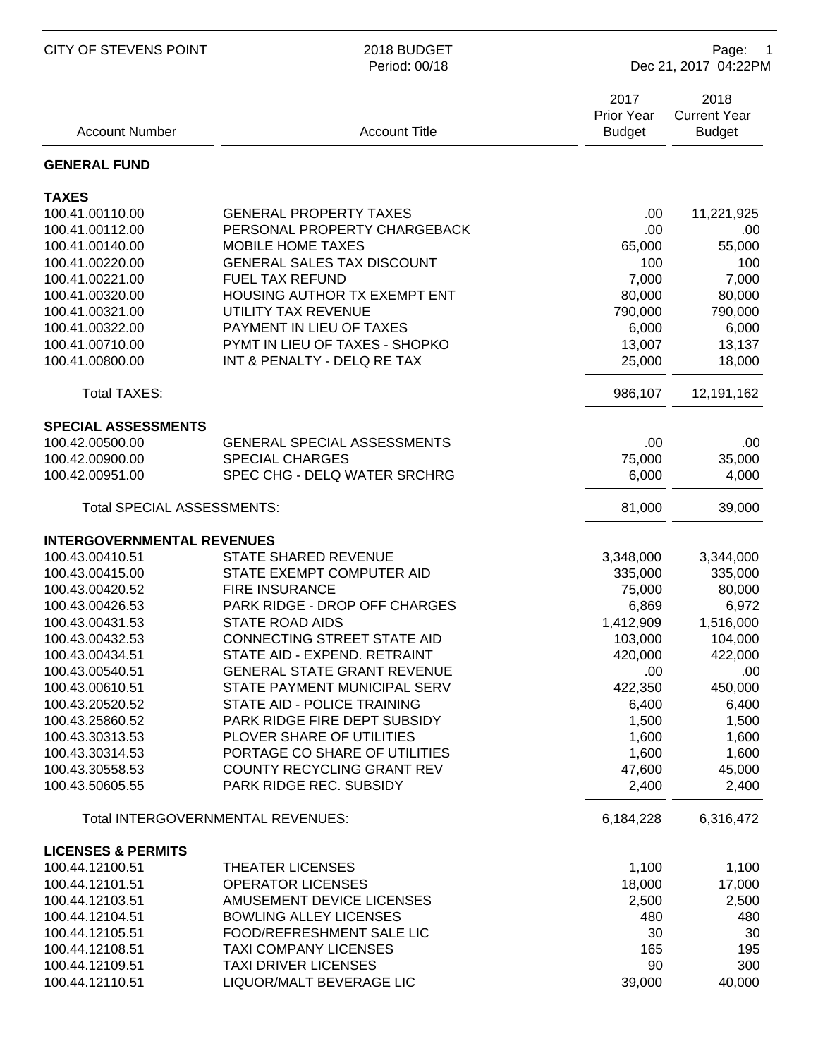| Account Number | Account Title | 2017 Prior Year Budget | 2018 Current Year Budget |
|---|---|---|---|
| **GENERAL FUND** | | | |
| **TAXES** | | | |
| 100.41.00110.00 | GENERAL PROPERTY TAXES | .00 | 11,221,925 |
| 100.41.00112.00 | PERSONAL PROPERTY CHARGEBACK | .00 | .00 |
| 100.41.00140.00 | MOBILE HOME TAXES | 65,000 | 55,000 |
| 100.41.00220.00 | GENERAL SALES TAX DISCOUNT | 100 | 100 |
| 100.41.00221.00 | FUEL TAX REFUND | 7,000 | 7,000 |
| 100.41.00320.00 | HOUSING AUTHOR TX EXEMPT ENT | 80,000 | 80,000 |
| 100.41.00321.00 | UTILITY TAX REVENUE | 790,000 | 790,000 |
| 100.41.00322.00 | PAYMENT IN LIEU OF TAXES | 6,000 | 6,000 |
| 100.41.00710.00 | PYMT IN LIEU OF TAXES - SHOPKO | 13,007 | 13,137 |
| 100.41.00800.00 | INT & PENALTY - DELQ RE TAX | 25,000 | 18,000 |
| Total TAXES: | | 986,107 | 12,191,162 |
| **SPECIAL ASSESSMENTS** | | | |
| 100.42.00500.00 | GENERAL SPECIAL ASSESSMENTS | .00 | .00 |
| 100.42.00900.00 | SPECIAL CHARGES | 75,000 | 35,000 |
| 100.42.00951.00 | SPEC CHG - DELQ WATER SRCHRG | 6,000 | 4,000 |
| Total SPECIAL ASSESSMENTS: | | 81,000 | 39,000 |
| **INTERGOVERNMENTAL REVENUES** | | | |
| 100.43.00410.51 | STATE SHARED REVENUE | 3,348,000 | 3,344,000 |
| 100.43.00415.00 | STATE EXEMPT COMPUTER AID | 335,000 | 335,000 |
| 100.43.00420.52 | FIRE INSURANCE | 75,000 | 80,000 |
| 100.43.00426.53 | PARK RIDGE - DROP OFF CHARGES | 6,869 | 6,972 |
| 100.43.00431.53 | STATE ROAD AIDS | 1,412,909 | 1,516,000 |
| 100.43.00432.53 | CONNECTING STREET STATE AID | 103,000 | 104,000 |
| 100.43.00434.51 | STATE AID - EXPEND. RETRAINT | 420,000 | 422,000 |
| 100.43.00540.51 | GENERAL STATE GRANT REVENUE | .00 | .00 |
| 100.43.00610.51 | STATE PAYMENT MUNICIPAL SERV | 422,350 | 450,000 |
| 100.43.20520.52 | STATE AID - POLICE TRAINING | 6,400 | 6,400 |
| 100.43.25860.52 | PARK RIDGE FIRE DEPT SUBSIDY | 1,500 | 1,500 |
| 100.43.30313.53 | PLOVER SHARE OF UTILITIES | 1,600 | 1,600 |
| 100.43.30314.53 | PORTAGE CO SHARE OF UTILITIES | 1,600 | 1,600 |
| 100.43.30558.53 | COUNTY RECYCLING GRANT REV | 47,600 | 45,000 |
| 100.43.50605.55 | PARK RIDGE REC. SUBSIDY | 2,400 | 2,400 |
| Total INTERGOVERNMENTAL REVENUES: | | 6,184,228 | 6,316,472 |
| **LICENSES & PERMITS** | | | |
| 100.44.12100.51 | THEATER LICENSES | 1,100 | 1,100 |
| 100.44.12101.51 | OPERATOR LICENSES | 18,000 | 17,000 |
| 100.44.12103.51 | AMUSEMENT DEVICE LICENSES | 2,500 | 2,500 |
| 100.44.12104.51 | BOWLING ALLEY LICENSES | 480 | 480 |
| 100.44.12105.51 | FOOD/REFRESHMENT SALE LIC | 30 | 30 |
| 100.44.12108.51 | TAXI COMPANY LICENSES | 165 | 195 |
| 100.44.12109.51 | TAXI DRIVER LICENSES | 90 | 300 |
| 100.44.12110.51 | LIQUOR/MALT BEVERAGE LIC | 39,000 | 40,000 |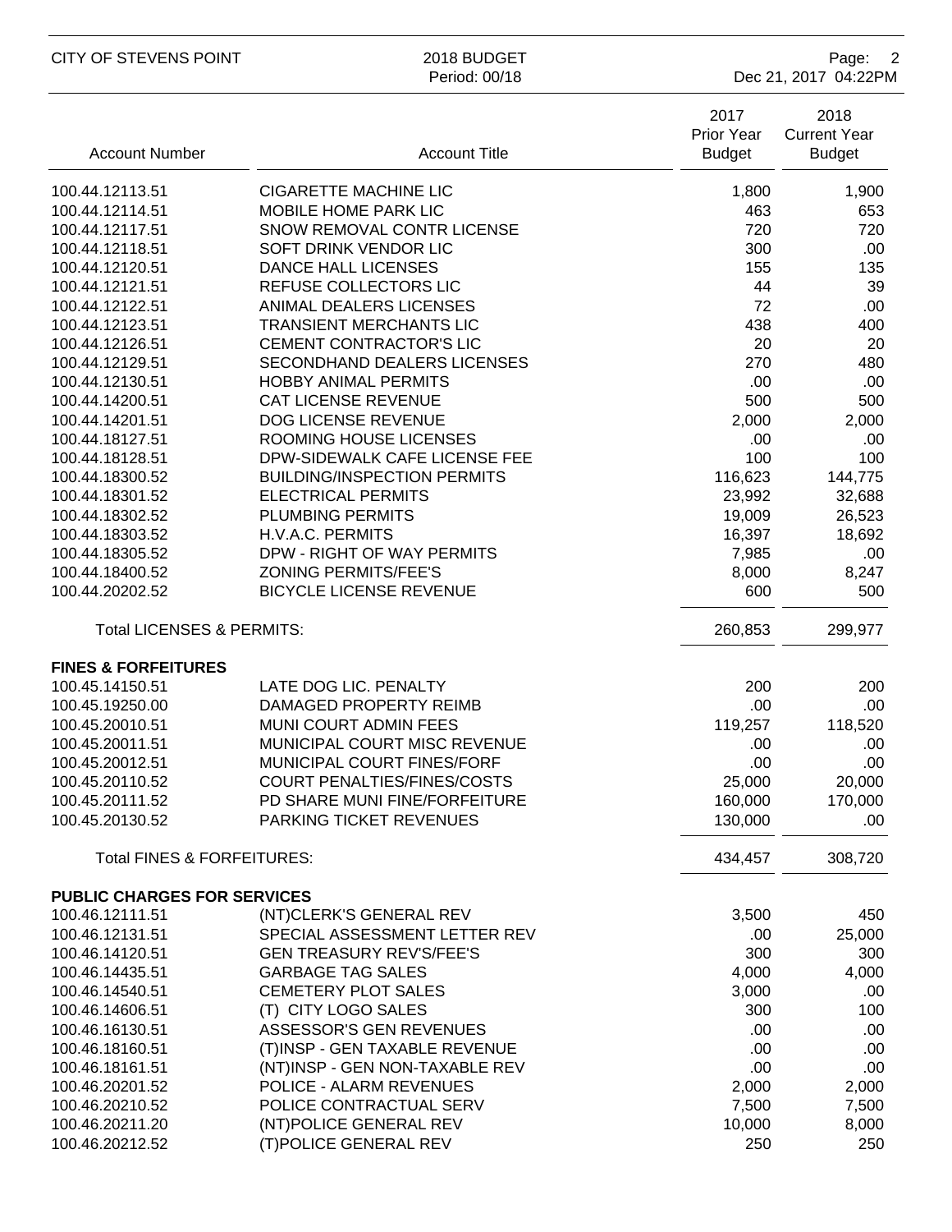| Account Number | Account Title | 2017 Prior Year Budget | 2018 Current Year Budget |
|---|---|---|---|
| 100.44.12113.51 | CIGARETTE MACHINE LIC | 1,800 | 1,900 |
| 100.44.12114.51 | MOBILE HOME PARK LIC | 463 | 653 |
| 100.44.12117.51 | SNOW REMOVAL CONTR LICENSE | 720 | 720 |
| 100.44.12118.51 | SOFT DRINK VENDOR LIC | 300 | .00 |
| 100.44.12120.51 | DANCE HALL LICENSES | 155 | 135 |
| 100.44.12121.51 | REFUSE COLLECTORS LIC | 44 | 39 |
| 100.44.12122.51 | ANIMAL DEALERS LICENSES | 72 | .00 |
| 100.44.12123.51 | TRANSIENT MERCHANTS LIC | 438 | 400 |
| 100.44.12126.51 | CEMENT CONTRACTOR'S LIC | 20 | 20 |
| 100.44.12129.51 | SECONDHAND DEALERS LICENSES | 270 | 480 |
| 100.44.12130.51 | HOBBY ANIMAL PERMITS | .00 | .00 |
| 100.44.14200.51 | CAT LICENSE REVENUE | 500 | 500 |
| 100.44.14201.51 | DOG LICENSE REVENUE | 2,000 | 2,000 |
| 100.44.18127.51 | ROOMING HOUSE LICENSES | .00 | .00 |
| 100.44.18128.51 | DPW-SIDEWALK CAFE LICENSE FEE | 100 | 100 |
| 100.44.18300.52 | BUILDING/INSPECTION PERMITS | 116,623 | 144,775 |
| 100.44.18301.52 | ELECTRICAL PERMITS | 23,992 | 32,688 |
| 100.44.18302.52 | PLUMBING PERMITS | 19,009 | 26,523 |
| 100.44.18303.52 | H.V.A.C. PERMITS | 16,397 | 18,692 |
| 100.44.18305.52 | DPW - RIGHT OF WAY PERMITS | 7,985 | .00 |
| 100.44.18400.52 | ZONING PERMITS/FEE'S | 8,000 | 8,247 |
| 100.44.20202.52 | BICYCLE LICENSE REVENUE | 600 | 500 |
| Total LICENSES & PERMITS: | | 260,853 | 299,977 |
| **FINES & FORFEITURES** | | | |
| 100.45.14150.51 | LATE DOG LIC. PENALTY | 200 | 200 |
| 100.45.19250.00 | DAMAGED PROPERTY REIMB | .00 | .00 |
| 100.45.20010.51 | MUNI COURT ADMIN FEES | 119,257 | 118,520 |
| 100.45.20011.51 | MUNICIPAL COURT MISC REVENUE | .00 | .00 |
| 100.45.20012.51 | MUNICIPAL COURT FINES/FORF | .00 | .00 |
| 100.45.20110.52 | COURT PENALTIES/FINES/COSTS | 25,000 | 20,000 |
| 100.45.20111.52 | PD SHARE MUNI FINE/FORFEITURE | 160,000 | 170,000 |
| 100.45.20130.52 | PARKING TICKET REVENUES | 130,000 | .00 |
| Total FINES & FORFEITURES: | | 434,457 | 308,720 |
| **PUBLIC CHARGES FOR SERVICES** | | | |
| 100.46.12111.51 | (NT)CLERK'S GENERAL REV | 3,500 | 450 |
| 100.46.12131.51 | SPECIAL ASSESSMENT LETTER REV | .00 | 25,000 |
| 100.46.14120.51 | GEN TREASURY REV'S/FEE'S | 300 | 300 |
| 100.46.14435.51 | GARBAGE TAG SALES | 4,000 | 4,000 |
| 100.46.14540.51 | CEMETERY PLOT SALES | 3,000 | .00 |
| 100.46.14606.51 | (T) CITY LOGO SALES | 300 | 100 |
| 100.46.16130.51 | ASSESSOR'S GEN REVENUES | .00 | .00 |
| 100.46.18160.51 | (T)INSP - GEN TAXABLE REVENUE | .00 | .00 |
| 100.46.18161.51 | (NT)INSP - GEN NON-TAXABLE REV | .00 | .00 |
| 100.46.20201.52 | POLICE - ALARM REVENUES | 2,000 | 2,000 |
| 100.46.20210.52 | POLICE CONTRACTUAL SERV | 7,500 | 7,500 |
| 100.46.20211.20 | (NT)POLICE GENERAL REV | 10,000 | 8,000 |
| 100.46.20212.52 | (T)POLICE GENERAL REV | 250 | 250 |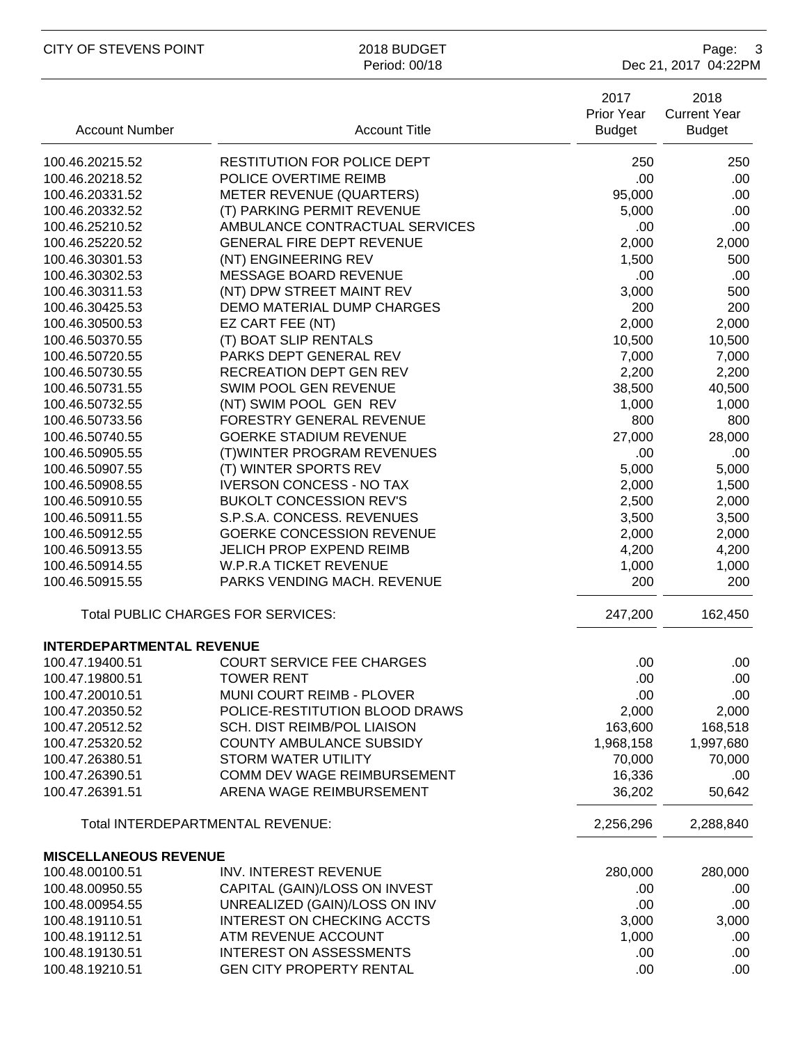| Account Number | Account Title | 2017 Prior Year Budget | 2018 Current Year Budget |
|---|---|---|---|
| 100.46.20215.52 | RESTITUTION FOR POLICE DEPT | 250 | 250 |
| 100.46.20218.52 | POLICE OVERTIME REIMB | .00 | .00 |
| 100.46.20331.52 | METER REVENUE (QUARTERS) | 95,000 | .00 |
| 100.46.20332.52 | (T) PARKING PERMIT REVENUE | 5,000 | .00 |
| 100.46.25210.52 | AMBULANCE CONTRACTUAL SERVICES | .00 | .00 |
| 100.46.25220.52 | GENERAL FIRE DEPT REVENUE | 2,000 | 2,000 |
| 100.46.30301.53 | (NT) ENGINEERING REV | 1,500 | 500 |
| 100.46.30302.53 | MESSAGE BOARD REVENUE | .00 | .00 |
| 100.46.30311.53 | (NT) DPW STREET MAINT REV | 3,000 | 500 |
| 100.46.30425.53 | DEMO MATERIAL DUMP CHARGES | 200 | 200 |
| 100.46.30500.53 | EZ CART FEE (NT) | 2,000 | 2,000 |
| 100.46.50370.55 | (T) BOAT SLIP RENTALS | 10,500 | 10,500 |
| 100.46.50720.55 | PARKS DEPT GENERAL REV | 7,000 | 7,000 |
| 100.46.50730.55 | RECREATION DEPT GEN REV | 2,200 | 2,200 |
| 100.46.50731.55 | SWIM POOL GEN REVENUE | 38,500 | 40,500 |
| 100.46.50732.55 | (NT) SWIM POOL GEN REV | 1,000 | 1,000 |
| 100.46.50733.56 | FORESTRY GENERAL REVENUE | 800 | 800 |
| 100.46.50740.55 | GOERKE STADIUM REVENUE | 27,000 | 28,000 |
| 100.46.50905.55 | (T)WINTER PROGRAM REVENUES | .00 | .00 |
| 100.46.50907.55 | (T) WINTER SPORTS REV | 5,000 | 5,000 |
| 100.46.50908.55 | IVERSON CONCESS - NO TAX | 2,000 | 1,500 |
| 100.46.50910.55 | BUKOLT CONCESSION REV'S | 2,500 | 2,000 |
| 100.46.50911.55 | S.P.S.A. CONCESS. REVENUES | 3,500 | 3,500 |
| 100.46.50912.55 | GOERKE CONCESSION REVENUE | 2,000 | 2,000 |
| 100.46.50913.55 | JELICH PROP EXPEND REIMB | 4,200 | 4,200 |
| 100.46.50914.55 | W.P.R.A TICKET REVENUE | 1,000 | 1,000 |
| 100.46.50915.55 | PARKS VENDING MACH. REVENUE | 200 | 200 |
| | Total PUBLIC CHARGES FOR SERVICES: | 247,200 | 162,450 |
| **INTERDEPARTMENTAL REVENUE** | | | |
| 100.47.19400.51 | COURT SERVICE FEE CHARGES | .00 | .00 |
| 100.47.19800.51 | TOWER RENT | .00 | .00 |
| 100.47.20010.51 | MUNI COURT REIMB - PLOVER | .00 | .00 |
| 100.47.20350.52 | POLICE-RESTITUTION BLOOD DRAWS | 2,000 | 2,000 |
| 100.47.20512.52 | SCH. DIST REIMB/POL LIAISON | 163,600 | 168,518 |
| 100.47.25320.52 | COUNTY AMBULANCE SUBSIDY | 1,968,158 | 1,997,680 |
| 100.47.26380.51 | STORM WATER UTILITY | 70,000 | 70,000 |
| 100.47.26390.51 | COMM DEV WAGE REIMBURSEMENT | 16,336 | .00 |
| 100.47.26391.51 | ARENA WAGE REIMBURSEMENT | 36,202 | 50,642 |
| | Total INTERDEPARTMENTAL REVENUE: | 2,256,296 | 2,288,840 |
| **MISCELLANEOUS REVENUE** | | | |
| 100.48.00100.51 | INV. INTEREST REVENUE | 280,000 | 280,000 |
| 100.48.00950.55 | CAPITAL (GAIN)/LOSS ON INVEST | .00 | .00 |
| 100.48.00954.55 | UNREALIZED (GAIN)/LOSS ON INV | .00 | .00 |
| 100.48.19110.51 | INTEREST ON CHECKING ACCTS | 3,000 | 3,000 |
| 100.48.19112.51 | ATM REVENUE ACCOUNT | 1,000 | .00 |
| 100.48.19130.51 | INTEREST ON ASSESSMENTS | .00 | .00 |
| 100.48.19210.51 | GEN CITY PROPERTY RENTAL | .00 | .00 |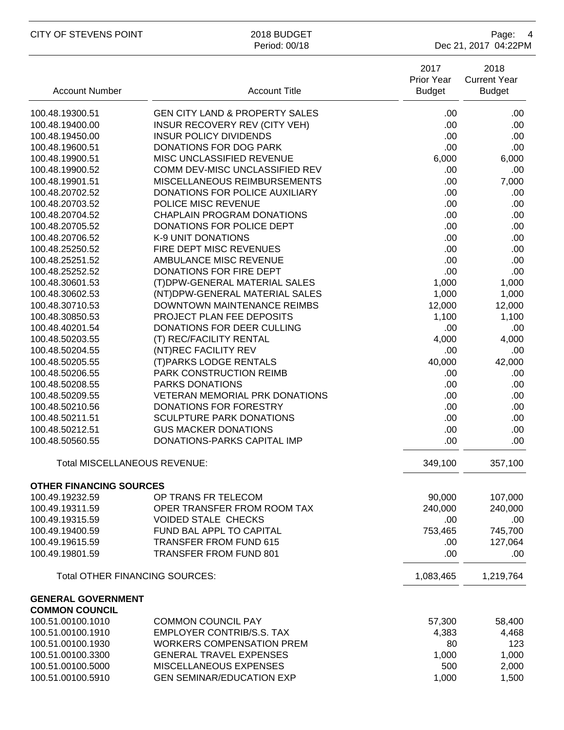| Account Number | Account Title | 2017 Prior Year Budget | 2018 Current Year Budget |
|---|---|---|---|
| 100.48.19300.51 | GEN CITY LAND & PROPERTY SALES | .00 | .00 |
| 100.48.19400.00 | INSUR RECOVERY REV (CITY VEH) | .00 | .00 |
| 100.48.19450.00 | INSUR POLICY DIVIDENDS | .00 | .00 |
| 100.48.19600.51 | DONATIONS FOR DOG PARK | .00 | .00 |
| 100.48.19900.51 | MISC UNCLASSIFIED REVENUE | 6,000 | 6,000 |
| 100.48.19900.52 | COMM DEV-MISC UNCLASSIFIED REV | .00 | .00 |
| 100.48.19901.51 | MISCELLANEOUS REIMBURSEMENTS | .00 | 7,000 |
| 100.48.20702.52 | DONATIONS FOR POLICE AUXILIARY | .00 | .00 |
| 100.48.20703.52 | POLICE MISC REVENUE | .00 | .00 |
| 100.48.20704.52 | CHAPLAIN PROGRAM DONATIONS | .00 | .00 |
| 100.48.20705.52 | DONATIONS FOR POLICE DEPT | .00 | .00 |
| 100.48.20706.52 | K-9 UNIT DONATIONS | .00 | .00 |
| 100.48.25250.52 | FIRE DEPT MISC REVENUES | .00 | .00 |
| 100.48.25251.52 | AMBULANCE MISC REVENUE | .00 | .00 |
| 100.48.25252.52 | DONATIONS FOR FIRE DEPT | .00 | .00 |
| 100.48.30601.53 | (T)DPW-GENERAL MATERIAL SALES | 1,000 | 1,000 |
| 100.48.30602.53 | (NT)DPW-GENERAL MATERIAL SALES | 1,000 | 1,000 |
| 100.48.30710.53 | DOWNTOWN MAINTENANCE REIMBS | 12,000 | 12,000 |
| 100.48.30850.53 | PROJECT PLAN FEE DEPOSITS | 1,100 | 1,100 |
| 100.48.40201.54 | DONATIONS FOR DEER CULLING | .00 | .00 |
| 100.48.50203.55 | (T) REC/FACILITY RENTAL | 4,000 | 4,000 |
| 100.48.50204.55 | (NT)REC FACILITY REV | .00 | .00 |
| 100.48.50205.55 | (T)PARKS LODGE RENTALS | 40,000 | 42,000 |
| 100.48.50206.55 | PARK CONSTRUCTION REIMB | .00 | .00 |
| 100.48.50208.55 | PARKS DONATIONS | .00 | .00 |
| 100.48.50209.55 | VETERAN MEMORIAL PRK DONATIONS | .00 | .00 |
| 100.48.50210.56 | DONATIONS FOR FORESTRY | .00 | .00 |
| 100.48.50211.51 | SCULPTURE PARK DONATIONS | .00 | .00 |
| 100.48.50212.51 | GUS MACKER DONATIONS | .00 | .00 |
| 100.48.50560.55 | DONATIONS-PARKS CAPITAL IMP | .00 | .00 |
| Total MISCELLANEOUS REVENUE: | | 349,100 | 357,100 |
| **OTHER FINANCING SOURCES** | | | |
| 100.49.19232.59 | OP TRANS FR TELECOM | 90,000 | 107,000 |
| 100.49.19311.59 | OPER TRANSFER FROM ROOM TAX | 240,000 | 240,000 |
| 100.49.19315.59 | VOIDED STALE CHECKS | .00 | .00 |
| 100.49.19400.59 | FUND BAL APPL TO CAPITAL | 753,465 | 745,700 |
| 100.49.19615.59 | TRANSFER FROM FUND 615 | .00 | 127,064 |
| 100.49.19801.59 | TRANSFER FROM FUND 801 | .00 | .00 |
| Total OTHER FINANCING SOURCES: | | 1,083,465 | 1,219,764 |
| **GENERAL GOVERNMENT** | | | |
| **COMMON COUNCIL** | | | |
| 100.51.00100.1010 | COMMON COUNCIL PAY | 57,300 | 58,400 |
| 100.51.00100.1910 | EMPLOYER CONTRIB/S.S. TAX | 4,383 | 4,468 |
| 100.51.00100.1930 | WORKERS COMPENSATION PREM | 80 | 123 |
| 100.51.00100.3300 | GENERAL TRAVEL EXPENSES | 1,000 | 1,000 |
| 100.51.00100.5000 | MISCELLANEOUS EXPENSES | 500 | 2,000 |
| 100.51.00100.5910 | GEN SEMINAR/EDUCATION EXP | 1,000 | 1,500 |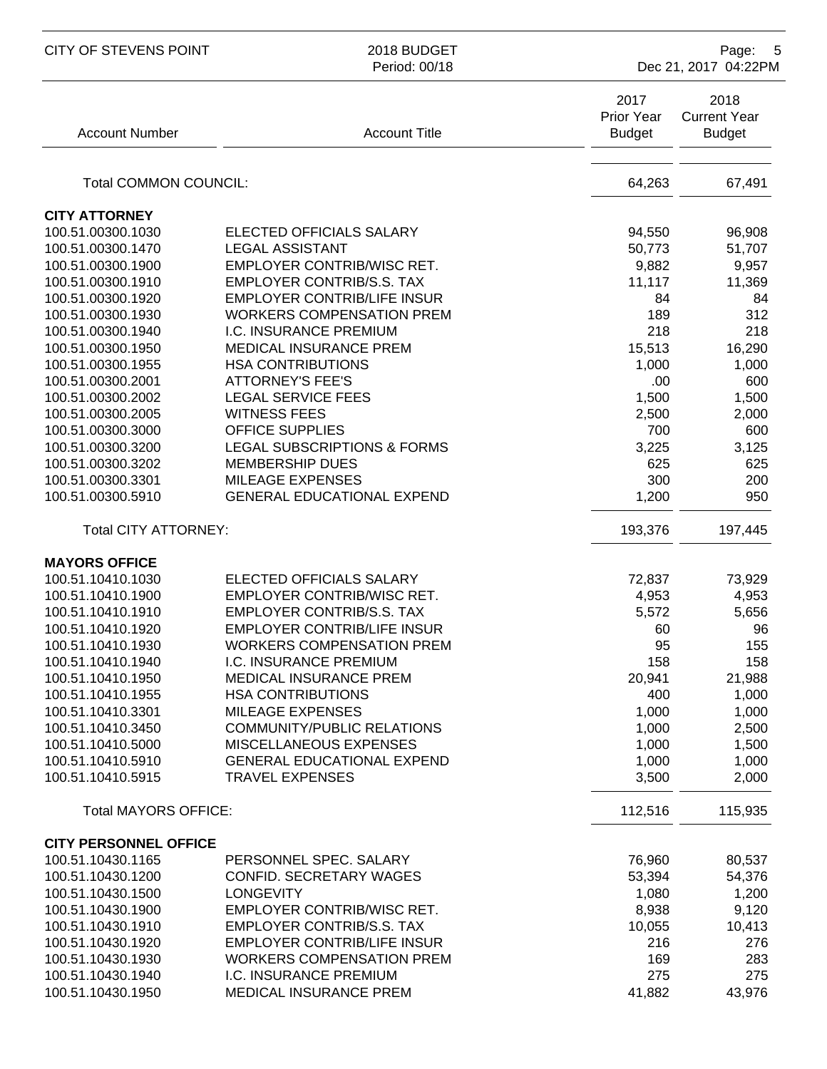| Account Number | Account Title | 2017 Prior Year Budget | 2018 Current Year Budget |
|---|---|---|---|
| Total COMMON COUNCIL: | | 64,263 | 67,491 |
| **CITY ATTORNEY** | | | |
| 100.51.00300.1030 | ELECTED OFFICIALS SALARY | 94,550 | 96,908 |
| 100.51.00300.1470 | LEGAL ASSISTANT | 50,773 | 51,707 |
| 100.51.00300.1900 | EMPLOYER CONTRIB/WISC RET. | 9,882 | 9,957 |
| 100.51.00300.1910 | EMPLOYER CONTRIB/S.S. TAX | 11,117 | 11,369 |
| 100.51.00300.1920 | EMPLOYER CONTRIB/LIFE INSUR | 84 | 84 |
| 100.51.00300.1930 | WORKERS COMPENSATION PREM | 189 | 312 |
| 100.51.00300.1940 | I.C. INSURANCE PREMIUM | 218 | 218 |
| 100.51.00300.1950 | MEDICAL INSURANCE PREM | 15,513 | 16,290 |
| 100.51.00300.1955 | HSA CONTRIBUTIONS | 1,000 | 1,000 |
| 100.51.00300.2001 | ATTORNEY'S FEE'S | .00 | 600 |
| 100.51.00300.2002 | LEGAL SERVICE FEES | 1,500 | 1,500 |
| 100.51.00300.2005 | WITNESS FEES | 2,500 | 2,000 |
| 100.51.00300.3000 | OFFICE SUPPLIES | 700 | 600 |
| 100.51.00300.3200 | LEGAL SUBSCRIPTIONS & FORMS | 3,225 | 3,125 |
| 100.51.00300.3202 | MEMBERSHIP DUES | 625 | 625 |
| 100.51.00300.3301 | MILEAGE EXPENSES | 300 | 200 |
| 100.51.00300.5910 | GENERAL EDUCATIONAL EXPEND | 1,200 | 950 |
| Total CITY ATTORNEY: | | 193,376 | 197,445 |
| **MAYORS OFFICE** | | | |
| 100.51.10410.1030 | ELECTED OFFICIALS SALARY | 72,837 | 73,929 |
| 100.51.10410.1900 | EMPLOYER CONTRIB/WISC RET. | 4,953 | 4,953 |
| 100.51.10410.1910 | EMPLOYER CONTRIB/S.S. TAX | 5,572 | 5,656 |
| 100.51.10410.1920 | EMPLOYER CONTRIB/LIFE INSUR | 60 | 96 |
| 100.51.10410.1930 | WORKERS COMPENSATION PREM | 95 | 155 |
| 100.51.10410.1940 | I.C. INSURANCE PREMIUM | 158 | 158 |
| 100.51.10410.1950 | MEDICAL INSURANCE PREM | 20,941 | 21,988 |
| 100.51.10410.1955 | HSA CONTRIBUTIONS | 400 | 1,000 |
| 100.51.10410.3301 | MILEAGE EXPENSES | 1,000 | 1,000 |
| 100.51.10410.3450 | COMMUNITY/PUBLIC RELATIONS | 1,000 | 2,500 |
| 100.51.10410.5000 | MISCELLANEOUS EXPENSES | 1,000 | 1,500 |
| 100.51.10410.5910 | GENERAL EDUCATIONAL EXPEND | 1,000 | 1,000 |
| 100.51.10410.5915 | TRAVEL EXPENSES | 3,500 | 2,000 |
| Total MAYORS OFFICE: | | 112,516 | 115,935 |
| **CITY PERSONNEL OFFICE** | | | |
| 100.51.10430.1165 | PERSONNEL SPEC. SALARY | 76,960 | 80,537 |
| 100.51.10430.1200 | CONFID. SECRETARY WAGES | 53,394 | 54,376 |
| 100.51.10430.1500 | LONGEVITY | 1,080 | 1,200 |
| 100.51.10430.1900 | EMPLOYER CONTRIB/WISC RET. | 8,938 | 9,120 |
| 100.51.10430.1910 | EMPLOYER CONTRIB/S.S. TAX | 10,055 | 10,413 |
| 100.51.10430.1920 | EMPLOYER CONTRIB/LIFE INSUR | 216 | 276 |
| 100.51.10430.1930 | WORKERS COMPENSATION PREM | 169 | 283 |
| 100.51.10430.1940 | I.C. INSURANCE PREMIUM | 275 | 275 |
| 100.51.10430.1950 | MEDICAL INSURANCE PREM | 41,882 | 43,976 |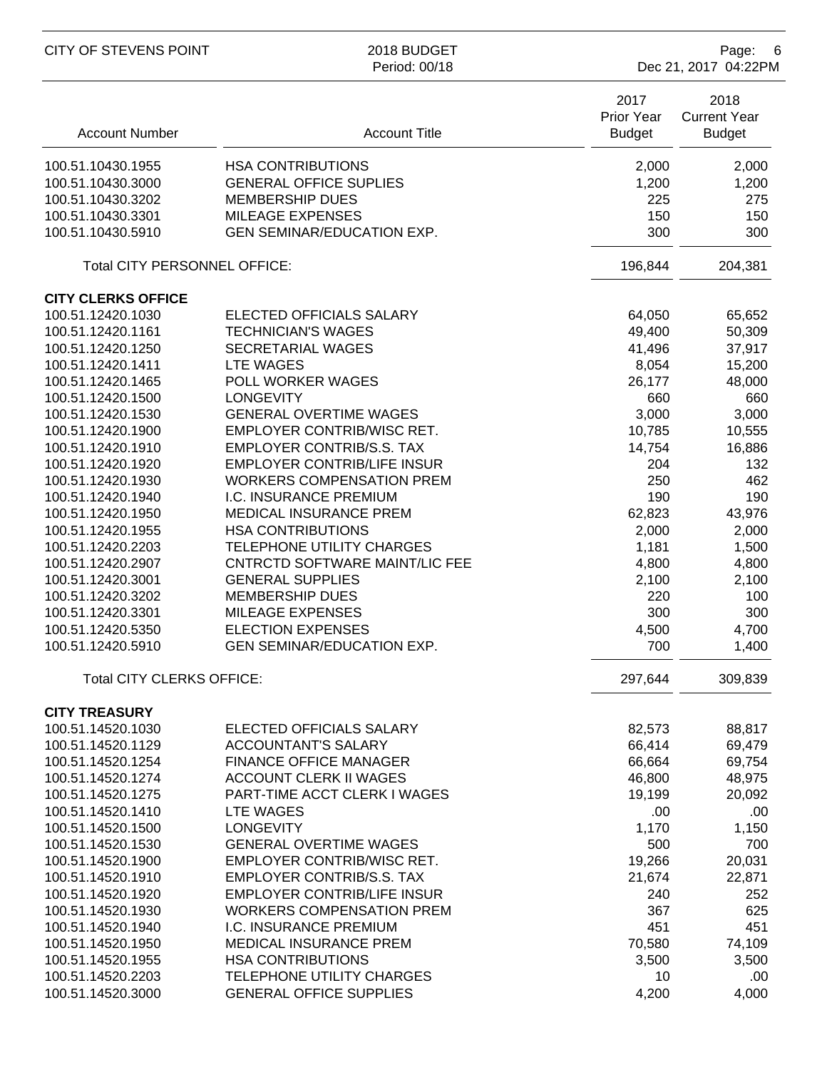| Account Number | Account Title | 2017 Prior Year Budget | 2018 Current Year Budget |
|---|---|---|---|
| 100.51.10430.1955 | HSA CONTRIBUTIONS | 2,000 | 2,000 |
| 100.51.10430.3000 | GENERAL OFFICE SUPLIES | 1,200 | 1,200 |
| 100.51.10430.3202 | MEMBERSHIP DUES | 225 | 275 |
| 100.51.10430.3301 | MILEAGE EXPENSES | 150 | 150 |
| 100.51.10430.5910 | GEN SEMINAR/EDUCATION EXP. | 300 | 300 |
| Total CITY PERSONNEL OFFICE: | | 196,844 | 204,381 |
| **CITY CLERKS OFFICE** | | | |
| 100.51.12420.1030 | ELECTED OFFICIALS SALARY | 64,050 | 65,652 |
| 100.51.12420.1161 | TECHNICIAN'S WAGES | 49,400 | 50,309 |
| 100.51.12420.1250 | SECRETARIAL WAGES | 41,496 | 37,917 |
| 100.51.12420.1411 | LTE WAGES | 8,054 | 15,200 |
| 100.51.12420.1465 | POLL WORKER WAGES | 26,177 | 48,000 |
| 100.51.12420.1500 | LONGEVITY | 660 | 660 |
| 100.51.12420.1530 | GENERAL OVERTIME WAGES | 3,000 | 3,000 |
| 100.51.12420.1900 | EMPLOYER CONTRIB/WISC RET. | 10,785 | 10,555 |
| 100.51.12420.1910 | EMPLOYER CONTRIB/S.S. TAX | 14,754 | 16,886 |
| 100.51.12420.1920 | EMPLOYER CONTRIB/LIFE INSUR | 204 | 132 |
| 100.51.12420.1930 | WORKERS COMPENSATION PREM | 250 | 462 |
| 100.51.12420.1940 | I.C. INSURANCE PREMIUM | 190 | 190 |
| 100.51.12420.1950 | MEDICAL INSURANCE PREM | 62,823 | 43,976 |
| 100.51.12420.1955 | HSA CONTRIBUTIONS | 2,000 | 2,000 |
| 100.51.12420.2203 | TELEPHONE UTILITY CHARGES | 1,181 | 1,500 |
| 100.51.12420.2907 | CNTRCTD SOFTWARE MAINT/LIC FEE | 4,800 | 4,800 |
| 100.51.12420.3001 | GENERAL SUPPLIES | 2,100 | 2,100 |
| 100.51.12420.3202 | MEMBERSHIP DUES | 220 | 100 |
| 100.51.12420.3301 | MILEAGE EXPENSES | 300 | 300 |
| 100.51.12420.5350 | ELECTION EXPENSES | 4,500 | 4,700 |
| 100.51.12420.5910 | GEN SEMINAR/EDUCATION EXP. | 700 | 1,400 |
| Total CITY CLERKS OFFICE: | | 297,644 | 309,839 |
| **CITY TREASURY** | | | |
| 100.51.14520.1030 | ELECTED OFFICIALS SALARY | 82,573 | 88,817 |
| 100.51.14520.1129 | ACCOUNTANT'S SALARY | 66,414 | 69,479 |
| 100.51.14520.1254 | FINANCE OFFICE MANAGER | 66,664 | 69,754 |
| 100.51.14520.1274 | ACCOUNT CLERK II WAGES | 46,800 | 48,975 |
| 100.51.14520.1275 | PART-TIME ACCT CLERK I WAGES | 19,199 | 20,092 |
| 100.51.14520.1410 | LTE WAGES | .00 | .00 |
| 100.51.14520.1500 | LONGEVITY | 1,170 | 1,150 |
| 100.51.14520.1530 | GENERAL OVERTIME WAGES | 500 | 700 |
| 100.51.14520.1900 | EMPLOYER CONTRIB/WISC RET. | 19,266 | 20,031 |
| 100.51.14520.1910 | EMPLOYER CONTRIB/S.S. TAX | 21,674 | 22,871 |
| 100.51.14520.1920 | EMPLOYER CONTRIB/LIFE INSUR | 240 | 252 |
| 100.51.14520.1930 | WORKERS COMPENSATION PREM | 367 | 625 |
| 100.51.14520.1940 | I.C. INSURANCE PREMIUM | 451 | 451 |
| 100.51.14520.1950 | MEDICAL INSURANCE PREM | 70,580 | 74,109 |
| 100.51.14520.1955 | HSA CONTRIBUTIONS | 3,500 | 3,500 |
| 100.51.14520.2203 | TELEPHONE UTILITY CHARGES | 10 | .00 |
| 100.51.14520.3000 | GENERAL OFFICE SUPPLIES | 4,200 | 4,000 |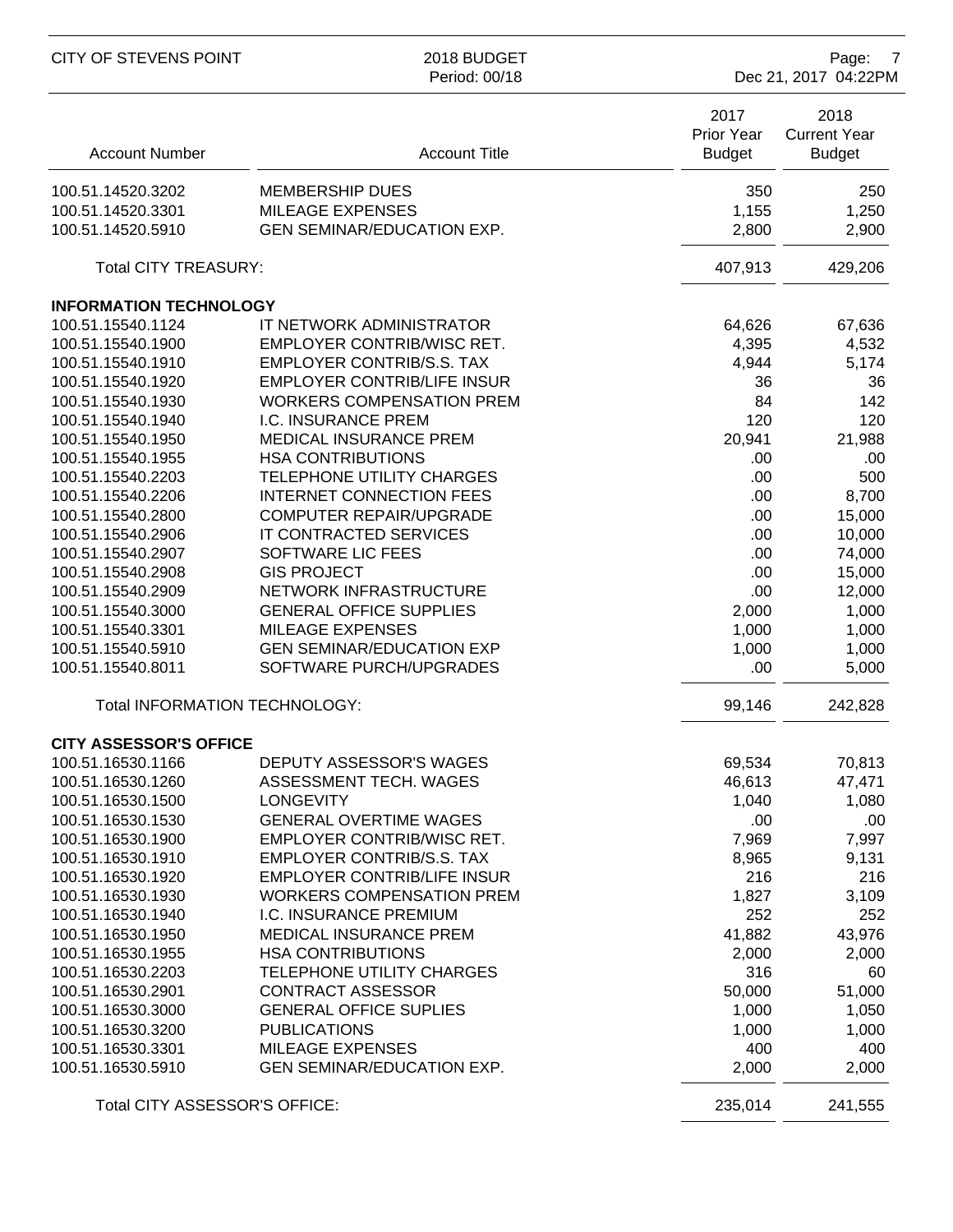| Account Number | Account Title | 2017 Prior Year Budget | 2018 Current Year Budget |
|---|---|---|---|
| 100.51.14520.3202 | MEMBERSHIP DUES | 350 | 250 |
| 100.51.14520.3301 | MILEAGE EXPENSES | 1,155 | 1,250 |
| 100.51.14520.5910 | GEN SEMINAR/EDUCATION EXP. | 2,800 | 2,900 |
| Total CITY TREASURY: | | 407,913 | 429,206 |
| **INFORMATION TECHNOLOGY** | | | |
| 100.51.15540.1124 | IT NETWORK ADMINISTRATOR | 64,626 | 67,636 |
| 100.51.15540.1900 | EMPLOYER CONTRIB/WISC RET. | 4,395 | 4,532 |
| 100.51.15540.1910 | EMPLOYER CONTRIB/S.S. TAX | 4,944 | 5,174 |
| 100.51.15540.1920 | EMPLOYER CONTRIB/LIFE INSUR | 36 | 36 |
| 100.51.15540.1930 | WORKERS COMPENSATION PREM | 84 | 142 |
| 100.51.15540.1940 | I.C. INSURANCE PREM | 120 | 120 |
| 100.51.15540.1950 | MEDICAL INSURANCE PREM | 20,941 | 21,988 |
| 100.51.15540.1955 | HSA CONTRIBUTIONS | .00 | .00 |
| 100.51.15540.2203 | TELEPHONE UTILITY CHARGES | .00 | 500 |
| 100.51.15540.2206 | INTERNET CONNECTION FEES | .00 | 8,700 |
| 100.51.15540.2800 | COMPUTER REPAIR/UPGRADE | .00 | 15,000 |
| 100.51.15540.2906 | IT CONTRACTED SERVICES | .00 | 10,000 |
| 100.51.15540.2907 | SOFTWARE LIC FEES | .00 | 74,000 |
| 100.51.15540.2908 | GIS PROJECT | .00 | 15,000 |
| 100.51.15540.2909 | NETWORK INFRASTRUCTURE | .00 | 12,000 |
| 100.51.15540.3000 | GENERAL OFFICE SUPPLIES | 2,000 | 1,000 |
| 100.51.15540.3301 | MILEAGE EXPENSES | 1,000 | 1,000 |
| 100.51.15540.5910 | GEN SEMINAR/EDUCATION EXP | 1,000 | 1,000 |
| 100.51.15540.8011 | SOFTWARE PURCH/UPGRADES | .00 | 5,000 |
| Total INFORMATION TECHNOLOGY: | | 99,146 | 242,828 |
| **CITY ASSESSOR'S OFFICE** | | | |
| 100.51.16530.1166 | DEPUTY ASSESSOR'S WAGES | 69,534 | 70,813 |
| 100.51.16530.1260 | ASSESSMENT TECH. WAGES | 46,613 | 47,471 |
| 100.51.16530.1500 | LONGEVITY | 1,040 | 1,080 |
| 100.51.16530.1530 | GENERAL OVERTIME WAGES | .00 | .00 |
| 100.51.16530.1900 | EMPLOYER CONTRIB/WISC RET. | 7,969 | 7,997 |
| 100.51.16530.1910 | EMPLOYER CONTRIB/S.S. TAX | 8,965 | 9,131 |
| 100.51.16530.1920 | EMPLOYER CONTRIB/LIFE INSUR | 216 | 216 |
| 100.51.16530.1930 | WORKERS COMPENSATION PREM | 1,827 | 3,109 |
| 100.51.16530.1940 | I.C. INSURANCE PREMIUM | 252 | 252 |
| 100.51.16530.1950 | MEDICAL INSURANCE PREM | 41,882 | 43,976 |
| 100.51.16530.1955 | HSA CONTRIBUTIONS | 2,000 | 2,000 |
| 100.51.16530.2203 | TELEPHONE UTILITY CHARGES | 316 | 60 |
| 100.51.16530.2901 | CONTRACT ASSESSOR | 50,000 | 51,000 |
| 100.51.16530.3000 | GENERAL OFFICE SUPLIES | 1,000 | 1,050 |
| 100.51.16530.3200 | PUBLICATIONS | 1,000 | 1,000 |
| 100.51.16530.3301 | MILEAGE EXPENSES | 400 | 400 |
| 100.51.16530.5910 | GEN SEMINAR/EDUCATION EXP. | 2,000 | 2,000 |
| Total CITY ASSESSOR'S OFFICE: | | 235,014 | 241,555 |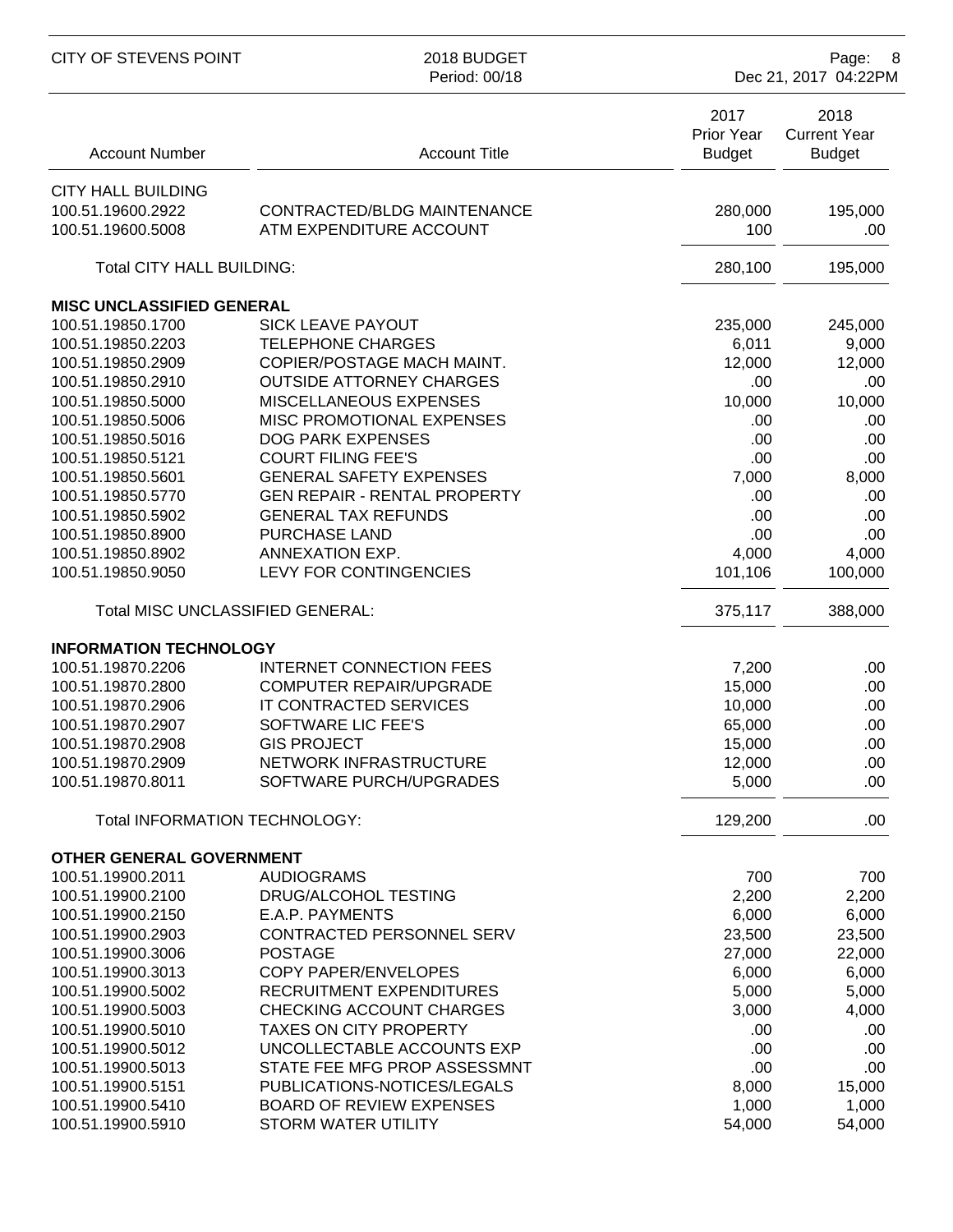| Account Number | Account Title | 2017 Prior Year Budget | 2018 Current Year Budget |
|---|---|---|---|
| **CITY HALL BUILDING** | | | |
| 100.51.19600.2922 | CONTRACTED/BLDG MAINTENANCE | 280,000 | 195,000 |
| 100.51.19600.5008 | ATM EXPENDITURE ACCOUNT | 100 | .00 |
| Total CITY HALL BUILDING: | | 280,100 | 195,000 |
| **MISC UNCLASSIFIED GENERAL** | | | |
| 100.51.19850.1700 | SICK LEAVE PAYOUT | 235,000 | 245,000 |
| 100.51.19850.2203 | TELEPHONE CHARGES | 6,011 | 9,000 |
| 100.51.19850.2909 | COPIER/POSTAGE MACH MAINT. | 12,000 | 12,000 |
| 100.51.19850.2910 | OUTSIDE ATTORNEY CHARGES | .00 | .00 |
| 100.51.19850.5000 | MISCELLANEOUS EXPENSES | 10,000 | 10,000 |
| 100.51.19850.5006 | MISC PROMOTIONAL EXPENSES | .00 | .00 |
| 100.51.19850.5016 | DOG PARK EXPENSES | .00 | .00 |
| 100.51.19850.5121 | COURT FILING FEE'S | .00 | .00 |
| 100.51.19850.5601 | GENERAL SAFETY EXPENSES | 7,000 | 8,000 |
| 100.51.19850.5770 | GEN REPAIR - RENTAL PROPERTY | .00 | .00 |
| 100.51.19850.5902 | GENERAL TAX REFUNDS | .00 | .00 |
| 100.51.19850.8900 | PURCHASE LAND | .00 | .00 |
| 100.51.19850.8902 | ANNEXATION EXP. | 4,000 | 4,000 |
| 100.51.19850.9050 | LEVY FOR CONTINGENCIES | 101,106 | 100,000 |
| Total MISC UNCLASSIFIED GENERAL: | | 375,117 | 388,000 |
| **INFORMATION TECHNOLOGY** | | | |
| 100.51.19870.2206 | INTERNET CONNECTION FEES | 7,200 | .00 |
| 100.51.19870.2800 | COMPUTER REPAIR/UPGRADE | 15,000 | .00 |
| 100.51.19870.2906 | IT CONTRACTED SERVICES | 10,000 | .00 |
| 100.51.19870.2907 | SOFTWARE LIC FEE'S | 65,000 | .00 |
| 100.51.19870.2908 | GIS PROJECT | 15,000 | .00 |
| 100.51.19870.2909 | NETWORK INFRASTRUCTURE | 12,000 | .00 |
| 100.51.19870.8011 | SOFTWARE PURCH/UPGRADES | 5,000 | .00 |
| Total INFORMATION TECHNOLOGY: | | 129,200 | .00 |
| **OTHER GENERAL GOVERNMENT** | | | |
| 100.51.19900.2011 | AUDIOGRAMS | 700 | 700 |
| 100.51.19900.2100 | DRUG/ALCOHOL TESTING | 2,200 | 2,200 |
| 100.51.19900.2150 | E.A.P. PAYMENTS | 6,000 | 6,000 |
| 100.51.19900.2903 | CONTRACTED PERSONNEL SERV | 23,500 | 23,500 |
| 100.51.19900.3006 | POSTAGE | 27,000 | 22,000 |
| 100.51.19900.3013 | COPY PAPER/ENVELOPES | 6,000 | 6,000 |
| 100.51.19900.5002 | RECRUITMENT EXPENDITURES | 5,000 | 5,000 |
| 100.51.19900.5003 | CHECKING ACCOUNT CHARGES | 3,000 | 4,000 |
| 100.51.19900.5010 | TAXES ON CITY PROPERTY | .00 | .00 |
| 100.51.19900.5012 | UNCOLLECTABLE ACCOUNTS EXP | .00 | .00 |
| 100.51.19900.5013 | STATE FEE MFG PROP ASSESSMNT | .00 | .00 |
| 100.51.19900.5151 | PUBLICATIONS-NOTICES/LEGALS | 8,000 | 15,000 |
| 100.51.19900.5410 | BOARD OF REVIEW EXPENSES | 1,000 | 1,000 |
| 100.51.19900.5910 | STORM WATER UTILITY | 54,000 | 54,000 |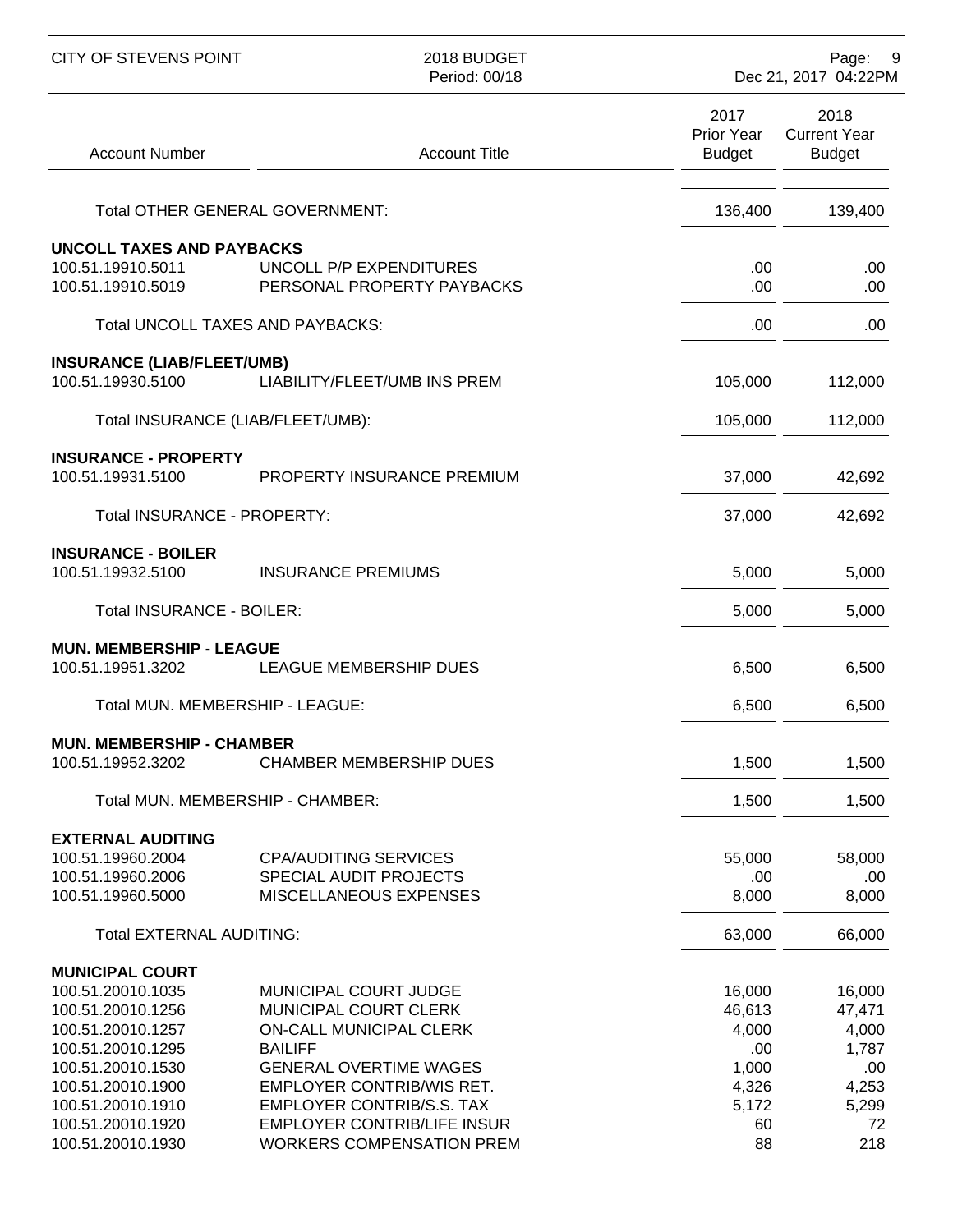| Account Number | Account Title | 2017 Prior Year Budget | 2018 Current Year Budget |
|---|---|---|---|
| | Total OTHER GENERAL GOVERNMENT: | 136,400 | 139,400 |
| **UNCOLL TAXES AND PAYBACKS** | | | |
| 100.51.19910.5011 | UNCOLL P/P EXPENDITURES | .00 | .00 |
| 100.51.19910.5019 | PERSONAL PROPERTY PAYBACKS | .00 | .00 |
| | Total UNCOLL TAXES AND PAYBACKS: | .00 | .00 |
| **INSURANCE (LIAB/FLEET/UMB)** | | | |
| 100.51.19930.5100 | LIABILITY/FLEET/UMB INS PREM | 105,000 | 112,000 |
| | Total INSURANCE (LIAB/FLEET/UMB): | 105,000 | 112,000 |
| **INSURANCE - PROPERTY** | | | |
| 100.51.19931.5100 | PROPERTY INSURANCE PREMIUM | 37,000 | 42,692 |
| | Total INSURANCE - PROPERTY: | 37,000 | 42,692 |
| **INSURANCE - BOILER** | | | |
| 100.51.19932.5100 | INSURANCE PREMIUMS | 5,000 | 5,000 |
| | Total INSURANCE - BOILER: | 5,000 | 5,000 |
| **MUN. MEMBERSHIP - LEAGUE** | | | |
| 100.51.19951.3202 | LEAGUE MEMBERSHIP DUES | 6,500 | 6,500 |
| | Total MUN. MEMBERSHIP - LEAGUE: | 6,500 | 6,500 |
| **MUN. MEMBERSHIP - CHAMBER** | | | |
| 100.51.19952.3202 | CHAMBER MEMBERSHIP DUES | 1,500 | 1,500 |
| | Total MUN. MEMBERSHIP - CHAMBER: | 1,500 | 1,500 |
| **EXTERNAL AUDITING** | | | |
| 100.51.19960.2004 | CPA/AUDITING SERVICES | 55,000 | 58,000 |
| 100.51.19960.2006 | SPECIAL AUDIT PROJECTS | .00 | .00 |
| 100.51.19960.5000 | MISCELLANEOUS EXPENSES | 8,000 | 8,000 |
| | Total EXTERNAL AUDITING: | 63,000 | 66,000 |
| **MUNICIPAL COURT** | | | |
| 100.51.20010.1035 | MUNICIPAL COURT JUDGE | 16,000 | 16,000 |
| 100.51.20010.1256 | MUNICIPAL COURT CLERK | 46,613 | 47,471 |
| 100.51.20010.1257 | ON-CALL MUNICIPAL CLERK | 4,000 | 4,000 |
| 100.51.20010.1295 | BAILIFF | .00 | 1,787 |
| 100.51.20010.1530 | GENERAL OVERTIME WAGES | 1,000 | .00 |
| 100.51.20010.1900 | EMPLOYER CONTRIB/WIS RET. | 4,326 | 4,253 |
| 100.51.20010.1910 | EMPLOYER CONTRIB/S.S. TAX | 5,172 | 5,299 |
| 100.51.20010.1920 | EMPLOYER CONTRIB/LIFE INSUR | 60 | 72 |
| 100.51.20010.1930 | WORKERS COMPENSATION PREM | 88 | 218 |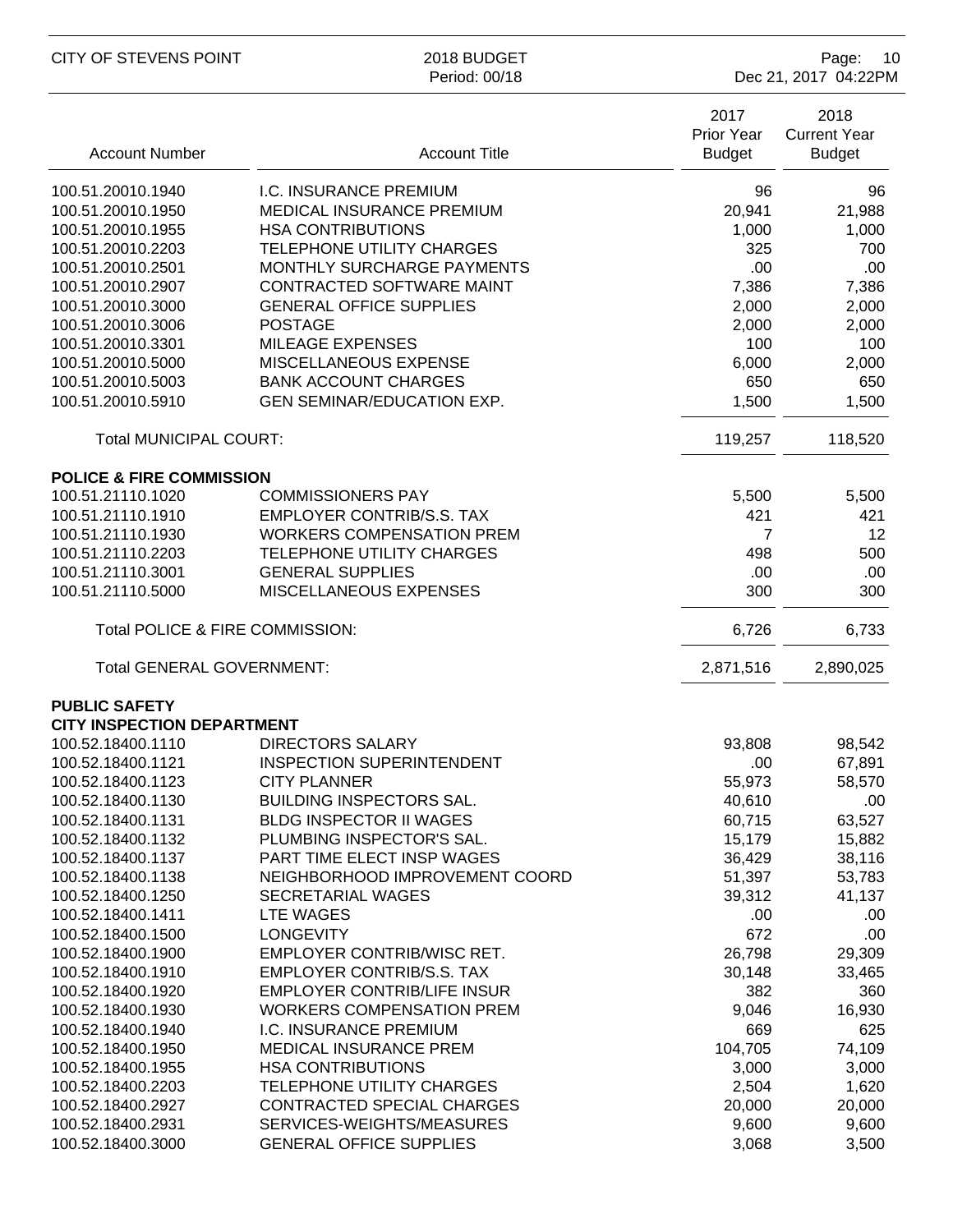| Account Number | Account Title | 2017 Prior Year Budget | 2018 Current Year Budget |
|---|---|---|---|
| 100.51.20010.1940 | I.C. INSURANCE PREMIUM | 96 | 96 |
| 100.51.20010.1950 | MEDICAL INSURANCE PREMIUM | 20,941 | 21,988 |
| 100.51.20010.1955 | HSA CONTRIBUTIONS | 1,000 | 1,000 |
| 100.51.20010.2203 | TELEPHONE UTILITY CHARGES | 325 | 700 |
| 100.51.20010.2501 | MONTHLY SURCHARGE PAYMENTS | .00 | .00 |
| 100.51.20010.2907 | CONTRACTED SOFTWARE MAINT | 7,386 | 7,386 |
| 100.51.20010.3000 | GENERAL OFFICE SUPPLIES | 2,000 | 2,000 |
| 100.51.20010.3006 | POSTAGE | 2,000 | 2,000 |
| 100.51.20010.3301 | MILEAGE EXPENSES | 100 | 100 |
| 100.51.20010.5000 | MISCELLANEOUS EXPENSE | 6,000 | 2,000 |
| 100.51.20010.5003 | BANK ACCOUNT CHARGES | 650 | 650 |
| 100.51.20010.5910 | GEN SEMINAR/EDUCATION EXP. | 1,500 | 1,500 |
| Total MUNICIPAL COURT: | | 119,257 | 118,520 |
| **POLICE & FIRE COMMISSION** | | | |
| 100.51.21110.1020 | COMMISSIONERS PAY | 5,500 | 5,500 |
| 100.51.21110.1910 | EMPLOYER CONTRIB/S.S. TAX | 421 | 421 |
| 100.51.21110.1930 | WORKERS COMPENSATION PREM | 7 | 12 |
| 100.51.21110.2203 | TELEPHONE UTILITY CHARGES | 498 | 500 |
| 100.51.21110.3001 | GENERAL SUPPLIES | .00 | .00 |
| 100.51.21110.5000 | MISCELLANEOUS EXPENSES | 300 | 300 |
| Total POLICE & FIRE COMMISSION: | | 6,726 | 6,733 |
| Total GENERAL GOVERNMENT: | | 2,871,516 | 2,890,025 |
| **PUBLIC SAFETY** | | | |
| **CITY INSPECTION DEPARTMENT** | | | |
| 100.52.18400.1110 | DIRECTORS SALARY | 93,808 | 98,542 |
| 100.52.18400.1121 | INSPECTION SUPERINTENDENT | .00 | 67,891 |
| 100.52.18400.1123 | CITY PLANNER | 55,973 | 58,570 |
| 100.52.18400.1130 | BUILDING INSPECTORS SAL. | 40,610 | .00 |
| 100.52.18400.1131 | BLDG INSPECTOR II WAGES | 60,715 | 63,527 |
| 100.52.18400.1132 | PLUMBING INSPECTOR'S SAL. | 15,179 | 15,882 |
| 100.52.18400.1137 | PART TIME ELECT INSP WAGES | 36,429 | 38,116 |
| 100.52.18400.1138 | NEIGHBORHOOD IMPROVEMENT COORD | 51,397 | 53,783 |
| 100.52.18400.1250 | SECRETARIAL WAGES | 39,312 | 41,137 |
| 100.52.18400.1411 | LTE WAGES | .00 | .00 |
| 100.52.18400.1500 | LONGEVITY | 672 | .00 |
| 100.52.18400.1900 | EMPLOYER CONTRIB/WISC RET. | 26,798 | 29,309 |
| 100.52.18400.1910 | EMPLOYER CONTRIB/S.S. TAX | 30,148 | 33,465 |
| 100.52.18400.1920 | EMPLOYER CONTRIB/LIFE INSUR | 382 | 360 |
| 100.52.18400.1930 | WORKERS COMPENSATION PREM | 9,046 | 16,930 |
| 100.52.18400.1940 | I.C. INSURANCE PREMIUM | 669 | 625 |
| 100.52.18400.1950 | MEDICAL INSURANCE PREM | 104,705 | 74,109 |
| 100.52.18400.1955 | HSA CONTRIBUTIONS | 3,000 | 3,000 |
| 100.52.18400.2203 | TELEPHONE UTILITY CHARGES | 2,504 | 1,620 |
| 100.52.18400.2927 | CONTRACTED SPECIAL CHARGES | 20,000 | 20,000 |
| 100.52.18400.2931 | SERVICES-WEIGHTS/MEASURES | 9,600 | 9,600 |
| 100.52.18400.3000 | GENERAL OFFICE SUPPLIES | 3,068 | 3,500 |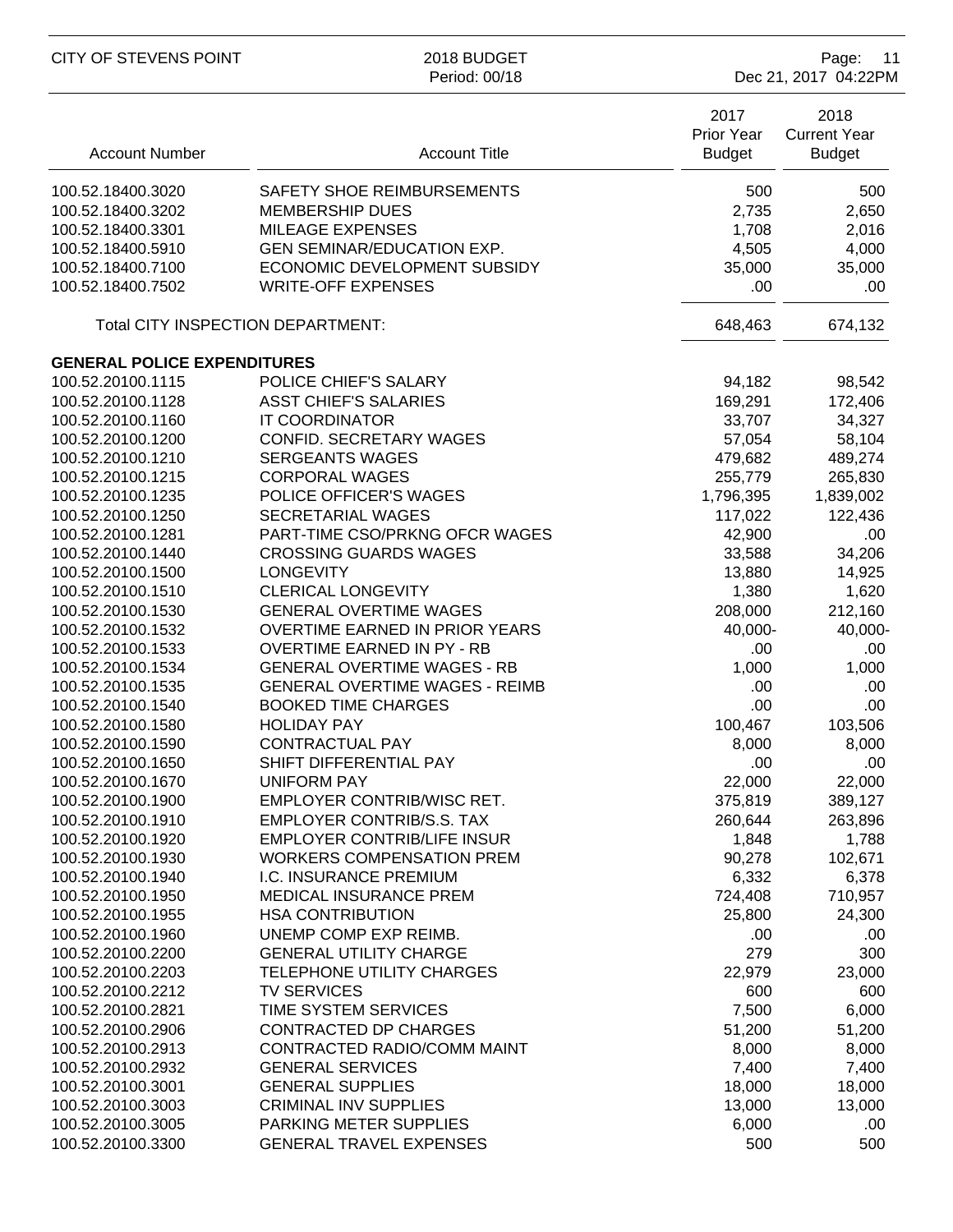| Account Number | Account Title | 2017 Prior Year Budget | 2018 Current Year Budget |
|---|---|---|---|
| 100.52.18400.3020 | SAFETY SHOE REIMBURSEMENTS | 500 | 500 |
| 100.52.18400.3202 | MEMBERSHIP DUES | 2,735 | 2,650 |
| 100.52.18400.3301 | MILEAGE EXPENSES | 1,708 | 2,016 |
| 100.52.18400.5910 | GEN SEMINAR/EDUCATION EXP. | 4,505 | 4,000 |
| 100.52.18400.7100 | ECONOMIC DEVELOPMENT SUBSIDY | 35,000 | 35,000 |
| 100.52.18400.7502 | WRITE-OFF EXPENSES | .00 | .00 |
| Total CITY INSPECTION DEPARTMENT: | | 648,463 | 674,132 |
| **GENERAL POLICE EXPENDITURES** | | | |
| 100.52.20100.1115 | POLICE CHIEF'S SALARY | 94,182 | 98,542 |
| 100.52.20100.1128 | ASST CHIEF'S SALARIES | 169,291 | 172,406 |
| 100.52.20100.1160 | IT COORDINATOR | 33,707 | 34,327 |
| 100.52.20100.1200 | CONFID. SECRETARY WAGES | 57,054 | 58,104 |
| 100.52.20100.1210 | SERGEANTS WAGES | 479,682 | 489,274 |
| 100.52.20100.1215 | CORPORAL WAGES | 255,779 | 265,830 |
| 100.52.20100.1235 | POLICE OFFICER'S WAGES | 1,796,395 | 1,839,002 |
| 100.52.20100.1250 | SECRETARIAL WAGES | 117,022 | 122,436 |
| 100.52.20100.1281 | PART-TIME CSO/PRKNG OFCR WAGES | 42,900 | .00 |
| 100.52.20100.1440 | CROSSING GUARDS WAGES | 33,588 | 34,206 |
| 100.52.20100.1500 | LONGEVITY | 13,880 | 14,925 |
| 100.52.20100.1510 | CLERICAL LONGEVITY | 1,380 | 1,620 |
| 100.52.20100.1530 | GENERAL OVERTIME WAGES | 208,000 | 212,160 |
| 100.52.20100.1532 | OVERTIME EARNED IN PRIOR YEARS | 40,000- | 40,000- |
| 100.52.20100.1533 | OVERTIME EARNED IN PY - RB | .00 | .00 |
| 100.52.20100.1534 | GENERAL OVERTIME WAGES - RB | 1,000 | 1,000 |
| 100.52.20100.1535 | GENERAL OVERTIME WAGES - REIMB | .00 | .00 |
| 100.52.20100.1540 | BOOKED TIME CHARGES | .00 | .00 |
| 100.52.20100.1580 | HOLIDAY PAY | 100,467 | 103,506 |
| 100.52.20100.1590 | CONTRACTUAL PAY | 8,000 | 8,000 |
| 100.52.20100.1650 | SHIFT DIFFERENTIAL PAY | .00 | .00 |
| 100.52.20100.1670 | UNIFORM PAY | 22,000 | 22,000 |
| 100.52.20100.1900 | EMPLOYER CONTRIB/WISC RET. | 375,819 | 389,127 |
| 100.52.20100.1910 | EMPLOYER CONTRIB/S.S. TAX | 260,644 | 263,896 |
| 100.52.20100.1920 | EMPLOYER CONTRIB/LIFE INSUR | 1,848 | 1,788 |
| 100.52.20100.1930 | WORKERS COMPENSATION PREM | 90,278 | 102,671 |
| 100.52.20100.1940 | I.C. INSURANCE PREMIUM | 6,332 | 6,378 |
| 100.52.20100.1950 | MEDICAL INSURANCE PREM | 724,408 | 710,957 |
| 100.52.20100.1955 | HSA CONTRIBUTION | 25,800 | 24,300 |
| 100.52.20100.1960 | UNEMP COMP EXP REIMB. | .00 | .00 |
| 100.52.20100.2200 | GENERAL UTILITY CHARGE | 279 | 300 |
| 100.52.20100.2203 | TELEPHONE UTILITY CHARGES | 22,979 | 23,000 |
| 100.52.20100.2212 | TV SERVICES | 600 | 600 |
| 100.52.20100.2821 | TIME SYSTEM SERVICES | 7,500 | 6,000 |
| 100.52.20100.2906 | CONTRACTED DP CHARGES | 51,200 | 51,200 |
| 100.52.20100.2913 | CONTRACTED RADIO/COMM MAINT | 8,000 | 8,000 |
| 100.52.20100.2932 | GENERAL SERVICES | 7,400 | 7,400 |
| 100.52.20100.3001 | GENERAL SUPPLIES | 18,000 | 18,000 |
| 100.52.20100.3003 | CRIMINAL INV SUPPLIES | 13,000 | 13,000 |
| 100.52.20100.3005 | PARKING METER SUPPLIES | 6,000 | .00 |
| 100.52.20100.3300 | GENERAL TRAVEL EXPENSES | 500 | 500 |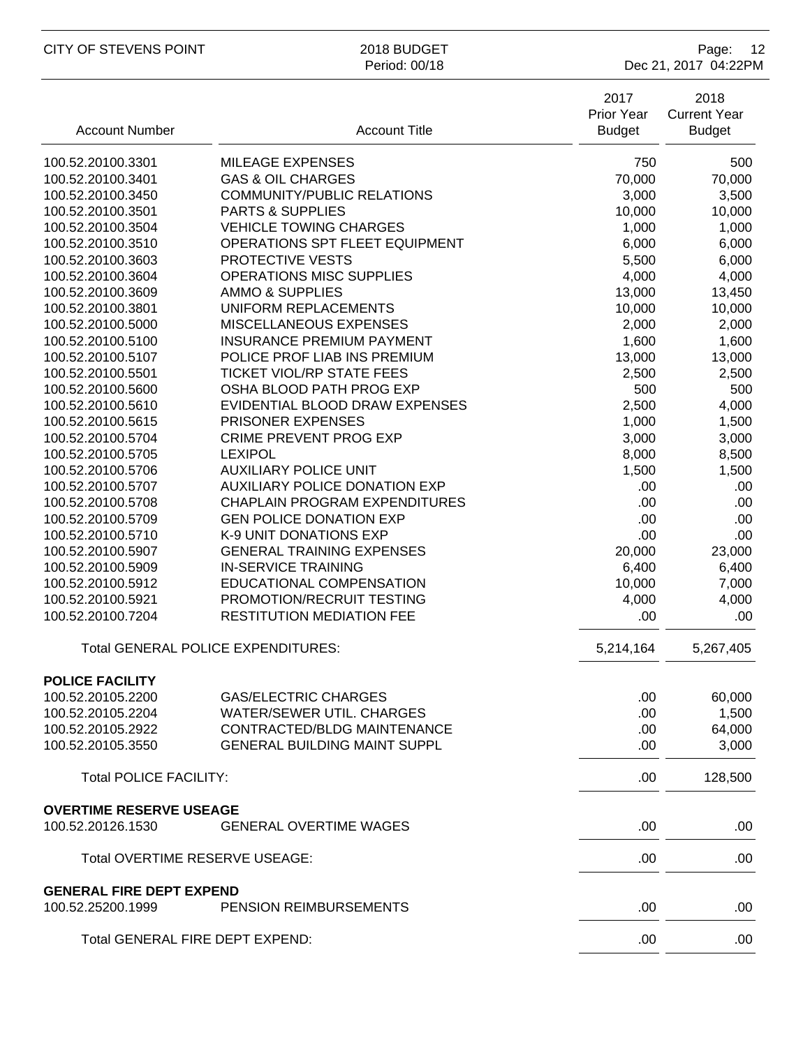| Account Number | Account Title | 2017 Prior Year Budget | 2018 Current Year Budget |
|---|---|---|---|
| 100.52.20100.3301 | MILEAGE EXPENSES | 750 | 500 |
| 100.52.20100.3401 | GAS & OIL CHARGES | 70,000 | 70,000 |
| 100.52.20100.3450 | COMMUNITY/PUBLIC RELATIONS | 3,000 | 3,500 |
| 100.52.20100.3501 | PARTS & SUPPLIES | 10,000 | 10,000 |
| 100.52.20100.3504 | VEHICLE TOWING CHARGES | 1,000 | 1,000 |
| 100.52.20100.3510 | OPERATIONS SPT FLEET EQUIPMENT | 6,000 | 6,000 |
| 100.52.20100.3603 | PROTECTIVE VESTS | 5,500 | 6,000 |
| 100.52.20100.3604 | OPERATIONS MISC SUPPLIES | 4,000 | 4,000 |
| 100.52.20100.3609 | AMMO & SUPPLIES | 13,000 | 13,450 |
| 100.52.20100.3801 | UNIFORM REPLACEMENTS | 10,000 | 10,000 |
| 100.52.20100.5000 | MISCELLANEOUS EXPENSES | 2,000 | 2,000 |
| 100.52.20100.5100 | INSURANCE PREMIUM PAYMENT | 1,600 | 1,600 |
| 100.52.20100.5107 | POLICE PROF LIAB INS PREMIUM | 13,000 | 13,000 |
| 100.52.20100.5501 | TICKET VIOL/RP STATE FEES | 2,500 | 2,500 |
| 100.52.20100.5600 | OSHA BLOOD PATH PROG EXP | 500 | 500 |
| 100.52.20100.5610 | EVIDENTIAL BLOOD DRAW EXPENSES | 2,500 | 4,000 |
| 100.52.20100.5615 | PRISONER EXPENSES | 1,000 | 1,500 |
| 100.52.20100.5704 | CRIME PREVENT PROG EXP | 3,000 | 3,000 |
| 100.52.20100.5705 | LEXIPOL | 8,000 | 8,500 |
| 100.52.20100.5706 | AUXILIARY POLICE UNIT | 1,500 | 1,500 |
| 100.52.20100.5707 | AUXILIARY POLICE DONATION EXP | .00 | .00 |
| 100.52.20100.5708 | CHAPLAIN PROGRAM EXPENDITURES | .00 | .00 |
| 100.52.20100.5709 | GEN POLICE DONATION EXP | .00 | .00 |
| 100.52.20100.5710 | K-9 UNIT DONATIONS EXP | .00 | .00 |
| 100.52.20100.5907 | GENERAL TRAINING EXPENSES | 20,000 | 23,000 |
| 100.52.20100.5909 | IN-SERVICE TRAINING | 6,400 | 6,400 |
| 100.52.20100.5912 | EDUCATIONAL COMPENSATION | 10,000 | 7,000 |
| 100.52.20100.5921 | PROMOTION/RECRUIT TESTING | 4,000 | 4,000 |
| 100.52.20100.7204 | RESTITUTION MEDIATION FEE | .00 | .00 |
| | Total GENERAL POLICE EXPENDITURES: | 5,214,164 | 5,267,405 |
| **POLICE FACILITY** | | | |
| 100.52.20105.2200 | GAS/ELECTRIC CHARGES | .00 | 60,000 |
| 100.52.20105.2204 | WATER/SEWER UTIL. CHARGES | .00 | 1,500 |
| 100.52.20105.2922 | CONTRACTED/BLDG MAINTENANCE | .00 | 64,000 |
| 100.52.20105.3550 | GENERAL BUILDING MAINT SUPPL | .00 | 3,000 |
| | Total POLICE FACILITY: | .00 | 128,500 |
| **OVERTIME RESERVE USEAGE** | | | |
| 100.52.20126.1530 | GENERAL OVERTIME WAGES | .00 | .00 |
| | Total OVERTIME RESERVE USEAGE: | .00 | .00 |
| **GENERAL FIRE DEPT EXPEND** | | | |
| 100.52.25200.1999 | PENSION REIMBURSEMENTS | .00 | .00 |
| | Total GENERAL FIRE DEPT EXPEND: | .00 | .00 |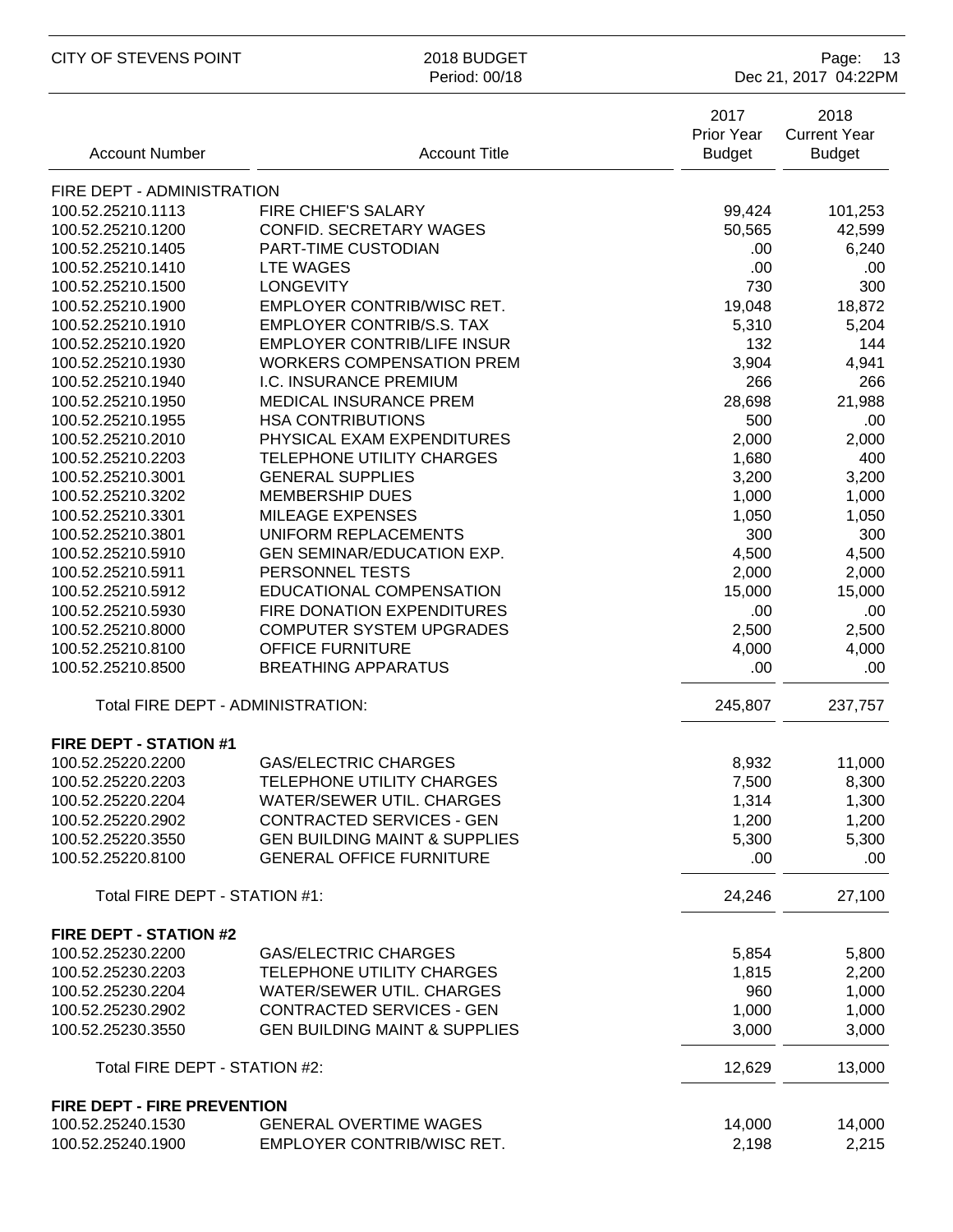| Account Number | Account Title | 2017 Prior Year Budget | 2018 Current Year Budget |
|---|---|---|---|
| FIRE DEPT - ADMINISTRATION | | | |
| 100.52.25210.1113 | FIRE CHIEF'S SALARY | 99,424 | 101,253 |
| 100.52.25210.1200 | CONFID. SECRETARY WAGES | 50,565 | 42,599 |
| 100.52.25210.1405 | PART-TIME CUSTODIAN | .00 | 6,240 |
| 100.52.25210.1410 | LTE WAGES | .00 | .00 |
| 100.52.25210.1500 | LONGEVITY | 730 | 300 |
| 100.52.25210.1900 | EMPLOYER CONTRIB/WISC RET. | 19,048 | 18,872 |
| 100.52.25210.1910 | EMPLOYER CONTRIB/S.S. TAX | 5,310 | 5,204 |
| 100.52.25210.1920 | EMPLOYER CONTRIB/LIFE INSUR | 132 | 144 |
| 100.52.25210.1930 | WORKERS COMPENSATION PREM | 3,904 | 4,941 |
| 100.52.25210.1940 | I.C. INSURANCE PREMIUM | 266 | 266 |
| 100.52.25210.1950 | MEDICAL INSURANCE PREM | 28,698 | 21,988 |
| 100.52.25210.1955 | HSA CONTRIBUTIONS | 500 | .00 |
| 100.52.25210.2010 | PHYSICAL EXAM EXPENDITURES | 2,000 | 2,000 |
| 100.52.25210.2203 | TELEPHONE UTILITY CHARGES | 1,680 | 400 |
| 100.52.25210.3001 | GENERAL SUPPLIES | 3,200 | 3,200 |
| 100.52.25210.3202 | MEMBERSHIP DUES | 1,000 | 1,000 |
| 100.52.25210.3301 | MILEAGE EXPENSES | 1,050 | 1,050 |
| 100.52.25210.3801 | UNIFORM REPLACEMENTS | 300 | 300 |
| 100.52.25210.5910 | GEN SEMINAR/EDUCATION EXP. | 4,500 | 4,500 |
| 100.52.25210.5911 | PERSONNEL TESTS | 2,000 | 2,000 |
| 100.52.25210.5912 | EDUCATIONAL COMPENSATION | 15,000 | 15,000 |
| 100.52.25210.5930 | FIRE DONATION EXPENDITURES | .00 | .00 |
| 100.52.25210.8000 | COMPUTER SYSTEM UPGRADES | 2,500 | 2,500 |
| 100.52.25210.8100 | OFFICE FURNITURE | 4,000 | 4,000 |
| 100.52.25210.8500 | BREATHING APPARATUS | .00 | .00 |
| Total FIRE DEPT - ADMINISTRATION: | | 245,807 | 237,757 |
| **FIRE DEPT - STATION #1** | | | |
| 100.52.25220.2200 | GAS/ELECTRIC CHARGES | 8,932 | 11,000 |
| 100.52.25220.2203 | TELEPHONE UTILITY CHARGES | 7,500 | 8,300 |
| 100.52.25220.2204 | WATER/SEWER UTIL. CHARGES | 1,314 | 1,300 |
| 100.52.25220.2902 | CONTRACTED SERVICES - GEN | 1,200 | 1,200 |
| 100.52.25220.3550 | GEN BUILDING MAINT & SUPPLIES | 5,300 | 5,300 |
| 100.52.25220.8100 | GENERAL OFFICE FURNITURE | .00 | .00 |
| Total FIRE DEPT - STATION #1: | | 24,246 | 27,100 |
| **FIRE DEPT - STATION #2** | | | |
| 100.52.25230.2200 | GAS/ELECTRIC CHARGES | 5,854 | 5,800 |
| 100.52.25230.2203 | TELEPHONE UTILITY CHARGES | 1,815 | 2,200 |
| 100.52.25230.2204 | WATER/SEWER UTIL. CHARGES | 960 | 1,000 |
| 100.52.25230.2902 | CONTRACTED SERVICES - GEN | 1,000 | 1,000 |
| 100.52.25230.3550 | GEN BUILDING MAINT & SUPPLIES | 3,000 | 3,000 |
| Total FIRE DEPT - STATION #2: | | 12,629 | 13,000 |
| **FIRE DEPT - FIRE PREVENTION** | | | |
| 100.52.25240.1530 | GENERAL OVERTIME WAGES | 14,000 | 14,000 |
| 100.52.25240.1900 | EMPLOYER CONTRIB/WISC RET. | 2,198 | 2,215 |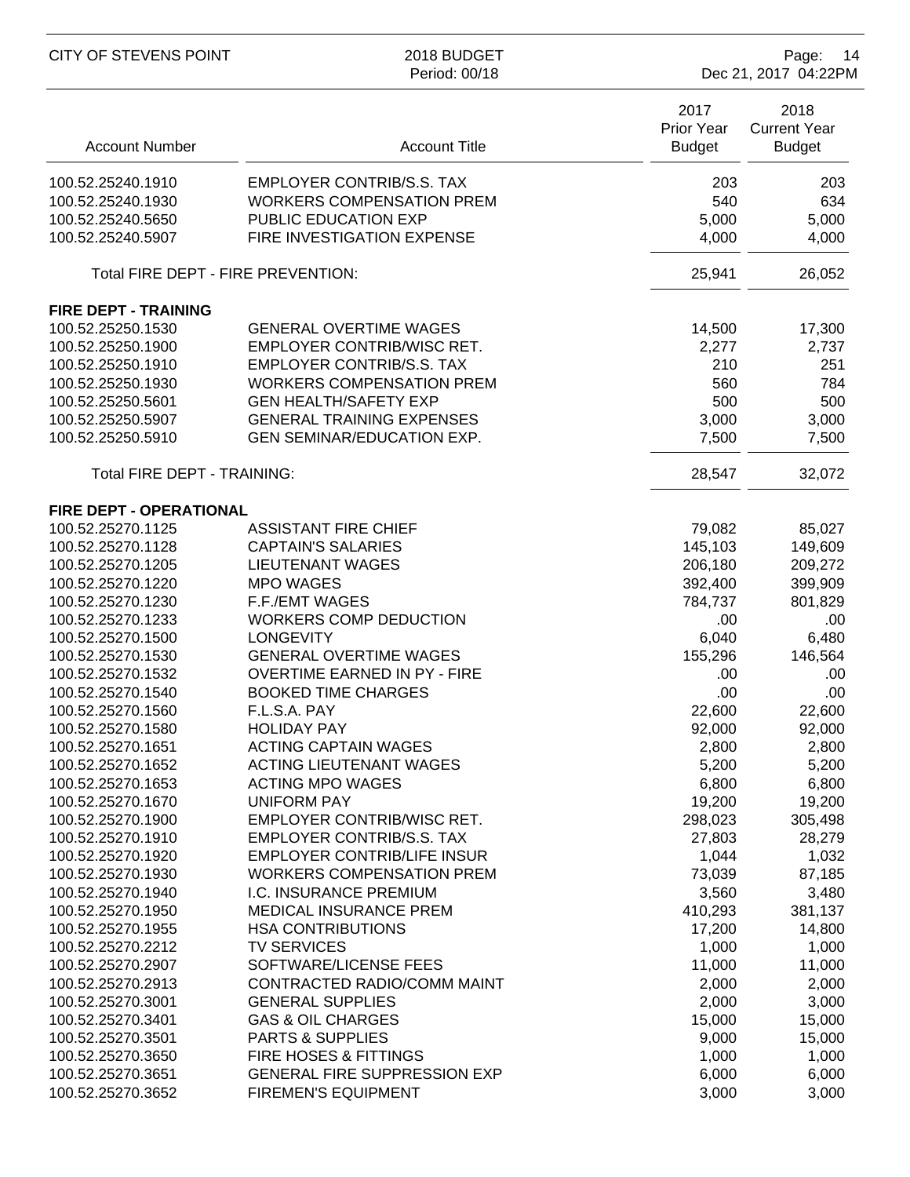| Account Number | Account Title | 2017 Prior Year Budget | 2018 Current Year Budget |
|---|---|---|---|
| 100.52.25240.1910 | EMPLOYER CONTRIB/S.S. TAX | 203 | 203 |
| 100.52.25240.1930 | WORKERS COMPENSATION PREM | 540 | 634 |
| 100.52.25240.5650 | PUBLIC EDUCATION EXP | 5,000 | 5,000 |
| 100.52.25240.5907 | FIRE INVESTIGATION EXPENSE | 4,000 | 4,000 |
| | Total FIRE DEPT - FIRE PREVENTION: | 25,941 | 26,052 |
| **FIRE DEPT - TRAINING** | | | |
| 100.52.25250.1530 | GENERAL OVERTIME WAGES | 14,500 | 17,300 |
| 100.52.25250.1900 | EMPLOYER CONTRIB/WISC RET. | 2,277 | 2,737 |
| 100.52.25250.1910 | EMPLOYER CONTRIB/S.S. TAX | 210 | 251 |
| 100.52.25250.1930 | WORKERS COMPENSATION PREM | 560 | 784 |
| 100.52.25250.5601 | GEN HEALTH/SAFETY EXP | 500 | 500 |
| 100.52.25250.5907 | GENERAL TRAINING EXPENSES | 3,000 | 3,000 |
| 100.52.25250.5910 | GEN SEMINAR/EDUCATION EXP. | 7,500 | 7,500 |
| | Total FIRE DEPT - TRAINING: | 28,547 | 32,072 |
| **FIRE DEPT - OPERATIONAL** | | | |
| 100.52.25270.1125 | ASSISTANT FIRE CHIEF | 79,082 | 85,027 |
| 100.52.25270.1128 | CAPTAIN'S SALARIES | 145,103 | 149,609 |
| 100.52.25270.1205 | LIEUTENANT WAGES | 206,180 | 209,272 |
| 100.52.25270.1220 | MPO WAGES | 392,400 | 399,909 |
| 100.52.25270.1230 | F.F./EMT WAGES | 784,737 | 801,829 |
| 100.52.25270.1233 | WORKERS COMP DEDUCTION | .00 | .00 |
| 100.52.25270.1500 | LONGEVITY | 6,040 | 6,480 |
| 100.52.25270.1530 | GENERAL OVERTIME WAGES | 155,296 | 146,564 |
| 100.52.25270.1532 | OVERTIME EARNED IN PY - FIRE | .00 | .00 |
| 100.52.25270.1540 | BOOKED TIME CHARGES | .00 | .00 |
| 100.52.25270.1560 | F.L.S.A. PAY | 22,600 | 22,600 |
| 100.52.25270.1580 | HOLIDAY PAY | 92,000 | 92,000 |
| 100.52.25270.1651 | ACTING CAPTAIN WAGES | 2,800 | 2,800 |
| 100.52.25270.1652 | ACTING LIEUTENANT WAGES | 5,200 | 5,200 |
| 100.52.25270.1653 | ACTING MPO WAGES | 6,800 | 6,800 |
| 100.52.25270.1670 | UNIFORM PAY | 19,200 | 19,200 |
| 100.52.25270.1900 | EMPLOYER CONTRIB/WISC RET. | 298,023 | 305,498 |
| 100.52.25270.1910 | EMPLOYER CONTRIB/S.S. TAX | 27,803 | 28,279 |
| 100.52.25270.1920 | EMPLOYER CONTRIB/LIFE INSUR | 1,044 | 1,032 |
| 100.52.25270.1930 | WORKERS COMPENSATION PREM | 73,039 | 87,185 |
| 100.52.25270.1940 | I.C. INSURANCE PREMIUM | 3,560 | 3,480 |
| 100.52.25270.1950 | MEDICAL INSURANCE PREM | 410,293 | 381,137 |
| 100.52.25270.1955 | HSA CONTRIBUTIONS | 17,200 | 14,800 |
| 100.52.25270.2212 | TV SERVICES | 1,000 | 1,000 |
| 100.52.25270.2907 | SOFTWARE/LICENSE FEES | 11,000 | 11,000 |
| 100.52.25270.2913 | CONTRACTED RADIO/COMM MAINT | 2,000 | 2,000 |
| 100.52.25270.3001 | GENERAL SUPPLIES | 2,000 | 3,000 |
| 100.52.25270.3401 | GAS & OIL CHARGES | 15,000 | 15,000 |
| 100.52.25270.3501 | PARTS & SUPPLIES | 9,000 | 15,000 |
| 100.52.25270.3650 | FIRE HOSES & FITTINGS | 1,000 | 1,000 |
| 100.52.25270.3651 | GENERAL FIRE SUPPRESSION EXP | 6,000 | 6,000 |
| 100.52.25270.3652 | FIREMEN'S EQUIPMENT | 3,000 | 3,000 |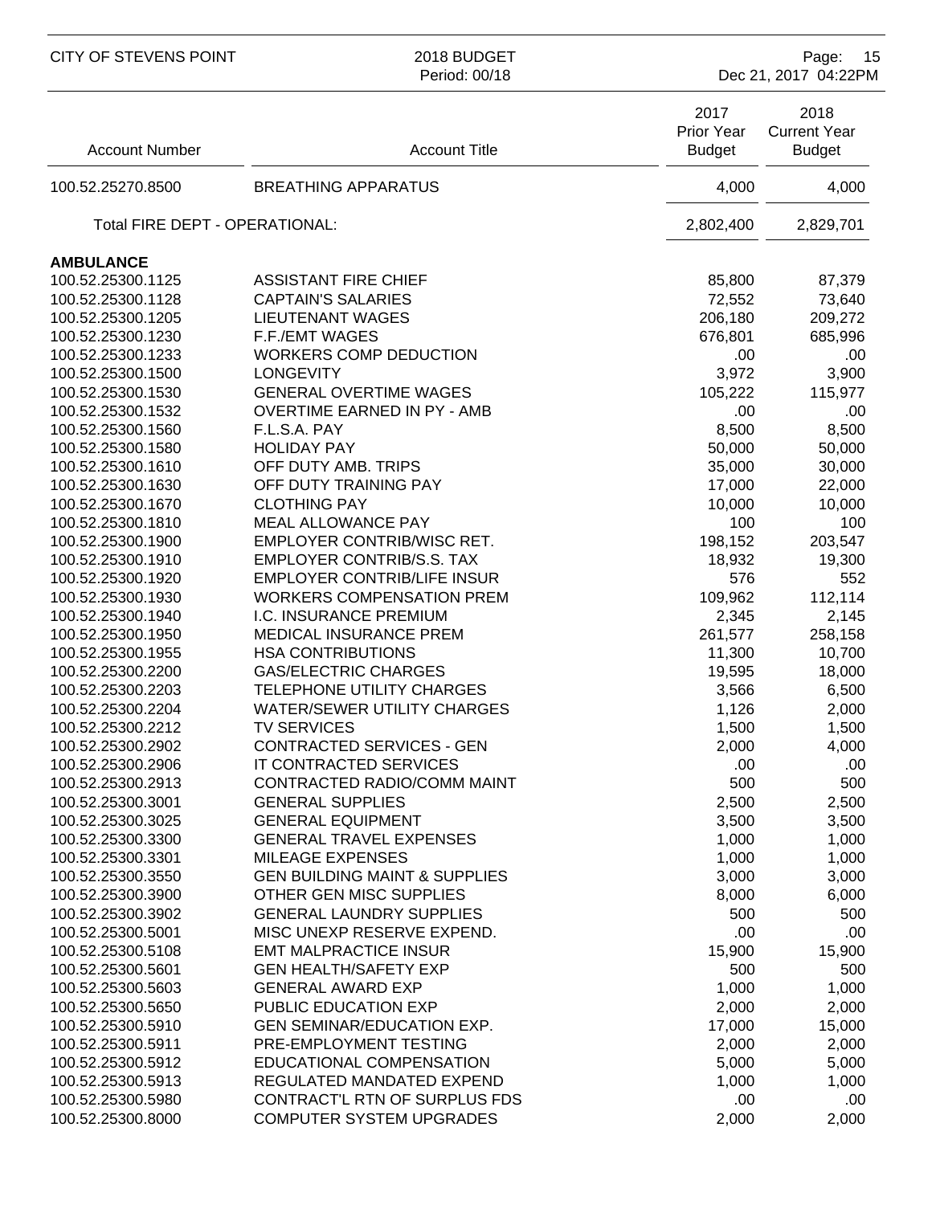| Account Number | Account Title | 2017 Prior Year Budget | 2018 Current Year Budget |
|---|---|---|---|
| 100.52.25270.8500 | BREATHING APPARATUS | 4,000 | 4,000 |
| Total FIRE DEPT - OPERATIONAL: | | 2,802,400 | 2,829,701 |
| **AMBULANCE** | | | |
| 100.52.25300.1125 | ASSISTANT FIRE CHIEF | 85,800 | 87,379 |
| 100.52.25300.1128 | CAPTAIN'S SALARIES | 72,552 | 73,640 |
| 100.52.25300.1205 | LIEUTENANT WAGES | 206,180 | 209,272 |
| 100.52.25300.1230 | F.F./EMT WAGES | 676,801 | 685,996 |
| 100.52.25300.1233 | WORKERS COMP DEDUCTION | .00 | .00 |
| 100.52.25300.1500 | LONGEVITY | 3,972 | 3,900 |
| 100.52.25300.1530 | GENERAL OVERTIME WAGES | 105,222 | 115,977 |
| 100.52.25300.1532 | OVERTIME EARNED IN PY - AMB | .00 | .00 |
| 100.52.25300.1560 | F.L.S.A. PAY | 8,500 | 8,500 |
| 100.52.25300.1580 | HOLIDAY PAY | 50,000 | 50,000 |
| 100.52.25300.1610 | OFF DUTY AMB. TRIPS | 35,000 | 30,000 |
| 100.52.25300.1630 | OFF DUTY TRAINING PAY | 17,000 | 22,000 |
| 100.52.25300.1670 | CLOTHING PAY | 10,000 | 10,000 |
| 100.52.25300.1810 | MEAL ALLOWANCE PAY | 100 | 100 |
| 100.52.25300.1900 | EMPLOYER CONTRIB/WISC RET. | 198,152 | 203,547 |
| 100.52.25300.1910 | EMPLOYER CONTRIB/S.S. TAX | 18,932 | 19,300 |
| 100.52.25300.1920 | EMPLOYER CONTRIB/LIFE INSUR | 576 | 552 |
| 100.52.25300.1930 | WORKERS COMPENSATION PREM | 109,962 | 112,114 |
| 100.52.25300.1940 | I.C. INSURANCE PREMIUM | 2,345 | 2,145 |
| 100.52.25300.1950 | MEDICAL INSURANCE PREM | 261,577 | 258,158 |
| 100.52.25300.1955 | HSA CONTRIBUTIONS | 11,300 | 10,700 |
| 100.52.25300.2200 | GAS/ELECTRIC CHARGES | 19,595 | 18,000 |
| 100.52.25300.2203 | TELEPHONE UTILITY CHARGES | 3,566 | 6,500 |
| 100.52.25300.2204 | WATER/SEWER UTILITY CHARGES | 1,126 | 2,000 |
| 100.52.25300.2212 | TV SERVICES | 1,500 | 1,500 |
| 100.52.25300.2902 | CONTRACTED SERVICES - GEN | 2,000 | 4,000 |
| 100.52.25300.2906 | IT CONTRACTED SERVICES | .00 | .00 |
| 100.52.25300.2913 | CONTRACTED RADIO/COMM MAINT | 500 | 500 |
| 100.52.25300.3001 | GENERAL SUPPLIES | 2,500 | 2,500 |
| 100.52.25300.3025 | GENERAL EQUIPMENT | 3,500 | 3,500 |
| 100.52.25300.3300 | GENERAL TRAVEL EXPENSES | 1,000 | 1,000 |
| 100.52.25300.3301 | MILEAGE EXPENSES | 1,000 | 1,000 |
| 100.52.25300.3550 | GEN BUILDING MAINT & SUPPLIES | 3,000 | 3,000 |
| 100.52.25300.3900 | OTHER GEN MISC SUPPLIES | 8,000 | 6,000 |
| 100.52.25300.3902 | GENERAL LAUNDRY SUPPLIES | 500 | 500 |
| 100.52.25300.5001 | MISC UNEXP RESERVE EXPEND. | .00 | .00 |
| 100.52.25300.5108 | EMT MALPRACTICE INSUR | 15,900 | 15,900 |
| 100.52.25300.5601 | GEN HEALTH/SAFETY EXP | 500 | 500 |
| 100.52.25300.5603 | GENERAL AWARD EXP | 1,000 | 1,000 |
| 100.52.25300.5650 | PUBLIC EDUCATION EXP | 2,000 | 2,000 |
| 100.52.25300.5910 | GEN SEMINAR/EDUCATION EXP. | 17,000 | 15,000 |
| 100.52.25300.5911 | PRE-EMPLOYMENT TESTING | 2,000 | 2,000 |
| 100.52.25300.5912 | EDUCATIONAL COMPENSATION | 5,000 | 5,000 |
| 100.52.25300.5913 | REGULATED MANDATED EXPEND | 1,000 | 1,000 |
| 100.52.25300.5980 | CONTRACT'L RTN OF SURPLUS FDS | .00 | .00 |
| 100.52.25300.8000 | COMPUTER SYSTEM UPGRADES | 2,000 | 2,000 |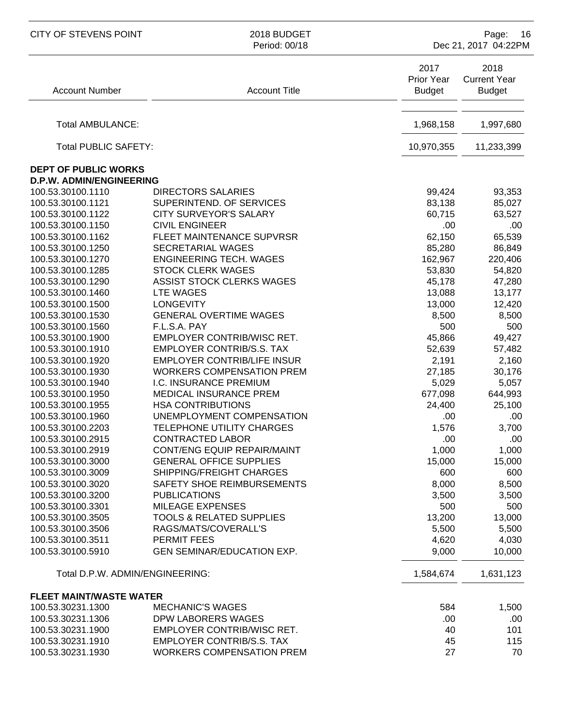| Account Number | Account Title | 2017 Prior Year Budget | 2018 Current Year Budget |
|---|---|---|---|
| Total AMBULANCE: | | 1,968,158 | 1,997,680 |
| Total PUBLIC SAFETY: | | 10,970,355 | 11,233,399 |
| **DEPT OF PUBLIC WORKS** | | | |
| **D.P.W. ADMIN/ENGINEERING** | | | |
| 100.53.30100.1110 | DIRECTORS SALARIES | 99,424 | 93,353 |
| 100.53.30100.1121 | SUPERINTEND. OF SERVICES | 83,138 | 85,027 |
| 100.53.30100.1122 | CITY SURVEYOR'S SALARY | 60,715 | 63,527 |
| 100.53.30100.1150 | CIVIL ENGINEER | .00 | .00 |
| 100.53.30100.1162 | FLEET MAINTENANCE SUPVRSR | 62,150 | 65,539 |
| 100.53.30100.1250 | SECRETARIAL WAGES | 85,280 | 86,849 |
| 100.53.30100.1270 | ENGINEERING TECH. WAGES | 162,967 | 220,406 |
| 100.53.30100.1285 | STOCK CLERK WAGES | 53,830 | 54,820 |
| 100.53.30100.1290 | ASSIST STOCK CLERKS WAGES | 45,178 | 47,280 |
| 100.53.30100.1460 | LTE WAGES | 13,088 | 13,177 |
| 100.53.30100.1500 | LONGEVITY | 13,000 | 12,420 |
| 100.53.30100.1530 | GENERAL OVERTIME WAGES | 8,500 | 8,500 |
| 100.53.30100.1560 | F.L.S.A. PAY | 500 | 500 |
| 100.53.30100.1900 | EMPLOYER CONTRIB/WISC RET. | 45,866 | 49,427 |
| 100.53.30100.1910 | EMPLOYER CONTRIB/S.S. TAX | 52,639 | 57,482 |
| 100.53.30100.1920 | EMPLOYER CONTRIB/LIFE INSUR | 2,191 | 2,160 |
| 100.53.30100.1930 | WORKERS COMPENSATION PREM | 27,185 | 30,176 |
| 100.53.30100.1940 | I.C. INSURANCE PREMIUM | 5,029 | 5,057 |
| 100.53.30100.1950 | MEDICAL INSURANCE PREM | 677,098 | 644,993 |
| 100.53.30100.1955 | HSA CONTRIBUTIONS | 24,400 | 25,100 |
| 100.53.30100.1960 | UNEMPLOYMENT COMPENSATION | .00 | .00 |
| 100.53.30100.2203 | TELEPHONE UTILITY CHARGES | 1,576 | 3,700 |
| 100.53.30100.2915 | CONTRACTED LABOR | .00 | .00 |
| 100.53.30100.2919 | CONT/ENG EQUIP REPAIR/MAINT | 1,000 | 1,000 |
| 100.53.30100.3000 | GENERAL OFFICE SUPPLIES | 15,000 | 15,000 |
| 100.53.30100.3009 | SHIPPING/FREIGHT CHARGES | 600 | 600 |
| 100.53.30100.3020 | SAFETY SHOE REIMBURSEMENTS | 8,000 | 8,500 |
| 100.53.30100.3200 | PUBLICATIONS | 3,500 | 3,500 |
| 100.53.30100.3301 | MILEAGE EXPENSES | 500 | 500 |
| 100.53.30100.3505 | TOOLS & RELATED SUPPLIES | 13,200 | 13,000 |
| 100.53.30100.3506 | RAGS/MATS/COVERALL'S | 5,500 | 5,500 |
| 100.53.30100.3511 | PERMIT FEES | 4,620 | 4,030 |
| 100.53.30100.5910 | GEN SEMINAR/EDUCATION EXP. | 9,000 | 10,000 |
| Total D.P.W. ADMIN/ENGINEERING: | | 1,584,674 | 1,631,123 |
| **FLEET MAINT/WASTE WATER** | | | |
| 100.53.30231.1300 | MECHANIC'S WAGES | 584 | 1,500 |
| 100.53.30231.1306 | DPW LABORERS WAGES | .00 | .00 |
| 100.53.30231.1900 | EMPLOYER CONTRIB/WISC RET. | 40 | 101 |
| 100.53.30231.1910 | EMPLOYER CONTRIB/S.S. TAX | 45 | 115 |
| 100.53.30231.1930 | WORKERS COMPENSATION PREM | 27 | 70 |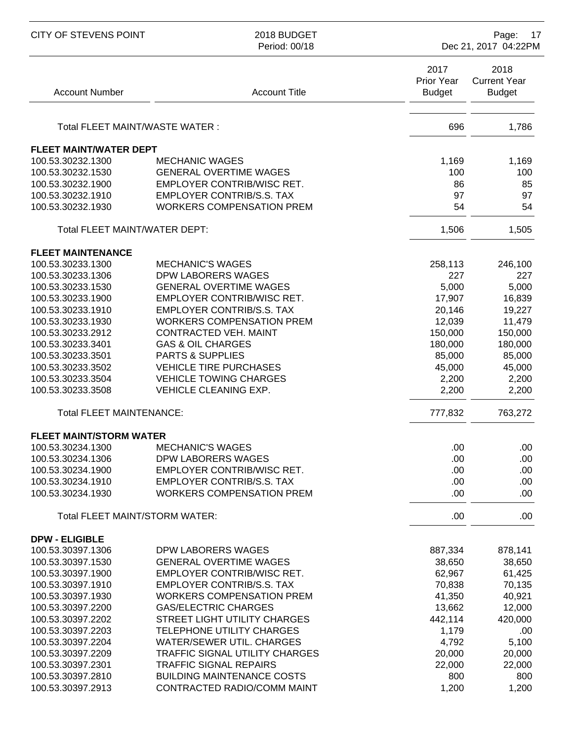| Account Number | Account Title | 2017 Prior Year Budget | 2018 Current Year Budget |
|---|---|---|---|
| Total FLEET MAINT/WASTE WATER : | | 696 | 1,786 |
| **FLEET MAINT/WATER DEPT** | | | |
| 100.53.30232.1300 | MECHANIC WAGES | 1,169 | 1,169 |
| 100.53.30232.1530 | GENERAL OVERTIME WAGES | 100 | 100 |
| 100.53.30232.1900 | EMPLOYER CONTRIB/WISC RET. | 86 | 85 |
| 100.53.30232.1910 | EMPLOYER CONTRIB/S.S. TAX | 97 | 97 |
| 100.53.30232.1930 | WORKERS COMPENSATION PREM | 54 | 54 |
| Total FLEET MAINT/WATER DEPT: | | 1,506 | 1,505 |
| **FLEET MAINTENANCE** | | | |
| 100.53.30233.1300 | MECHANIC'S WAGES | 258,113 | 246,100 |
| 100.53.30233.1306 | DPW LABORERS WAGES | 227 | 227 |
| 100.53.30233.1530 | GENERAL OVERTIME WAGES | 5,000 | 5,000 |
| 100.53.30233.1900 | EMPLOYER CONTRIB/WISC RET. | 17,907 | 16,839 |
| 100.53.30233.1910 | EMPLOYER CONTRIB/S.S. TAX | 20,146 | 19,227 |
| 100.53.30233.1930 | WORKERS COMPENSATION PREM | 12,039 | 11,479 |
| 100.53.30233.2912 | CONTRACTED VEH. MAINT | 150,000 | 150,000 |
| 100.53.30233.3401 | GAS & OIL CHARGES | 180,000 | 180,000 |
| 100.53.30233.3501 | PARTS & SUPPLIES | 85,000 | 85,000 |
| 100.53.30233.3502 | VEHICLE TIRE PURCHASES | 45,000 | 45,000 |
| 100.53.30233.3504 | VEHICLE TOWING CHARGES | 2,200 | 2,200 |
| 100.53.30233.3508 | VEHICLE CLEANING EXP. | 2,200 | 2,200 |
| Total FLEET MAINTENANCE: | | 777,832 | 763,272 |
| **FLEET MAINT/STORM WATER** | | | |
| 100.53.30234.1300 | MECHANIC'S WAGES | .00 | .00 |
| 100.53.30234.1306 | DPW LABORERS WAGES | .00 | .00 |
| 100.53.30234.1900 | EMPLOYER CONTRIB/WISC RET. | .00 | .00 |
| 100.53.30234.1910 | EMPLOYER CONTRIB/S.S. TAX | .00 | .00 |
| 100.53.30234.1930 | WORKERS COMPENSATION PREM | .00 | .00 |
| Total FLEET MAINT/STORM WATER: | | .00 | .00 |
| **DPW - ELIGIBLE** | | | |
| 100.53.30397.1306 | DPW LABORERS WAGES | 887,334 | 878,141 |
| 100.53.30397.1530 | GENERAL OVERTIME WAGES | 38,650 | 38,650 |
| 100.53.30397.1900 | EMPLOYER CONTRIB/WISC RET. | 62,967 | 61,425 |
| 100.53.30397.1910 | EMPLOYER CONTRIB/S.S. TAX | 70,838 | 70,135 |
| 100.53.30397.1930 | WORKERS COMPENSATION PREM | 41,350 | 40,921 |
| 100.53.30397.2200 | GAS/ELECTRIC CHARGES | 13,662 | 12,000 |
| 100.53.30397.2202 | STREET LIGHT UTILITY CHARGES | 442,114 | 420,000 |
| 100.53.30397.2203 | TELEPHONE UTILITY CHARGES | 1,179 | .00 |
| 100.53.30397.2204 | WATER/SEWER UTIL. CHARGES | 4,792 | 5,100 |
| 100.53.30397.2209 | TRAFFIC SIGNAL UTILITY CHARGES | 20,000 | 20,000 |
| 100.53.30397.2301 | TRAFFIC SIGNAL REPAIRS | 22,000 | 22,000 |
| 100.53.30397.2810 | BUILDING MAINTENANCE COSTS | 800 | 800 |
| 100.53.30397.2913 | CONTRACTED RADIO/COMM MAINT | 1,200 | 1,200 |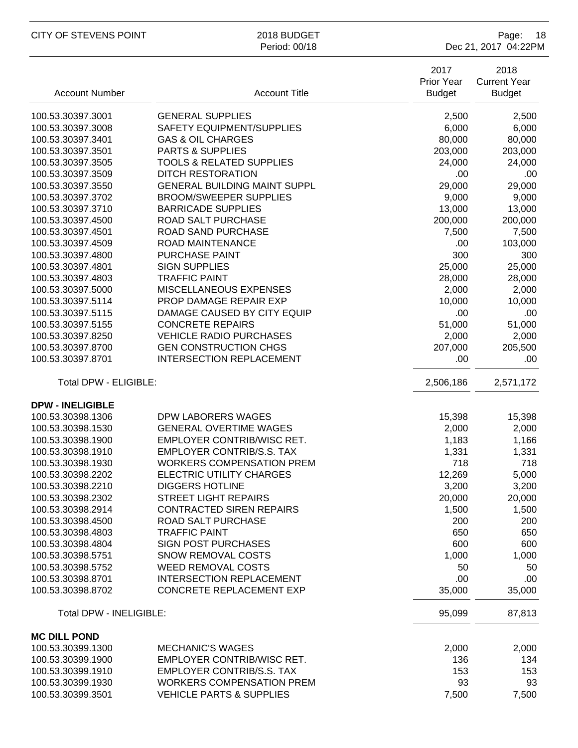| Account Number | Account Title | 2017 Prior Year Budget | 2018 Current Year Budget |
|---|---|---|---|
| 100.53.30397.3001 | GENERAL SUPPLIES | 2,500 | 2,500 |
| 100.53.30397.3008 | SAFETY EQUIPMENT/SUPPLIES | 6,000 | 6,000 |
| 100.53.30397.3401 | GAS & OIL CHARGES | 80,000 | 80,000 |
| 100.53.30397.3501 | PARTS & SUPPLIES | 203,000 | 203,000 |
| 100.53.30397.3505 | TOOLS & RELATED SUPPLIES | 24,000 | 24,000 |
| 100.53.30397.3509 | DITCH RESTORATION | .00 | .00 |
| 100.53.30397.3550 | GENERAL BUILDING MAINT SUPPL | 29,000 | 29,000 |
| 100.53.30397.3702 | BROOM/SWEEPER SUPPLIES | 9,000 | 9,000 |
| 100.53.30397.3710 | BARRICADE SUPPLIES | 13,000 | 13,000 |
| 100.53.30397.4500 | ROAD SALT PURCHASE | 200,000 | 200,000 |
| 100.53.30397.4501 | ROAD SAND PURCHASE | 7,500 | 7,500 |
| 100.53.30397.4509 | ROAD MAINTENANCE | .00 | 103,000 |
| 100.53.30397.4800 | PURCHASE PAINT | 300 | 300 |
| 100.53.30397.4801 | SIGN SUPPLIES | 25,000 | 25,000 |
| 100.53.30397.4803 | TRAFFIC PAINT | 28,000 | 28,000 |
| 100.53.30397.5000 | MISCELLANEOUS EXPENSES | 2,000 | 2,000 |
| 100.53.30397.5114 | PROP DAMAGE REPAIR EXP | 10,000 | 10,000 |
| 100.53.30397.5115 | DAMAGE CAUSED BY CITY EQUIP | .00 | .00 |
| 100.53.30397.5155 | CONCRETE REPAIRS | 51,000 | 51,000 |
| 100.53.30397.8250 | VEHICLE RADIO PURCHASES | 2,000 | 2,000 |
| 100.53.30397.8700 | GEN CONSTRUCTION CHGS | 207,000 | 205,500 |
| 100.53.30397.8701 | INTERSECTION REPLACEMENT | .00 | .00 |
| Total DPW - ELIGIBLE: | | 2,506,186 | 2,571,172 |
| **DPW - INELIGIBLE** | | | |
| 100.53.30398.1306 | DPW LABORERS WAGES | 15,398 | 15,398 |
| 100.53.30398.1530 | GENERAL OVERTIME WAGES | 2,000 | 2,000 |
| 100.53.30398.1900 | EMPLOYER CONTRIB/WISC RET. | 1,183 | 1,166 |
| 100.53.30398.1910 | EMPLOYER CONTRIB/S.S. TAX | 1,331 | 1,331 |
| 100.53.30398.1930 | WORKERS COMPENSATION PREM | 718 | 718 |
| 100.53.30398.2202 | ELECTRIC UTILITY CHARGES | 12,269 | 5,000 |
| 100.53.30398.2210 | DIGGERS HOTLINE | 3,200 | 3,200 |
| 100.53.30398.2302 | STREET LIGHT REPAIRS | 20,000 | 20,000 |
| 100.53.30398.2914 | CONTRACTED SIREN REPAIRS | 1,500 | 1,500 |
| 100.53.30398.4500 | ROAD SALT PURCHASE | 200 | 200 |
| 100.53.30398.4803 | TRAFFIC PAINT | 650 | 650 |
| 100.53.30398.4804 | SIGN POST PURCHASES | 600 | 600 |
| 100.53.30398.5751 | SNOW REMOVAL COSTS | 1,000 | 1,000 |
| 100.53.30398.5752 | WEED REMOVAL COSTS | 50 | 50 |
| 100.53.30398.8701 | INTERSECTION REPLACEMENT | .00 | .00 |
| 100.53.30398.8702 | CONCRETE REPLACEMENT EXP | 35,000 | 35,000 |
| Total DPW - INELIGIBLE: | | 95,099 | 87,813 |
| **MC DILL POND** | | | |
| 100.53.30399.1300 | MECHANIC'S WAGES | 2,000 | 2,000 |
| 100.53.30399.1900 | EMPLOYER CONTRIB/WISC RET. | 136 | 134 |
| 100.53.30399.1910 | EMPLOYER CONTRIB/S.S. TAX | 153 | 153 |
| 100.53.30399.1930 | WORKERS COMPENSATION PREM | 93 | 93 |
| 100.53.30399.3501 | VEHICLE PARTS & SUPPLIES | 7,500 | 7,500 |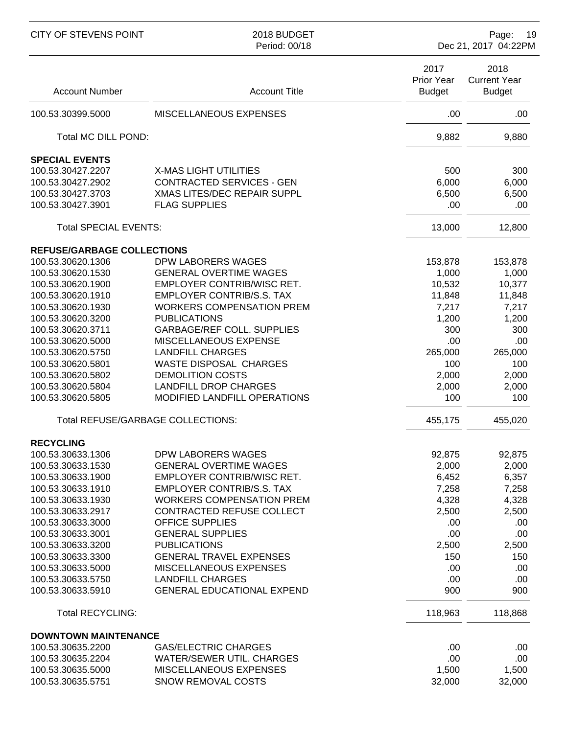| Account Number | Account Title | 2017 Prior Year Budget | 2018 Current Year Budget |
|---|---|---|---|
| 100.53.30399.5000 | MISCELLANEOUS EXPENSES | .00 | .00 |
| Total MC DILL POND: | | 9,882 | 9,880 |
| **SPECIAL EVENTS** | | | |
| 100.53.30427.2207 | X-MAS LIGHT UTILITIES | 500 | 300 |
| 100.53.30427.2902 | CONTRACTED SERVICES - GEN | 6,000 | 6,000 |
| 100.53.30427.3703 | XMAS LITES/DEC REPAIR SUPPL | 6,500 | 6,500 |
| 100.53.30427.3901 | FLAG SUPPLIES | .00 | .00 |
| Total SPECIAL EVENTS: | | 13,000 | 12,800 |
| **REFUSE/GARBAGE COLLECTIONS** | | | |
| 100.53.30620.1306 | DPW LABORERS WAGES | 153,878 | 153,878 |
| 100.53.30620.1530 | GENERAL OVERTIME WAGES | 1,000 | 1,000 |
| 100.53.30620.1900 | EMPLOYER CONTRIB/WISC RET. | 10,532 | 10,377 |
| 100.53.30620.1910 | EMPLOYER CONTRIB/S.S. TAX | 11,848 | 11,848 |
| 100.53.30620.1930 | WORKERS COMPENSATION PREM | 7,217 | 7,217 |
| 100.53.30620.3200 | PUBLICATIONS | 1,200 | 1,200 |
| 100.53.30620.3711 | GARBAGE/REF COLL. SUPPLIES | 300 | 300 |
| 100.53.30620.5000 | MISCELLANEOUS EXPENSE | .00 | .00 |
| 100.53.30620.5750 | LANDFILL CHARGES | 265,000 | 265,000 |
| 100.53.30620.5801 | WASTE DISPOSAL CHARGES | 100 | 100 |
| 100.53.30620.5802 | DEMOLITION COSTS | 2,000 | 2,000 |
| 100.53.30620.5804 | LANDFILL DROP CHARGES | 2,000 | 2,000 |
| 100.53.30620.5805 | MODIFIED LANDFILL OPERATIONS | 100 | 100 |
| Total REFUSE/GARBAGE COLLECTIONS: | | 455,175 | 455,020 |
| **RECYCLING** | | | |
| 100.53.30633.1306 | DPW LABORERS WAGES | 92,875 | 92,875 |
| 100.53.30633.1530 | GENERAL OVERTIME WAGES | 2,000 | 2,000 |
| 100.53.30633.1900 | EMPLOYER CONTRIB/WISC RET. | 6,452 | 6,357 |
| 100.53.30633.1910 | EMPLOYER CONTRIB/S.S. TAX | 7,258 | 7,258 |
| 100.53.30633.1930 | WORKERS COMPENSATION PREM | 4,328 | 4,328 |
| 100.53.30633.2917 | CONTRACTED REFUSE COLLECT | 2,500 | 2,500 |
| 100.53.30633.3000 | OFFICE SUPPLIES | .00 | .00 |
| 100.53.30633.3001 | GENERAL SUPPLIES | .00 | .00 |
| 100.53.30633.3200 | PUBLICATIONS | 2,500 | 2,500 |
| 100.53.30633.3300 | GENERAL TRAVEL EXPENSES | 150 | 150 |
| 100.53.30633.5000 | MISCELLANEOUS EXPENSES | .00 | .00 |
| 100.53.30633.5750 | LANDFILL CHARGES | .00 | .00 |
| 100.53.30633.5910 | GENERAL EDUCATIONAL EXPEND | 900 | 900 |
| Total RECYCLING: | | 118,963 | 118,868 |
| **DOWNTOWN MAINTENANCE** | | | |
| 100.53.30635.2200 | GAS/ELECTRIC CHARGES | .00 | .00 |
| 100.53.30635.2204 | WATER/SEWER UTIL. CHARGES | .00 | .00 |
| 100.53.30635.5000 | MISCELLANEOUS EXPENSES | 1,500 | 1,500 |
| 100.53.30635.5751 | SNOW REMOVAL COSTS | 32,000 | 32,000 |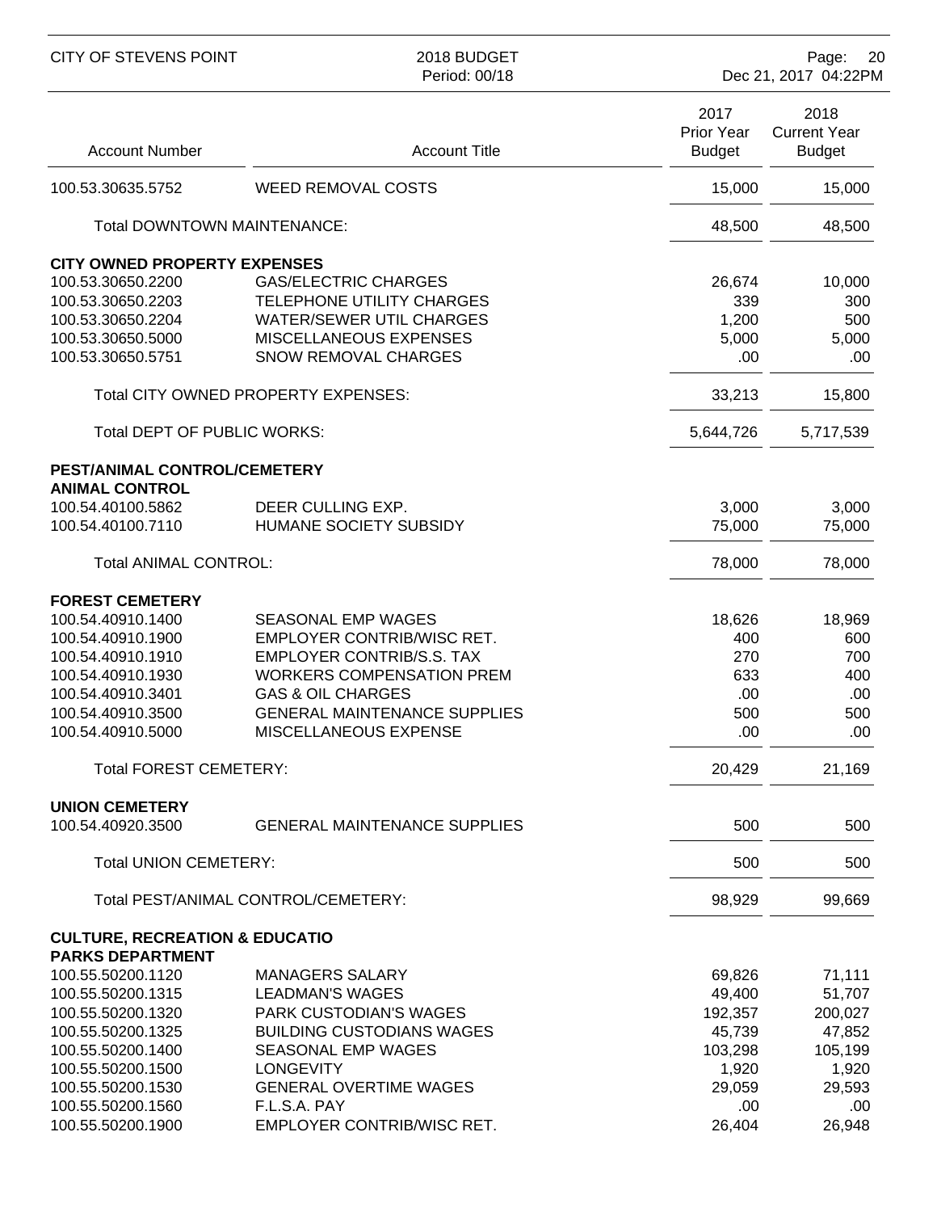| Account Number | Account Title | 2017 Prior Year Budget | 2018 Current Year Budget |
|---|---|---|---|
| 100.53.30635.5752 | WEED REMOVAL COSTS | 15,000 | 15,000 |
| | Total DOWNTOWN MAINTENANCE: | 48,500 | 48,500 |
| **CITY OWNED PROPERTY EXPENSES** | | | |
| 100.53.30650.2200 | GAS/ELECTRIC CHARGES | 26,674 | 10,000 |
| 100.53.30650.2203 | TELEPHONE UTILITY CHARGES | 339 | 300 |
| 100.53.30650.2204 | WATER/SEWER UTIL CHARGES | 1,200 | 500 |
| 100.53.30650.5000 | MISCELLANEOUS EXPENSES | 5,000 | 5,000 |
| 100.53.30650.5751 | SNOW REMOVAL CHARGES | .00 | .00 |
| | Total CITY OWNED PROPERTY EXPENSES: | 33,213 | 15,800 |
| | Total DEPT OF PUBLIC WORKS: | 5,644,726 | 5,717,539 |
| **PEST/ANIMAL CONTROL/CEMETERY** | | | |
| **ANIMAL CONTROL** | | | |
| 100.54.40100.5862 | DEER CULLING EXP. | 3,000 | 3,000 |
| 100.54.40100.7110 | HUMANE SOCIETY SUBSIDY | 75,000 | 75,000 |
| | Total ANIMAL CONTROL: | 78,000 | 78,000 |
| **FOREST CEMETERY** | | | |
| 100.54.40910.1400 | SEASONAL EMP WAGES | 18,626 | 18,969 |
| 100.54.40910.1900 | EMPLOYER CONTRIB/WISC RET. | 400 | 600 |
| 100.54.40910.1910 | EMPLOYER CONTRIB/S.S. TAX | 270 | 700 |
| 100.54.40910.1930 | WORKERS COMPENSATION PREM | 633 | 400 |
| 100.54.40910.3401 | GAS & OIL CHARGES | .00 | .00 |
| 100.54.40910.3500 | GENERAL MAINTENANCE SUPPLIES | 500 | 500 |
| 100.54.40910.5000 | MISCELLANEOUS EXPENSE | .00 | .00 |
| | Total FOREST CEMETERY: | 20,429 | 21,169 |
| **UNION CEMETERY** | | | |
| 100.54.40920.3500 | GENERAL MAINTENANCE SUPPLIES | 500 | 500 |
| | Total UNION CEMETERY: | 500 | 500 |
| | Total PEST/ANIMAL CONTROL/CEMETERY: | 98,929 | 99,669 |
| **CULTURE, RECREATION & EDUCATIO** | | | |
| **PARKS DEPARTMENT** | | | |
| 100.55.50200.1120 | MANAGERS SALARY | 69,826 | 71,111 |
| 100.55.50200.1315 | LEADMAN'S WAGES | 49,400 | 51,707 |
| 100.55.50200.1320 | PARK CUSTODIAN'S WAGES | 192,357 | 200,027 |
| 100.55.50200.1325 | BUILDING CUSTODIANS WAGES | 45,739 | 47,852 |
| 100.55.50200.1400 | SEASONAL EMP WAGES | 103,298 | 105,199 |
| 100.55.50200.1500 | LONGEVITY | 1,920 | 1,920 |
| 100.55.50200.1530 | GENERAL OVERTIME WAGES | 29,059 | 29,593 |
| 100.55.50200.1560 | F.L.S.A. PAY | .00 | .00 |
| 100.55.50200.1900 | EMPLOYER CONTRIB/WISC RET. | 26,404 | 26,948 |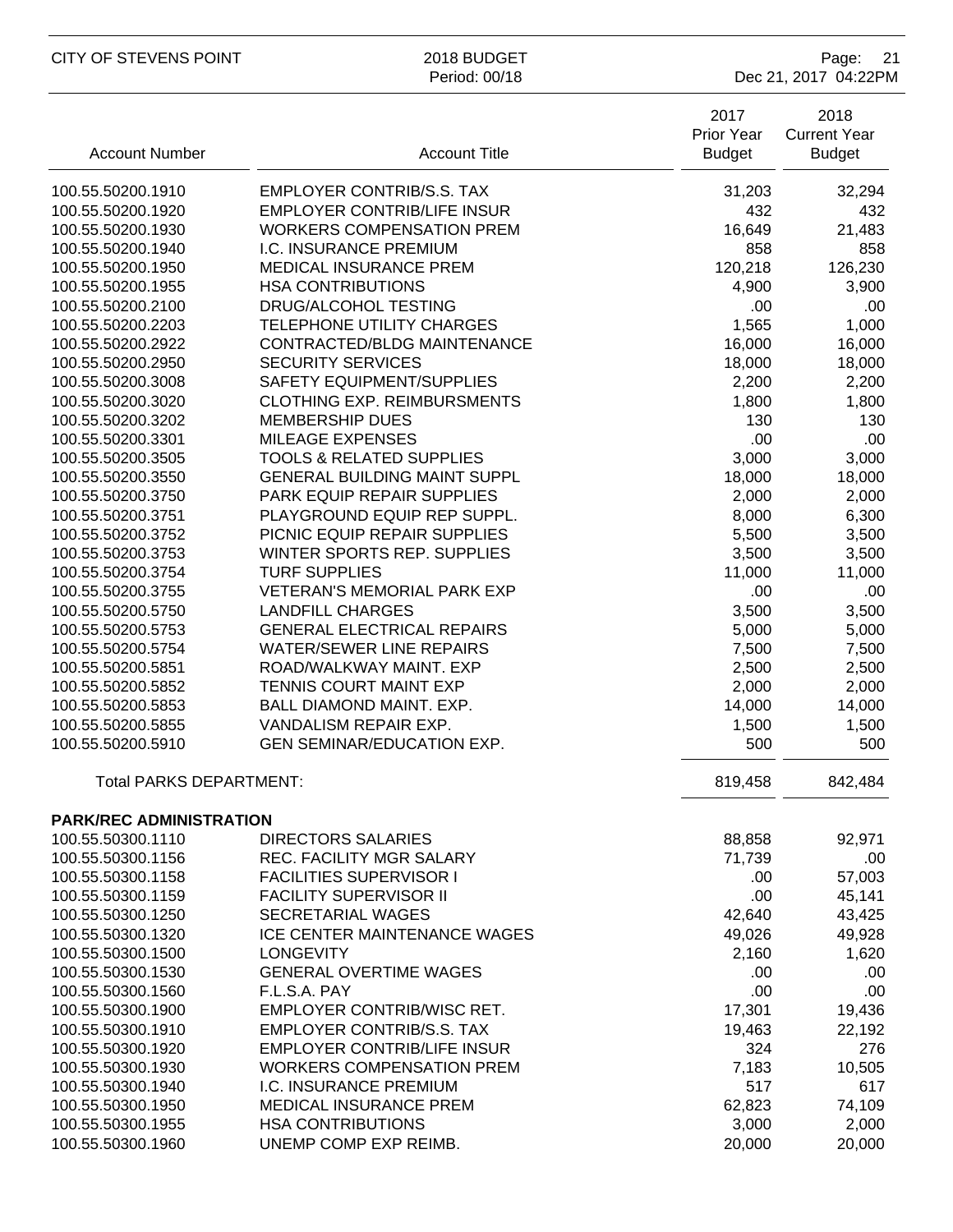| Account Number | Account Title | 2017 Prior Year Budget | 2018 Current Year Budget |
|---|---|---|---|
| 100.55.50200.1910 | EMPLOYER CONTRIB/S.S. TAX | 31,203 | 32,294 |
| 100.55.50200.1920 | EMPLOYER CONTRIB/LIFE INSUR | 432 | 432 |
| 100.55.50200.1930 | WORKERS COMPENSATION PREM | 16,649 | 21,483 |
| 100.55.50200.1940 | I.C. INSURANCE PREMIUM | 858 | 858 |
| 100.55.50200.1950 | MEDICAL INSURANCE PREM | 120,218 | 126,230 |
| 100.55.50200.1955 | HSA CONTRIBUTIONS | 4,900 | 3,900 |
| 100.55.50200.2100 | DRUG/ALCOHOL TESTING | .00 | .00 |
| 100.55.50200.2203 | TELEPHONE UTILITY CHARGES | 1,565 | 1,000 |
| 100.55.50200.2922 | CONTRACTED/BLDG MAINTENANCE | 16,000 | 16,000 |
| 100.55.50200.2950 | SECURITY SERVICES | 18,000 | 18,000 |
| 100.55.50200.3008 | SAFETY EQUIPMENT/SUPPLIES | 2,200 | 2,200 |
| 100.55.50200.3020 | CLOTHING EXP. REIMBURSMENTS | 1,800 | 1,800 |
| 100.55.50200.3202 | MEMBERSHIP DUES | 130 | 130 |
| 100.55.50200.3301 | MILEAGE EXPENSES | .00 | .00 |
| 100.55.50200.3505 | TOOLS & RELATED SUPPLIES | 3,000 | 3,000 |
| 100.55.50200.3550 | GENERAL BUILDING MAINT SUPPL | 18,000 | 18,000 |
| 100.55.50200.3750 | PARK EQUIP REPAIR SUPPLIES | 2,000 | 2,000 |
| 100.55.50200.3751 | PLAYGROUND EQUIP REP SUPPL. | 8,000 | 6,300 |
| 100.55.50200.3752 | PICNIC EQUIP REPAIR SUPPLIES | 5,500 | 3,500 |
| 100.55.50200.3753 | WINTER SPORTS REP. SUPPLIES | 3,500 | 3,500 |
| 100.55.50200.3754 | TURF SUPPLIES | 11,000 | 11,000 |
| 100.55.50200.3755 | VETERAN'S MEMORIAL PARK EXP | .00 | .00 |
| 100.55.50200.5750 | LANDFILL CHARGES | 3,500 | 3,500 |
| 100.55.50200.5753 | GENERAL ELECTRICAL REPAIRS | 5,000 | 5,000 |
| 100.55.50200.5754 | WATER/SEWER LINE REPAIRS | 7,500 | 7,500 |
| 100.55.50200.5851 | ROAD/WALKWAY MAINT. EXP | 2,500 | 2,500 |
| 100.55.50200.5852 | TENNIS COURT MAINT EXP | 2,000 | 2,000 |
| 100.55.50200.5853 | BALL DIAMOND MAINT. EXP. | 14,000 | 14,000 |
| 100.55.50200.5855 | VANDALISM REPAIR EXP. | 1,500 | 1,500 |
| 100.55.50200.5910 | GEN SEMINAR/EDUCATION EXP. | 500 | 500 |
| Total PARKS DEPARTMENT: | | 819,458 | 842,484 |
| **PARK/REC ADMINISTRATION** | | | |
| 100.55.50300.1110 | DIRECTORS SALARIES | 88,858 | 92,971 |
| 100.55.50300.1156 | REC. FACILITY MGR SALARY | 71,739 | .00 |
| 100.55.50300.1158 | FACILITIES SUPERVISOR I | .00 | 57,003 |
| 100.55.50300.1159 | FACILITY SUPERVISOR II | .00 | 45,141 |
| 100.55.50300.1250 | SECRETARIAL WAGES | 42,640 | 43,425 |
| 100.55.50300.1320 | ICE CENTER MAINTENANCE WAGES | 49,026 | 49,928 |
| 100.55.50300.1500 | LONGEVITY | 2,160 | 1,620 |
| 100.55.50300.1530 | GENERAL OVERTIME WAGES | .00 | .00 |
| 100.55.50300.1560 | F.L.S.A. PAY | .00 | .00 |
| 100.55.50300.1900 | EMPLOYER CONTRIB/WISC RET. | 17,301 | 19,436 |
| 100.55.50300.1910 | EMPLOYER CONTRIB/S.S. TAX | 19,463 | 22,192 |
| 100.55.50300.1920 | EMPLOYER CONTRIB/LIFE INSUR | 324 | 276 |
| 100.55.50300.1930 | WORKERS COMPENSATION PREM | 7,183 | 10,505 |
| 100.55.50300.1940 | I.C. INSURANCE PREMIUM | 517 | 617 |
| 100.55.50300.1950 | MEDICAL INSURANCE PREM | 62,823 | 74,109 |
| 100.55.50300.1955 | HSA CONTRIBUTIONS | 3,000 | 2,000 |
| 100.55.50300.1960 | UNEMP COMP EXP REIMB. | 20,000 | 20,000 |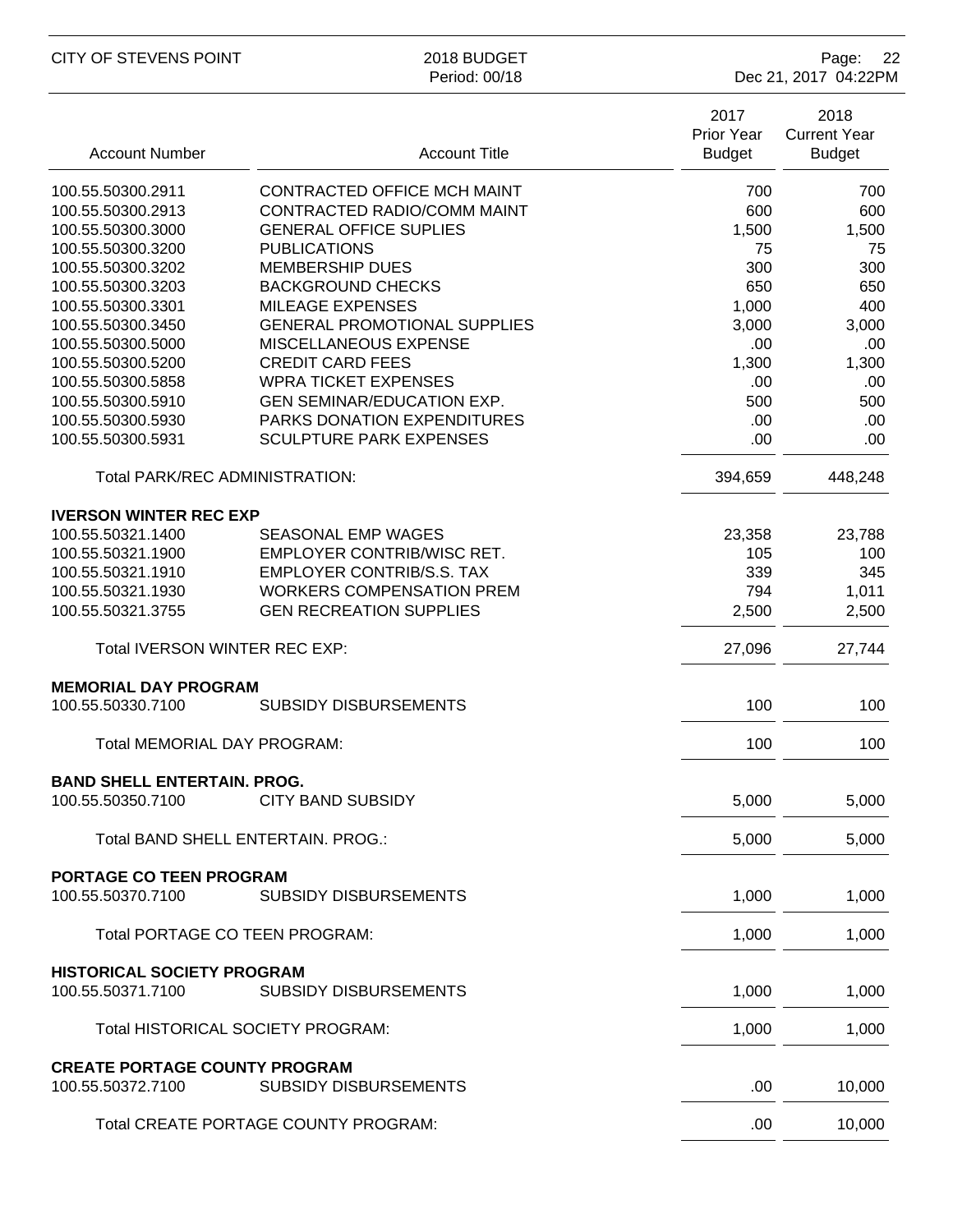| Account Number | Account Title | 2017 Prior Year Budget | 2018 Current Year Budget |
|---|---|---|---|
| 100.55.50300.2911 | CONTRACTED OFFICE MCH MAINT | 700 | 700 |
| 100.55.50300.2913 | CONTRACTED RADIO/COMM MAINT | 600 | 600 |
| 100.55.50300.3000 | GENERAL OFFICE SUPLIES | 1,500 | 1,500 |
| 100.55.50300.3200 | PUBLICATIONS | 75 | 75 |
| 100.55.50300.3202 | MEMBERSHIP DUES | 300 | 300 |
| 100.55.50300.3203 | BACKGROUND CHECKS | 650 | 650 |
| 100.55.50300.3301 | MILEAGE EXPENSES | 1,000 | 400 |
| 100.55.50300.3450 | GENERAL PROMOTIONAL SUPPLIES | 3,000 | 3,000 |
| 100.55.50300.5000 | MISCELLANEOUS EXPENSE | .00 | .00 |
| 100.55.50300.5200 | CREDIT CARD FEES | 1,300 | 1,300 |
| 100.55.50300.5858 | WPRA TICKET EXPENSES | .00 | .00 |
| 100.55.50300.5910 | GEN SEMINAR/EDUCATION EXP. | 500 | 500 |
| 100.55.50300.5930 | PARKS DONATION EXPENDITURES | .00 | .00 |
| 100.55.50300.5931 | SCULPTURE PARK EXPENSES | .00 | .00 |
| Total PARK/REC ADMINISTRATION: | | 394,659 | 448,248 |
| **IVERSON WINTER REC EXP** | | | |
| 100.55.50321.1400 | SEASONAL EMP WAGES | 23,358 | 23,788 |
| 100.55.50321.1900 | EMPLOYER CONTRIB/WISC RET. | 105 | 100 |
| 100.55.50321.1910 | EMPLOYER CONTRIB/S.S. TAX | 339 | 345 |
| 100.55.50321.1930 | WORKERS COMPENSATION PREM | 794 | 1,011 |
| 100.55.50321.3755 | GEN RECREATION SUPPLIES | 2,500 | 2,500 |
| Total IVERSON WINTER REC EXP: | | 27,096 | 27,744 |
| **MEMORIAL DAY PROGRAM** | | | |
| 100.55.50330.7100 | SUBSIDY DISBURSEMENTS | 100 | 100 |
| Total MEMORIAL DAY PROGRAM: | | 100 | 100 |
| **BAND SHELL ENTERTAIN. PROG.** | | | |
| 100.55.50350.7100 | CITY BAND SUBSIDY | 5,000 | 5,000 |
| Total BAND SHELL ENTERTAIN. PROG.: | | 5,000 | 5,000 |
| **PORTAGE CO TEEN PROGRAM** | | | |
| 100.55.50370.7100 | SUBSIDY DISBURSEMENTS | 1,000 | 1,000 |
| Total PORTAGE CO TEEN PROGRAM: | | 1,000 | 1,000 |
| **HISTORICAL SOCIETY PROGRAM** | | | |
| 100.55.50371.7100 | SUBSIDY DISBURSEMENTS | 1,000 | 1,000 |
| Total HISTORICAL SOCIETY PROGRAM: | | 1,000 | 1,000 |
| **CREATE PORTAGE COUNTY PROGRAM** | | | |
| 100.55.50372.7100 | SUBSIDY DISBURSEMENTS | .00 | 10,000 |
| Total CREATE PORTAGE COUNTY PROGRAM: | | .00 | 10,000 |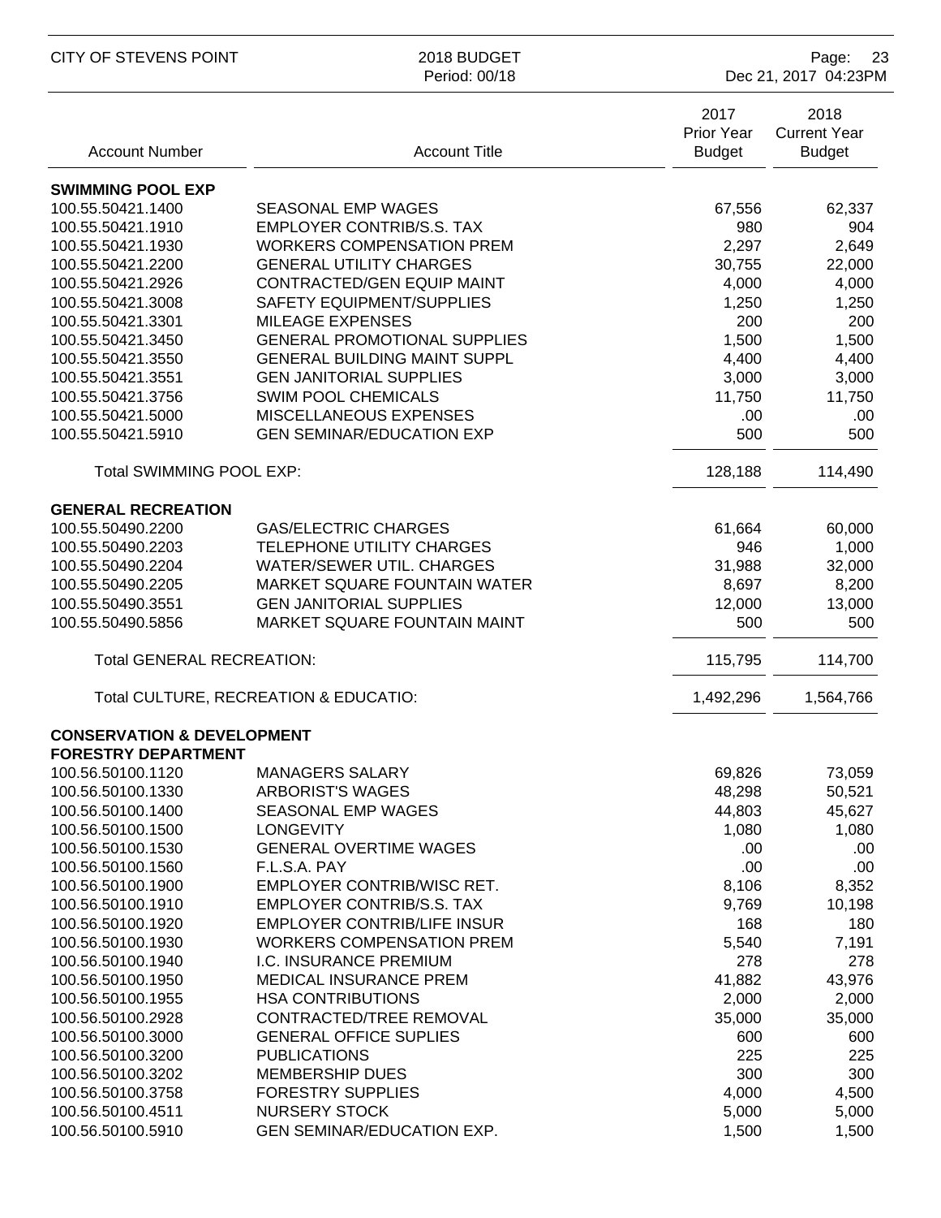| Account Number | Account Title | 2017 Prior Year Budget | 2018 Current Year Budget |
|---|---|---|---|
| **SWIMMING POOL EXP** | | | |
| 100.55.50421.1400 | SEASONAL EMP WAGES | 67,556 | 62,337 |
| 100.55.50421.1910 | EMPLOYER CONTRIB/S.S. TAX | 980 | 904 |
| 100.55.50421.1930 | WORKERS COMPENSATION PREM | 2,297 | 2,649 |
| 100.55.50421.2200 | GENERAL UTILITY CHARGES | 30,755 | 22,000 |
| 100.55.50421.2926 | CONTRACTED/GEN EQUIP MAINT | 4,000 | 4,000 |
| 100.55.50421.3008 | SAFETY EQUIPMENT/SUPPLIES | 1,250 | 1,250 |
| 100.55.50421.3301 | MILEAGE EXPENSES | 200 | 200 |
| 100.55.50421.3450 | GENERAL PROMOTIONAL SUPPLIES | 1,500 | 1,500 |
| 100.55.50421.3550 | GENERAL BUILDING MAINT SUPPL | 4,400 | 4,400 |
| 100.55.50421.3551 | GEN JANITORIAL SUPPLIES | 3,000 | 3,000 |
| 100.55.50421.3756 | SWIM POOL CHEMICALS | 11,750 | 11,750 |
| 100.55.50421.5000 | MISCELLANEOUS EXPENSES | .00 | .00 |
| 100.55.50421.5910 | GEN SEMINAR/EDUCATION EXP | 500 | 500 |
| Total SWIMMING POOL EXP: | | 128,188 | 114,490 |
| **GENERAL RECREATION** | | | |
| 100.55.50490.2200 | GAS/ELECTRIC CHARGES | 61,664 | 60,000 |
| 100.55.50490.2203 | TELEPHONE UTILITY CHARGES | 946 | 1,000 |
| 100.55.50490.2204 | WATER/SEWER UTIL. CHARGES | 31,988 | 32,000 |
| 100.55.50490.2205 | MARKET SQUARE FOUNTAIN WATER | 8,697 | 8,200 |
| 100.55.50490.3551 | GEN JANITORIAL SUPPLIES | 12,000 | 13,000 |
| 100.55.50490.5856 | MARKET SQUARE FOUNTAIN MAINT | 500 | 500 |
| Total GENERAL RECREATION: | | 115,795 | 114,700 |
| Total CULTURE, RECREATION & EDUCATIO: | | 1,492,296 | 1,564,766 |
| **CONSERVATION & DEVELOPMENT** | | | |
| **FORESTRY DEPARTMENT** | | | |
| 100.56.50100.1120 | MANAGERS SALARY | 69,826 | 73,059 |
| 100.56.50100.1330 | ARBORIST'S WAGES | 48,298 | 50,521 |
| 100.56.50100.1400 | SEASONAL EMP WAGES | 44,803 | 45,627 |
| 100.56.50100.1500 | LONGEVITY | 1,080 | 1,080 |
| 100.56.50100.1530 | GENERAL OVERTIME WAGES | .00 | .00 |
| 100.56.50100.1560 | F.L.S.A. PAY | .00 | .00 |
| 100.56.50100.1900 | EMPLOYER CONTRIB/WISC RET. | 8,106 | 8,352 |
| 100.56.50100.1910 | EMPLOYER CONTRIB/S.S. TAX | 9,769 | 10,198 |
| 100.56.50100.1920 | EMPLOYER CONTRIB/LIFE INSUR | 168 | 180 |
| 100.56.50100.1930 | WORKERS COMPENSATION PREM | 5,540 | 7,191 |
| 100.56.50100.1940 | I.C. INSURANCE PREMIUM | 278 | 278 |
| 100.56.50100.1950 | MEDICAL INSURANCE PREM | 41,882 | 43,976 |
| 100.56.50100.1955 | HSA CONTRIBUTIONS | 2,000 | 2,000 |
| 100.56.50100.2928 | CONTRACTED/TREE REMOVAL | 35,000 | 35,000 |
| 100.56.50100.3000 | GENERAL OFFICE SUPLIES | 600 | 600 |
| 100.56.50100.3200 | PUBLICATIONS | 225 | 225 |
| 100.56.50100.3202 | MEMBERSHIP DUES | 300 | 300 |
| 100.56.50100.3758 | FORESTRY SUPPLIES | 4,000 | 4,500 |
| 100.56.50100.4511 | NURSERY STOCK | 5,000 | 5,000 |
| 100.56.50100.5910 | GEN SEMINAR/EDUCATION EXP. | 1,500 | 1,500 |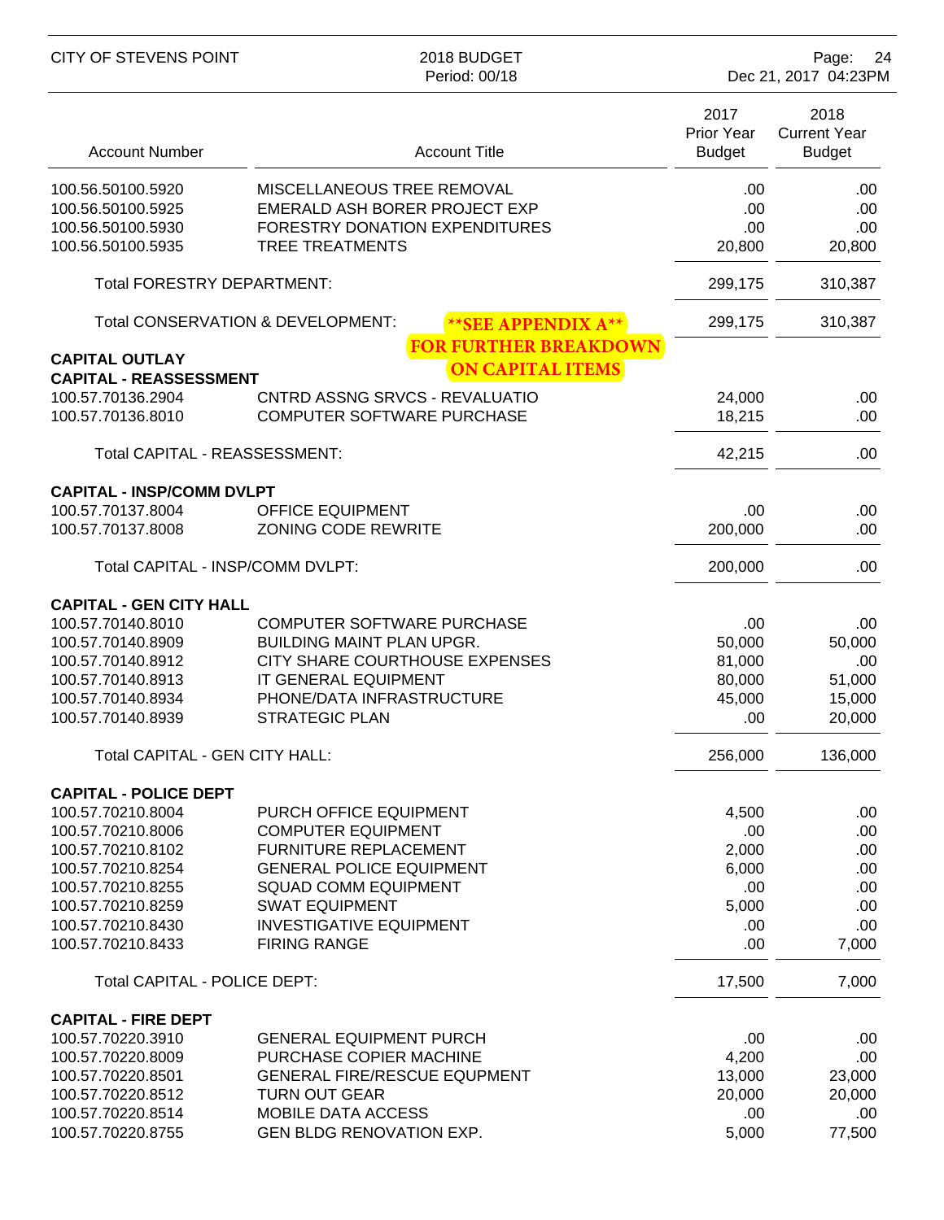| Account Number | Account Title | 2017 Prior Year Budget | 2018 Current Year Budget |
|---|---|---|---|
| 100.56.50100.5920 | MISCELLANEOUS TREE REMOVAL | .00 | .00 |
| 100.56.50100.5925 | EMERALD ASH BORER PROJECT EXP | .00 | .00 |
| 100.56.50100.5930 | FORESTRY DONATION EXPENDITURES | .00 | .00 |
| 100.56.50100.5935 | TREE TREATMENTS | 20,800 | 20,800 |
| | Total FORESTRY DEPARTMENT: | 299,175 | 310,387 |
| | Total CONSERVATION & DEVELOPMENT: | 299,175 | 310,387 |

**\*\*SEE APPENDIX A\*\* FOR FURTHER BREAKDOWN ON CAPITAL ITEMS**

**CAPITAL OUTLAY**

**CAPITAL - REASSESSMENT**

| Account Number | Account Title | 2017 Prior Year Budget | 2018 Current Year Budget |
|---|---|---|---|
| 100.57.70136.2904 | CNTRD ASSNG SRVCS - REVALUATIO | 24,000 | .00 |
| 100.57.70136.8010 | COMPUTER SOFTWARE PURCHASE | 18,215 | .00 |
| | Total CAPITAL - REASSESSMENT: | 42,215 | .00 |

**CAPITAL - INSP/COMM DVLPT**

| Account Number | Account Title | 2017 Prior Year Budget | 2018 Current Year Budget |
|---|---|---|---|
| 100.57.70137.8004 | OFFICE EQUIPMENT | .00 | .00 |
| 100.57.70137.8008 | ZONING CODE REWRITE | 200,000 | .00 |
| | Total CAPITAL - INSP/COMM DVLPT: | 200,000 | .00 |

**CAPITAL - GEN CITY HALL**

| Account Number | Account Title | 2017 Prior Year Budget | 2018 Current Year Budget |
|---|---|---|---|
| 100.57.70140.8010 | COMPUTER SOFTWARE PURCHASE | .00 | .00 |
| 100.57.70140.8909 | BUILDING MAINT PLAN UPGR. | 50,000 | 50,000 |
| 100.57.70140.8912 | CITY SHARE COURTHOUSE EXPENSES | 81,000 | .00 |
| 100.57.70140.8913 | IT GENERAL EQUIPMENT | 80,000 | 51,000 |
| 100.57.70140.8934 | PHONE/DATA INFRASTRUCTURE | 45,000 | 15,000 |
| 100.57.70140.8939 | STRATEGIC PLAN | .00 | 20,000 |
| | Total CAPITAL - GEN CITY HALL: | 256,000 | 136,000 |

**CAPITAL - POLICE DEPT**

| Account Number | Account Title | 2017 Prior Year Budget | 2018 Current Year Budget |
|---|---|---|---|
| 100.57.70210.8004 | PURCH OFFICE EQUIPMENT | 4,500 | .00 |
| 100.57.70210.8006 | COMPUTER EQUIPMENT | .00 | .00 |
| 100.57.70210.8102 | FURNITURE REPLACEMENT | 2,000 | .00 |
| 100.57.70210.8254 | GENERAL POLICE EQUIPMENT | 6,000 | .00 |
| 100.57.70210.8255 | SQUAD COMM EQUIPMENT | .00 | .00 |
| 100.57.70210.8259 | SWAT EQUIPMENT | 5,000 | .00 |
| 100.57.70210.8430 | INVESTIGATIVE EQUIPMENT | .00 | .00 |
| 100.57.70210.8433 | FIRING RANGE | .00 | 7,000 |
| | Total CAPITAL - POLICE DEPT: | 17,500 | 7,000 |

**CAPITAL - FIRE DEPT**

| Account Number | Account Title | 2017 Prior Year Budget | 2018 Current Year Budget |
|---|---|---|---|
| 100.57.70220.3910 | GENERAL EQUIPMENT PURCH | .00 | .00 |
| 100.57.70220.8009 | PURCHASE COPIER MACHINE | 4,200 | .00 |
| 100.57.70220.8501 | GENERAL FIRE/RESCUE EQUPMENT | 13,000 | 23,000 |
| 100.57.70220.8512 | TURN OUT GEAR | 20,000 | 20,000 |
| 100.57.70220.8514 | MOBILE DATA ACCESS | .00 | .00 |
| 100.57.70220.8755 | GEN BLDG RENOVATION EXP. | 5,000 | 77,500 |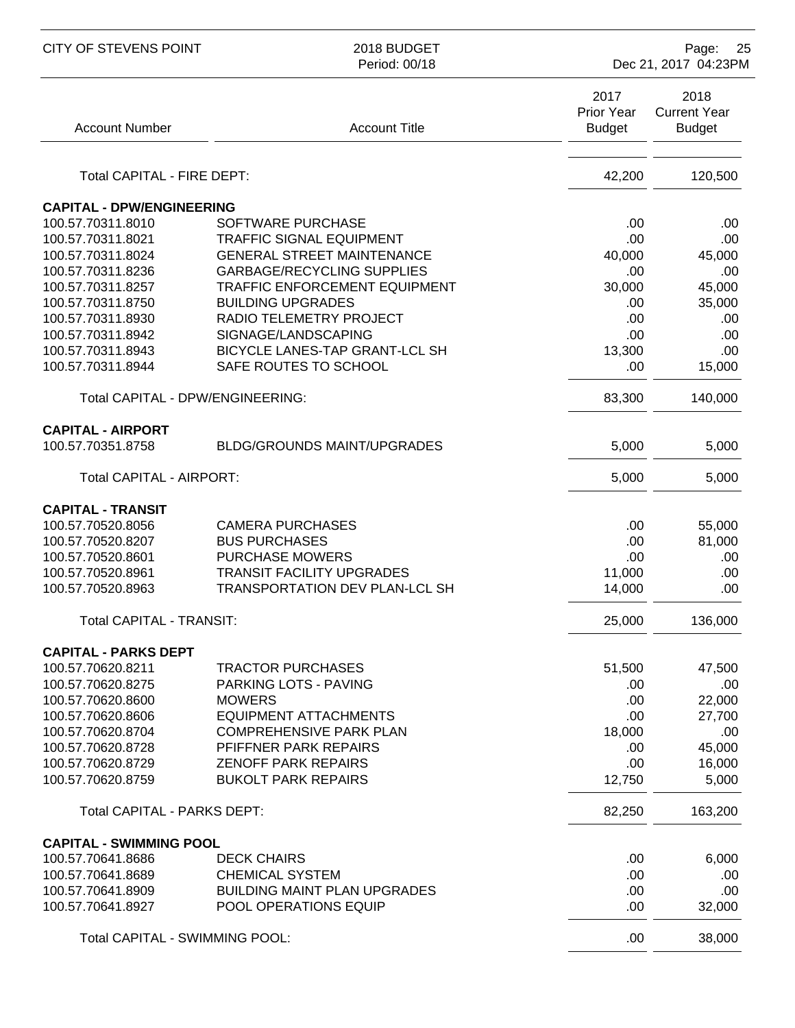| Account Number | Account Title | 2017 Prior Year Budget | 2018 Current Year Budget |
|---|---|---|---|
| Total CAPITAL - FIRE DEPT: | | 42,200 | 120,500 |
| **CAPITAL - DPW/ENGINEERING** | | | |
| 100.57.70311.8010 | SOFTWARE PURCHASE | .00 | .00 |
| 100.57.70311.8021 | TRAFFIC SIGNAL EQUIPMENT | .00 | .00 |
| 100.57.70311.8024 | GENERAL STREET MAINTENANCE | 40,000 | 45,000 |
| 100.57.70311.8236 | GARBAGE/RECYCLING SUPPLIES | .00 | .00 |
| 100.57.70311.8257 | TRAFFIC ENFORCEMENT EQUIPMENT | 30,000 | 45,000 |
| 100.57.70311.8750 | BUILDING UPGRADES | .00 | 35,000 |
| 100.57.70311.8930 | RADIO TELEMETRY PROJECT | .00 | .00 |
| 100.57.70311.8942 | SIGNAGE/LANDSCAPING | .00 | .00 |
| 100.57.70311.8943 | BICYCLE LANES-TAP GRANT-LCL SH | 13,300 | .00 |
| 100.57.70311.8944 | SAFE ROUTES TO SCHOOL | .00 | 15,000 |
| Total CAPITAL - DPW/ENGINEERING: | | 83,300 | 140,000 |
| **CAPITAL - AIRPORT** | | | |
| 100.57.70351.8758 | BLDG/GROUNDS MAINT/UPGRADES | 5,000 | 5,000 |
| Total CAPITAL - AIRPORT: | | 5,000 | 5,000 |
| **CAPITAL - TRANSIT** | | | |
| 100.57.70520.8056 | CAMERA PURCHASES | .00 | 55,000 |
| 100.57.70520.8207 | BUS PURCHASES | .00 | 81,000 |
| 100.57.70520.8601 | PURCHASE MOWERS | .00 | .00 |
| 100.57.70520.8961 | TRANSIT FACILITY UPGRADES | 11,000 | .00 |
| 100.57.70520.8963 | TRANSPORTATION DEV PLAN-LCL SH | 14,000 | .00 |
| Total CAPITAL - TRANSIT: | | 25,000 | 136,000 |
| **CAPITAL - PARKS DEPT** | | | |
| 100.57.70620.8211 | TRACTOR PURCHASES | 51,500 | 47,500 |
| 100.57.70620.8275 | PARKING LOTS - PAVING | .00 | .00 |
| 100.57.70620.8600 | MOWERS | .00 | 22,000 |
| 100.57.70620.8606 | EQUIPMENT ATTACHMENTS | .00 | 27,700 |
| 100.57.70620.8704 | COMPREHENSIVE PARK PLAN | 18,000 | .00 |
| 100.57.70620.8728 | PFIFFNER PARK REPAIRS | .00 | 45,000 |
| 100.57.70620.8729 | ZENOFF PARK REPAIRS | .00 | 16,000 |
| 100.57.70620.8759 | BUKOLT PARK REPAIRS | 12,750 | 5,000 |
| Total CAPITAL - PARKS DEPT: | | 82,250 | 163,200 |
| **CAPITAL - SWIMMING POOL** | | | |
| 100.57.70641.8686 | DECK CHAIRS | .00 | 6,000 |
| 100.57.70641.8689 | CHEMICAL SYSTEM | .00 | .00 |
| 100.57.70641.8909 | BUILDING MAINT PLAN UPGRADES | .00 | .00 |
| 100.57.70641.8927 | POOL OPERATIONS EQUIP | .00 | 32,000 |
| Total CAPITAL - SWIMMING POOL: | | .00 | 38,000 |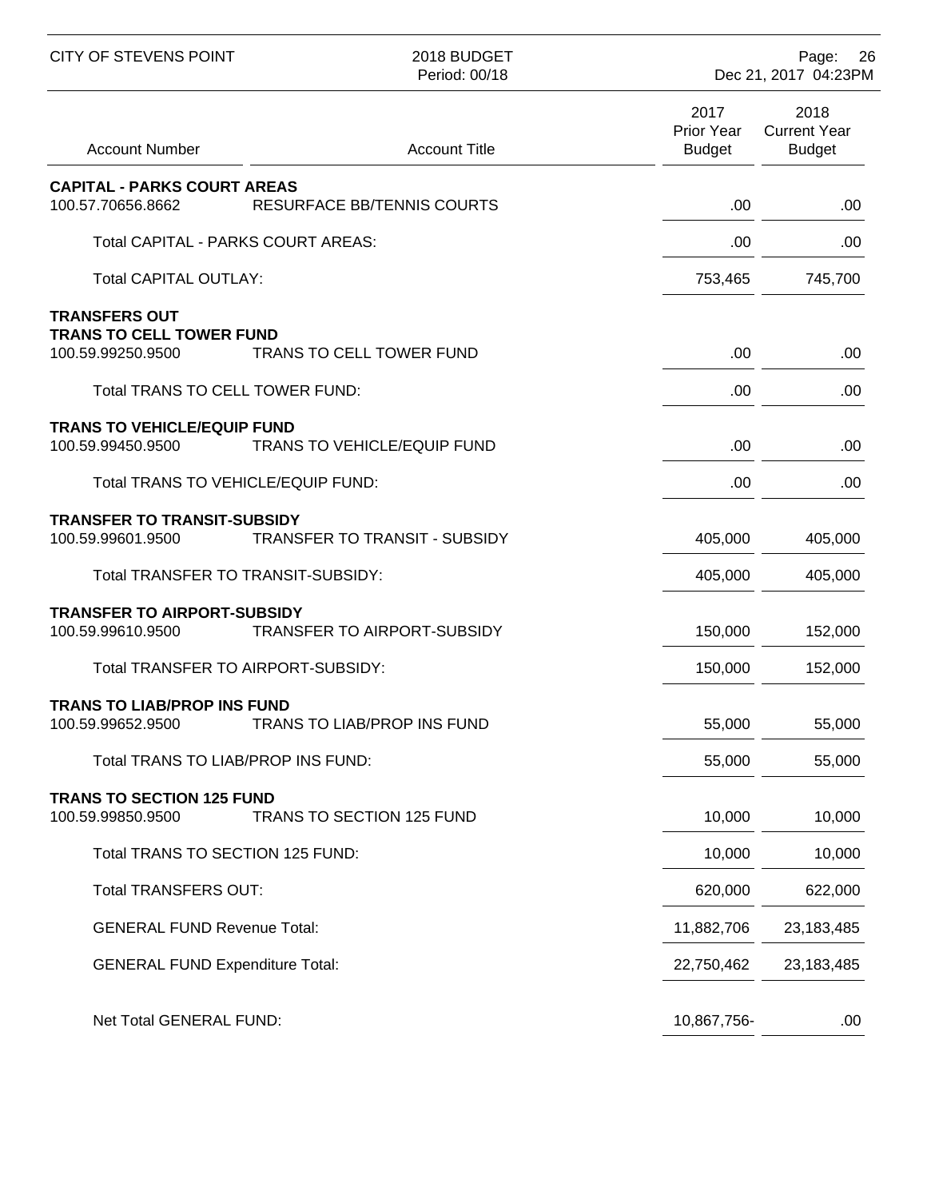| Account Number | Account Title | 2017 Prior Year Budget | 2018 Current Year Budget |
|---|---|---|---|
| **CAPITAL - PARKS COURT AREAS** | | | |
| 100.57.70656.8662 | RESURFACE BB/TENNIS COURTS | .00 | .00 |
| | Total CAPITAL - PARKS COURT AREAS: | .00 | .00 |
| | Total CAPITAL OUTLAY: | 753,465 | 745,700 |
| **TRANSFERS OUT** | | | |
| **TRANS TO CELL TOWER FUND** | | | |
| 100.59.99250.9500 | TRANS TO CELL TOWER FUND | .00 | .00 |
| | Total TRANS TO CELL TOWER FUND: | .00 | .00 |
| **TRANS TO VEHICLE/EQUIP FUND** | | | |
| 100.59.99450.9500 | TRANS TO VEHICLE/EQUIP FUND | .00 | .00 |
| | Total TRANS TO VEHICLE/EQUIP FUND: | .00 | .00 |
| **TRANSFER TO TRANSIT-SUBSIDY** | | | |
| 100.59.99601.9500 | TRANSFER TO TRANSIT - SUBSIDY | 405,000 | 405,000 |
| | Total TRANSFER TO TRANSIT-SUBSIDY: | 405,000 | 405,000 |
| **TRANSFER TO AIRPORT-SUBSIDY** | | | |
| 100.59.99610.9500 | TRANSFER TO AIRPORT-SUBSIDY | 150,000 | 152,000 |
| | Total TRANSFER TO AIRPORT-SUBSIDY: | 150,000 | 152,000 |
| **TRANS TO LIAB/PROP INS FUND** | | | |
| 100.59.99652.9500 | TRANS TO LIAB/PROP INS FUND | 55,000 | 55,000 |
| | Total TRANS TO LIAB/PROP INS FUND: | 55,000 | 55,000 |
| **TRANS TO SECTION 125 FUND** | | | |
| 100.59.99850.9500 | TRANS TO SECTION 125 FUND | 10,000 | 10,000 |
| | Total TRANS TO SECTION 125 FUND: | 10,000 | 10,000 |
| | Total TRANSFERS OUT: | 620,000 | 622,000 |
| | GENERAL FUND Revenue Total: | 11,882,706 | 23,183,485 |
| | GENERAL FUND Expenditure Total: | 22,750,462 | 23,183,485 |
| | Net Total GENERAL FUND: | 10,867,756- | .00 |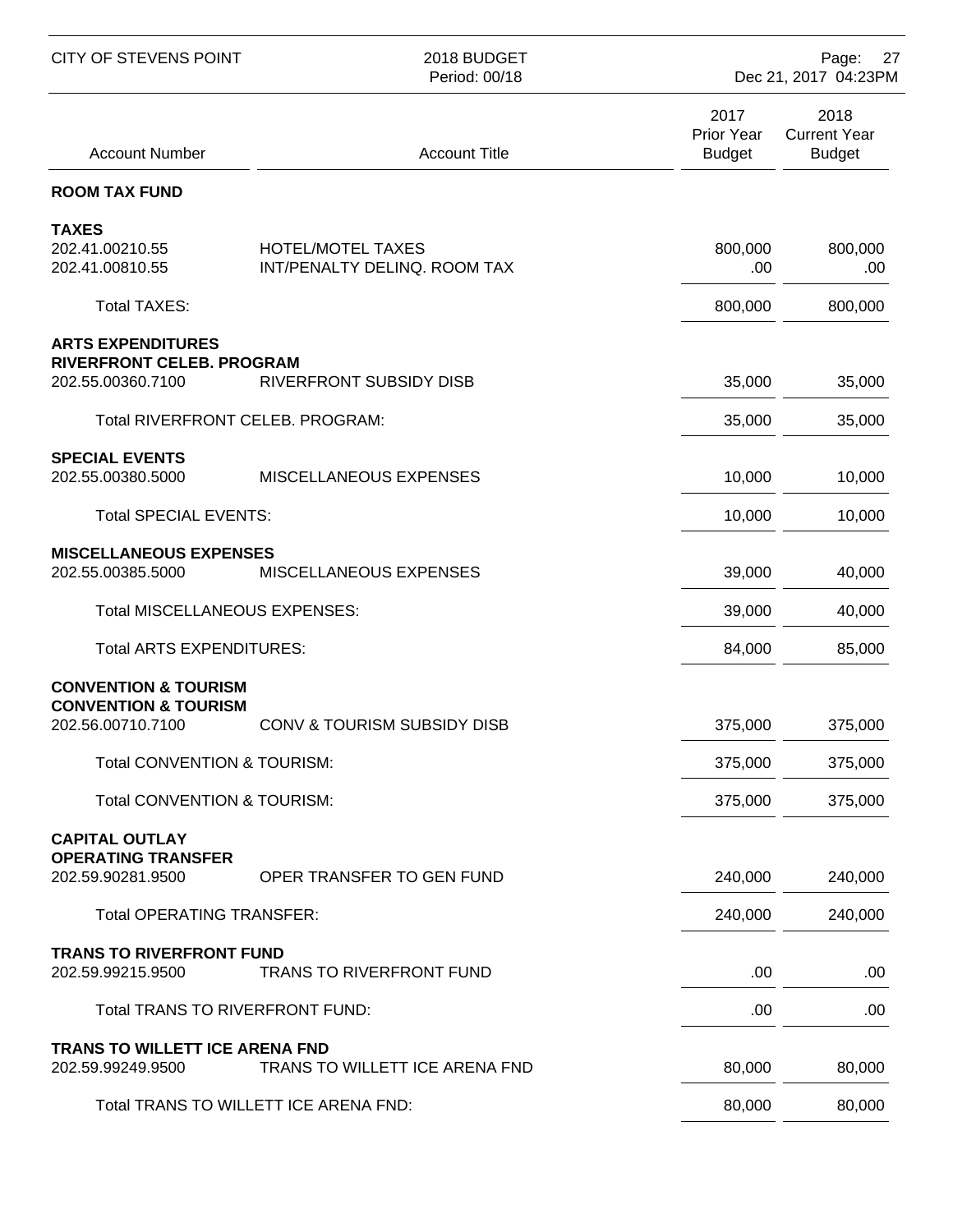| Account Number | Account Title | 2017 Prior Year Budget | 2018 Current Year Budget |
|---|---|---|---|
| **ROOM TAX FUND** | | | |
| **TAXES** | | | |
| 202.41.00210.55 | HOTEL/MOTEL TAXES | 800,000 | 800,000 |
| 202.41.00810.55 | INT/PENALTY DELINQ. ROOM TAX | .00 | .00 |
| Total TAXES: | | 800,000 | 800,000 |
| **ARTS EXPENDITURES** | | | |
| **RIVERFRONT CELEB. PROGRAM** | | | |
| 202.55.00360.7100 | RIVERFRONT SUBSIDY DISB | 35,000 | 35,000 |
| Total RIVERFRONT CELEB. PROGRAM: | | 35,000 | 35,000 |
| **SPECIAL EVENTS** | | | |
| 202.55.00380.5000 | MISCELLANEOUS EXPENSES | 10,000 | 10,000 |
| Total SPECIAL EVENTS: | | 10,000 | 10,000 |
| **MISCELLANEOUS EXPENSES** | | | |
| 202.55.00385.5000 | MISCELLANEOUS EXPENSES | 39,000 | 40,000 |
| Total MISCELLANEOUS EXPENSES: | | 39,000 | 40,000 |
| Total ARTS EXPENDITURES: | | 84,000 | 85,000 |
| **CONVENTION & TOURISM** | | | |
| **CONVENTION & TOURISM** | | | |
| 202.56.00710.7100 | CONV & TOURISM SUBSIDY DISB | 375,000 | 375,000 |
| Total CONVENTION & TOURISM: | | 375,000 | 375,000 |
| Total CONVENTION & TOURISM: | | 375,000 | 375,000 |
| **CAPITAL OUTLAY** | | | |
| **OPERATING TRANSFER** | | | |
| 202.59.90281.9500 | OPER TRANSFER TO GEN FUND | 240,000 | 240,000 |
| Total OPERATING TRANSFER: | | 240,000 | 240,000 |
| **TRANS TO RIVERFRONT FUND** | | | |
| 202.59.99215.9500 | TRANS TO RIVERFRONT FUND | .00 | .00 |
| Total TRANS TO RIVERFRONT FUND: | | .00 | .00 |
| **TRANS TO WILLETT ICE ARENA FND** | | | |
| 202.59.99249.9500 | TRANS TO WILLETT ICE ARENA FND | 80,000 | 80,000 |
| Total TRANS TO WILLETT ICE ARENA FND: | | 80,000 | 80,000 |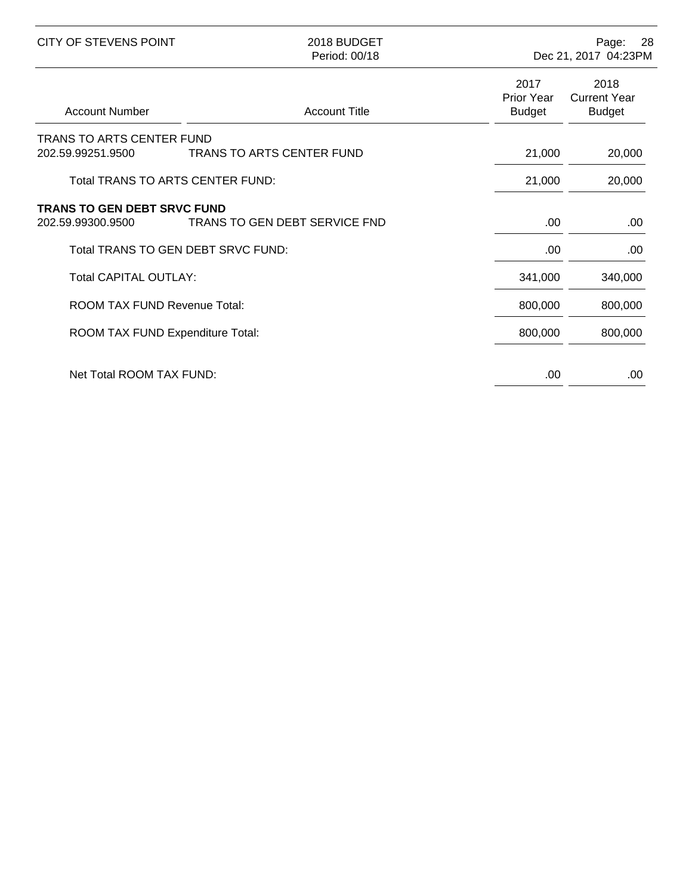| Account Number | Account Title | 2017 Prior Year Budget | 2018 Current Year Budget |
|---|---|---|---|
| TRANS TO ARTS CENTER FUND | | | |
| 202.59.99251.9500 | TRANS TO ARTS CENTER FUND | 21,000 | 20,000 |
| | Total TRANS TO ARTS CENTER FUND: | 21,000 | 20,000 |
| **TRANS TO GEN DEBT SRVC FUND** | | | |
| 202.59.99300.9500 | TRANS TO GEN DEBT SERVICE FND | .00 | .00 |
| | Total TRANS TO GEN DEBT SRVC FUND: | .00 | .00 |
| | Total CAPITAL OUTLAY: | 341,000 | 340,000 |
| | ROOM TAX FUND Revenue Total: | 800,000 | 800,000 |
| | ROOM TAX FUND Expenditure Total: | 800,000 | 800,000 |
| | Net Total ROOM TAX FUND: | .00 | .00 |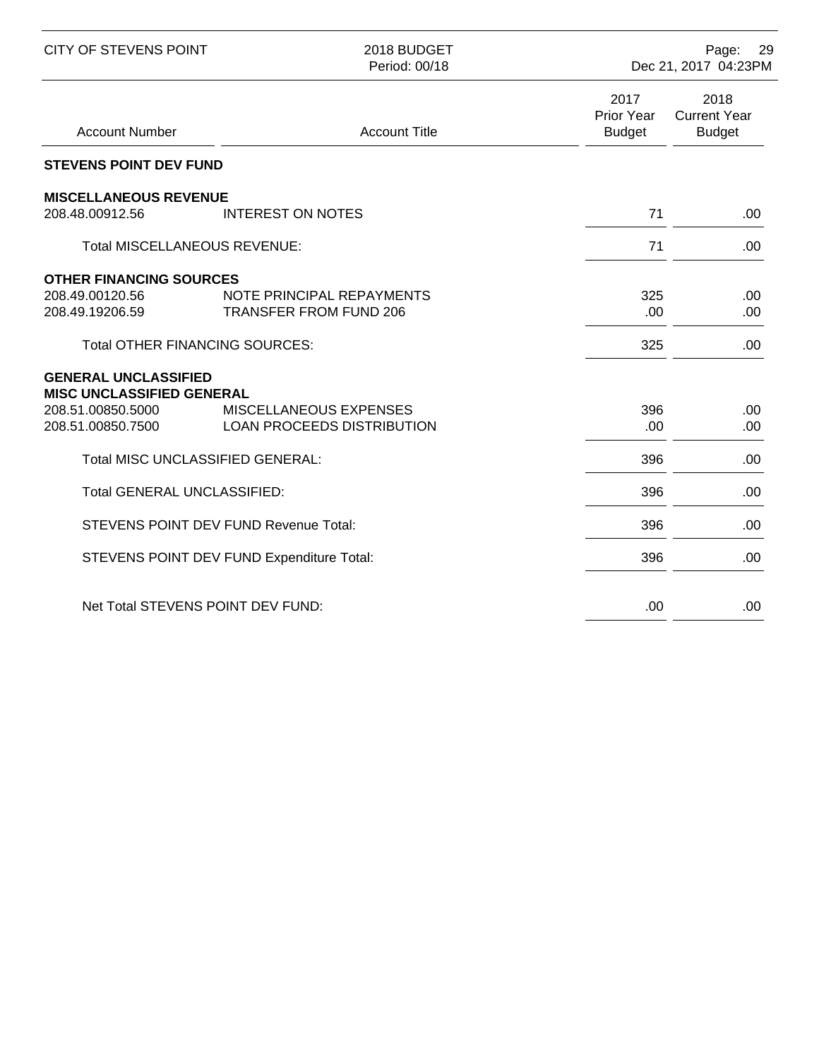| Account Number | Account Title | 2017 Prior Year Budget | 2018 Current Year Budget |
|---|---|---|---|
| **STEVENS POINT DEV FUND** | | | |
| **MISCELLANEOUS REVENUE** | | | |
| 208.48.00912.56 | INTEREST ON NOTES | 71 | .00 |
| Total MISCELLANEOUS REVENUE: | | 71 | .00 |
| **OTHER FINANCING SOURCES** | | | |
| 208.49.00120.56 | NOTE PRINCIPAL REPAYMENTS | 325 | .00 |
| 208.49.19206.59 | TRANSFER FROM FUND 206 | .00 | .00 |
| Total OTHER FINANCING SOURCES: | | 325 | .00 |
| **GENERAL UNCLASSIFIED** | | | |
| **MISC UNCLASSIFIED GENERAL** | | | |
| 208.51.00850.5000 | MISCELLANEOUS EXPENSES | 396 | .00 |
| 208.51.00850.7500 | LOAN PROCEEDS DISTRIBUTION | .00 | .00 |
| Total MISC UNCLASSIFIED GENERAL: | | 396 | .00 |
| Total GENERAL UNCLASSIFIED: | | 396 | .00 |
| STEVENS POINT DEV FUND Revenue Total: | | 396 | .00 |
| STEVENS POINT DEV FUND Expenditure Total: | | 396 | .00 |
| Net Total STEVENS POINT DEV FUND: | | .00 | .00 |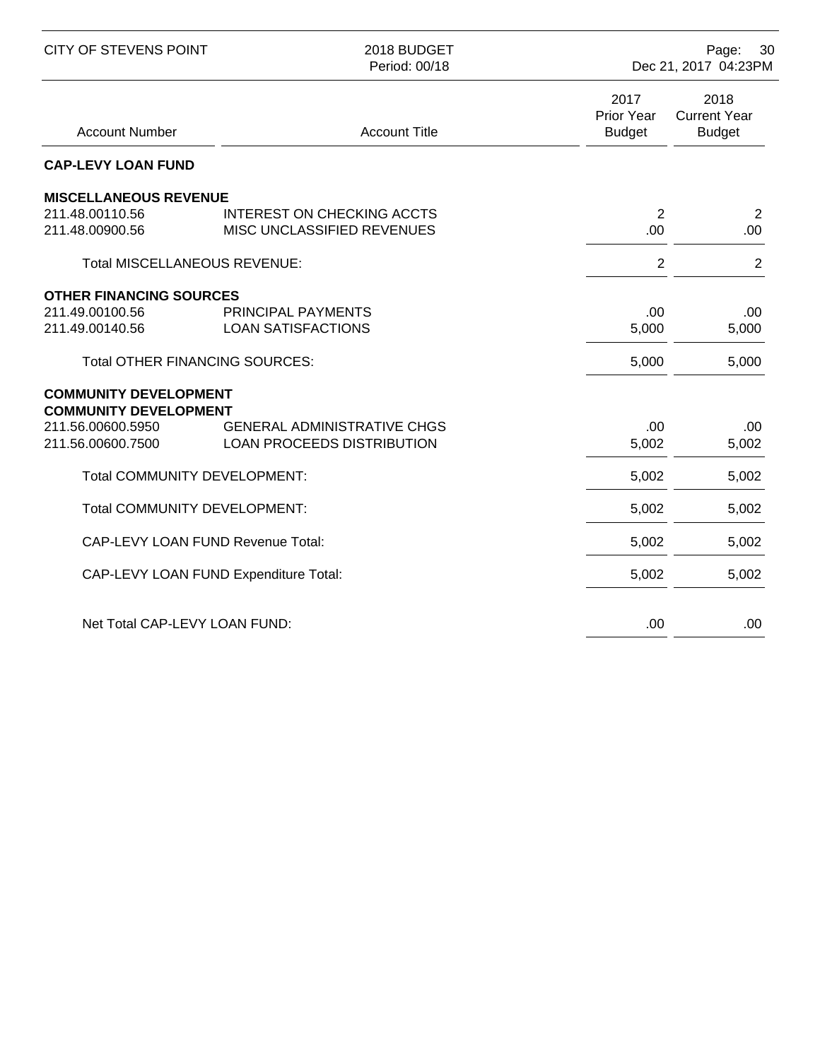## CAP-LEVY LOAN FUND

| Account Number | Account Title | 2017 Prior Year Budget | 2018 Current Year Budget |
|---|---|---|---|
| **CAP-LEVY LOAN FUND** | | | |
| **MISCELLANEOUS REVENUE** | | | |
| 211.48.00110.56 | INTEREST ON CHECKING ACCTS | 2 | 2 |
| 211.48.00900.56 | MISC UNCLASSIFIED REVENUES | .00 | .00 |
| Total MISCELLANEOUS REVENUE: | | 2 | 2 |
| **OTHER FINANCING SOURCES** | | | |
| 211.49.00100.56 | PRINCIPAL PAYMENTS | .00 | .00 |
| 211.49.00140.56 | LOAN SATISFACTIONS | 5,000 | 5,000 |
| Total OTHER FINANCING SOURCES: | | 5,000 | 5,000 |
| **COMMUNITY DEVELOPMENT** | | | |
| **COMMUNITY DEVELOPMENT** | | | |
| 211.56.00600.5950 | GENERAL ADMINISTRATIVE CHGS | .00 | .00 |
| 211.56.00600.7500 | LOAN PROCEEDS DISTRIBUTION | 5,002 | 5,002 |
| Total COMMUNITY DEVELOPMENT: | | 5,002 | 5,002 |
| Total COMMUNITY DEVELOPMENT: | | 5,002 | 5,002 |
| CAP-LEVY LOAN FUND Revenue Total: | | 5,002 | 5,002 |
| CAP-LEVY LOAN FUND Expenditure Total: | | 5,002 | 5,002 |
| Net Total CAP-LEVY LOAN FUND: | | .00 | .00 |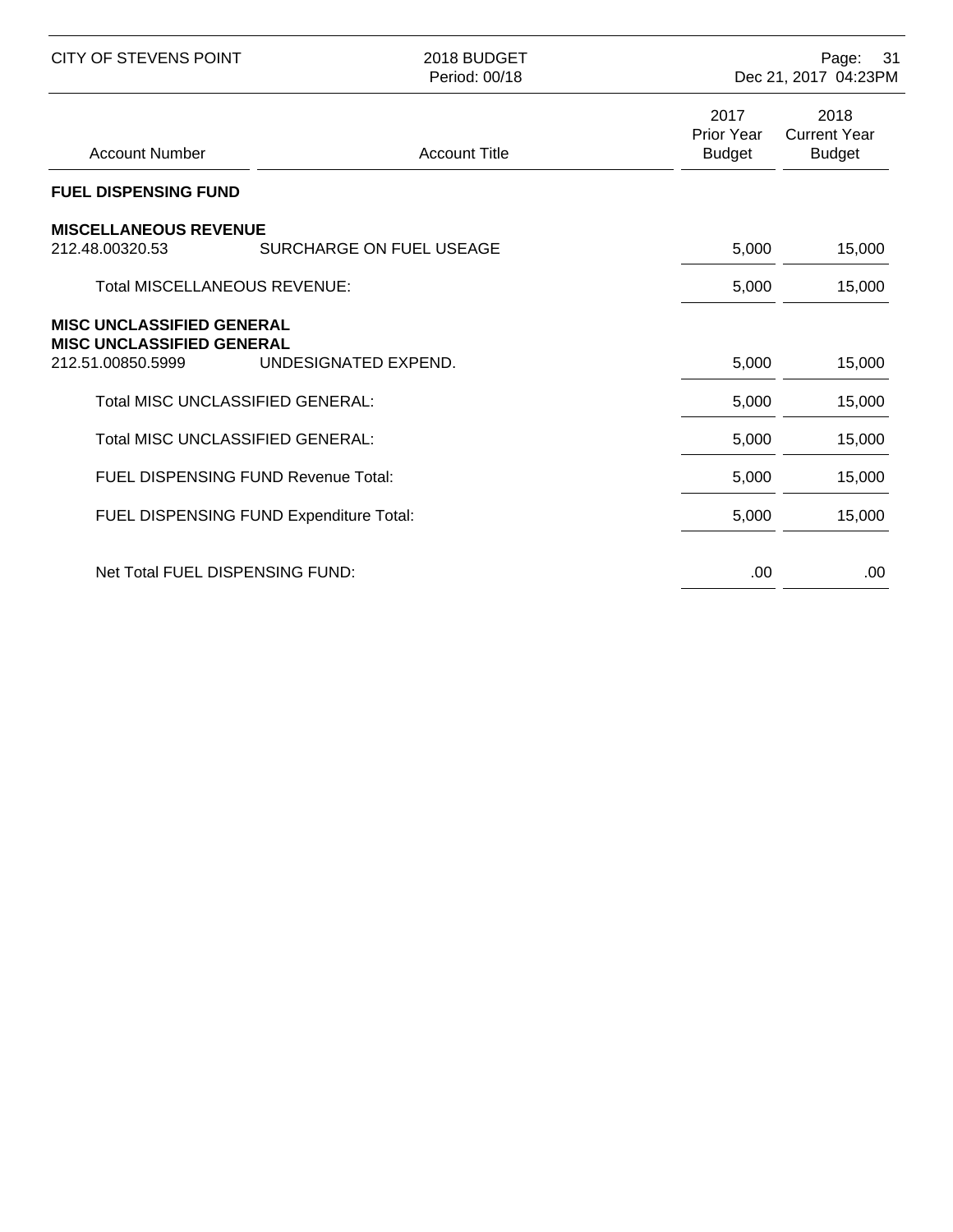| Account Number | Account Title | 2017 Prior Year Budget | 2018 Current Year Budget |
|---|---|---|---|
| **FUEL DISPENSING FUND** | | | |
| **MISCELLANEOUS REVENUE** | | | |
| 212.48.00320.53 | SURCHARGE ON FUEL USEAGE | 5,000 | 15,000 |
| Total MISCELLANEOUS REVENUE: | | 5,000 | 15,000 |
| **MISC UNCLASSIFIED GENERAL** | | | |
| **MISC UNCLASSIFIED GENERAL** | | | |
| 212.51.00850.5999 | UNDESIGNATED EXPEND. | 5,000 | 15,000 |
| Total MISC UNCLASSIFIED GENERAL: | | 5,000 | 15,000 |
| Total MISC UNCLASSIFIED GENERAL: | | 5,000 | 15,000 |
| FUEL DISPENSING FUND Revenue Total: | | 5,000 | 15,000 |
| FUEL DISPENSING FUND Expenditure Total: | | 5,000 | 15,000 |
| Net Total FUEL DISPENSING FUND: | | .00 | .00 |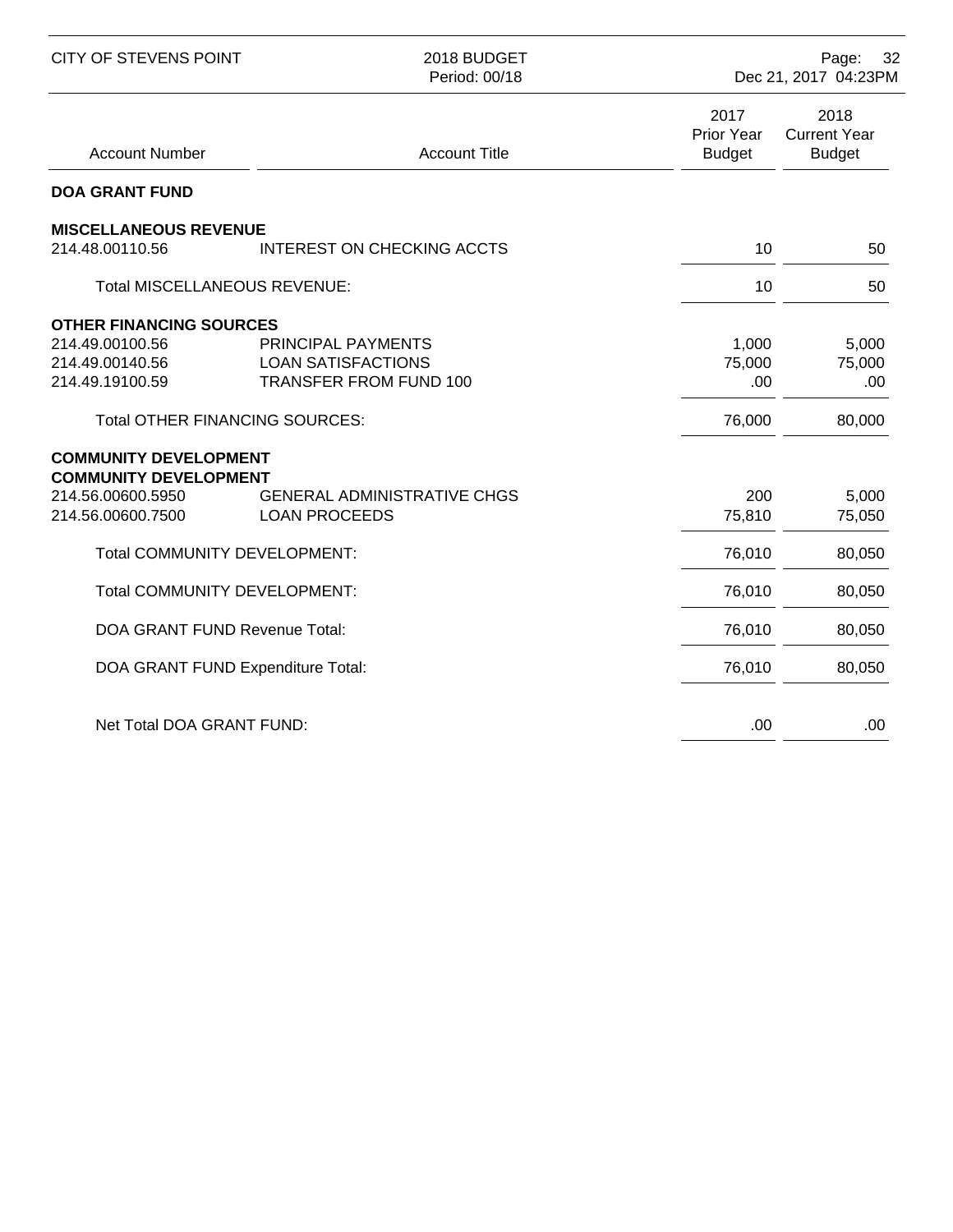| Account Number | Account Title | 2017 Prior Year Budget | 2018 Current Year Budget |
|---|---|---|---|
| **DOA GRANT FUND** | | | |
| **MISCELLANEOUS REVENUE** | | | |
| 214.48.00110.56 | INTEREST ON CHECKING ACCTS | 10 | 50 |
| Total MISCELLANEOUS REVENUE: | | 10 | 50 |
| **OTHER FINANCING SOURCES** | | | |
| 214.49.00100.56 | PRINCIPAL PAYMENTS | 1,000 | 5,000 |
| 214.49.00140.56 | LOAN SATISFACTIONS | 75,000 | 75,000 |
| 214.49.19100.59 | TRANSFER FROM FUND 100 | .00 | .00 |
| Total OTHER FINANCING SOURCES: | | 76,000 | 80,000 |
| **COMMUNITY DEVELOPMENT** | | | |
| **COMMUNITY DEVELOPMENT** | | | |
| 214.56.00600.5950 | GENERAL ADMINISTRATIVE CHGS | 200 | 5,000 |
| 214.56.00600.7500 | LOAN PROCEEDS | 75,810 | 75,050 |
| Total COMMUNITY DEVELOPMENT: | | 76,010 | 80,050 |
| Total COMMUNITY DEVELOPMENT: | | 76,010 | 80,050 |
| DOA GRANT FUND Revenue Total: | | 76,010 | 80,050 |
| DOA GRANT FUND Expenditure Total: | | 76,010 | 80,050 |
| Net Total DOA GRANT FUND: | | .00 | .00 |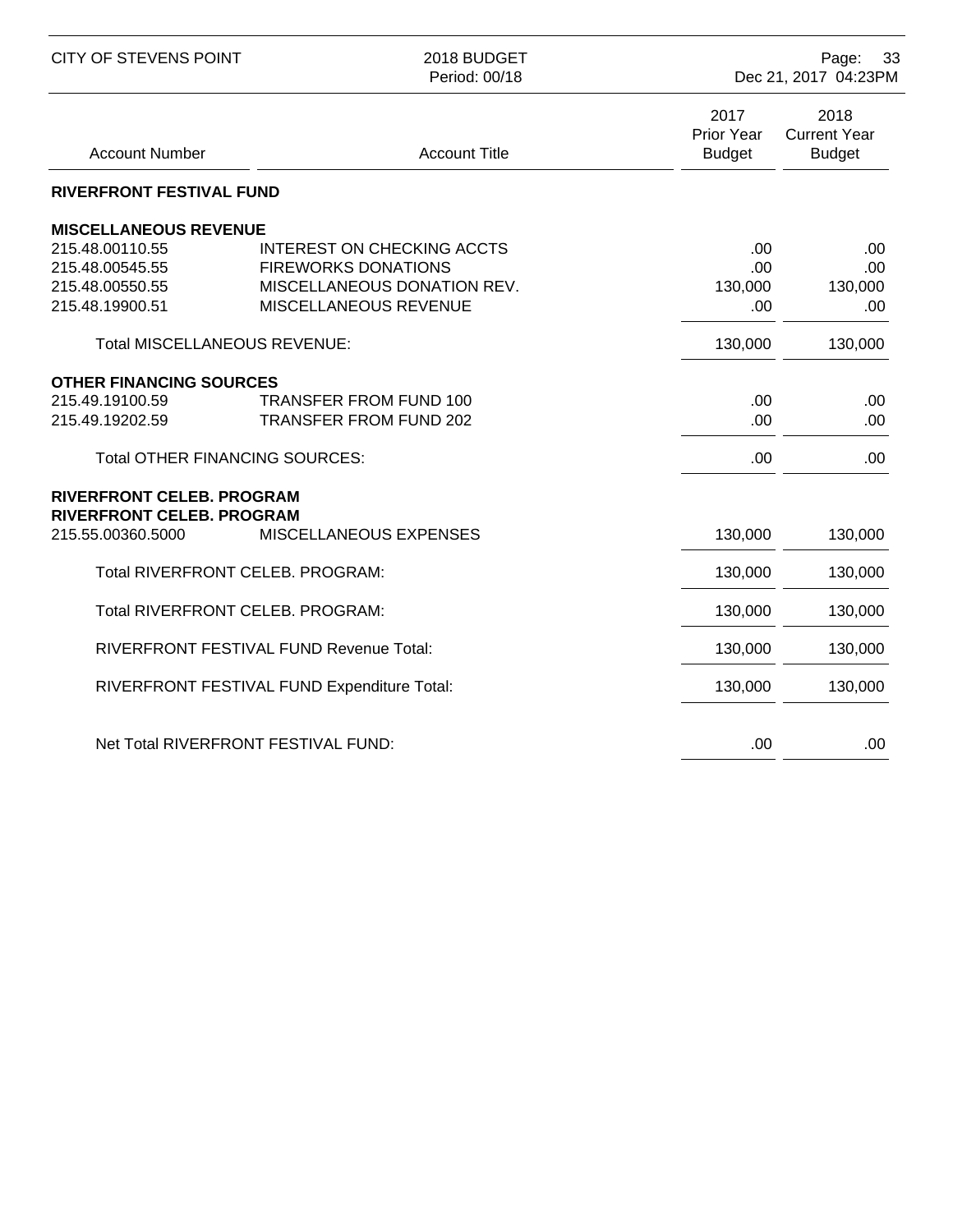| Account Number | Account Title | 2017 Prior Year Budget | 2018 Current Year Budget |
|---|---|---|---|
| **RIVERFRONT FESTIVAL FUND** | | | |
| **MISCELLANEOUS REVENUE** | | | |
| 215.48.00110.55 | INTEREST ON CHECKING ACCTS | .00 | .00 |
| 215.48.00545.55 | FIREWORKS DONATIONS | .00 | .00 |
| 215.48.00550.55 | MISCELLANEOUS DONATION REV. | 130,000 | 130,000 |
| 215.48.19900.51 | MISCELLANEOUS REVENUE | .00 | .00 |
| Total MISCELLANEOUS REVENUE: | | 130,000 | 130,000 |
| **OTHER FINANCING SOURCES** | | | |
| 215.49.19100.59 | TRANSFER FROM FUND 100 | .00 | .00 |
| 215.49.19202.59 | TRANSFER FROM FUND 202 | .00 | .00 |
| Total OTHER FINANCING SOURCES: | | .00 | .00 |
| **RIVERFRONT CELEB. PROGRAM** | | | |
| **RIVERFRONT CELEB. PROGRAM** | | | |
| 215.55.00360.5000 | MISCELLANEOUS EXPENSES | 130,000 | 130,000 |
| Total RIVERFRONT CELEB. PROGRAM: | | 130,000 | 130,000 |
| Total RIVERFRONT CELEB. PROGRAM: | | 130,000 | 130,000 |
| RIVERFRONT FESTIVAL FUND Revenue Total: | | 130,000 | 130,000 |
| RIVERFRONT FESTIVAL FUND Expenditure Total: | | 130,000 | 130,000 |
| Net Total RIVERFRONT FESTIVAL FUND: | | .00 | .00 |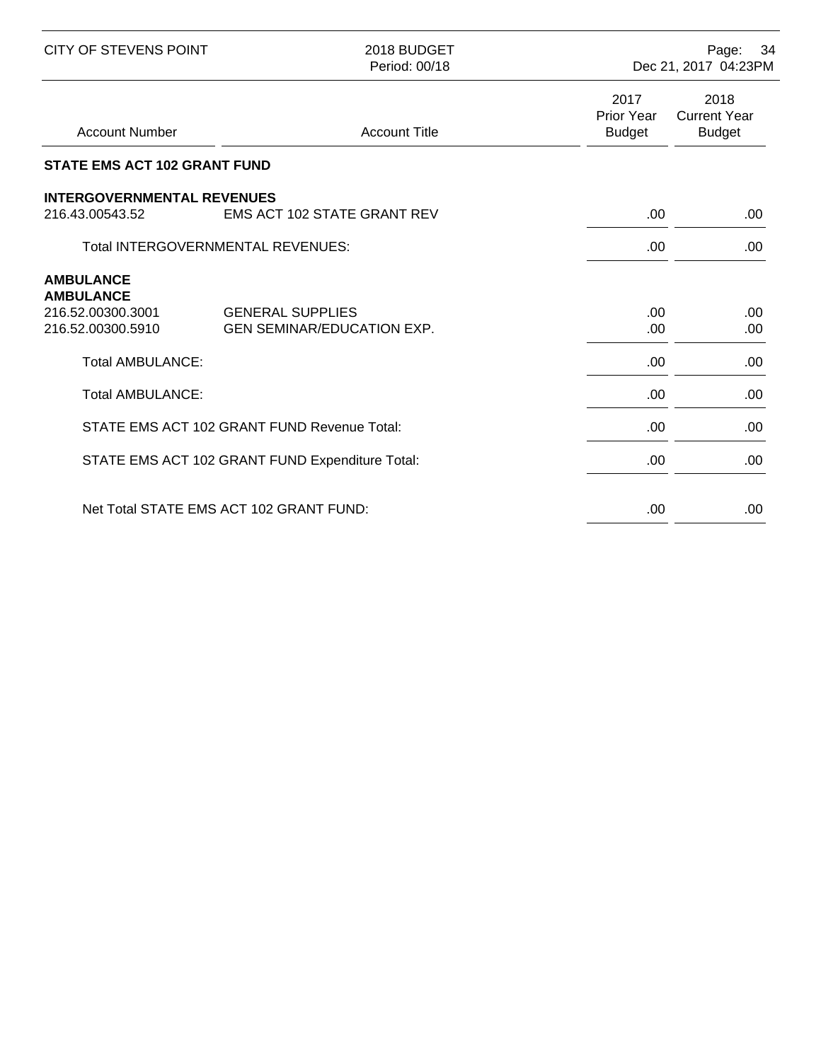| Account Number | Account Title | 2017 Prior Year Budget | 2018 Current Year Budget |
|---|---|---|---|
| **STATE EMS ACT 102 GRANT FUND** | | | |
| **INTERGOVERNMENTAL REVENUES** | | | |
| 216.43.00543.52 | EMS ACT 102 STATE GRANT REV | .00 | .00 |
| | Total INTERGOVERNMENTAL REVENUES: | .00 | .00 |
| **AMBULANCE** | | | |
| **AMBULANCE** | | | |
| 216.52.00300.3001 | GENERAL SUPPLIES | .00 | .00 |
| 216.52.00300.5910 | GEN SEMINAR/EDUCATION EXP. | .00 | .00 |
| | Total AMBULANCE: | .00 | .00 |
| | Total AMBULANCE: | .00 | .00 |
| | STATE EMS ACT 102 GRANT FUND Revenue Total: | .00 | .00 |
| | STATE EMS ACT 102 GRANT FUND Expenditure Total: | .00 | .00 |
| | Net Total STATE EMS ACT 102 GRANT FUND: | .00 | .00 |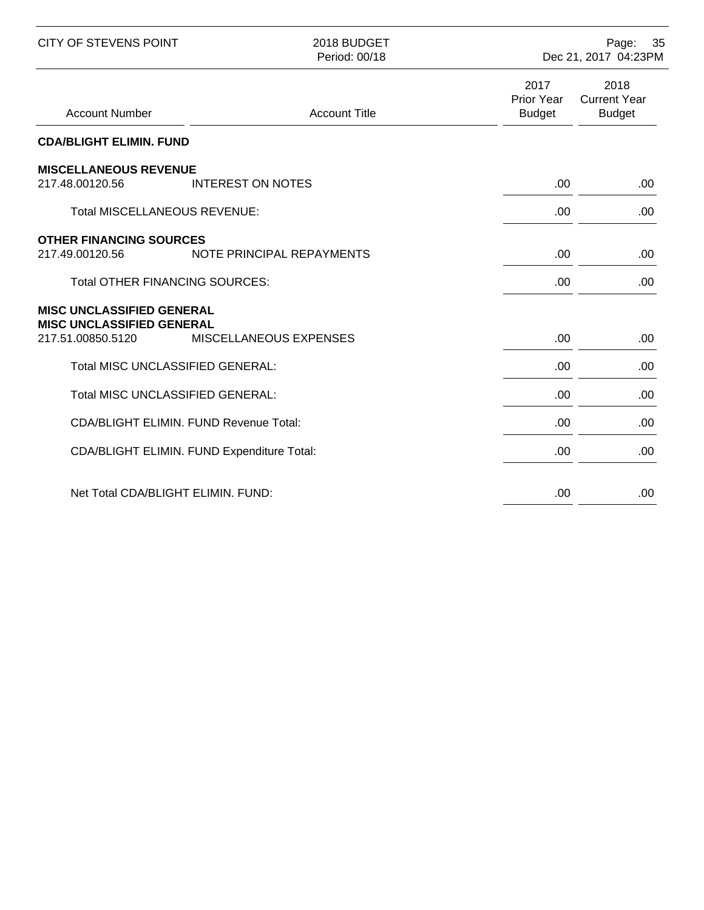| Account Number | Account Title | 2017 Prior Year Budget | 2018 Current Year Budget |
|---|---|---|---|
| **CDA/BLIGHT ELIMIN. FUND** | | | |
| **MISCELLANEOUS REVENUE** | | | |
| 217.48.00120.56 | INTEREST ON NOTES | .00 | .00 |
| Total MISCELLANEOUS REVENUE: | | .00 | .00 |
| **OTHER FINANCING SOURCES** | | | |
| 217.49.00120.56 | NOTE PRINCIPAL REPAYMENTS | .00 | .00 |
| Total OTHER FINANCING SOURCES: | | .00 | .00 |
| **MISC UNCLASSIFIED GENERAL** | | | |
| **MISC UNCLASSIFIED GENERAL** | | | |
| 217.51.00850.5120 | MISCELLANEOUS EXPENSES | .00 | .00 |
| Total MISC UNCLASSIFIED GENERAL: | | .00 | .00 |
| Total MISC UNCLASSIFIED GENERAL: | | .00 | .00 |
| CDA/BLIGHT ELIMIN. FUND Revenue Total: | | .00 | .00 |
| CDA/BLIGHT ELIMIN. FUND Expenditure Total: | | .00 | .00 |
| Net Total CDA/BLIGHT ELIMIN. FUND: | | .00 | .00 |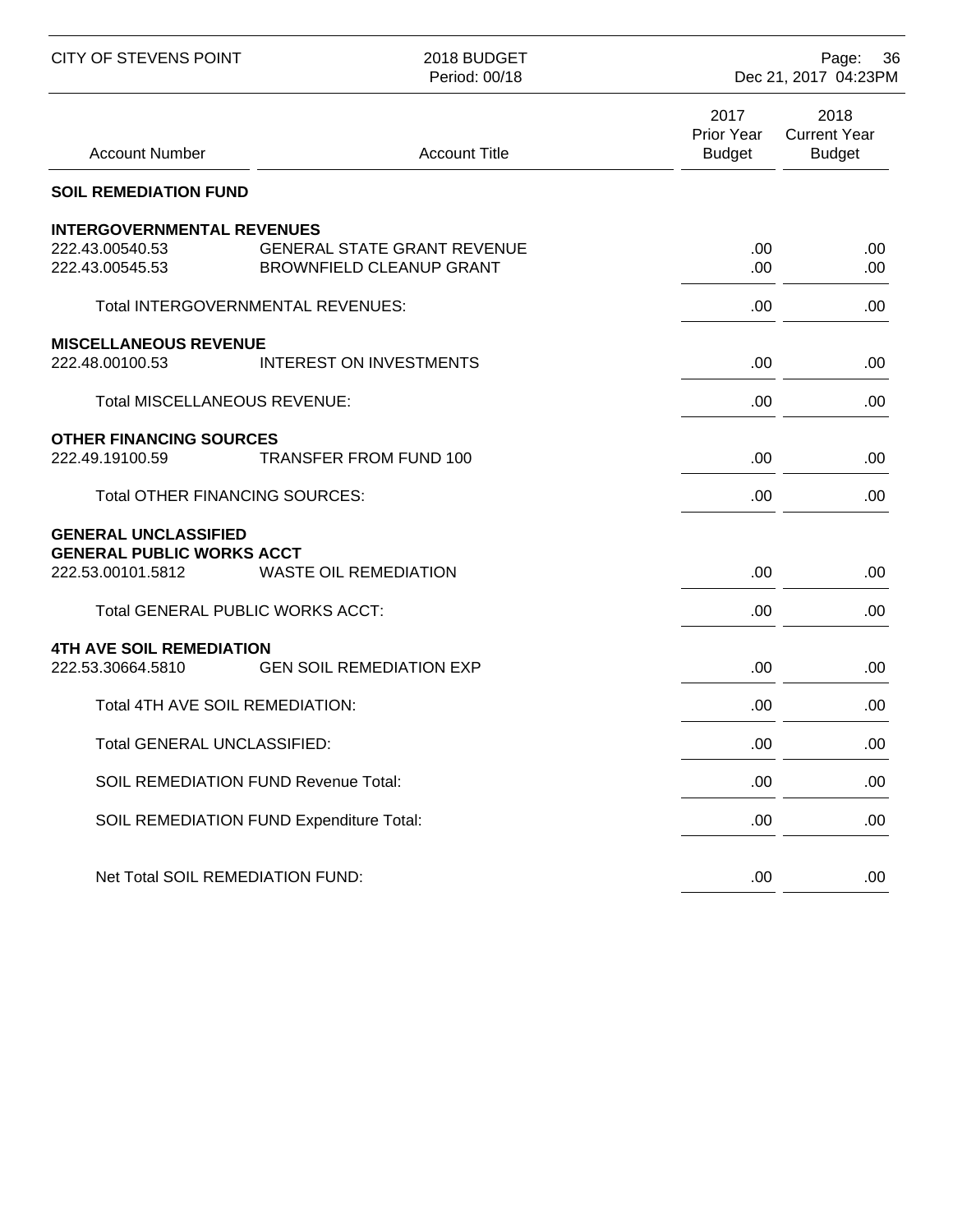| Account Number | Account Title | 2017 Prior Year Budget | 2018 Current Year Budget |
|---|---|---|---|
| **SOIL REMEDIATION FUND** | | | |
| **INTERGOVERNMENTAL REVENUES** | | | |
| 222.43.00540.53 | GENERAL STATE GRANT REVENUE | .00 | .00 |
| 222.43.00545.53 | BROWNFIELD CLEANUP GRANT | .00 | .00 |
| | Total INTERGOVERNMENTAL REVENUES: | .00 | .00 |
| **MISCELLANEOUS REVENUE** | | | |
| 222.48.00100.53 | INTEREST ON INVESTMENTS | .00 | .00 |
| | Total MISCELLANEOUS REVENUE: | .00 | .00 |
| **OTHER FINANCING SOURCES** | | | |
| 222.49.19100.59 | TRANSFER FROM FUND 100 | .00 | .00 |
| | Total OTHER FINANCING SOURCES: | .00 | .00 |
| **GENERAL UNCLASSIFIED** | | | |
| **GENERAL PUBLIC WORKS ACCT** | | | |
| 222.53.00101.5812 | WASTE OIL REMEDIATION | .00 | .00 |
| | Total GENERAL PUBLIC WORKS ACCT: | .00 | .00 |
| **4TH AVE SOIL REMEDIATION** | | | |
| 222.53.30664.5810 | GEN SOIL REMEDIATION EXP | .00 | .00 |
| | Total 4TH AVE SOIL REMEDIATION: | .00 | .00 |
| | Total GENERAL UNCLASSIFIED: | .00 | .00 |
| | SOIL REMEDIATION FUND Revenue Total: | .00 | .00 |
| | SOIL REMEDIATION FUND Expenditure Total: | .00 | .00 |
| | Net Total SOIL REMEDIATION FUND: | .00 | .00 |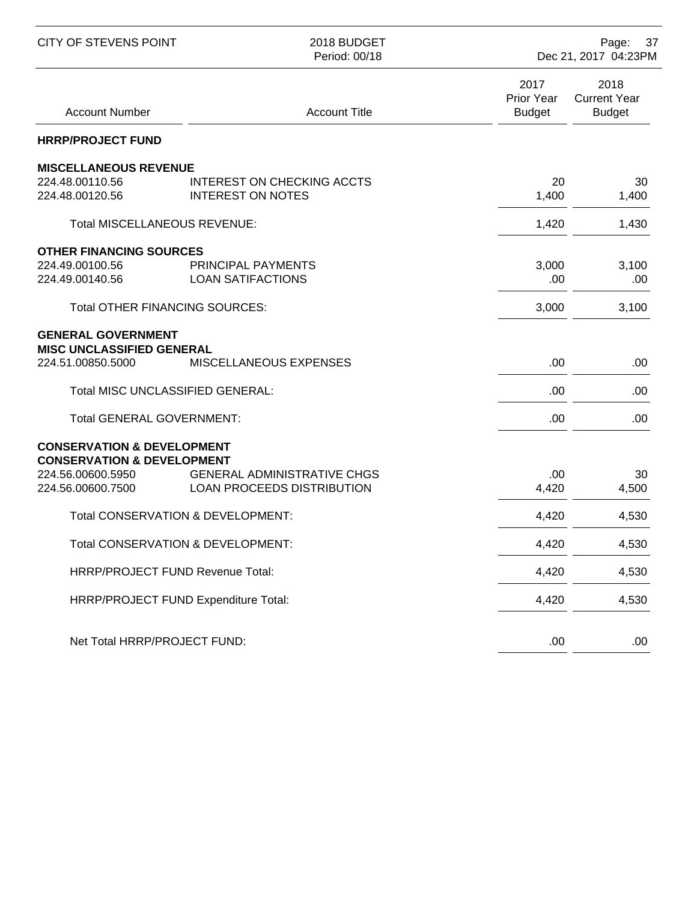| Account Number | Account Title | 2017 Prior Year Budget | 2018 Current Year Budget |
|---|---|---|---|
| **HRRP/PROJECT FUND** | | | |
| **MISCELLANEOUS REVENUE** | | | |
| 224.48.00110.56 | INTEREST ON CHECKING ACCTS | 20 | 30 |
| 224.48.00120.56 | INTEREST ON NOTES | 1,400 | 1,400 |
| Total MISCELLANEOUS REVENUE: | | 1,420 | 1,430 |
| **OTHER FINANCING SOURCES** | | | |
| 224.49.00100.56 | PRINCIPAL PAYMENTS | 3,000 | 3,100 |
| 224.49.00140.56 | LOAN SATIFACTIONS | .00 | .00 |
| Total OTHER FINANCING SOURCES: | | 3,000 | 3,100 |
| **GENERAL GOVERNMENT** | | | |
| **MISC UNCLASSIFIED GENERAL** | | | |
| 224.51.00850.5000 | MISCELLANEOUS EXPENSES | .00 | .00 |
| Total MISC UNCLASSIFIED GENERAL: | | .00 | .00 |
| Total GENERAL GOVERNMENT: | | .00 | .00 |
| **CONSERVATION & DEVELOPMENT** | | | |
| **CONSERVATION & DEVELOPMENT** | | | |
| 224.56.00600.5950 | GENERAL ADMINISTRATIVE CHGS | .00 | 30 |
| 224.56.00600.7500 | LOAN PROCEEDS DISTRIBUTION | 4,420 | 4,500 |
| Total CONSERVATION & DEVELOPMENT: | | 4,420 | 4,530 |
| Total CONSERVATION & DEVELOPMENT: | | 4,420 | 4,530 |
| HRRP/PROJECT FUND Revenue Total: | | 4,420 | 4,530 |
| HRRP/PROJECT FUND Expenditure Total: | | 4,420 | 4,530 |
| Net Total HRRP/PROJECT FUND: | | .00 | .00 |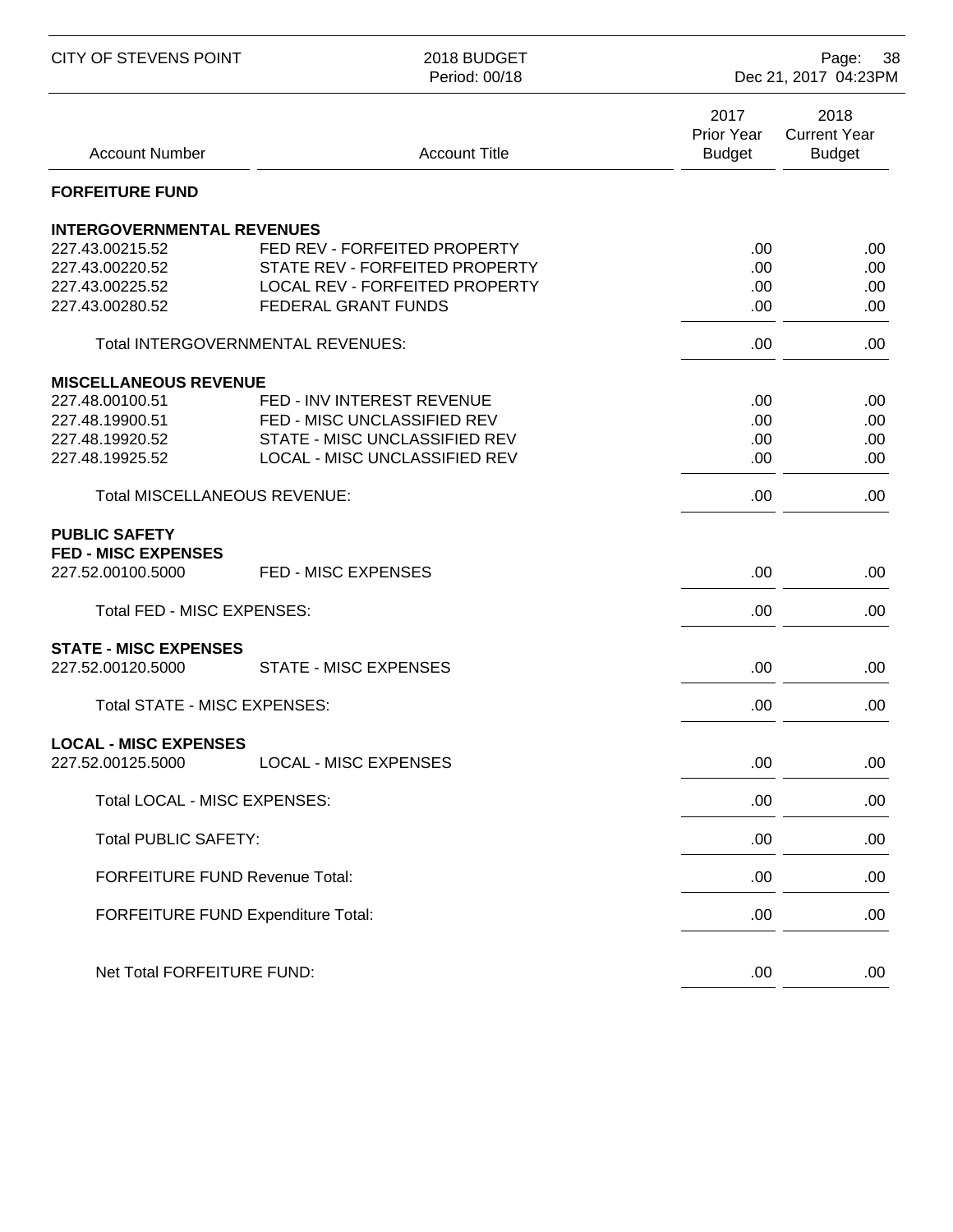| Account Number | Account Title | 2017 Prior Year Budget | 2018 Current Year Budget |
|---|---|---|---|
| **FORFEITURE FUND** | | | |
| **INTERGOVERNMENTAL REVENUES** | | | |
| 227.43.00215.52 | FED REV - FORFEITED PROPERTY | .00 | .00 |
| 227.43.00220.52 | STATE REV - FORFEITED PROPERTY | .00 | .00 |
| 227.43.00225.52 | LOCAL REV - FORFEITED PROPERTY | .00 | .00 |
| 227.43.00280.52 | FEDERAL GRANT FUNDS | .00 | .00 |
| Total INTERGOVERNMENTAL REVENUES: | | .00 | .00 |
| **MISCELLANEOUS REVENUE** | | | |
| 227.48.00100.51 | FED - INV INTEREST REVENUE | .00 | .00 |
| 227.48.19900.51 | FED - MISC UNCLASSIFIED REV | .00 | .00 |
| 227.48.19920.52 | STATE - MISC UNCLASSIFIED REV | .00 | .00 |
| 227.48.19925.52 | LOCAL - MISC UNCLASSIFIED REV | .00 | .00 |
| Total MISCELLANEOUS REVENUE: | | .00 | .00 |
| **PUBLIC SAFETY** | | | |
| **FED - MISC EXPENSES** | | | |
| 227.52.00100.5000 | FED - MISC EXPENSES | .00 | .00 |
| Total FED - MISC EXPENSES: | | .00 | .00 |
| **STATE - MISC EXPENSES** | | | |
| 227.52.00120.5000 | STATE - MISC EXPENSES | .00 | .00 |
| Total STATE - MISC EXPENSES: | | .00 | .00 |
| **LOCAL - MISC EXPENSES** | | | |
| 227.52.00125.5000 | LOCAL - MISC EXPENSES | .00 | .00 |
| Total LOCAL - MISC EXPENSES: | | .00 | .00 |
| Total PUBLIC SAFETY: | | .00 | .00 |
| FORFEITURE FUND Revenue Total: | | .00 | .00 |
| FORFEITURE FUND Expenditure Total: | | .00 | .00 |
| Net Total FORFEITURE FUND: | | .00 | .00 |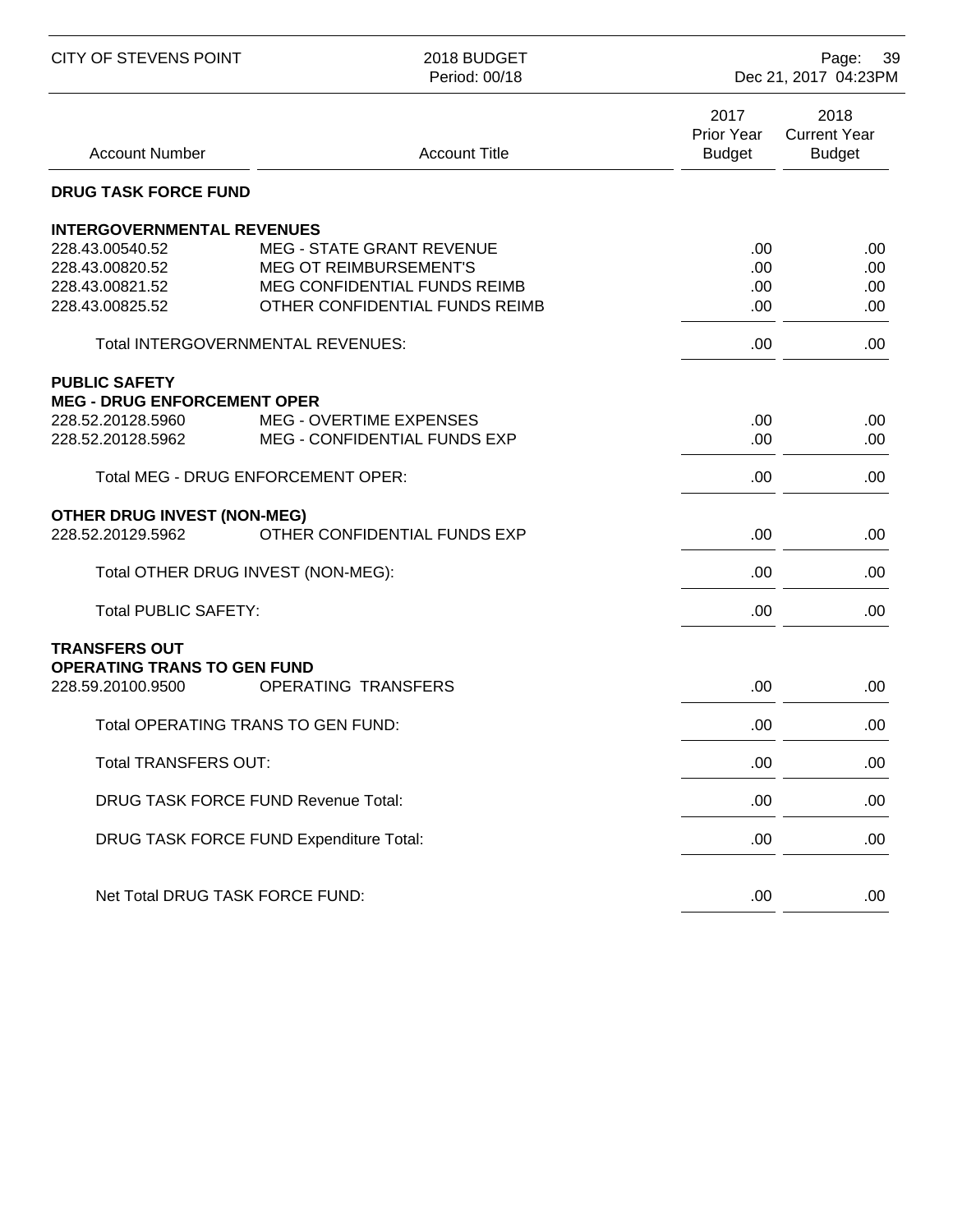| Account Number | Account Title | 2017 Prior Year Budget | 2018 Current Year Budget |
|---|---|---|---|
| **DRUG TASK FORCE FUND** | | | |
| **INTERGOVERNMENTAL REVENUES** | | | |
| 228.43.00540.52 | MEG - STATE GRANT REVENUE | .00 | .00 |
| 228.43.00820.52 | MEG OT REIMBURSEMENT'S | .00 | .00 |
| 228.43.00821.52 | MEG CONFIDENTIAL FUNDS REIMB | .00 | .00 |
| 228.43.00825.52 | OTHER CONFIDENTIAL FUNDS REIMB | .00 | .00 |
| | Total INTERGOVERNMENTAL REVENUES: | .00 | .00 |
| **PUBLIC SAFETY** | | | |
| **MEG - DRUG ENFORCEMENT OPER** | | | |
| 228.52.20128.5960 | MEG - OVERTIME EXPENSES | .00 | .00 |
| 228.52.20128.5962 | MEG - CONFIDENTIAL FUNDS EXP | .00 | .00 |
| | Total MEG - DRUG ENFORCEMENT OPER: | .00 | .00 |
| **OTHER DRUG INVEST (NON-MEG)** | | | |
| 228.52.20129.5962 | OTHER CONFIDENTIAL FUNDS EXP | .00 | .00 |
| | Total OTHER DRUG INVEST (NON-MEG): | .00 | .00 |
| | Total PUBLIC SAFETY: | .00 | .00 |
| **TRANSFERS OUT** | | | |
| **OPERATING TRANS TO GEN FUND** | | | |
| 228.59.20100.9500 | OPERATING TRANSFERS | .00 | .00 |
| | Total OPERATING TRANS TO GEN FUND: | .00 | .00 |
| | Total TRANSFERS OUT: | .00 | .00 |
| | DRUG TASK FORCE FUND Revenue Total: | .00 | .00 |
| | DRUG TASK FORCE FUND Expenditure Total: | .00 | .00 |
| | Net Total DRUG TASK FORCE FUND: | .00 | .00 |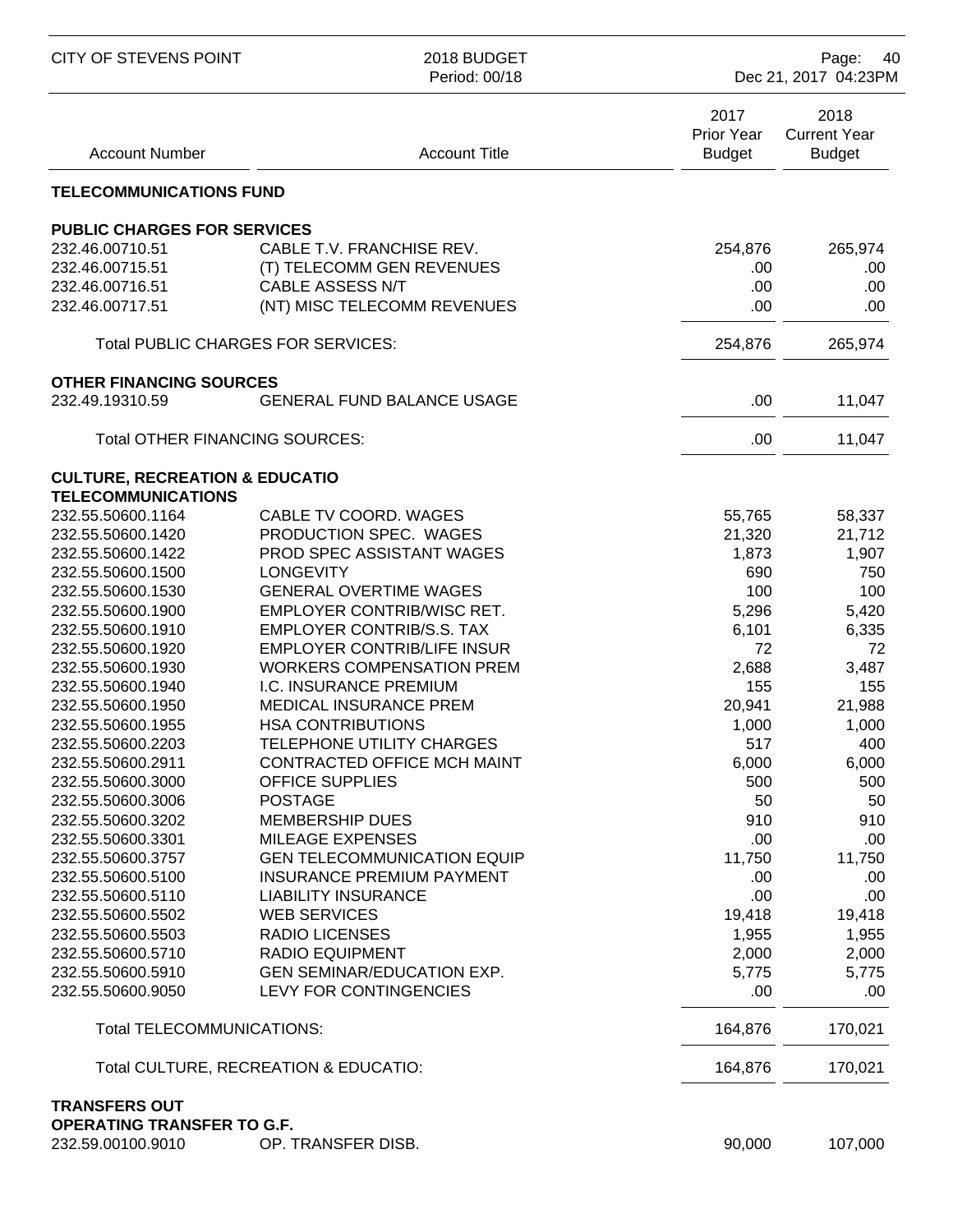| Account Number | Account Title | 2017 Prior Year Budget | 2018 Current Year Budget |
|---|---|---|---|
| **TELECOMMUNICATIONS FUND** | | | |
| **PUBLIC CHARGES FOR SERVICES** | | | |
| 232.46.00710.51 | CABLE T.V. FRANCHISE REV. | 254,876 | 265,974 |
| 232.46.00715.51 | (T) TELECOMM GEN REVENUES | .00 | .00 |
| 232.46.00716.51 | CABLE ASSESS N/T | .00 | .00 |
| 232.46.00717.51 | (NT) MISC TELECOMM REVENUES | .00 | .00 |
| | Total PUBLIC CHARGES FOR SERVICES: | 254,876 | 265,974 |
| **OTHER FINANCING SOURCES** | | | |
| 232.49.19310.59 | GENERAL FUND BALANCE USAGE | .00 | 11,047 |
| | Total OTHER FINANCING SOURCES: | .00 | 11,047 |
| **CULTURE, RECREATION & EDUCATIO** | | | |
| **TELECOMMUNICATIONS** | | | |
| 232.55.50600.1164 | CABLE TV COORD. WAGES | 55,765 | 58,337 |
| 232.55.50600.1420 | PRODUCTION SPEC. WAGES | 21,320 | 21,712 |
| 232.55.50600.1422 | PROD SPEC ASSISTANT WAGES | 1,873 | 1,907 |
| 232.55.50600.1500 | LONGEVITY | 690 | 750 |
| 232.55.50600.1530 | GENERAL OVERTIME WAGES | 100 | 100 |
| 232.55.50600.1900 | EMPLOYER CONTRIB/WISC RET. | 5,296 | 5,420 |
| 232.55.50600.1910 | EMPLOYER CONTRIB/S.S. TAX | 6,101 | 6,335 |
| 232.55.50600.1920 | EMPLOYER CONTRIB/LIFE INSUR | 72 | 72 |
| 232.55.50600.1930 | WORKERS COMPENSATION PREM | 2,688 | 3,487 |
| 232.55.50600.1940 | I.C. INSURANCE PREMIUM | 155 | 155 |
| 232.55.50600.1950 | MEDICAL INSURANCE PREM | 20,941 | 21,988 |
| 232.55.50600.1955 | HSA CONTRIBUTIONS | 1,000 | 1,000 |
| 232.55.50600.2203 | TELEPHONE UTILITY CHARGES | 517 | 400 |
| 232.55.50600.2911 | CONTRACTED OFFICE MCH MAINT | 6,000 | 6,000 |
| 232.55.50600.3000 | OFFICE SUPPLIES | 500 | 500 |
| 232.55.50600.3006 | POSTAGE | 50 | 50 |
| 232.55.50600.3202 | MEMBERSHIP DUES | 910 | 910 |
| 232.55.50600.3301 | MILEAGE EXPENSES | .00 | .00 |
| 232.55.50600.3757 | GEN TELECOMMUNICATION EQUIP | 11,750 | 11,750 |
| 232.55.50600.5100 | INSURANCE PREMIUM PAYMENT | .00 | .00 |
| 232.55.50600.5110 | LIABILITY INSURANCE | .00 | .00 |
| 232.55.50600.5502 | WEB SERVICES | 19,418 | 19,418 |
| 232.55.50600.5503 | RADIO LICENSES | 1,955 | 1,955 |
| 232.55.50600.5710 | RADIO EQUIPMENT | 2,000 | 2,000 |
| 232.55.50600.5910 | GEN SEMINAR/EDUCATION EXP. | 5,775 | 5,775 |
| 232.55.50600.9050 | LEVY FOR CONTINGENCIES | .00 | .00 |
| | Total TELECOMMUNICATIONS: | 164,876 | 170,021 |
| | Total CULTURE, RECREATION & EDUCATIO: | 164,876 | 170,021 |
| **TRANSFERS OUT** | | | |
| **OPERATING TRANSFER TO G.F.** | | | |
| 232.59.00100.9010 | OP. TRANSFER DISB. | 90,000 | 107,000 |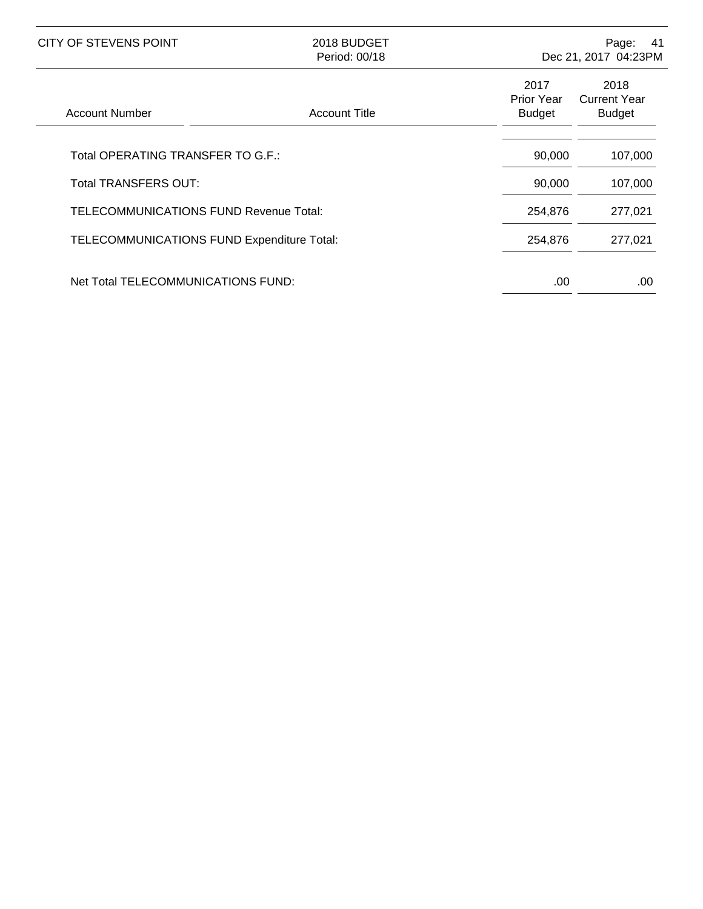| Account Number | Account Title | 2017 Prior Year Budget | 2018 Current Year Budget |
|---|---|---|---|
| Total OPERATING TRANSFER TO G.F.: | | 90,000 | 107,000 |
| Total TRANSFERS OUT: | | 90,000 | 107,000 |
| TELECOMMUNICATIONS FUND Revenue Total: | | 254,876 | 277,021 |
| TELECOMMUNICATIONS FUND Expenditure Total: | | 254,876 | 277,021 |
| Net Total TELECOMMUNICATIONS FUND: | | .00 | .00 |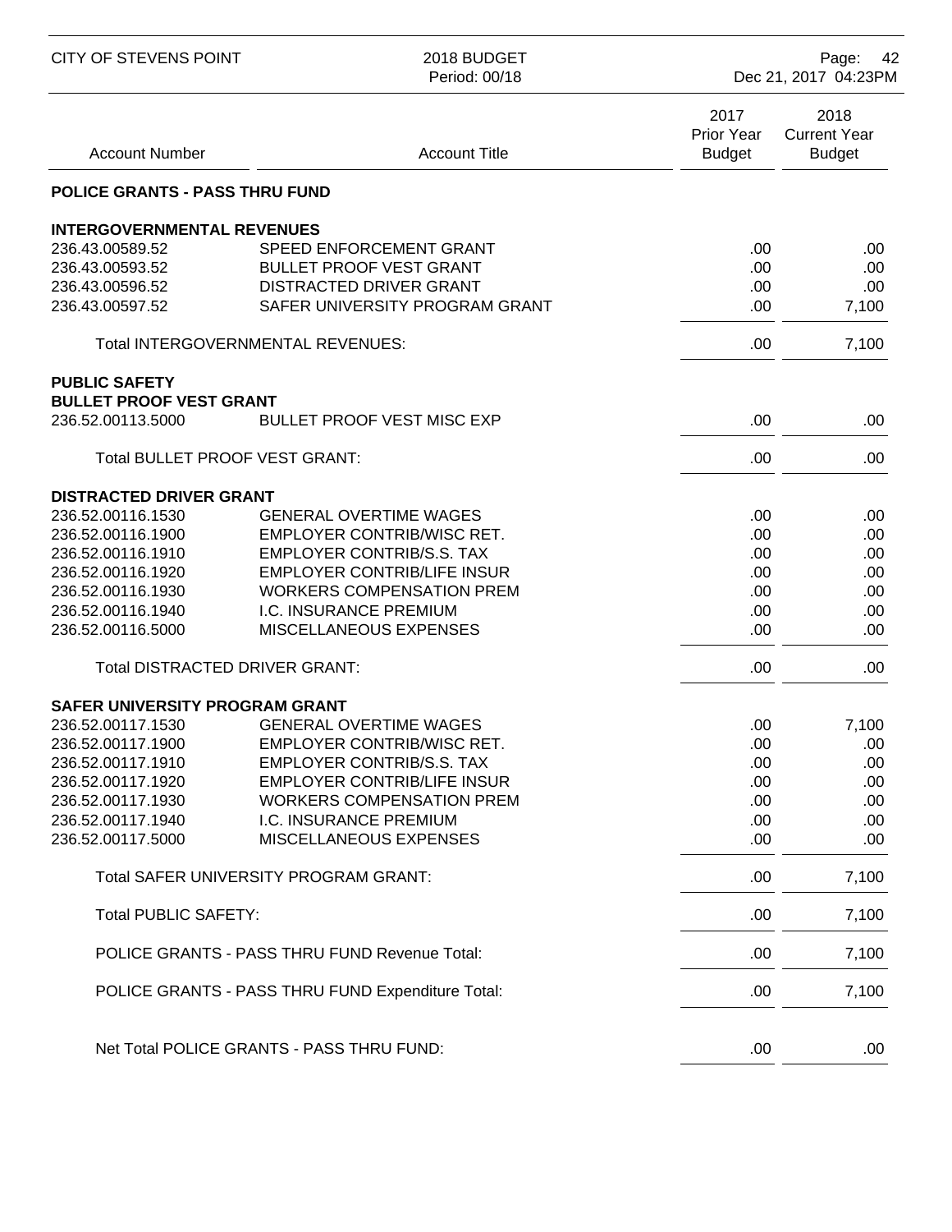| Account Number | Account Title | 2017 Prior Year Budget | 2018 Current Year Budget |
|---|---|---|---|
| **POLICE GRANTS - PASS THRU FUND** | | | |
| **INTERGOVERNMENTAL REVENUES** | | | |
| 236.43.00589.52 | SPEED ENFORCEMENT GRANT | .00 | .00 |
| 236.43.00593.52 | BULLET PROOF VEST GRANT | .00 | .00 |
| 236.43.00596.52 | DISTRACTED DRIVER GRANT | .00 | .00 |
| 236.43.00597.52 | SAFER UNIVERSITY PROGRAM GRANT | .00 | 7,100 |
| | Total INTERGOVERNMENTAL REVENUES: | .00 | 7,100 |
| **PUBLIC SAFETY** | | | |
| **BULLET PROOF VEST GRANT** | | | |
| 236.52.00113.5000 | BULLET PROOF VEST MISC EXP | .00 | .00 |
| | Total BULLET PROOF VEST GRANT: | .00 | .00 |
| **DISTRACTED DRIVER GRANT** | | | |
| 236.52.00116.1530 | GENERAL OVERTIME WAGES | .00 | .00 |
| 236.52.00116.1900 | EMPLOYER CONTRIB/WISC RET. | .00 | .00 |
| 236.52.00116.1910 | EMPLOYER CONTRIB/S.S. TAX | .00 | .00 |
| 236.52.00116.1920 | EMPLOYER CONTRIB/LIFE INSUR | .00 | .00 |
| 236.52.00116.1930 | WORKERS COMPENSATION PREM | .00 | .00 |
| 236.52.00116.1940 | I.C. INSURANCE PREMIUM | .00 | .00 |
| 236.52.00116.5000 | MISCELLANEOUS EXPENSES | .00 | .00 |
| | Total DISTRACTED DRIVER GRANT: | .00 | .00 |
| **SAFER UNIVERSITY PROGRAM GRANT** | | | |
| 236.52.00117.1530 | GENERAL OVERTIME WAGES | .00 | 7,100 |
| 236.52.00117.1900 | EMPLOYER CONTRIB/WISC RET. | .00 | .00 |
| 236.52.00117.1910 | EMPLOYER CONTRIB/S.S. TAX | .00 | .00 |
| 236.52.00117.1920 | EMPLOYER CONTRIB/LIFE INSUR | .00 | .00 |
| 236.52.00117.1930 | WORKERS COMPENSATION PREM | .00 | .00 |
| 236.52.00117.1940 | I.C. INSURANCE PREMIUM | .00 | .00 |
| 236.52.00117.5000 | MISCELLANEOUS EXPENSES | .00 | .00 |
| | Total SAFER UNIVERSITY PROGRAM GRANT: | .00 | 7,100 |
| | Total PUBLIC SAFETY: | .00 | 7,100 |
| | POLICE GRANTS - PASS THRU FUND Revenue Total: | .00 | 7,100 |
| | POLICE GRANTS - PASS THRU FUND Expenditure Total: | .00 | 7,100 |
| | Net Total POLICE GRANTS - PASS THRU FUND: | .00 | .00 |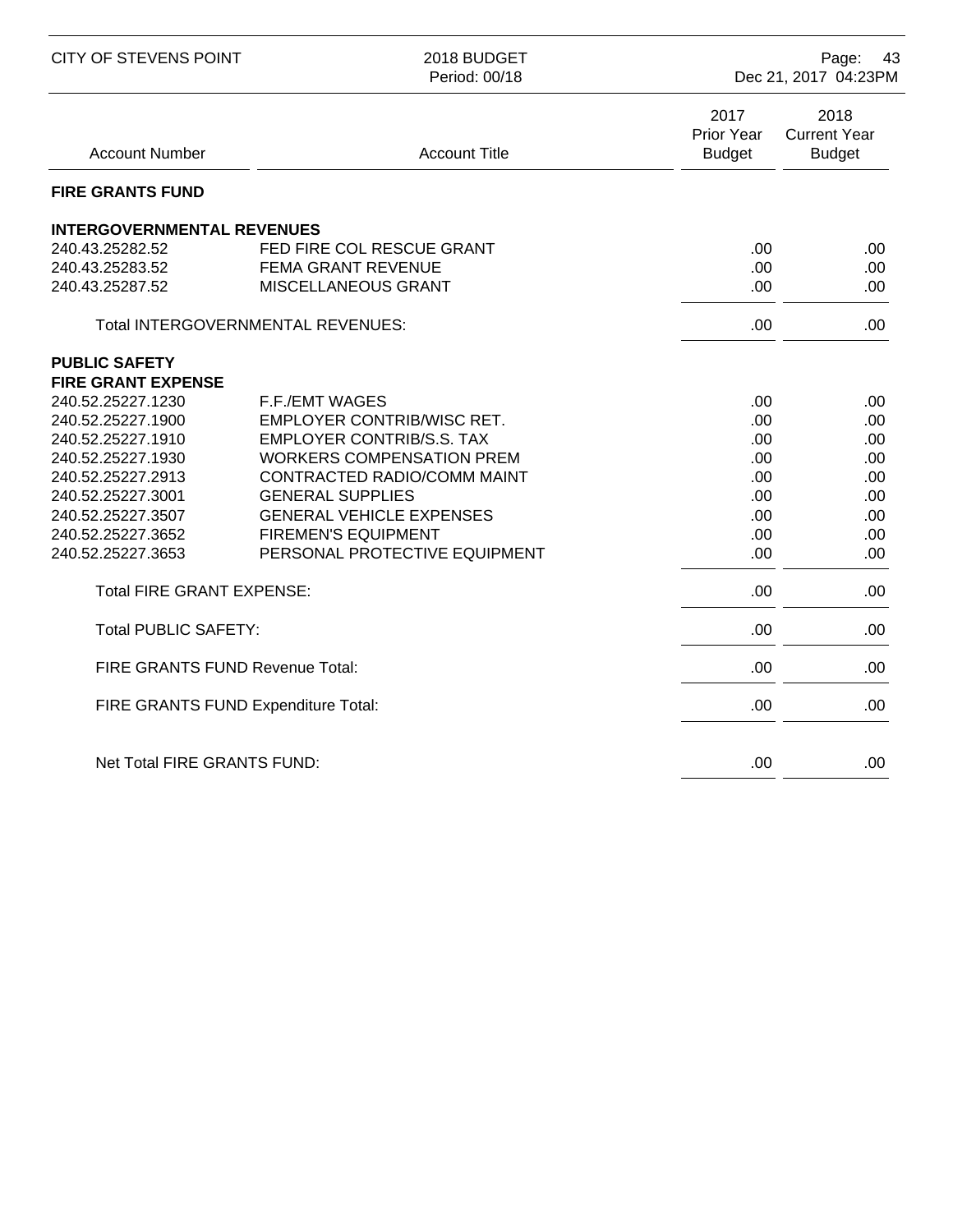| Account Number | Account Title | 2017 Prior Year Budget | 2018 Current Year Budget |
|---|---|---|---|
| **FIRE GRANTS FUND** | | | |
| **INTERGOVERNMENTAL REVENUES** | | | |
| 240.43.25282.52 | FED FIRE COL RESCUE GRANT | .00 | .00 |
| 240.43.25283.52 | FEMA GRANT REVENUE | .00 | .00 |
| 240.43.25287.52 | MISCELLANEOUS GRANT | .00 | .00 |
| | Total INTERGOVERNMENTAL REVENUES: | .00 | .00 |
| **PUBLIC SAFETY** | | | |
| **FIRE GRANT EXPENSE** | | | |
| 240.52.25227.1230 | F.F./EMT WAGES | .00 | .00 |
| 240.52.25227.1900 | EMPLOYER CONTRIB/WISC RET. | .00 | .00 |
| 240.52.25227.1910 | EMPLOYER CONTRIB/S.S. TAX | .00 | .00 |
| 240.52.25227.1930 | WORKERS COMPENSATION PREM | .00 | .00 |
| 240.52.25227.2913 | CONTRACTED RADIO/COMM MAINT | .00 | .00 |
| 240.52.25227.3001 | GENERAL SUPPLIES | .00 | .00 |
| 240.52.25227.3507 | GENERAL VEHICLE EXPENSES | .00 | .00 |
| 240.52.25227.3652 | FIREMEN'S EQUIPMENT | .00 | .00 |
| 240.52.25227.3653 | PERSONAL PROTECTIVE EQUIPMENT | .00 | .00 |
| | Total FIRE GRANT EXPENSE: | .00 | .00 |
| | Total PUBLIC SAFETY: | .00 | .00 |
| | FIRE GRANTS FUND Revenue Total: | .00 | .00 |
| | FIRE GRANTS FUND Expenditure Total: | .00 | .00 |
| | Net Total FIRE GRANTS FUND: | .00 | .00 |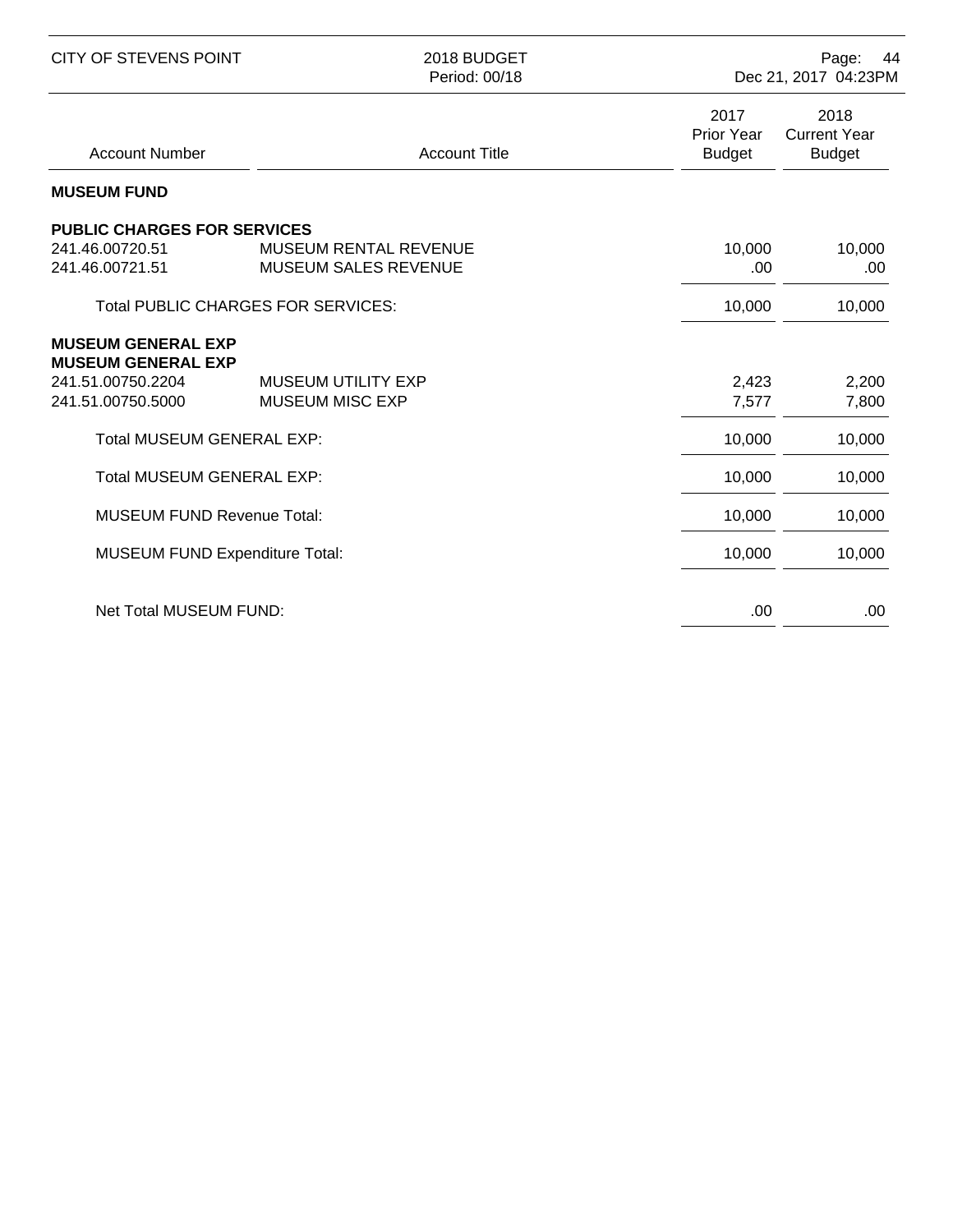| Account Number | Account Title | 2017 Prior Year Budget | 2018 Current Year Budget |
|---|---|---|---|
| **MUSEUM FUND** | | | |
| **PUBLIC CHARGES FOR SERVICES** | | | |
| 241.46.00720.51 | MUSEUM RENTAL REVENUE | 10,000 | 10,000 |
| 241.46.00721.51 | MUSEUM SALES REVENUE | .00 | .00 |
| Total PUBLIC CHARGES FOR SERVICES: | | 10,000 | 10,000 |
| **MUSEUM GENERAL EXP** | | | |
| **MUSEUM GENERAL EXP** | | | |
| 241.51.00750.2204 | MUSEUM UTILITY EXP | 2,423 | 2,200 |
| 241.51.00750.5000 | MUSEUM MISC EXP | 7,577 | 7,800 |
| Total MUSEUM GENERAL EXP: | | 10,000 | 10,000 |
| Total MUSEUM GENERAL EXP: | | 10,000 | 10,000 |
| MUSEUM FUND Revenue Total: | | 10,000 | 10,000 |
| MUSEUM FUND Expenditure Total: | | 10,000 | 10,000 |
| Net Total MUSEUM FUND: | | .00 | .00 |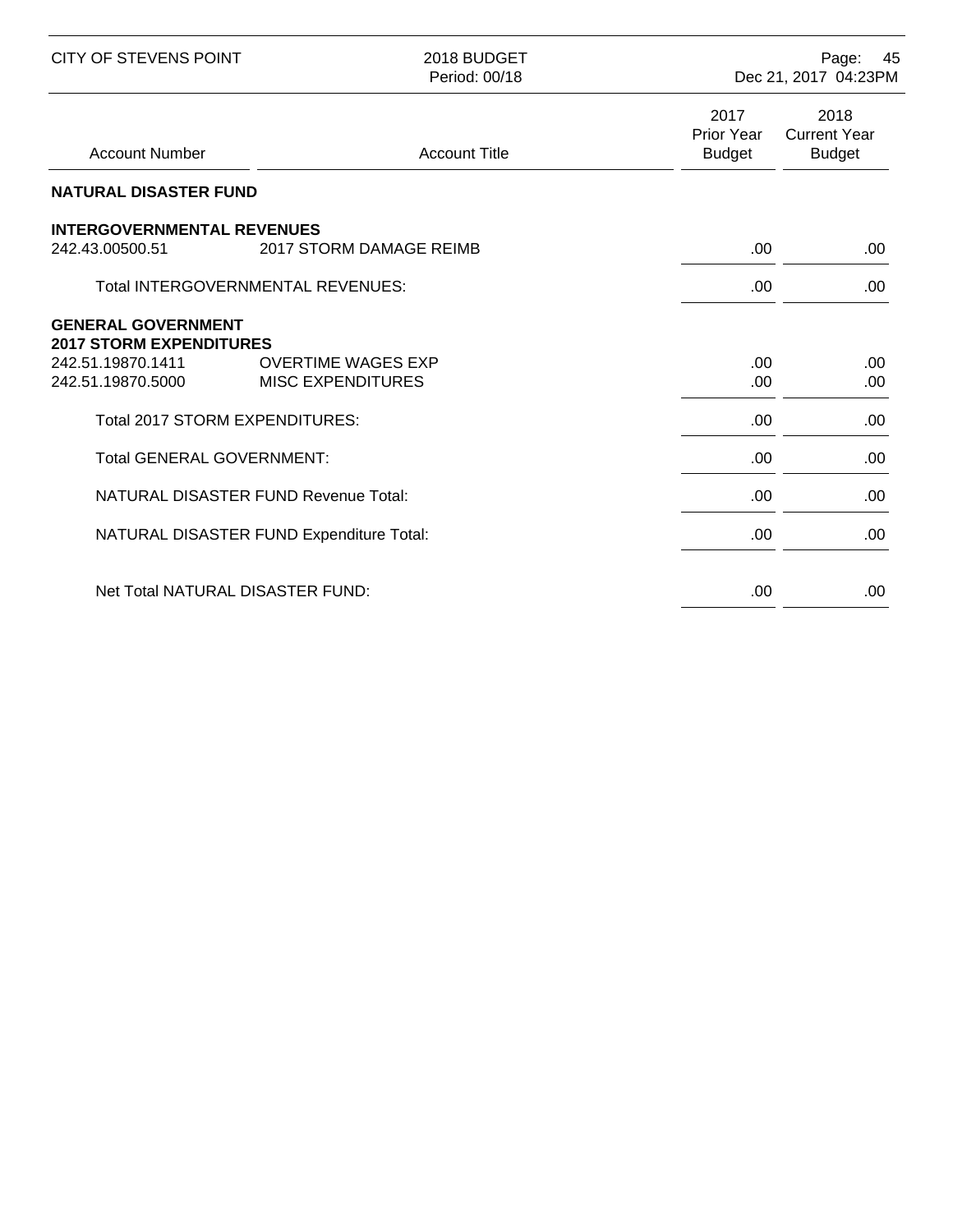| Account Number | Account Title | 2017 Prior Year Budget | 2018 Current Year Budget |
|---|---|---|---|
| **NATURAL DISASTER FUND** | | | |
| **INTERGOVERNMENTAL REVENUES** | | | |
| 242.43.00500.51 | 2017 STORM DAMAGE REIMB | .00 | .00 |
| Total INTERGOVERNMENTAL REVENUES: | | .00 | .00 |
| **GENERAL GOVERNMENT** | | | |
| **2017 STORM EXPENDITURES** | | | |
| 242.51.19870.1411 | OVERTIME WAGES EXP | .00 | .00 |
| 242.51.19870.5000 | MISC EXPENDITURES | .00 | .00 |
| Total 2017 STORM EXPENDITURES: | | .00 | .00 |
| Total GENERAL GOVERNMENT: | | .00 | .00 |
| NATURAL DISASTER FUND Revenue Total: | | .00 | .00 |
| NATURAL DISASTER FUND Expenditure Total: | | .00 | .00 |
| Net Total NATURAL DISASTER FUND: | | .00 | .00 |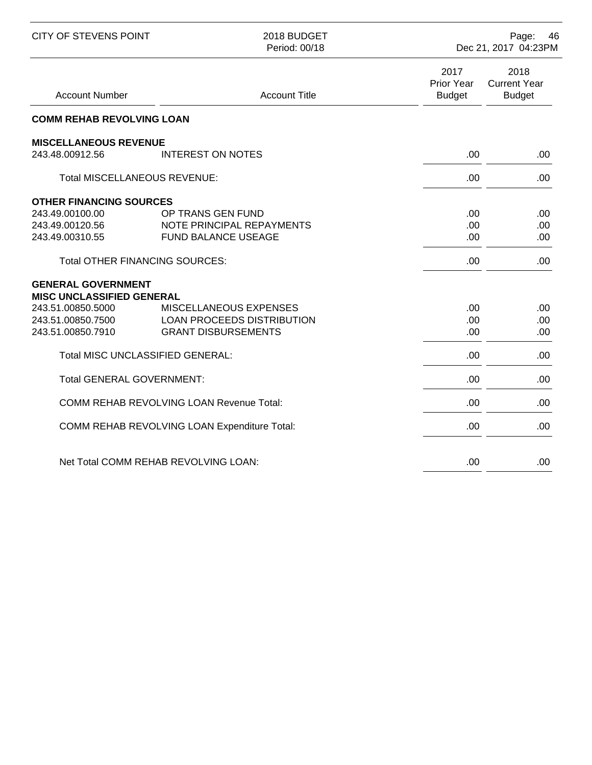| Account Number | Account Title | 2017 Prior Year Budget | 2018 Current Year Budget |
|---|---|---|---|
| **COMM REHAB REVOLVING LOAN** | | | |
| **MISCELLANEOUS REVENUE** | | | |
| 243.48.00912.56 | INTEREST ON NOTES | .00 | .00 |
| | Total MISCELLANEOUS REVENUE: | .00 | .00 |
| **OTHER FINANCING SOURCES** | | | |
| 243.49.00100.00 | OP TRANS GEN FUND | .00 | .00 |
| 243.49.00120.56 | NOTE PRINCIPAL REPAYMENTS | .00 | .00 |
| 243.49.00310.55 | FUND BALANCE USEAGE | .00 | .00 |
| | Total OTHER FINANCING SOURCES: | .00 | .00 |
| **GENERAL GOVERNMENT** | | | |
| **MISC UNCLASSIFIED GENERAL** | | | |
| 243.51.00850.5000 | MISCELLANEOUS EXPENSES | .00 | .00 |
| 243.51.00850.7500 | LOAN PROCEEDS DISTRIBUTION | .00 | .00 |
| 243.51.00850.7910 | GRANT DISBURSEMENTS | .00 | .00 |
| | Total MISC UNCLASSIFIED GENERAL: | .00 | .00 |
| | Total GENERAL GOVERNMENT: | .00 | .00 |
| | COMM REHAB REVOLVING LOAN Revenue Total: | .00 | .00 |
| | COMM REHAB REVOLVING LOAN Expenditure Total: | .00 | .00 |
| | Net Total COMM REHAB REVOLVING LOAN: | .00 | .00 |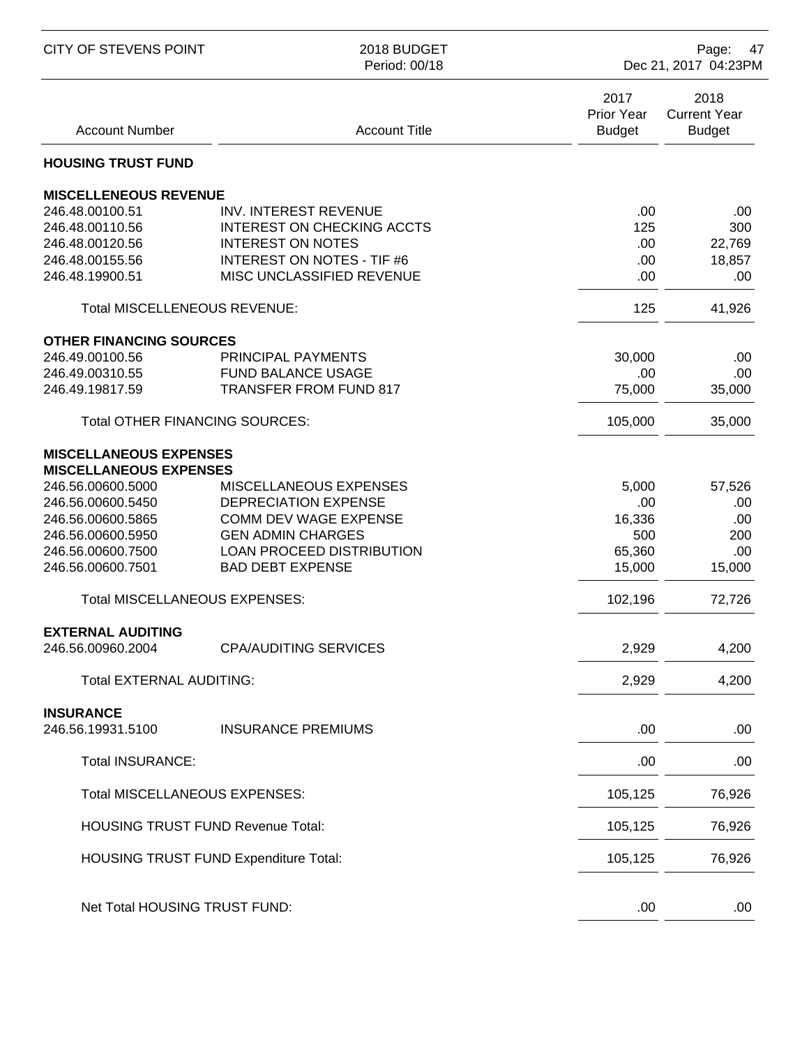| Account Number | Account Title | 2017 Prior Year Budget | 2018 Current Year Budget |
|---|---|---|---|
| **HOUSING TRUST FUND** | | | |
| **MISCELLENEOUS REVENUE** | | | |
| 246.48.00100.51 | INV. INTEREST REVENUE | .00 | .00 |
| 246.48.00110.56 | INTEREST ON CHECKING ACCTS | 125 | 300 |
| 246.48.00120.56 | INTEREST ON NOTES | .00 | 22,769 |
| 246.48.00155.56 | INTEREST ON NOTES - TIF #6 | .00 | 18,857 |
| 246.48.19900.51 | MISC UNCLASSIFIED REVENUE | .00 | .00 |
| Total MISCELLENEOUS REVENUE: | | 125 | 41,926 |
| **OTHER FINANCING SOURCES** | | | |
| 246.49.00100.56 | PRINCIPAL PAYMENTS | 30,000 | .00 |
| 246.49.00310.55 | FUND BALANCE USAGE | .00 | .00 |
| 246.49.19817.59 | TRANSFER FROM FUND 817 | 75,000 | 35,000 |
| Total OTHER FINANCING SOURCES: | | 105,000 | 35,000 |
| **MISCELLANEOUS EXPENSES** | | | |
| **MISCELLANEOUS EXPENSES** | | | |
| 246.56.00600.5000 | MISCELLANEOUS EXPENSES | 5,000 | 57,526 |
| 246.56.00600.5450 | DEPRECIATION EXPENSE | .00 | .00 |
| 246.56.00600.5865 | COMM DEV WAGE EXPENSE | 16,336 | .00 |
| 246.56.00600.5950 | GEN ADMIN CHARGES | 500 | 200 |
| 246.56.00600.7500 | LOAN PROCEED DISTRIBUTION | 65,360 | .00 |
| 246.56.00600.7501 | BAD DEBT EXPENSE | 15,000 | 15,000 |
| Total MISCELLANEOUS EXPENSES: | | 102,196 | 72,726 |
| **EXTERNAL AUDITING** | | | |
| 246.56.00960.2004 | CPA/AUDITING SERVICES | 2,929 | 4,200 |
| Total EXTERNAL AUDITING: | | 2,929 | 4,200 |
| **INSURANCE** | | | |
| 246.56.19931.5100 | INSURANCE PREMIUMS | .00 | .00 |
| Total INSURANCE: | | .00 | .00 |
| Total MISCELLANEOUS EXPENSES: | | 105,125 | 76,926 |
| HOUSING TRUST FUND Revenue Total: | | 105,125 | 76,926 |
| HOUSING TRUST FUND Expenditure Total: | | 105,125 | 76,926 |
| Net Total HOUSING TRUST FUND: | | .00 | .00 |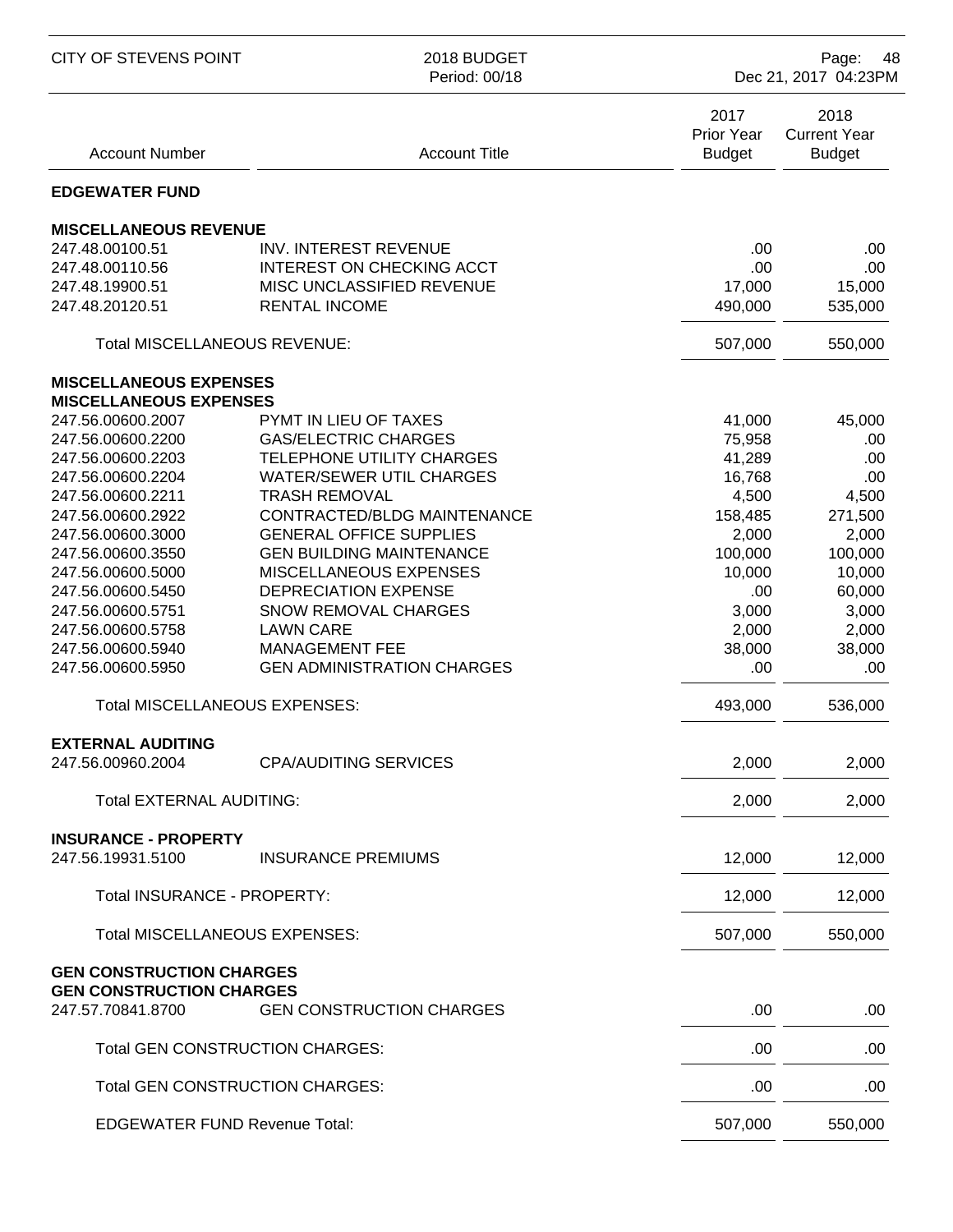| Account Number | Account Title | 2017 Prior Year Budget | 2018 Current Year Budget |
|---|---|---|---|
| **EDGEWATER FUND** | | | |
| **MISCELLANEOUS REVENUE** | | | |
| 247.48.00100.51 | INV. INTEREST REVENUE | .00 | .00 |
| 247.48.00110.56 | INTEREST ON CHECKING ACCT | .00 | .00 |
| 247.48.19900.51 | MISC UNCLASSIFIED REVENUE | 17,000 | 15,000 |
| 247.48.20120.51 | RENTAL INCOME | 490,000 | 535,000 |
| Total MISCELLANEOUS REVENUE: | | 507,000 | 550,000 |
| **MISCELLANEOUS EXPENSES** | | | |
| **MISCELLANEOUS EXPENSES** | | | |
| 247.56.00600.2007 | PYMT IN LIEU OF TAXES | 41,000 | 45,000 |
| 247.56.00600.2200 | GAS/ELECTRIC CHARGES | 75,958 | .00 |
| 247.56.00600.2203 | TELEPHONE UTILITY CHARGES | 41,289 | .00 |
| 247.56.00600.2204 | WATER/SEWER UTIL CHARGES | 16,768 | .00 |
| 247.56.00600.2211 | TRASH REMOVAL | 4,500 | 4,500 |
| 247.56.00600.2922 | CONTRACTED/BLDG MAINTENANCE | 158,485 | 271,500 |
| 247.56.00600.3000 | GENERAL OFFICE SUPPLIES | 2,000 | 2,000 |
| 247.56.00600.3550 | GEN BUILDING MAINTENANCE | 100,000 | 100,000 |
| 247.56.00600.5000 | MISCELLANEOUS EXPENSES | 10,000 | 10,000 |
| 247.56.00600.5450 | DEPRECIATION EXPENSE | .00 | 60,000 |
| 247.56.00600.5751 | SNOW REMOVAL CHARGES | 3,000 | 3,000 |
| 247.56.00600.5758 | LAWN CARE | 2,000 | 2,000 |
| 247.56.00600.5940 | MANAGEMENT FEE | 38,000 | 38,000 |
| 247.56.00600.5950 | GEN ADMINISTRATION CHARGES | .00 | .00 |
| Total MISCELLANEOUS EXPENSES: | | 493,000 | 536,000 |
| **EXTERNAL AUDITING** | | | |
| 247.56.00960.2004 | CPA/AUDITING SERVICES | 2,000 | 2,000 |
| Total EXTERNAL AUDITING: | | 2,000 | 2,000 |
| **INSURANCE - PROPERTY** | | | |
| 247.56.19931.5100 | INSURANCE PREMIUMS | 12,000 | 12,000 |
| Total INSURANCE - PROPERTY: | | 12,000 | 12,000 |
| Total MISCELLANEOUS EXPENSES: | | 507,000 | 550,000 |
| **GEN CONSTRUCTION CHARGES** | | | |
| **GEN CONSTRUCTION CHARGES** | | | |
| 247.57.70841.8700 | GEN CONSTRUCTION CHARGES | .00 | .00 |
| Total GEN CONSTRUCTION CHARGES: | | .00 | .00 |
| Total GEN CONSTRUCTION CHARGES: | | .00 | .00 |
| EDGEWATER FUND Revenue Total: | | 507,000 | 550,000 |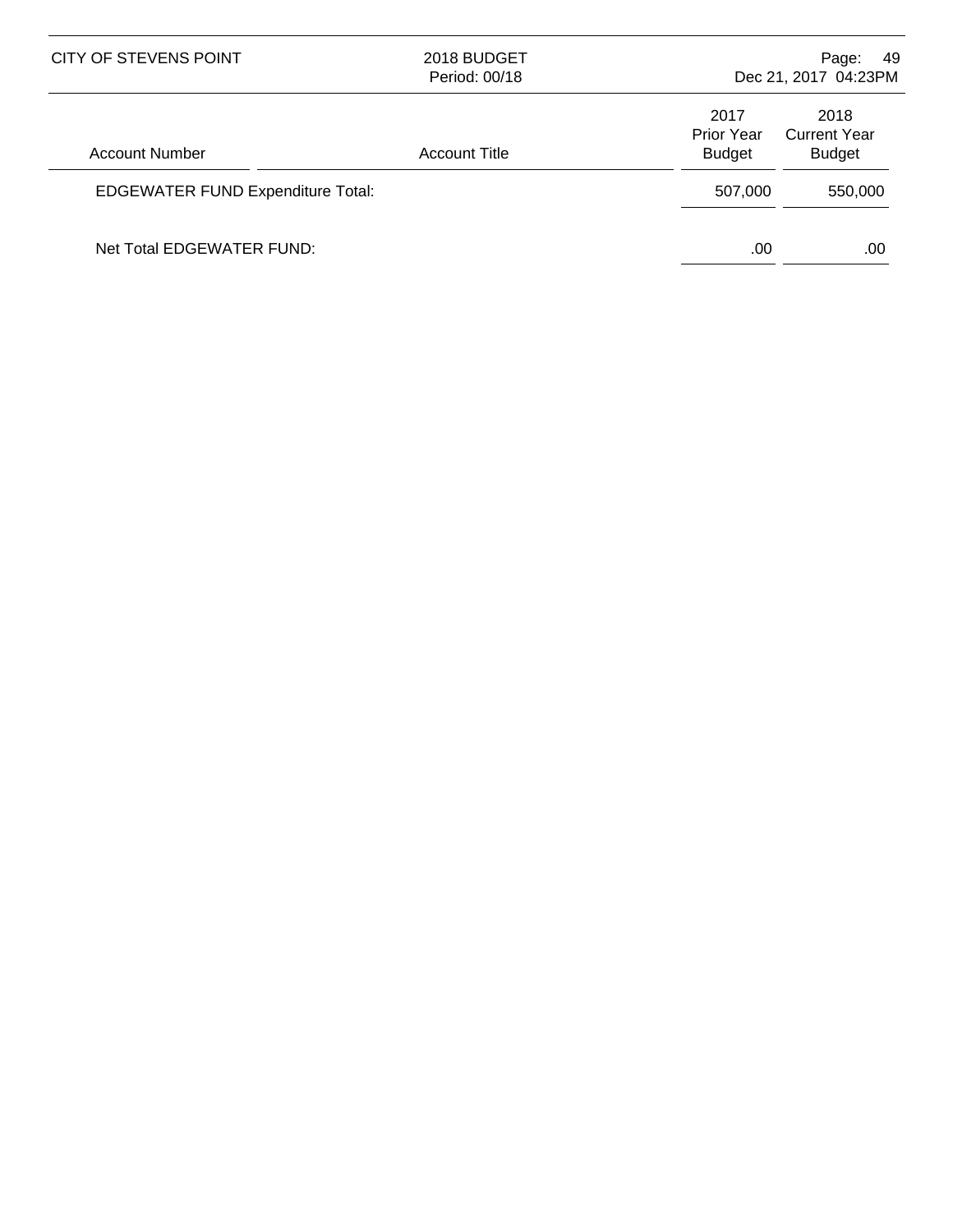| Account Number | Account Title | 2017 Prior Year Budget | 2018 Current Year Budget |
|---|---|---|---|
| EDGEWATER FUND Expenditure Total: | | 507,000 | 550,000 |
| Net Total EDGEWATER FUND: | | .00 | .00 |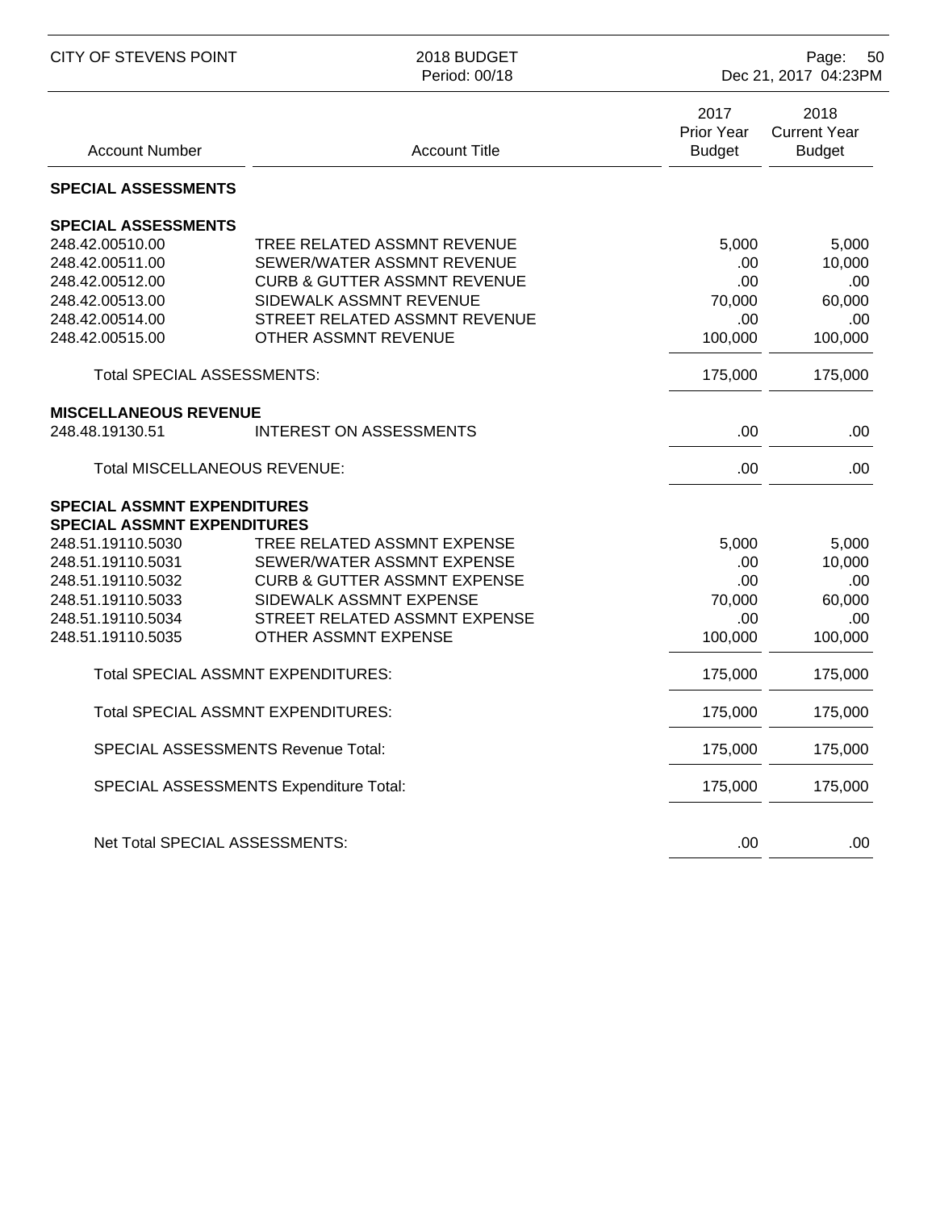| Account Number | Account Title | 2017 Prior Year Budget | 2018 Current Year Budget |
|---|---|---|---|
| **SPECIAL ASSESSMENTS** | | | |
| **SPECIAL ASSESSMENTS** | | | |
| 248.42.00510.00 | TREE RELATED ASSMNT REVENUE | 5,000 | 5,000 |
| 248.42.00511.00 | SEWER/WATER ASSMNT REVENUE | .00 | 10,000 |
| 248.42.00512.00 | CURB & GUTTER ASSMNT REVENUE | .00 | .00 |
| 248.42.00513.00 | SIDEWALK ASSMNT REVENUE | 70,000 | 60,000 |
| 248.42.00514.00 | STREET RELATED ASSMNT REVENUE | .00 | .00 |
| 248.42.00515.00 | OTHER ASSMNT REVENUE | 100,000 | 100,000 |
| Total SPECIAL ASSESSMENTS: | | 175,000 | 175,000 |
| **MISCELLANEOUS REVENUE** | | | |
| 248.48.19130.51 | INTEREST ON ASSESSMENTS | .00 | .00 |
| Total MISCELLANEOUS REVENUE: | | .00 | .00 |
| **SPECIAL ASSMNT EXPENDITURES** | | | |
| **SPECIAL ASSMNT EXPENDITURES** | | | |
| 248.51.19110.5030 | TREE RELATED ASSMNT EXPENSE | 5,000 | 5,000 |
| 248.51.19110.5031 | SEWER/WATER ASSMNT EXPENSE | .00 | 10,000 |
| 248.51.19110.5032 | CURB & GUTTER ASSMNT EXPENSE | .00 | .00 |
| 248.51.19110.5033 | SIDEWALK ASSMNT EXPENSE | 70,000 | 60,000 |
| 248.51.19110.5034 | STREET RELATED ASSMNT EXPENSE | .00 | .00 |
| 248.51.19110.5035 | OTHER ASSMNT EXPENSE | 100,000 | 100,000 |
| Total SPECIAL ASSMNT EXPENDITURES: | | 175,000 | 175,000 |
| Total SPECIAL ASSMNT EXPENDITURES: | | 175,000 | 175,000 |
| SPECIAL ASSESSMENTS Revenue Total: | | 175,000 | 175,000 |
| SPECIAL ASSESSMENTS Expenditure Total: | | 175,000 | 175,000 |
| Net Total SPECIAL ASSESSMENTS: | | .00 | .00 |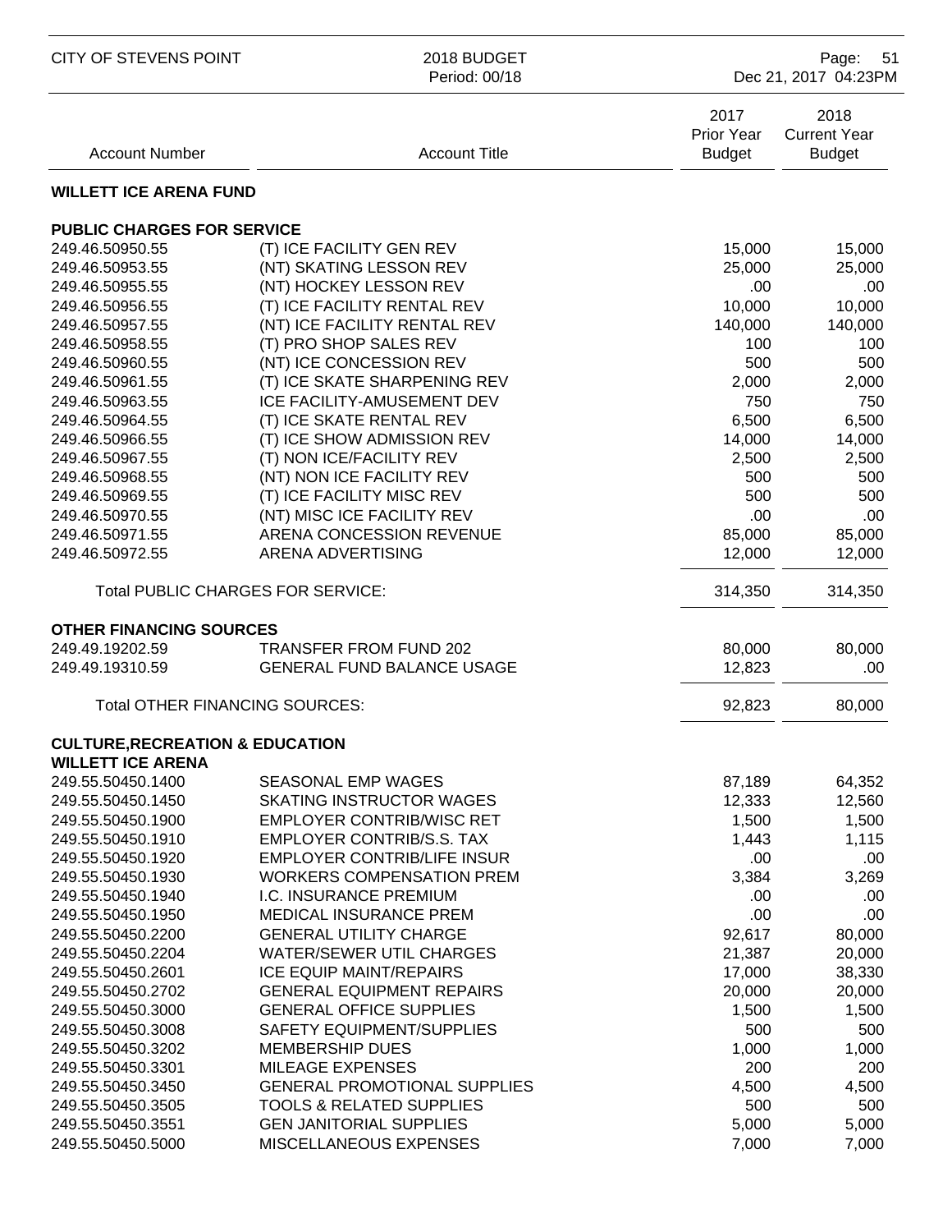## WILLETT ICE ARENA FUND

| Account Number | Account Title | 2017 Prior Year Budget | 2018 Current Year Budget |
|---|---|---|---|
| **PUBLIC CHARGES FOR SERVICE** | | | |
| 249.46.50950.55 | (T) ICE FACILITY GEN REV | 15,000 | 15,000 |
| 249.46.50953.55 | (NT) SKATING LESSON REV | 25,000 | 25,000 |
| 249.46.50955.55 | (NT) HOCKEY LESSON REV | .00 | .00 |
| 249.46.50956.55 | (T) ICE FACILITY RENTAL REV | 10,000 | 10,000 |
| 249.46.50957.55 | (NT) ICE FACILITY RENTAL REV | 140,000 | 140,000 |
| 249.46.50958.55 | (T) PRO SHOP SALES REV | 100 | 100 |
| 249.46.50960.55 | (NT) ICE CONCESSION REV | 500 | 500 |
| 249.46.50961.55 | (T) ICE SKATE SHARPENING REV | 2,000 | 2,000 |
| 249.46.50963.55 | ICE FACILITY-AMUSEMENT DEV | 750 | 750 |
| 249.46.50964.55 | (T) ICE SKATE RENTAL REV | 6,500 | 6,500 |
| 249.46.50966.55 | (T) ICE SHOW ADMISSION REV | 14,000 | 14,000 |
| 249.46.50967.55 | (T) NON ICE/FACILITY REV | 2,500 | 2,500 |
| 249.46.50968.55 | (NT) NON ICE FACILITY REV | 500 | 500 |
| 249.46.50969.55 | (T) ICE FACILITY MISC REV | 500 | 500 |
| 249.46.50970.55 | (NT) MISC ICE FACILITY REV | .00 | .00 |
| 249.46.50971.55 | ARENA CONCESSION REVENUE | 85,000 | 85,000 |
| 249.46.50972.55 | ARENA ADVERTISING | 12,000 | 12,000 |
| | Total PUBLIC CHARGES FOR SERVICE: | 314,350 | 314,350 |
| **OTHER FINANCING SOURCES** | | | |
| 249.49.19202.59 | TRANSFER FROM FUND 202 | 80,000 | 80,000 |
| 249.49.19310.59 | GENERAL FUND BALANCE USAGE | 12,823 | .00 |
| | Total OTHER FINANCING SOURCES: | 92,823 | 80,000 |
| **CULTURE,RECREATION & EDUCATION** | | | |
| **WILLETT ICE ARENA** | | | |
| 249.55.50450.1400 | SEASONAL EMP WAGES | 87,189 | 64,352 |
| 249.55.50450.1450 | SKATING INSTRUCTOR WAGES | 12,333 | 12,560 |
| 249.55.50450.1900 | EMPLOYER CONTRIB/WISC RET | 1,500 | 1,500 |
| 249.55.50450.1910 | EMPLOYER CONTRIB/S.S. TAX | 1,443 | 1,115 |
| 249.55.50450.1920 | EMPLOYER CONTRIB/LIFE INSUR | .00 | .00 |
| 249.55.50450.1930 | WORKERS COMPENSATION PREM | 3,384 | 3,269 |
| 249.55.50450.1940 | I.C. INSURANCE PREMIUM | .00 | .00 |
| 249.55.50450.1950 | MEDICAL INSURANCE PREM | .00 | .00 |
| 249.55.50450.2200 | GENERAL UTILITY CHARGE | 92,617 | 80,000 |
| 249.55.50450.2204 | WATER/SEWER UTIL CHARGES | 21,387 | 20,000 |
| 249.55.50450.2601 | ICE EQUIP MAINT/REPAIRS | 17,000 | 38,330 |
| 249.55.50450.2702 | GENERAL EQUIPMENT REPAIRS | 20,000 | 20,000 |
| 249.55.50450.3000 | GENERAL OFFICE SUPPLIES | 1,500 | 1,500 |
| 249.55.50450.3008 | SAFETY EQUIPMENT/SUPPLIES | 500 | 500 |
| 249.55.50450.3202 | MEMBERSHIP DUES | 1,000 | 1,000 |
| 249.55.50450.3301 | MILEAGE EXPENSES | 200 | 200 |
| 249.55.50450.3450 | GENERAL PROMOTIONAL SUPPLIES | 4,500 | 4,500 |
| 249.55.50450.3505 | TOOLS & RELATED SUPPLIES | 500 | 500 |
| 249.55.50450.3551 | GEN JANITORIAL SUPPLIES | 5,000 | 5,000 |
| 249.55.50450.5000 | MISCELLANEOUS EXPENSES | 7,000 | 7,000 |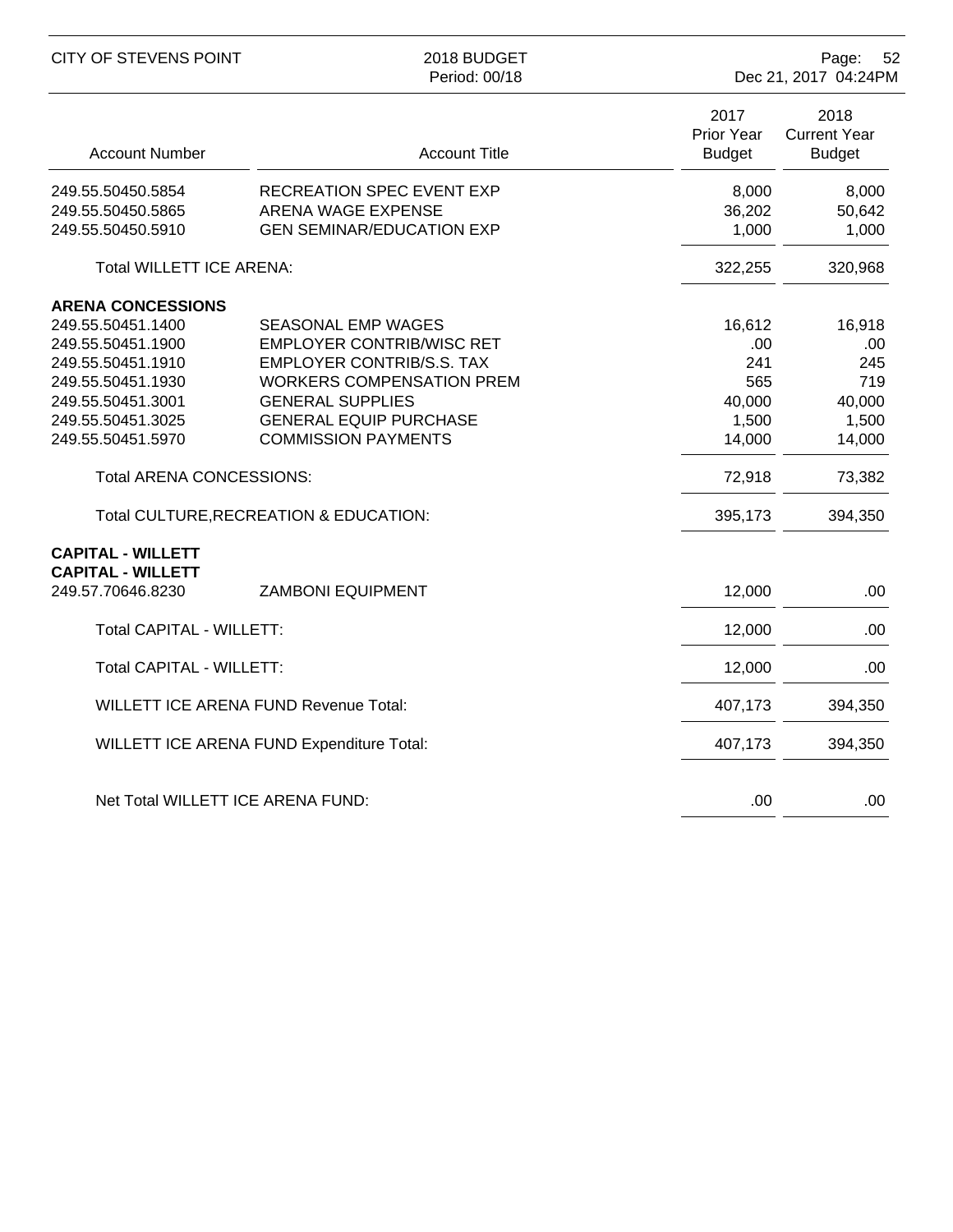| Account Number | Account Title | 2017 Prior Year Budget | 2018 Current Year Budget |
|---|---|---|---|
| 249.55.50450.5854 | RECREATION SPEC EVENT EXP | 8,000 | 8,000 |
| 249.55.50450.5865 | ARENA WAGE EXPENSE | 36,202 | 50,642 |
| 249.55.50450.5910 | GEN SEMINAR/EDUCATION EXP | 1,000 | 1,000 |
| Total WILLETT ICE ARENA: | | 322,255 | 320,968 |
| **ARENA CONCESSIONS** | | | |
| 249.55.50451.1400 | SEASONAL EMP WAGES | 16,612 | 16,918 |
| 249.55.50451.1900 | EMPLOYER CONTRIB/WISC RET | .00 | .00 |
| 249.55.50451.1910 | EMPLOYER CONTRIB/S.S. TAX | 241 | 245 |
| 249.55.50451.1930 | WORKERS COMPENSATION PREM | 565 | 719 |
| 249.55.50451.3001 | GENERAL SUPPLIES | 40,000 | 40,000 |
| 249.55.50451.3025 | GENERAL EQUIP PURCHASE | 1,500 | 1,500 |
| 249.55.50451.5970 | COMMISSION PAYMENTS | 14,000 | 14,000 |
| Total ARENA CONCESSIONS: | | 72,918 | 73,382 |
| Total CULTURE,RECREATION & EDUCATION: | | 395,173 | 394,350 |
| **CAPITAL - WILLETT** | | | |
| **CAPITAL - WILLETT** | | | |
| 249.57.70646.8230 | ZAMBONI EQUIPMENT | 12,000 | .00 |
| Total CAPITAL - WILLETT: | | 12,000 | .00 |
| Total CAPITAL - WILLETT: | | 12,000 | .00 |
| WILLETT ICE ARENA FUND Revenue Total: | | 407,173 | 394,350 |
| WILLETT ICE ARENA FUND Expenditure Total: | | 407,173 | 394,350 |
| Net Total WILLETT ICE ARENA FUND: | | .00 | .00 |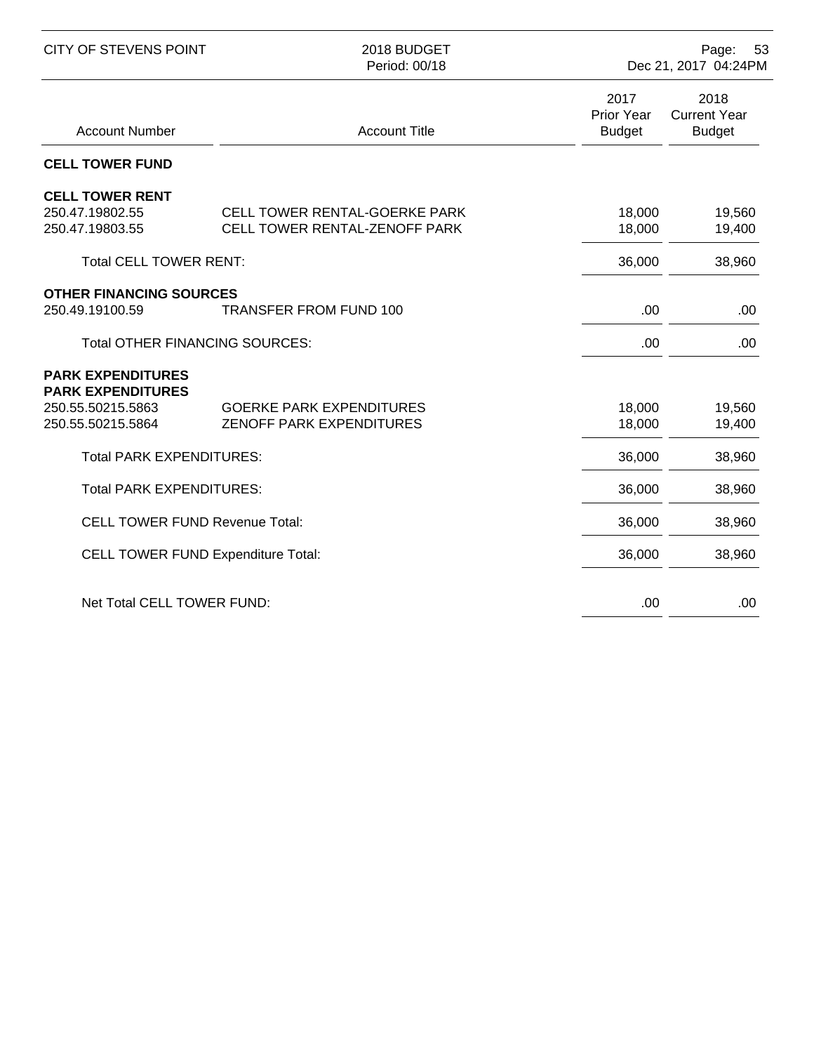| Account Number | Account Title | 2017 Prior Year Budget | 2018 Current Year Budget |
|---|---|---|---|
| **CELL TOWER FUND** | | | |
| **CELL TOWER RENT** | | | |
| 250.47.19802.55 | CELL TOWER RENTAL-GOERKE PARK | 18,000 | 19,560 |
| 250.47.19803.55 | CELL TOWER RENTAL-ZENOFF PARK | 18,000 | 19,400 |
| Total CELL TOWER RENT: | | 36,000 | 38,960 |
| **OTHER FINANCING SOURCES** | | | |
| 250.49.19100.59 | TRANSFER FROM FUND 100 | .00 | .00 |
| Total OTHER FINANCING SOURCES: | | .00 | .00 |
| **PARK EXPENDITURES** | | | |
| **PARK EXPENDITURES** | | | |
| 250.55.50215.5863 | GOERKE PARK EXPENDITURES | 18,000 | 19,560 |
| 250.55.50215.5864 | ZENOFF PARK EXPENDITURES | 18,000 | 19,400 |
| Total PARK EXPENDITURES: | | 36,000 | 38,960 |
| Total PARK EXPENDITURES: | | 36,000 | 38,960 |
| CELL TOWER FUND Revenue Total: | | 36,000 | 38,960 |
| CELL TOWER FUND Expenditure Total: | | 36,000 | 38,960 |
| Net Total CELL TOWER FUND: | | .00 | .00 |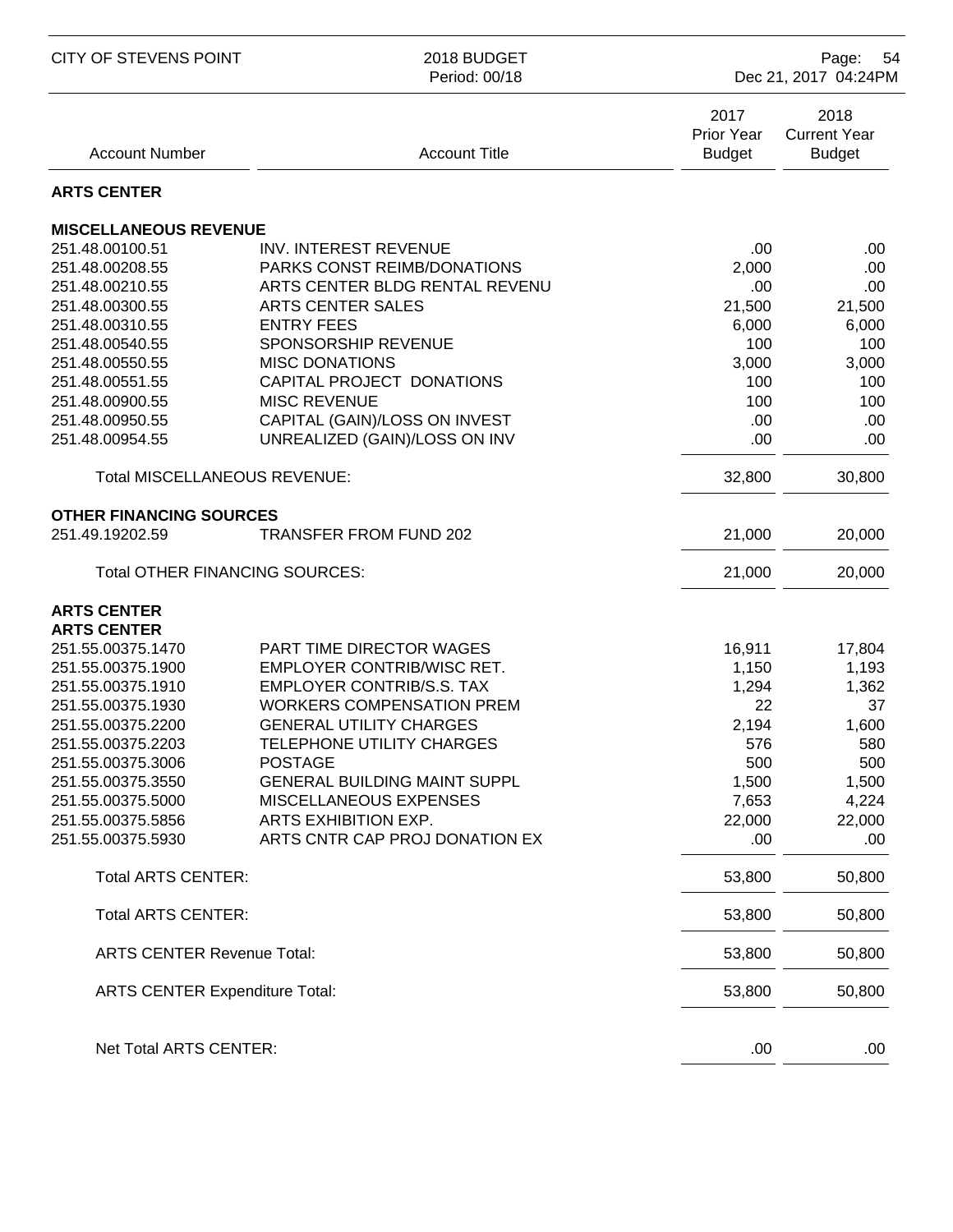CITY OF STEVENS POINT — 2018 BUDGET — Period: 00/18

| Account Number | Account Title | 2017 Prior Year Budget | 2018 Current Year Budget |
|---|---|---|---|
| **ARTS CENTER** | | | |
| **MISCELLANEOUS REVENUE** | | | |
| 251.48.00100.51 | INV. INTEREST REVENUE | .00 | .00 |
| 251.48.00208.55 | PARKS CONST REIMB/DONATIONS | 2,000 | .00 |
| 251.48.00210.55 | ARTS CENTER BLDG RENTAL REVENU | .00 | .00 |
| 251.48.00300.55 | ARTS CENTER SALES | 21,500 | 21,500 |
| 251.48.00310.55 | ENTRY FEES | 6,000 | 6,000 |
| 251.48.00540.55 | SPONSORSHIP REVENUE | 100 | 100 |
| 251.48.00550.55 | MISC DONATIONS | 3,000 | 3,000 |
| 251.48.00551.55 | CAPITAL PROJECT DONATIONS | 100 | 100 |
| 251.48.00900.55 | MISC REVENUE | 100 | 100 |
| 251.48.00950.55 | CAPITAL (GAIN)/LOSS ON INVEST | .00 | .00 |
| 251.48.00954.55 | UNREALIZED (GAIN)/LOSS ON INV | .00 | .00 |
| Total MISCELLANEOUS REVENUE: | | 32,800 | 30,800 |
| **OTHER FINANCING SOURCES** | | | |
| 251.49.19202.59 | TRANSFER FROM FUND 202 | 21,000 | 20,000 |
| Total OTHER FINANCING SOURCES: | | 21,000 | 20,000 |
| **ARTS CENTER** | | | |
| **ARTS CENTER** | | | |
| 251.55.00375.1470 | PART TIME DIRECTOR WAGES | 16,911 | 17,804 |
| 251.55.00375.1900 | EMPLOYER CONTRIB/WISC RET. | 1,150 | 1,193 |
| 251.55.00375.1910 | EMPLOYER CONTRIB/S.S. TAX | 1,294 | 1,362 |
| 251.55.00375.1930 | WORKERS COMPENSATION PREM | 22 | 37 |
| 251.55.00375.2200 | GENERAL UTILITY CHARGES | 2,194 | 1,600 |
| 251.55.00375.2203 | TELEPHONE UTILITY CHARGES | 576 | 580 |
| 251.55.00375.3006 | POSTAGE | 500 | 500 |
| 251.55.00375.3550 | GENERAL BUILDING MAINT SUPPL | 1,500 | 1,500 |
| 251.55.00375.5000 | MISCELLANEOUS EXPENSES | 7,653 | 4,224 |
| 251.55.00375.5856 | ARTS EXHIBITION EXP. | 22,000 | 22,000 |
| 251.55.00375.5930 | ARTS CNTR CAP PROJ DONATION EX | .00 | .00 |
| Total ARTS CENTER: | | 53,800 | 50,800 |
| Total ARTS CENTER: | | 53,800 | 50,800 |
| ARTS CENTER Revenue Total: | | 53,800 | 50,800 |
| ARTS CENTER Expenditure Total: | | 53,800 | 50,800 |
| Net Total ARTS CENTER: | | .00 | .00 |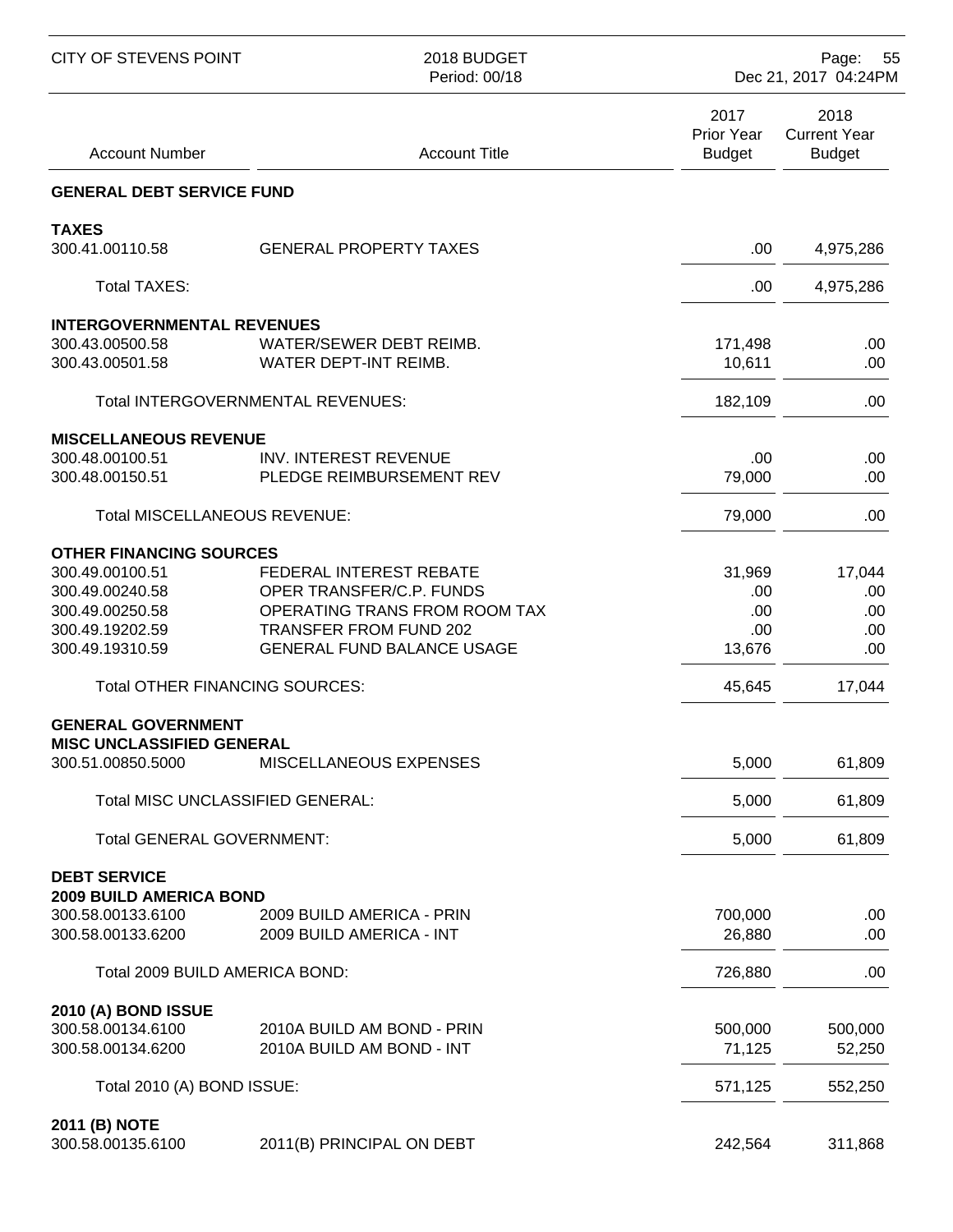## GENERAL DEBT SERVICE FUND

| Account Number | Account Title | 2017 Prior Year Budget | 2018 Current Year Budget |
|---|---|---|---|
| **TAXES** | | | |
| 300.41.00110.58 | GENERAL PROPERTY TAXES | .00 | 4,975,286 |
| Total TAXES: | | .00 | 4,975,286 |
| **INTERGOVERNMENTAL REVENUES** | | | |
| 300.43.00500.58 | WATER/SEWER DEBT REIMB. | 171,498 | .00 |
| 300.43.00501.58 | WATER DEPT-INT REIMB. | 10,611 | .00 |
| Total INTERGOVERNMENTAL REVENUES: | | 182,109 | .00 |
| **MISCELLANEOUS REVENUE** | | | |
| 300.48.00100.51 | INV. INTEREST REVENUE | .00 | .00 |
| 300.48.00150.51 | PLEDGE REIMBURSEMENT REV | 79,000 | .00 |
| Total MISCELLANEOUS REVENUE: | | 79,000 | .00 |
| **OTHER FINANCING SOURCES** | | | |
| 300.49.00100.51 | FEDERAL INTEREST REBATE | 31,969 | 17,044 |
| 300.49.00240.58 | OPER TRANSFER/C.P. FUNDS | .00 | .00 |
| 300.49.00250.58 | OPERATING TRANS FROM ROOM TAX | .00 | .00 |
| 300.49.19202.59 | TRANSFER FROM FUND 202 | .00 | .00 |
| 300.49.19310.59 | GENERAL FUND BALANCE USAGE | 13,676 | .00 |
| Total OTHER FINANCING SOURCES: | | 45,645 | 17,044 |
| **GENERAL GOVERNMENT** | | | |
| **MISC UNCLASSIFIED GENERAL** | | | |
| 300.51.00850.5000 | MISCELLANEOUS EXPENSES | 5,000 | 61,809 |
| Total MISC UNCLASSIFIED GENERAL: | | 5,000 | 61,809 |
| Total GENERAL GOVERNMENT: | | 5,000 | 61,809 |
| **DEBT SERVICE** | | | |
| **2009 BUILD AMERICA BOND** | | | |
| 300.58.00133.6100 | 2009 BUILD AMERICA - PRIN | 700,000 | .00 |
| 300.58.00133.6200 | 2009 BUILD AMERICA - INT | 26,880 | .00 |
| Total 2009 BUILD AMERICA BOND: | | 726,880 | .00 |
| **2010 (A) BOND ISSUE** | | | |
| 300.58.00134.6100 | 2010A BUILD AM BOND - PRIN | 500,000 | 500,000 |
| 300.58.00134.6200 | 2010A BUILD AM BOND - INT | 71,125 | 52,250 |
| Total 2010 (A) BOND ISSUE: | | 571,125 | 552,250 |
| **2011 (B) NOTE** | | | |
| 300.58.00135.6100 | 2011(B) PRINCIPAL ON DEBT | 242,564 | 311,868 |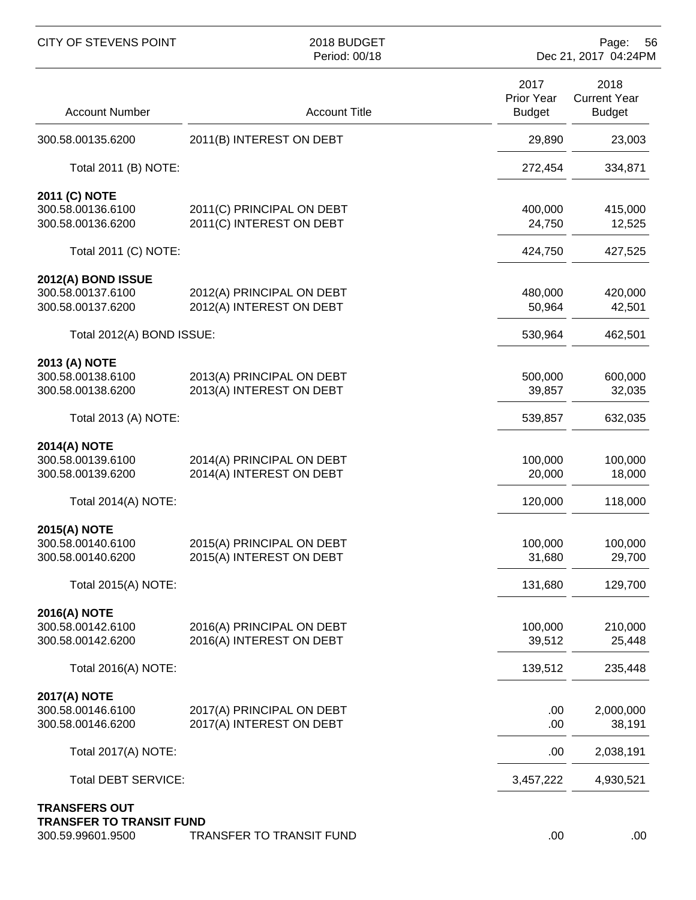| Account Number | Account Title | 2017 Prior Year Budget | 2018 Current Year Budget |
|---|---|---|---|
| 300.58.00135.6200 | 2011(B) INTEREST ON DEBT | 29,890 | 23,003 |
| Total 2011 (B) NOTE: | | 272,454 | 334,871 |
| **2011 (C) NOTE** | | | |
| 300.58.00136.6100 | 2011(C) PRINCIPAL ON DEBT | 400,000 | 415,000 |
| 300.58.00136.6200 | 2011(C) INTEREST ON DEBT | 24,750 | 12,525 |
| Total 2011 (C) NOTE: | | 424,750 | 427,525 |
| **2012(A) BOND ISSUE** | | | |
| 300.58.00137.6100 | 2012(A) PRINCIPAL ON DEBT | 480,000 | 420,000 |
| 300.58.00137.6200 | 2012(A) INTEREST ON DEBT | 50,964 | 42,501 |
| Total 2012(A) BOND ISSUE: | | 530,964 | 462,501 |
| **2013 (A) NOTE** | | | |
| 300.58.00138.6100 | 2013(A) PRINCIPAL ON DEBT | 500,000 | 600,000 |
| 300.58.00138.6200 | 2013(A) INTEREST ON DEBT | 39,857 | 32,035 |
| Total 2013 (A) NOTE: | | 539,857 | 632,035 |
| **2014(A) NOTE** | | | |
| 300.58.00139.6100 | 2014(A) PRINCIPAL ON DEBT | 100,000 | 100,000 |
| 300.58.00139.6200 | 2014(A) INTEREST ON DEBT | 20,000 | 18,000 |
| Total 2014(A) NOTE: | | 120,000 | 118,000 |
| **2015(A) NOTE** | | | |
| 300.58.00140.6100 | 2015(A) PRINCIPAL ON DEBT | 100,000 | 100,000 |
| 300.58.00140.6200 | 2015(A) INTEREST ON DEBT | 31,680 | 29,700 |
| Total 2015(A) NOTE: | | 131,680 | 129,700 |
| **2016(A) NOTE** | | | |
| 300.58.00142.6100 | 2016(A) PRINCIPAL ON DEBT | 100,000 | 210,000 |
| 300.58.00142.6200 | 2016(A) INTEREST ON DEBT | 39,512 | 25,448 |
| Total 2016(A) NOTE: | | 139,512 | 235,448 |
| **2017(A) NOTE** | | | |
| 300.58.00146.6100 | 2017(A) PRINCIPAL ON DEBT | .00 | 2,000,000 |
| 300.58.00146.6200 | 2017(A) INTEREST ON DEBT | .00 | 38,191 |
| Total 2017(A) NOTE: | | .00 | 2,038,191 |
| Total DEBT SERVICE: | | 3,457,222 | 4,930,521 |
| **TRANSFERS OUT** | | | |
| **TRANSFER TO TRANSIT FUND** | | | |
| 300.59.99601.9500 | TRANSFER TO TRANSIT FUND | .00 | .00 |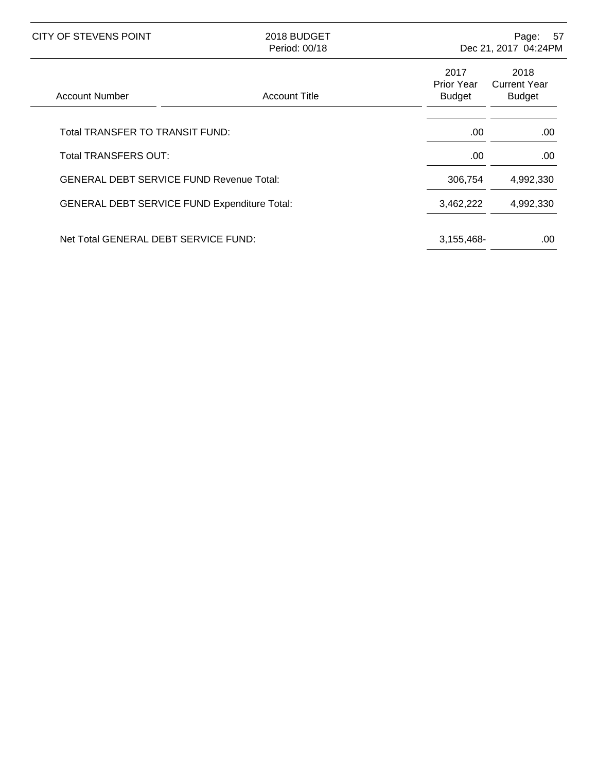| Account Number | Account Title | 2017 Prior Year Budget | 2018 Current Year Budget |
|---|---|---|---|
| Total TRANSFER TO TRANSIT FUND: | | .00 | .00 |
| Total TRANSFERS OUT: | | .00 | .00 |
| GENERAL DEBT SERVICE FUND Revenue Total: | | 306,754 | 4,992,330 |
| GENERAL DEBT SERVICE FUND Expenditure Total: | | 3,462,222 | 4,992,330 |
| Net Total GENERAL DEBT SERVICE FUND: | | 3,155,468- | .00 |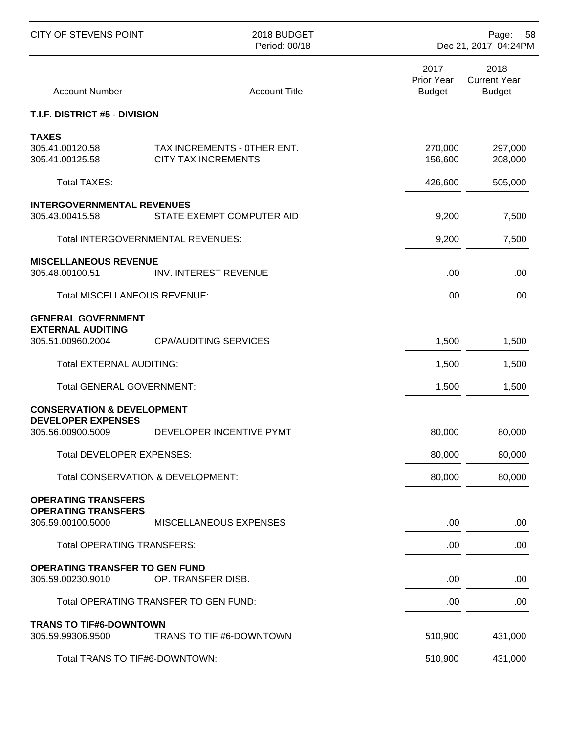| Account Number | Account Title | 2017 Prior Year Budget | 2018 Current Year Budget |
|---|---|---|---|
| **T.I.F. DISTRICT #5 - DIVISION** | | | |
| **TAXES** | | | |
| 305.41.00120.58 | TAX INCREMENTS - 0THER ENT. | 270,000 | 297,000 |
| 305.41.00125.58 | CITY TAX INCREMENTS | 156,600 | 208,000 |
| Total TAXES: | | 426,600 | 505,000 |
| **INTERGOVERNMENTAL REVENUES** | | | |
| 305.43.00415.58 | STATE EXEMPT COMPUTER AID | 9,200 | 7,500 |
| Total INTERGOVERNMENTAL REVENUES: | | 9,200 | 7,500 |
| **MISCELLANEOUS REVENUE** | | | |
| 305.48.00100.51 | INV. INTEREST REVENUE | .00 | .00 |
| Total MISCELLANEOUS REVENUE: | | .00 | .00 |
| **GENERAL GOVERNMENT** | | | |
| **EXTERNAL AUDITING** | | | |
| 305.51.00960.2004 | CPA/AUDITING SERVICES | 1,500 | 1,500 |
| Total EXTERNAL AUDITING: | | 1,500 | 1,500 |
| Total GENERAL GOVERNMENT: | | 1,500 | 1,500 |
| **CONSERVATION & DEVELOPMENT** | | | |
| **DEVELOPER EXPENSES** | | | |
| 305.56.00900.5009 | DEVELOPER INCENTIVE PYMT | 80,000 | 80,000 |
| Total DEVELOPER EXPENSES: | | 80,000 | 80,000 |
| Total CONSERVATION & DEVELOPMENT: | | 80,000 | 80,000 |
| **OPERATING TRANSFERS** | | | |
| **OPERATING TRANSFERS** | | | |
| 305.59.00100.5000 | MISCELLANEOUS EXPENSES | .00 | .00 |
| Total OPERATING TRANSFERS: | | .00 | .00 |
| **OPERATING TRANSFER TO GEN FUND** | | | |
| 305.59.00230.9010 | OP. TRANSFER DISB. | .00 | .00 |
| Total OPERATING TRANSFER TO GEN FUND: | | .00 | .00 |
| **TRANS TO TIF#6-DOWNTOWN** | | | |
| 305.59.99306.9500 | TRANS TO TIF #6-DOWNTOWN | 510,900 | 431,000 |
| Total TRANS TO TIF#6-DOWNTOWN: | | 510,900 | 431,000 |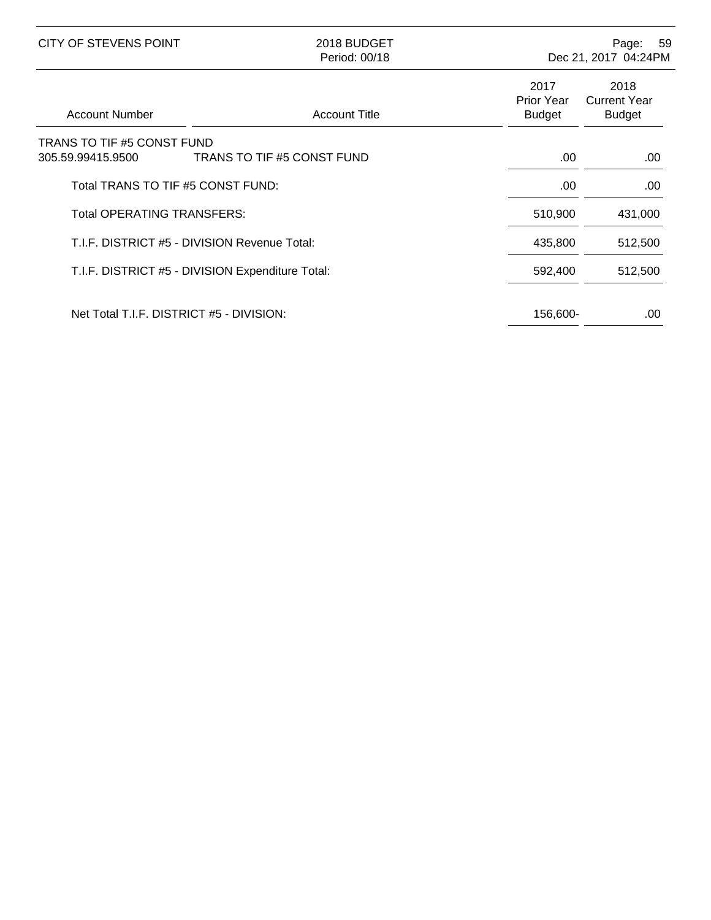| Account Number | Account Title | 2017 Prior Year Budget | 2018 Current Year Budget |
|---|---|---|---|
| TRANS TO TIF #5 CONST FUND | | | |
| 305.59.99415.9500 | TRANS TO TIF #5 CONST FUND | .00 | .00 |
| | Total TRANS TO TIF #5 CONST FUND: | .00 | .00 |
| | Total OPERATING TRANSFERS: | 510,900 | 431,000 |
| | T.I.F. DISTRICT #5 - DIVISION Revenue Total: | 435,800 | 512,500 |
| | T.I.F. DISTRICT #5 - DIVISION Expenditure Total: | 592,400 | 512,500 |
| | Net Total T.I.F. DISTRICT #5 - DIVISION: | 156,600- | .00 |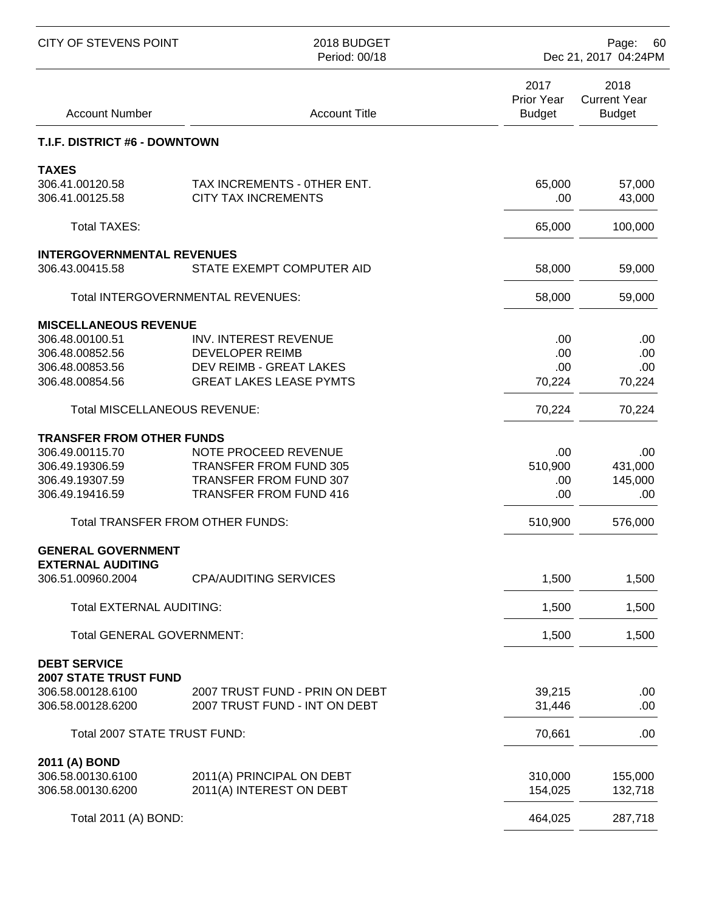## T.I.F. DISTRICT #6 - DOWNTOWN

| Account Number | Account Title | 2017 Prior Year Budget | 2018 Current Year Budget |
|---|---|---|---|
| **TAXES** | | | |
| 306.41.00120.58 | TAX INCREMENTS - 0THER ENT. | 65,000 | 57,000 |
| 306.41.00125.58 | CITY TAX INCREMENTS | .00 | 43,000 |
| Total TAXES: | | 65,000 | 100,000 |
| **INTERGOVERNMENTAL REVENUES** | | | |
| 306.43.00415.58 | STATE EXEMPT COMPUTER AID | 58,000 | 59,000 |
| Total INTERGOVERNMENTAL REVENUES: | | 58,000 | 59,000 |
| **MISCELLANEOUS REVENUE** | | | |
| 306.48.00100.51 | INV. INTEREST REVENUE | .00 | .00 |
| 306.48.00852.56 | DEVELOPER REIMB | .00 | .00 |
| 306.48.00853.56 | DEV REIMB - GREAT LAKES | .00 | .00 |
| 306.48.00854.56 | GREAT LAKES LEASE PYMTS | 70,224 | 70,224 |
| Total MISCELLANEOUS REVENUE: | | 70,224 | 70,224 |
| **TRANSFER FROM OTHER FUNDS** | | | |
| 306.49.00115.70 | NOTE PROCEED REVENUE | .00 | .00 |
| 306.49.19306.59 | TRANSFER FROM FUND 305 | 510,900 | 431,000 |
| 306.49.19307.59 | TRANSFER FROM FUND 307 | .00 | 145,000 |
| 306.49.19416.59 | TRANSFER FROM FUND 416 | .00 | .00 |
| Total TRANSFER FROM OTHER FUNDS: | | 510,900 | 576,000 |
| **GENERAL GOVERNMENT** | | | |
| **EXTERNAL AUDITING** | | | |
| 306.51.00960.2004 | CPA/AUDITING SERVICES | 1,500 | 1,500 |
| Total EXTERNAL AUDITING: | | 1,500 | 1,500 |
| Total GENERAL GOVERNMENT: | | 1,500 | 1,500 |
| **DEBT SERVICE** | | | |
| **2007 STATE TRUST FUND** | | | |
| 306.58.00128.6100 | 2007 TRUST FUND - PRIN ON DEBT | 39,215 | .00 |
| 306.58.00128.6200 | 2007 TRUST FUND - INT ON DEBT | 31,446 | .00 |
| Total 2007 STATE TRUST FUND: | | 70,661 | .00 |
| **2011 (A) BOND** | | | |
| 306.58.00130.6100 | 2011(A) PRINCIPAL ON DEBT | 310,000 | 155,000 |
| 306.58.00130.6200 | 2011(A) INTEREST ON DEBT | 154,025 | 132,718 |
| Total 2011 (A) BOND: | | 464,025 | 287,718 |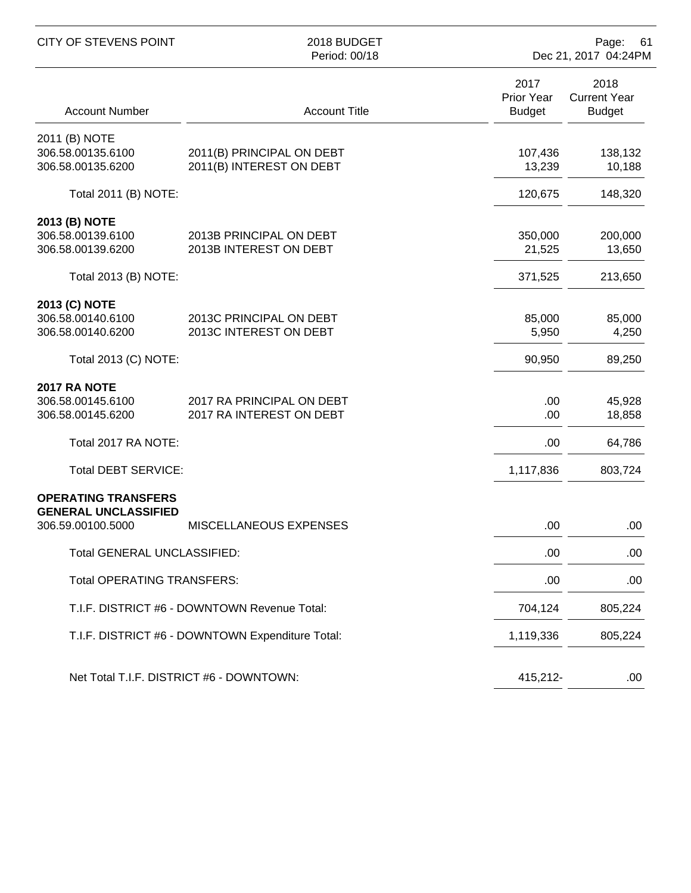| Account Number | Account Title | 2017 Prior Year Budget | 2018 Current Year Budget |
|---|---|---|---|
| 2011 (B) NOTE | | | |
| 306.58.00135.6100 | 2011(B) PRINCIPAL ON DEBT | 107,436 | 138,132 |
| 306.58.00135.6200 | 2011(B) INTEREST ON DEBT | 13,239 | 10,188 |
| Total 2011 (B) NOTE: | | 120,675 | 148,320 |
| **2013 (B) NOTE** | | | |
| 306.58.00139.6100 | 2013B PRINCIPAL ON DEBT | 350,000 | 200,000 |
| 306.58.00139.6200 | 2013B INTEREST ON DEBT | 21,525 | 13,650 |
| Total 2013 (B) NOTE: | | 371,525 | 213,650 |
| **2013 (C) NOTE** | | | |
| 306.58.00140.6100 | 2013C PRINCIPAL ON DEBT | 85,000 | 85,000 |
| 306.58.00140.6200 | 2013C INTEREST ON DEBT | 5,950 | 4,250 |
| Total 2013 (C) NOTE: | | 90,950 | 89,250 |
| **2017 RA NOTE** | | | |
| 306.58.00145.6100 | 2017 RA PRINCIPAL ON DEBT | .00 | 45,928 |
| 306.58.00145.6200 | 2017 RA INTEREST ON DEBT | .00 | 18,858 |
| Total 2017 RA NOTE: | | .00 | 64,786 |
| Total DEBT SERVICE: | | 1,117,836 | 803,724 |
| **OPERATING TRANSFERS** | | | |
| **GENERAL UNCLASSIFIED** | | | |
| 306.59.00100.5000 | MISCELLANEOUS EXPENSES | .00 | .00 |
| Total GENERAL UNCLASSIFIED: | | .00 | .00 |
| Total OPERATING TRANSFERS: | | .00 | .00 |
| T.I.F. DISTRICT #6 - DOWNTOWN Revenue Total: | | 704,124 | 805,224 |
| T.I.F. DISTRICT #6 - DOWNTOWN Expenditure Total: | | 1,119,336 | 805,224 |
| Net Total T.I.F. DISTRICT #6 - DOWNTOWN: | | 415,212- | .00 |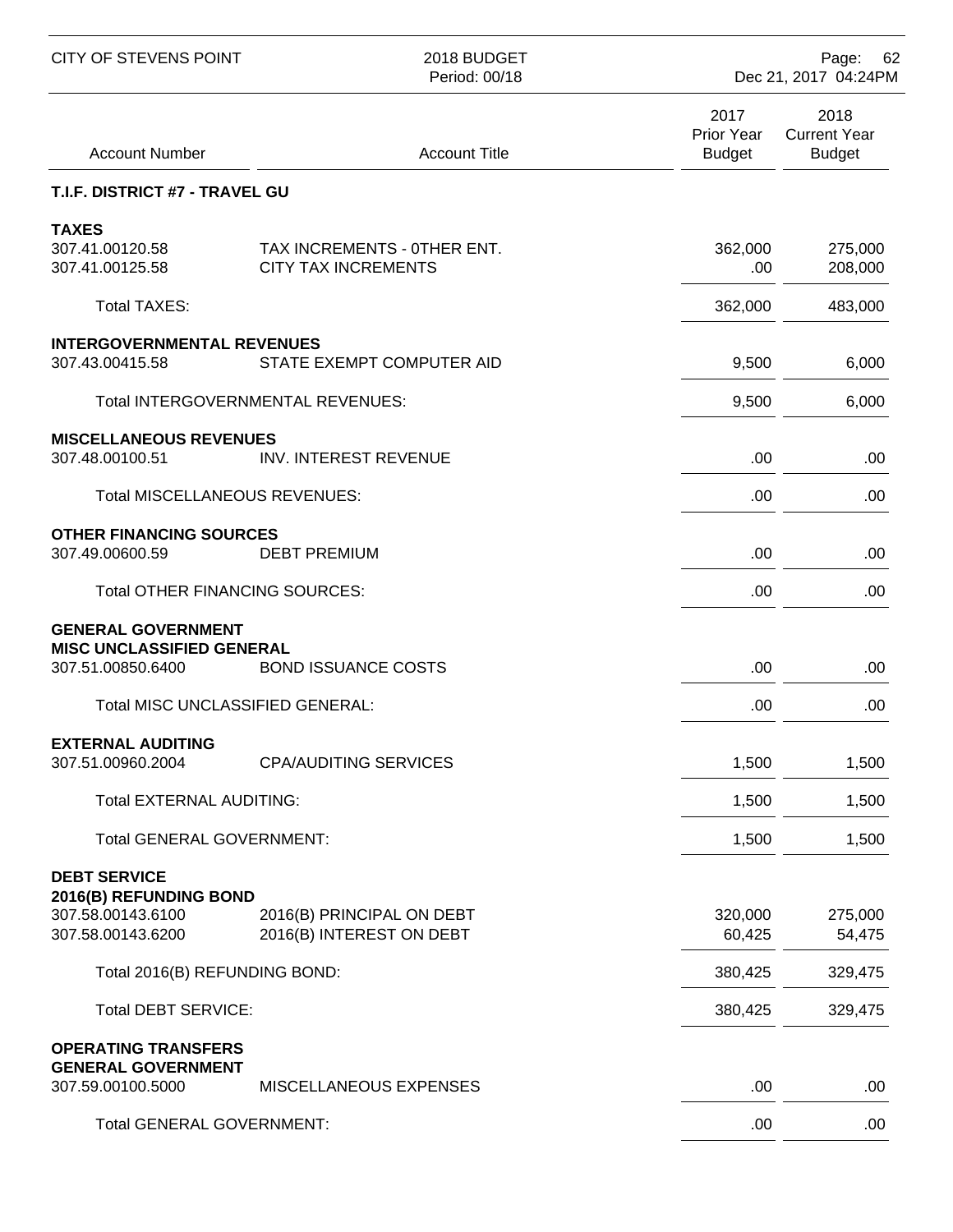CITY OF STEVENS POINT — 2018 BUDGET — Period: 00/18

| Account Number | Account Title | 2017 Prior Year Budget | 2018 Current Year Budget |
|---|---|---|---|
| **T.I.F. DISTRICT #7 - TRAVEL GU** | | | |
| **TAXES** | | | |
| 307.41.00120.58 | TAX INCREMENTS - 0THER ENT. | 362,000 | 275,000 |
| 307.41.00125.58 | CITY TAX INCREMENTS | .00 | 208,000 |
| Total TAXES: | | 362,000 | 483,000 |
| **INTERGOVERNMENTAL REVENUES** | | | |
| 307.43.00415.58 | STATE EXEMPT COMPUTER AID | 9,500 | 6,000 |
| Total INTERGOVERNMENTAL REVENUES: | | 9,500 | 6,000 |
| **MISCELLANEOUS REVENUES** | | | |
| 307.48.00100.51 | INV. INTEREST REVENUE | .00 | .00 |
| Total MISCELLANEOUS REVENUES: | | .00 | .00 |
| **OTHER FINANCING SOURCES** | | | |
| 307.49.00600.59 | DEBT PREMIUM | .00 | .00 |
| Total OTHER FINANCING SOURCES: | | .00 | .00 |
| **GENERAL GOVERNMENT** | | | |
| **MISC UNCLASSIFIED GENERAL** | | | |
| 307.51.00850.6400 | BOND ISSUANCE COSTS | .00 | .00 |
| Total MISC UNCLASSIFIED GENERAL: | | .00 | .00 |
| **EXTERNAL AUDITING** | | | |
| 307.51.00960.2004 | CPA/AUDITING SERVICES | 1,500 | 1,500 |
| Total EXTERNAL AUDITING: | | 1,500 | 1,500 |
| Total GENERAL GOVERNMENT: | | 1,500 | 1,500 |
| **DEBT SERVICE** | | | |
| **2016(B) REFUNDING BOND** | | | |
| 307.58.00143.6100 | 2016(B) PRINCIPAL ON DEBT | 320,000 | 275,000 |
| 307.58.00143.6200 | 2016(B) INTEREST ON DEBT | 60,425 | 54,475 |
| Total 2016(B) REFUNDING BOND: | | 380,425 | 329,475 |
| Total DEBT SERVICE: | | 380,425 | 329,475 |
| **OPERATING TRANSFERS** | | | |
| **GENERAL GOVERNMENT** | | | |
| 307.59.00100.5000 | MISCELLANEOUS EXPENSES | .00 | .00 |
| Total GENERAL GOVERNMENT: | | .00 | .00 |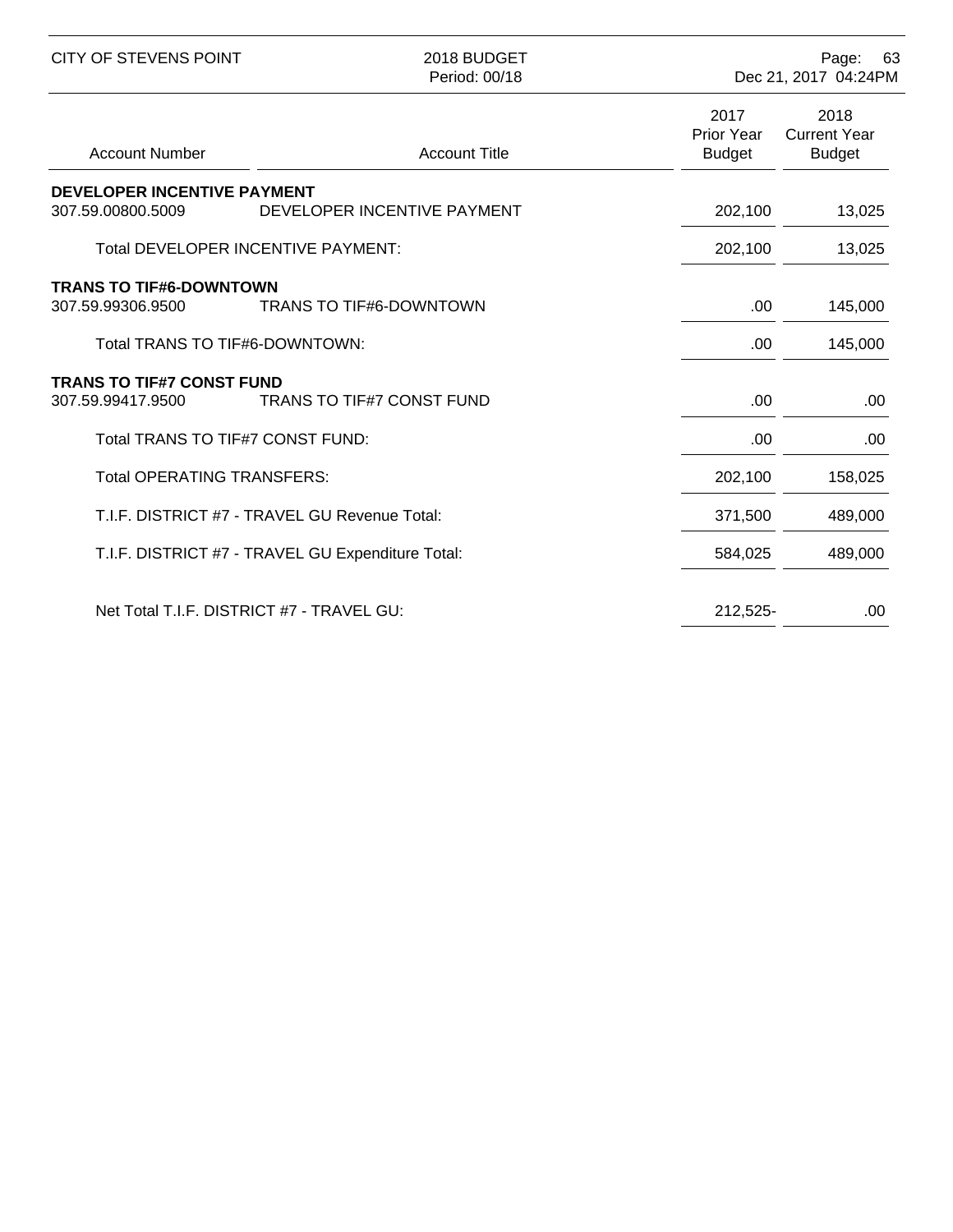| Account Number | Account Title | 2017 Prior Year Budget | 2018 Current Year Budget |
|---|---|---|---|
| **DEVELOPER INCENTIVE PAYMENT** | | | |
| 307.59.00800.5009 | DEVELOPER INCENTIVE PAYMENT | 202,100 | 13,025 |
| | Total DEVELOPER INCENTIVE PAYMENT: | 202,100 | 13,025 |
| **TRANS TO TIF#6-DOWNTOWN** | | | |
| 307.59.99306.9500 | TRANS TO TIF#6-DOWNTOWN | .00 | 145,000 |
| | Total TRANS TO TIF#6-DOWNTOWN: | .00 | 145,000 |
| **TRANS TO TIF#7 CONST FUND** | | | |
| 307.59.99417.9500 | TRANS TO TIF#7 CONST FUND | .00 | .00 |
| | Total TRANS TO TIF#7 CONST FUND: | .00 | .00 |
| | Total OPERATING TRANSFERS: | 202,100 | 158,025 |
| | T.I.F. DISTRICT #7 - TRAVEL GU Revenue Total: | 371,500 | 489,000 |
| | T.I.F. DISTRICT #7 - TRAVEL GU Expenditure Total: | 584,025 | 489,000 |
| | Net Total T.I.F. DISTRICT #7 - TRAVEL GU: | 212,525- | .00 |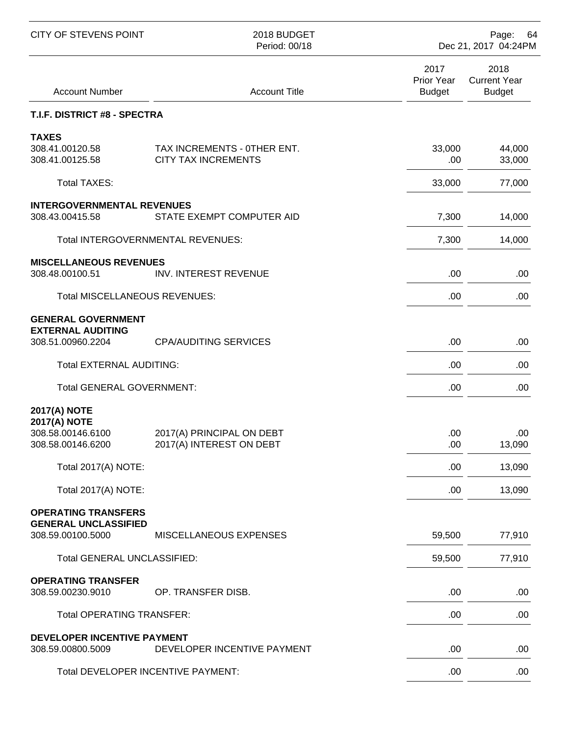## T.I.F. DISTRICT #8 - SPECTRA

| Account Number | Account Title | 2017 Prior Year Budget | 2018 Current Year Budget |
|---|---|---|---|
| **TAXES** | | | |
| 308.41.00120.58 | TAX INCREMENTS - 0THER ENT. | 33,000 | 44,000 |
| 308.41.00125.58 | CITY TAX INCREMENTS | .00 | 33,000 |
| Total TAXES: | | 33,000 | 77,000 |
| **INTERGOVERNMENTAL REVENUES** | | | |
| 308.43.00415.58 | STATE EXEMPT COMPUTER AID | 7,300 | 14,000 |
| Total INTERGOVERNMENTAL REVENUES: | | 7,300 | 14,000 |
| **MISCELLANEOUS REVENUES** | | | |
| 308.48.00100.51 | INV. INTEREST REVENUE | .00 | .00 |
| Total MISCELLANEOUS REVENUES: | | .00 | .00 |
| **GENERAL GOVERNMENT** | | | |
| **EXTERNAL AUDITING** | | | |
| 308.51.00960.2204 | CPA/AUDITING SERVICES | .00 | .00 |
| Total EXTERNAL AUDITING: | | .00 | .00 |
| Total GENERAL GOVERNMENT: | | .00 | .00 |
| **2017(A) NOTE** | | | |
| **2017(A) NOTE** | | | |
| 308.58.00146.6100 | 2017(A) PRINCIPAL ON DEBT | .00 | .00 |
| 308.58.00146.6200 | 2017(A) INTEREST ON DEBT | .00 | 13,090 |
| Total 2017(A) NOTE: | | .00 | 13,090 |
| Total 2017(A) NOTE: | | .00 | 13,090 |
| **OPERATING TRANSFERS** | | | |
| **GENERAL UNCLASSIFIED** | | | |
| 308.59.00100.5000 | MISCELLANEOUS EXPENSES | 59,500 | 77,910 |
| Total GENERAL UNCLASSIFIED: | | 59,500 | 77,910 |
| **OPERATING TRANSFER** | | | |
| 308.59.00230.9010 | OP. TRANSFER DISB. | .00 | .00 |
| Total OPERATING TRANSFER: | | .00 | .00 |
| **DEVELOPER INCENTIVE PAYMENT** | | | |
| 308.59.00800.5009 | DEVELOPER INCENTIVE PAYMENT | .00 | .00 |
| Total DEVELOPER INCENTIVE PAYMENT: | | .00 | .00 |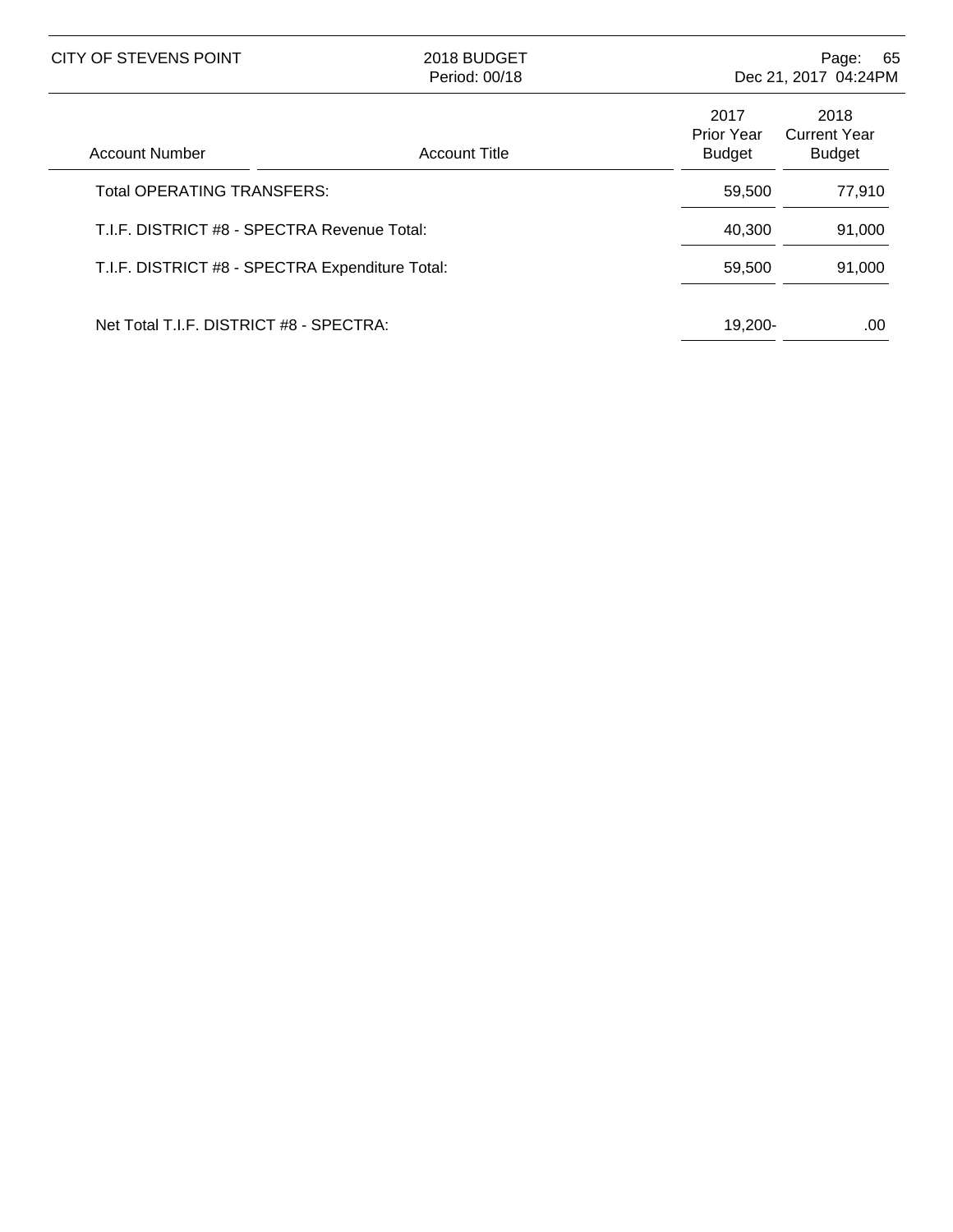| Account Number | Account Title | 2017 Prior Year Budget | 2018 Current Year Budget |
|---|---|---|---|
| Total OPERATING TRANSFERS: | | 59,500 | 77,910 |
| T.I.F. DISTRICT #8 - SPECTRA Revenue Total: | | 40,300 | 91,000 |
| T.I.F. DISTRICT #8 - SPECTRA Expenditure Total: | | 59,500 | 91,000 |
| Net Total T.I.F. DISTRICT #8 - SPECTRA: | | 19,200- | .00 |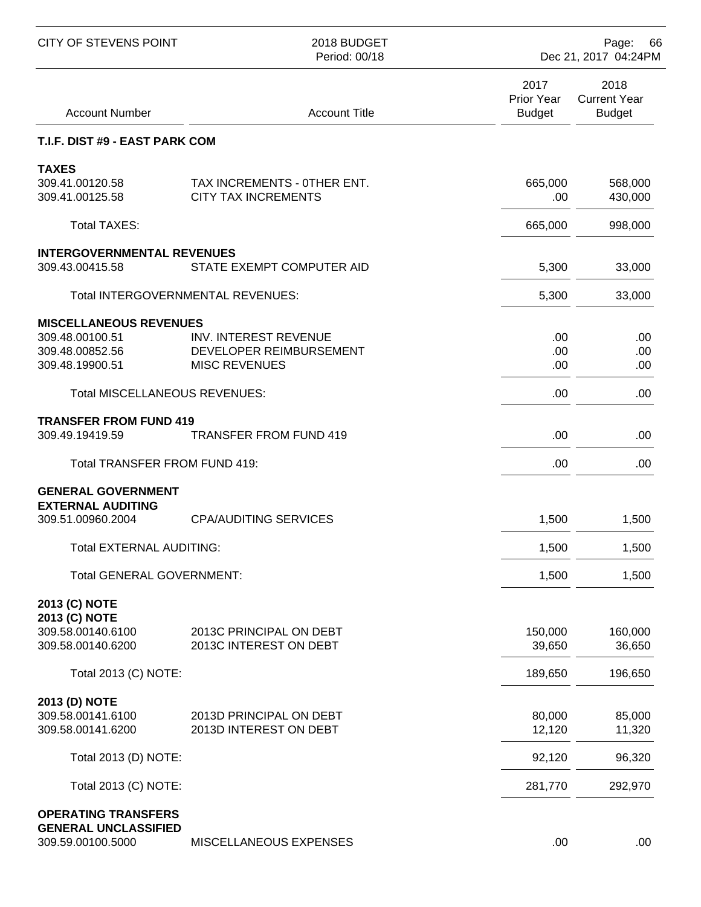## T.I.F. DIST #9 - EAST PARK COM

| Account Number | Account Title | 2017 Prior Year Budget | 2018 Current Year Budget |
|---|---|---|---|
| **TAXES** | | | |
| 309.41.00120.58 | TAX INCREMENTS - 0THER ENT. | 665,000 | 568,000 |
| 309.41.00125.58 | CITY TAX INCREMENTS | .00 | 430,000 |
| Total TAXES: | | 665,000 | 998,000 |
| **INTERGOVERNMENTAL REVENUES** | | | |
| 309.43.00415.58 | STATE EXEMPT COMPUTER AID | 5,300 | 33,000 |
| Total INTERGOVERNMENTAL REVENUES: | | 5,300 | 33,000 |
| **MISCELLANEOUS REVENUES** | | | |
| 309.48.00100.51 | INV. INTEREST REVENUE | .00 | .00 |
| 309.48.00852.56 | DEVELOPER REIMBURSEMENT | .00 | .00 |
| 309.48.19900.51 | MISC REVENUES | .00 | .00 |
| Total MISCELLANEOUS REVENUES: | | .00 | .00 |
| **TRANSFER FROM FUND 419** | | | |
| 309.49.19419.59 | TRANSFER FROM FUND 419 | .00 | .00 |
| Total TRANSFER FROM FUND 419: | | .00 | .00 |
| **GENERAL GOVERNMENT** | | | |
| **EXTERNAL AUDITING** | | | |
| 309.51.00960.2004 | CPA/AUDITING SERVICES | 1,500 | 1,500 |
| Total EXTERNAL AUDITING: | | 1,500 | 1,500 |
| Total GENERAL GOVERNMENT: | | 1,500 | 1,500 |
| **2013 (C) NOTE** | | | |
| **2013 (C) NOTE** | | | |
| 309.58.00140.6100 | 2013C PRINCIPAL ON DEBT | 150,000 | 160,000 |
| 309.58.00140.6200 | 2013C INTEREST ON DEBT | 39,650 | 36,650 |
| Total 2013 (C) NOTE: | | 189,650 | 196,650 |
| **2013 (D) NOTE** | | | |
| 309.58.00141.6100 | 2013D PRINCIPAL ON DEBT | 80,000 | 85,000 |
| 309.58.00141.6200 | 2013D INTEREST ON DEBT | 12,120 | 11,320 |
| Total 2013 (D) NOTE: | | 92,120 | 96,320 |
| Total 2013 (C) NOTE: | | 281,770 | 292,970 |
| **OPERATING TRANSFERS** | | | |
| **GENERAL UNCLASSIFIED** | | | |
| 309.59.00100.5000 | MISCELLANEOUS EXPENSES | .00 | .00 |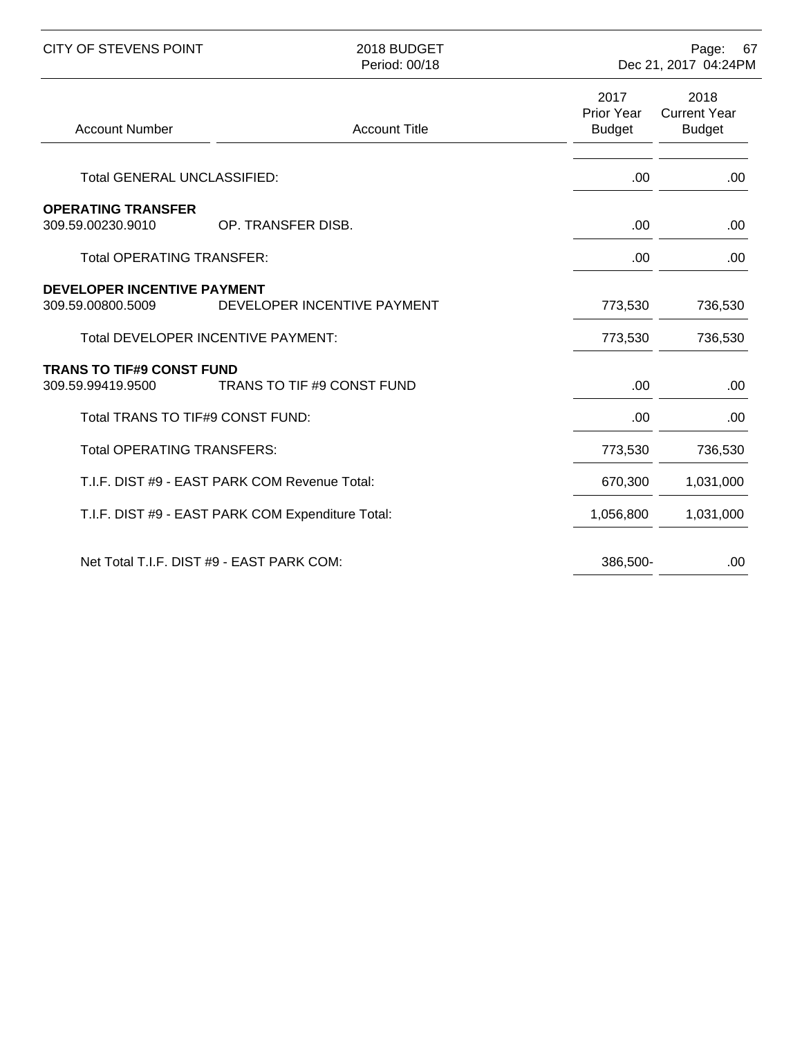| Account Number | Account Title | 2017 Prior Year Budget | 2018 Current Year Budget |
|---|---|---|---|
| Total GENERAL UNCLASSIFIED: | | .00 | .00 |
| **OPERATING TRANSFER** | | | |
| 309.59.00230.9010 | OP. TRANSFER DISB. | .00 | .00 |
| Total OPERATING TRANSFER: | | .00 | .00 |
| **DEVELOPER INCENTIVE PAYMENT** | | | |
| 309.59.00800.5009 | DEVELOPER INCENTIVE PAYMENT | 773,530 | 736,530 |
| Total DEVELOPER INCENTIVE PAYMENT: | | 773,530 | 736,530 |
| **TRANS TO TIF#9 CONST FUND** | | | |
| 309.59.99419.9500 | TRANS TO TIF #9 CONST FUND | .00 | .00 |
| Total TRANS TO TIF#9 CONST FUND: | | .00 | .00 |
| Total OPERATING TRANSFERS: | | 773,530 | 736,530 |
| T.I.F. DIST #9 - EAST PARK COM Revenue Total: | | 670,300 | 1,031,000 |
| T.I.F. DIST #9 - EAST PARK COM Expenditure Total: | | 1,056,800 | 1,031,000 |
| Net Total T.I.F. DIST #9 - EAST PARK COM: | | 386,500- | .00 |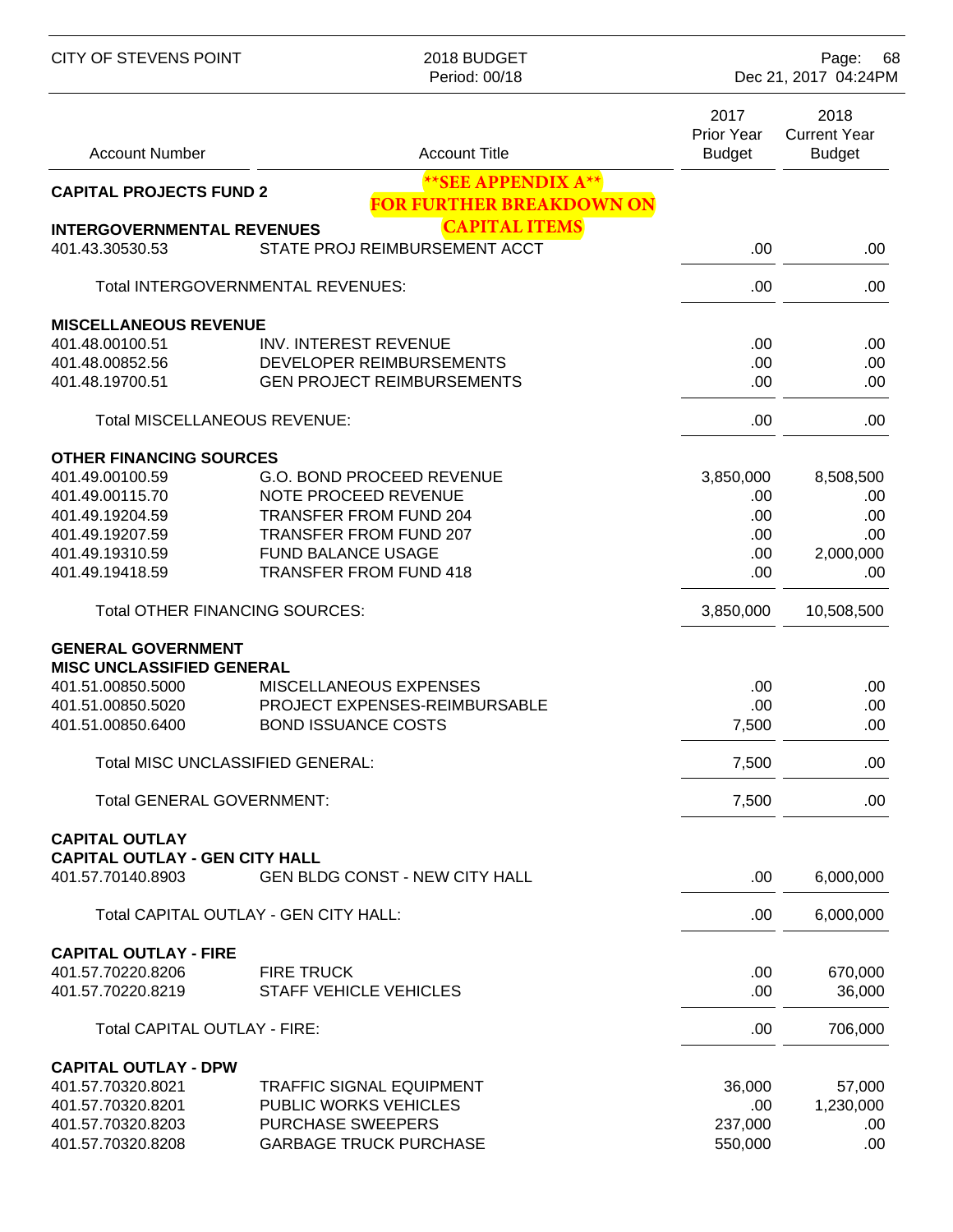**\*\*SEE APPENDIX A\*\* FOR FURTHER BREAKDOWN ON CAPITAL ITEMS**

| Account Number | Account Title | 2017 Prior Year Budget | 2018 Current Year Budget |
|---|---|---|---|
| **CAPITAL PROJECTS FUND 2** | | | |
| **INTERGOVERNMENTAL REVENUES** | | | |
| 401.43.30530.53 | STATE PROJ REIMBURSEMENT ACCT | .00 | .00 |
| | Total INTERGOVERNMENTAL REVENUES: | .00 | .00 |
| **MISCELLANEOUS REVENUE** | | | |
| 401.48.00100.51 | INV. INTEREST REVENUE | .00 | .00 |
| 401.48.00852.56 | DEVELOPER REIMBURSEMENTS | .00 | .00 |
| 401.48.19700.51 | GEN PROJECT REIMBURSEMENTS | .00 | .00 |
| | Total MISCELLANEOUS REVENUE: | .00 | .00 |
| **OTHER FINANCING SOURCES** | | | |
| 401.49.00100.59 | G.O. BOND PROCEED REVENUE | 3,850,000 | 8,508,500 |
| 401.49.00115.70 | NOTE PROCEED REVENUE | .00 | .00 |
| 401.49.19204.59 | TRANSFER FROM FUND 204 | .00 | .00 |
| 401.49.19207.59 | TRANSFER FROM FUND 207 | .00 | .00 |
| 401.49.19310.59 | FUND BALANCE USAGE | .00 | 2,000,000 |
| 401.49.19418.59 | TRANSFER FROM FUND 418 | .00 | .00 |
| | Total OTHER FINANCING SOURCES: | 3,850,000 | 10,508,500 |
| **GENERAL GOVERNMENT** | | | |
| **MISC UNCLASSIFIED GENERAL** | | | |
| 401.51.00850.5000 | MISCELLANEOUS EXPENSES | .00 | .00 |
| 401.51.00850.5020 | PROJECT EXPENSES-REIMBURSABLE | .00 | .00 |
| 401.51.00850.6400 | BOND ISSUANCE COSTS | 7,500 | .00 |
| | Total MISC UNCLASSIFIED GENERAL: | 7,500 | .00 |
| | Total GENERAL GOVERNMENT: | 7,500 | .00 |
| **CAPITAL OUTLAY** | | | |
| **CAPITAL OUTLAY - GEN CITY HALL** | | | |
| 401.57.70140.8903 | GEN BLDG CONST - NEW CITY HALL | .00 | 6,000,000 |
| | Total CAPITAL OUTLAY - GEN CITY HALL: | .00 | 6,000,000 |
| **CAPITAL OUTLAY - FIRE** | | | |
| 401.57.70220.8206 | FIRE TRUCK | .00 | 670,000 |
| 401.57.70220.8219 | STAFF VEHICLE VEHICLES | .00 | 36,000 |
| | Total CAPITAL OUTLAY - FIRE: | .00 | 706,000 |
| **CAPITAL OUTLAY - DPW** | | | |
| 401.57.70320.8021 | TRAFFIC SIGNAL EQUIPMENT | 36,000 | 57,000 |
| 401.57.70320.8201 | PUBLIC WORKS VEHICLES | .00 | 1,230,000 |
| 401.57.70320.8203 | PURCHASE SWEEPERS | 237,000 | .00 |
| 401.57.70320.8208 | GARBAGE TRUCK PURCHASE | 550,000 | .00 |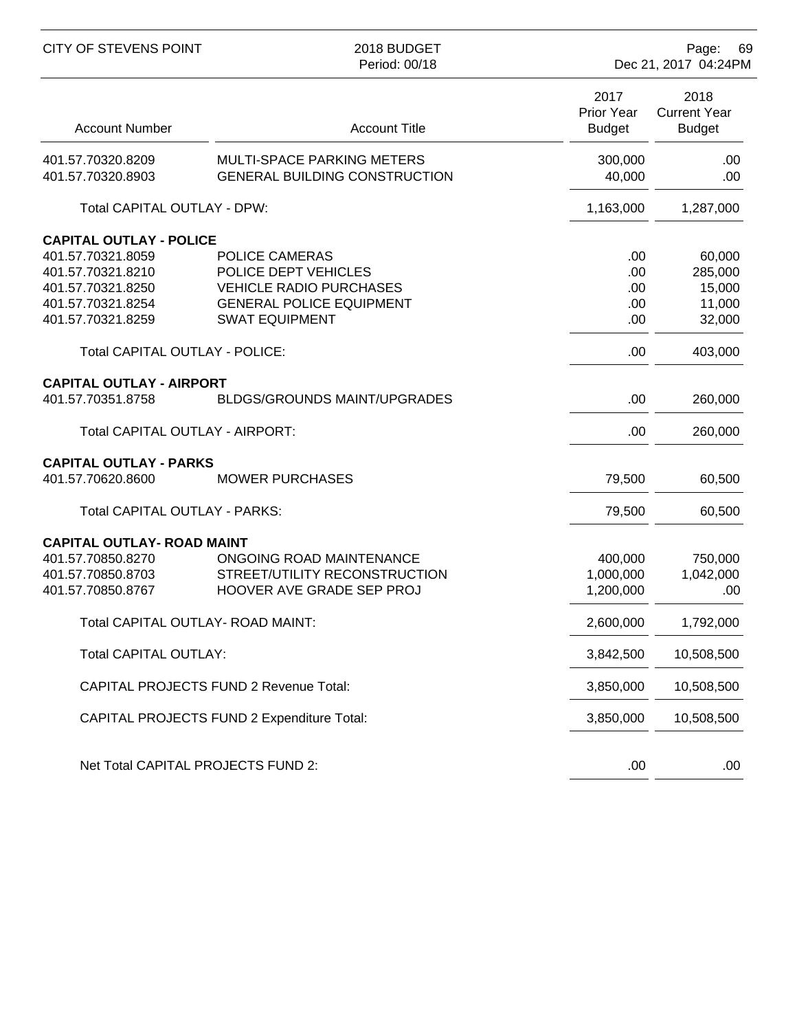| Account Number | Account Title | 2017 Prior Year Budget | 2018 Current Year Budget |
|---|---|---|---|
| 401.57.70320.8209 | MULTI-SPACE PARKING METERS | 300,000 | .00 |
| 401.57.70320.8903 | GENERAL BUILDING CONSTRUCTION | 40,000 | .00 |
| | Total CAPITAL OUTLAY - DPW: | 1,163,000 | 1,287,000 |
| **CAPITAL OUTLAY - POLICE** | | | |
| 401.57.70321.8059 | POLICE CAMERAS | .00 | 60,000 |
| 401.57.70321.8210 | POLICE DEPT VEHICLES | .00 | 285,000 |
| 401.57.70321.8250 | VEHICLE RADIO PURCHASES | .00 | 15,000 |
| 401.57.70321.8254 | GENERAL POLICE EQUIPMENT | .00 | 11,000 |
| 401.57.70321.8259 | SWAT EQUIPMENT | .00 | 32,000 |
| | Total CAPITAL OUTLAY - POLICE: | .00 | 403,000 |
| **CAPITAL OUTLAY - AIRPORT** | | | |
| 401.57.70351.8758 | BLDGS/GROUNDS MAINT/UPGRADES | .00 | 260,000 |
| | Total CAPITAL OUTLAY - AIRPORT: | .00 | 260,000 |
| **CAPITAL OUTLAY - PARKS** | | | |
| 401.57.70620.8600 | MOWER PURCHASES | 79,500 | 60,500 |
| | Total CAPITAL OUTLAY - PARKS: | 79,500 | 60,500 |
| **CAPITAL OUTLAY- ROAD MAINT** | | | |
| 401.57.70850.8270 | ONGOING ROAD MAINTENANCE | 400,000 | 750,000 |
| 401.57.70850.8703 | STREET/UTILITY RECONSTRUCTION | 1,000,000 | 1,042,000 |
| 401.57.70850.8767 | HOOVER AVE GRADE SEP PROJ | 1,200,000 | .00 |
| | Total CAPITAL OUTLAY- ROAD MAINT: | 2,600,000 | 1,792,000 |
| | Total CAPITAL OUTLAY: | 3,842,500 | 10,508,500 |
| | CAPITAL PROJECTS FUND 2 Revenue Total: | 3,850,000 | 10,508,500 |
| | CAPITAL PROJECTS FUND 2 Expenditure Total: | 3,850,000 | 10,508,500 |
| | Net Total CAPITAL PROJECTS FUND 2: | .00 | .00 |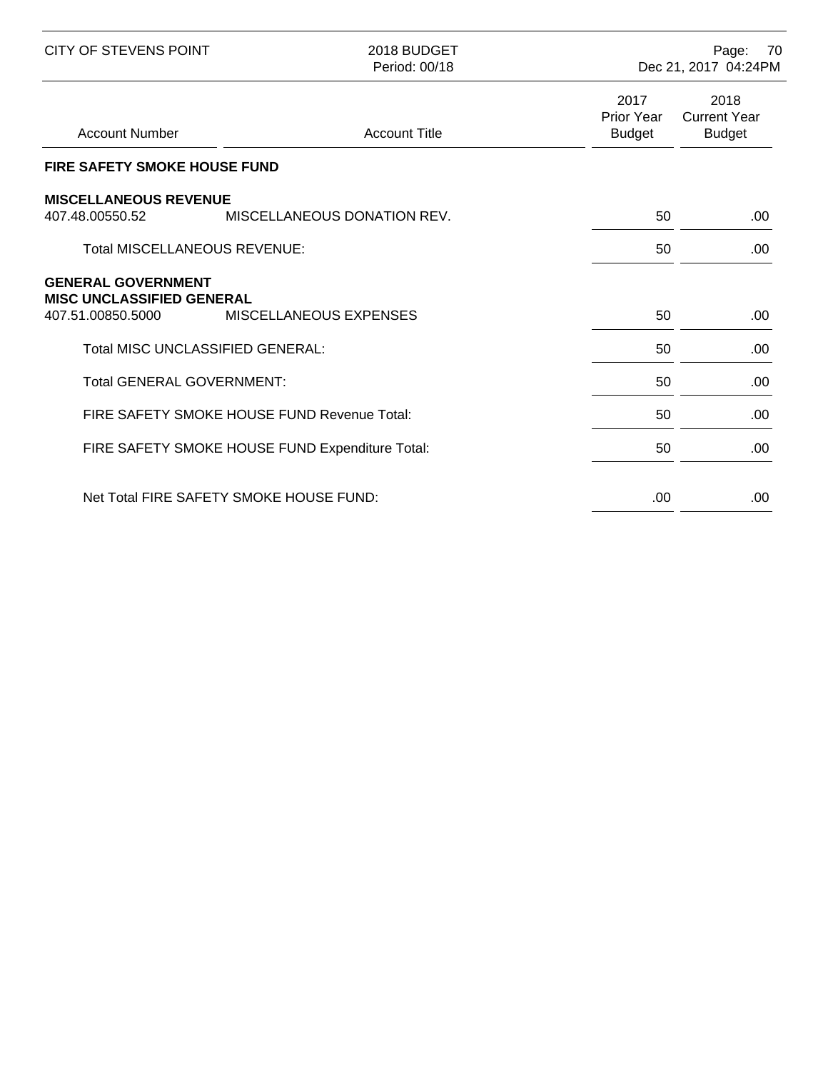| Account Number | Account Title | 2017 Prior Year Budget | 2018 Current Year Budget |
|---|---|---|---|
| **FIRE SAFETY SMOKE HOUSE FUND** | | | |
| **MISCELLANEOUS REVENUE** | | | |
| 407.48.00550.52 | MISCELLANEOUS DONATION REV. | 50 | .00 |
| Total MISCELLANEOUS REVENUE: | | 50 | .00 |
| **GENERAL GOVERNMENT** | | | |
| **MISC UNCLASSIFIED GENERAL** | | | |
| 407.51.00850.5000 | MISCELLANEOUS EXPENSES | 50 | .00 |
| Total MISC UNCLASSIFIED GENERAL: | | 50 | .00 |
| Total GENERAL GOVERNMENT: | | 50 | .00 |
| FIRE SAFETY SMOKE HOUSE FUND Revenue Total: | | 50 | .00 |
| FIRE SAFETY SMOKE HOUSE FUND Expenditure Total: | | 50 | .00 |
| Net Total FIRE SAFETY SMOKE HOUSE FUND: | | .00 | .00 |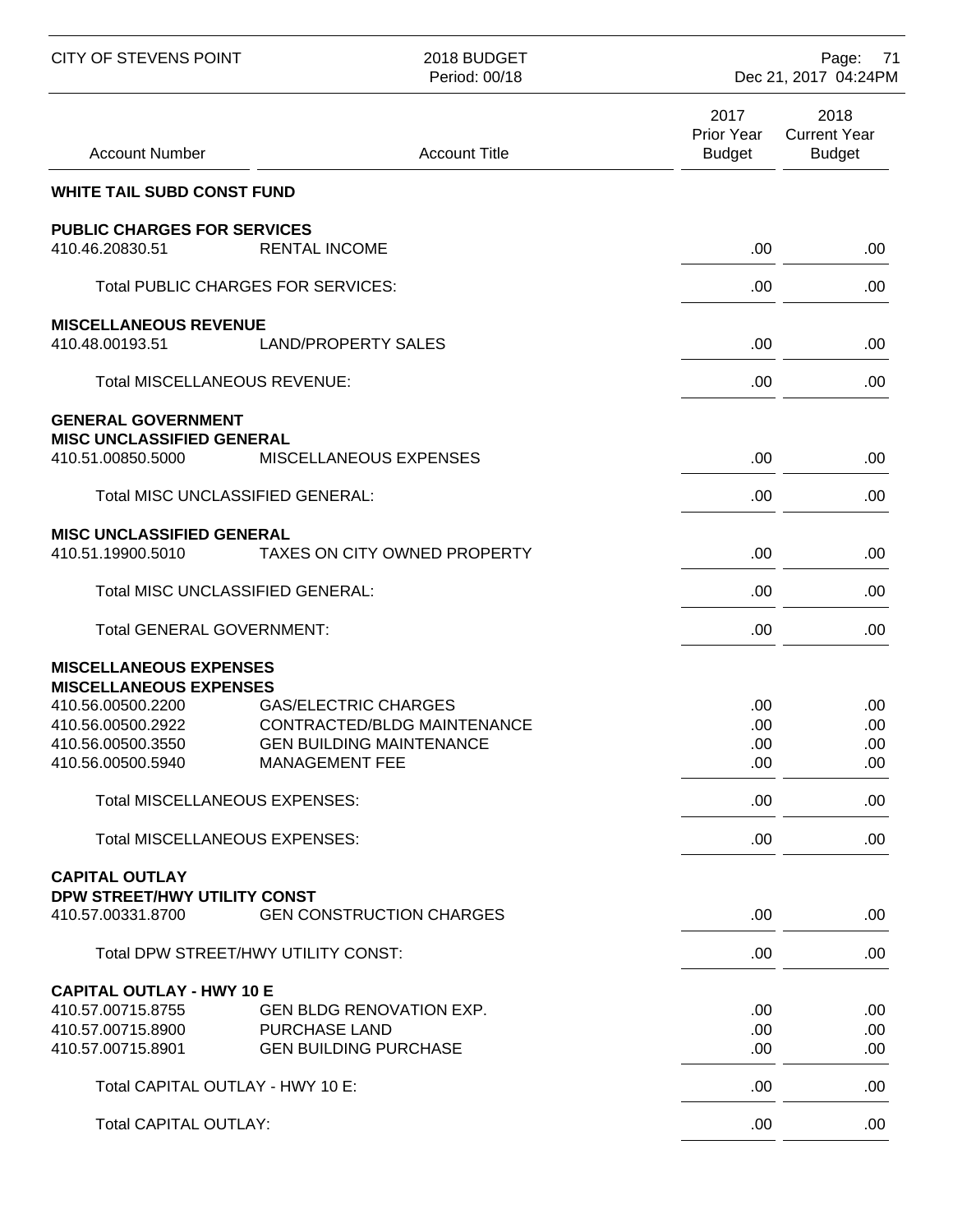## WHITE TAIL SUBD CONST FUND

| Account Number | Account Title | 2017 Prior Year Budget | 2018 Current Year Budget |
|---|---|---|---|
| **PUBLIC CHARGES FOR SERVICES** | | | |
| 410.46.20830.51 | RENTAL INCOME | .00 | .00 |
| | Total PUBLIC CHARGES FOR SERVICES: | .00 | .00 |
| **MISCELLANEOUS REVENUE** | | | |
| 410.48.00193.51 | LAND/PROPERTY SALES | .00 | .00 |
| | Total MISCELLANEOUS REVENUE: | .00 | .00 |
| **GENERAL GOVERNMENT** | | | |
| **MISC UNCLASSIFIED GENERAL** | | | |
| 410.51.00850.5000 | MISCELLANEOUS EXPENSES | .00 | .00 |
| | Total MISC UNCLASSIFIED GENERAL: | .00 | .00 |
| **MISC UNCLASSIFIED GENERAL** | | | |
| 410.51.19900.5010 | TAXES ON CITY OWNED PROPERTY | .00 | .00 |
| | Total MISC UNCLASSIFIED GENERAL: | .00 | .00 |
| | Total GENERAL GOVERNMENT: | .00 | .00 |
| **MISCELLANEOUS EXPENSES** | | | |
| **MISCELLANEOUS EXPENSES** | | | |
| 410.56.00500.2200 | GAS/ELECTRIC CHARGES | .00 | .00 |
| 410.56.00500.2922 | CONTRACTED/BLDG MAINTENANCE | .00 | .00 |
| 410.56.00500.3550 | GEN BUILDING MAINTENANCE | .00 | .00 |
| 410.56.00500.5940 | MANAGEMENT FEE | .00 | .00 |
| | Total MISCELLANEOUS EXPENSES: | .00 | .00 |
| | Total MISCELLANEOUS EXPENSES: | .00 | .00 |
| **CAPITAL OUTLAY** | | | |
| **DPW STREET/HWY UTILITY CONST** | | | |
| 410.57.00331.8700 | GEN CONSTRUCTION CHARGES | .00 | .00 |
| | Total DPW STREET/HWY UTILITY CONST: | .00 | .00 |
| **CAPITAL OUTLAY - HWY 10 E** | | | |
| 410.57.00715.8755 | GEN BLDG RENOVATION EXP. | .00 | .00 |
| 410.57.00715.8900 | PURCHASE LAND | .00 | .00 |
| 410.57.00715.8901 | GEN BUILDING PURCHASE | .00 | .00 |
| | Total CAPITAL OUTLAY - HWY 10 E: | .00 | .00 |
| | Total CAPITAL OUTLAY: | .00 | .00 |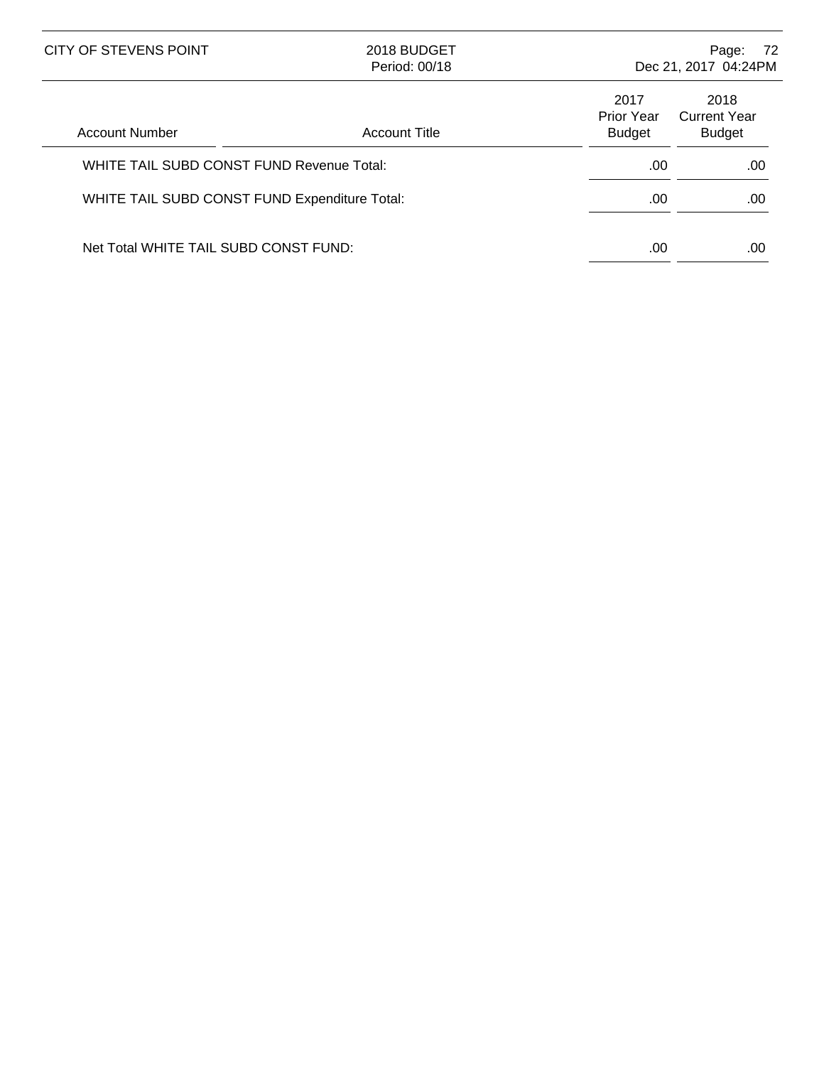| Account Number | Account Title | 2017 Prior Year Budget | 2018 Current Year Budget |
|---|---|---|---|
| WHITE TAIL SUBD CONST FUND Revenue Total: | | .00 | .00 |
| WHITE TAIL SUBD CONST FUND Expenditure Total: | | .00 | .00 |
| Net Total WHITE TAIL SUBD CONST FUND: | | .00 | .00 |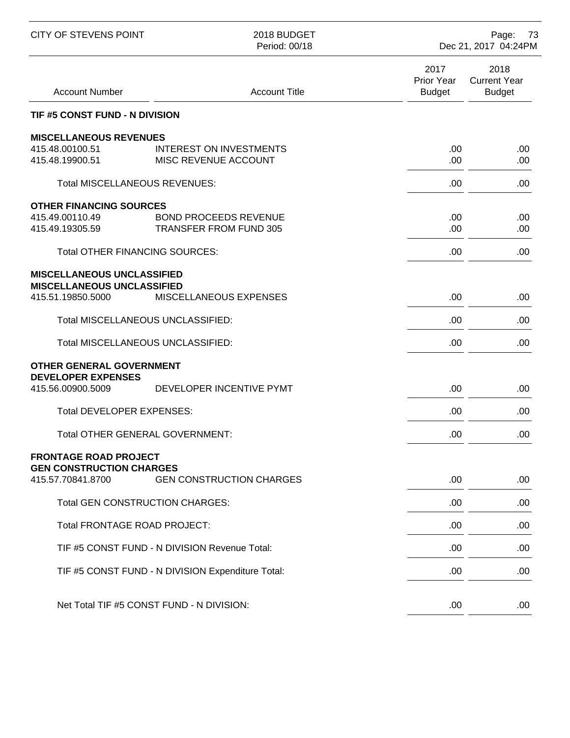| Account Number | Account Title | 2017 Prior Year Budget | 2018 Current Year Budget |
|---|---|---|---|
| **TIF #5 CONST FUND - N DIVISION** | | | |
| **MISCELLANEOUS REVENUES** | | | |
| 415.48.00100.51 | INTEREST ON INVESTMENTS | .00 | .00 |
| 415.48.19900.51 | MISC REVENUE ACCOUNT | .00 | .00 |
| | Total MISCELLANEOUS REVENUES: | .00 | .00 |
| **OTHER FINANCING SOURCES** | | | |
| 415.49.00110.49 | BOND PROCEEDS REVENUE | .00 | .00 |
| 415.49.19305.59 | TRANSFER FROM FUND 305 | .00 | .00 |
| | Total OTHER FINANCING SOURCES: | .00 | .00 |
| **MISCELLANEOUS UNCLASSIFIED** | | | |
| **MISCELLANEOUS UNCLASSIFIED** | | | |
| 415.51.19850.5000 | MISCELLANEOUS EXPENSES | .00 | .00 |
| | Total MISCELLANEOUS UNCLASSIFIED: | .00 | .00 |
| | Total MISCELLANEOUS UNCLASSIFIED: | .00 | .00 |
| **OTHER GENERAL GOVERNMENT** | | | |
| **DEVELOPER EXPENSES** | | | |
| 415.56.00900.5009 | DEVELOPER INCENTIVE PYMT | .00 | .00 |
| | Total DEVELOPER EXPENSES: | .00 | .00 |
| | Total OTHER GENERAL GOVERNMENT: | .00 | .00 |
| **FRONTAGE ROAD PROJECT** | | | |
| **GEN CONSTRUCTION CHARGES** | | | |
| 415.57.70841.8700 | GEN CONSTRUCTION CHARGES | .00 | .00 |
| | Total GEN CONSTRUCTION CHARGES: | .00 | .00 |
| | Total FRONTAGE ROAD PROJECT: | .00 | .00 |
| | TIF #5 CONST FUND - N DIVISION Revenue Total: | .00 | .00 |
| | TIF #5 CONST FUND - N DIVISION Expenditure Total: | .00 | .00 |
| | Net Total TIF #5 CONST FUND - N DIVISION: | .00 | .00 |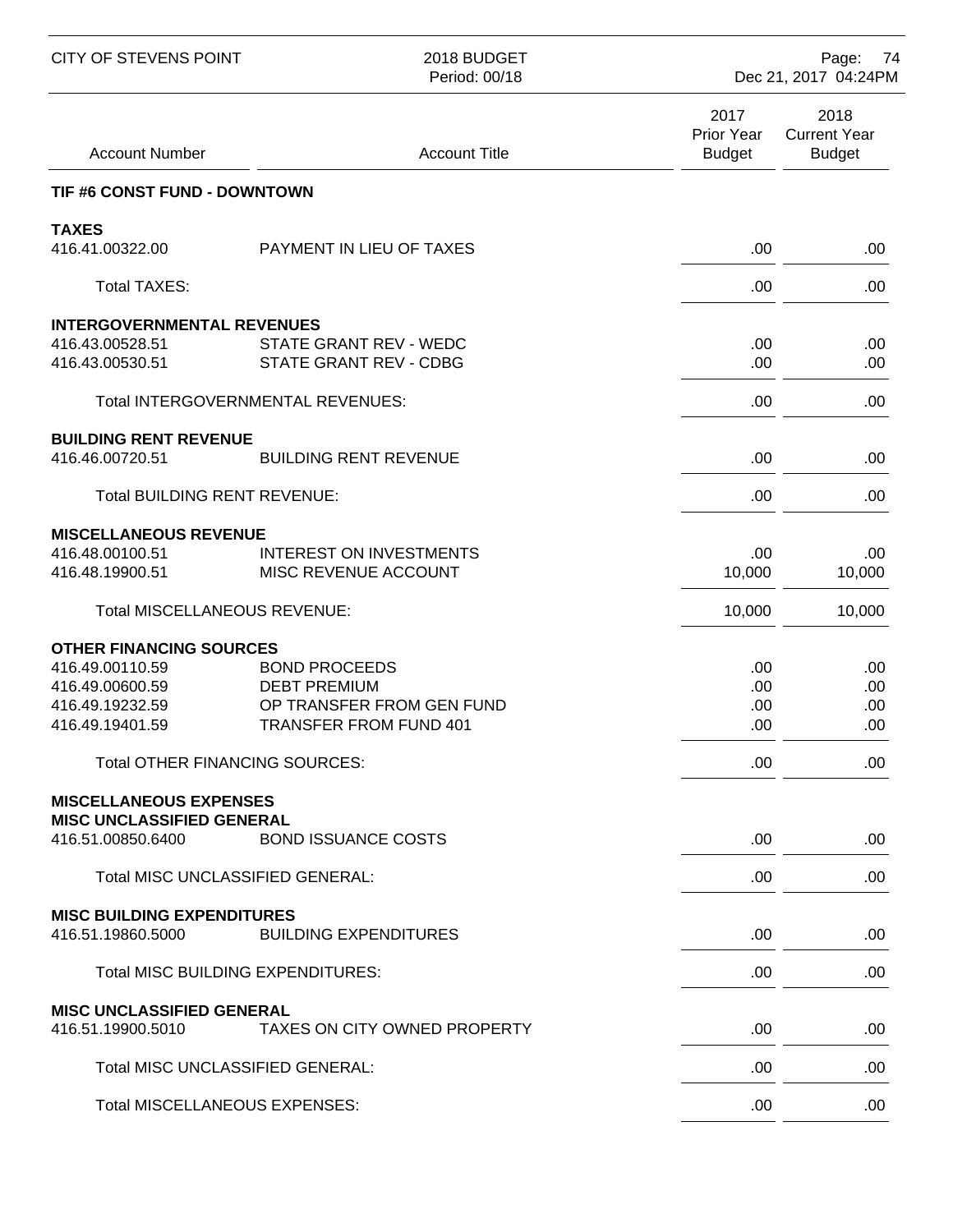## TIF #6 CONST FUND - DOWNTOWN

| Account Number | Account Title | 2017 Prior Year Budget | 2018 Current Year Budget |
|---|---|---|---|
| **TAXES** | | | |
| 416.41.00322.00 | PAYMENT IN LIEU OF TAXES | .00 | .00 |
| Total TAXES: | | .00 | .00 |
| **INTERGOVERNMENTAL REVENUES** | | | |
| 416.43.00528.51 | STATE GRANT REV - WEDC | .00 | .00 |
| 416.43.00530.51 | STATE GRANT REV - CDBG | .00 | .00 |
| Total INTERGOVERNMENTAL REVENUES: | | .00 | .00 |
| **BUILDING RENT REVENUE** | | | |
| 416.46.00720.51 | BUILDING RENT REVENUE | .00 | .00 |
| Total BUILDING RENT REVENUE: | | .00 | .00 |
| **MISCELLANEOUS REVENUE** | | | |
| 416.48.00100.51 | INTEREST ON INVESTMENTS | .00 | .00 |
| 416.48.19900.51 | MISC REVENUE ACCOUNT | 10,000 | 10,000 |
| Total MISCELLANEOUS REVENUE: | | 10,000 | 10,000 |
| **OTHER FINANCING SOURCES** | | | |
| 416.49.00110.59 | BOND PROCEEDS | .00 | .00 |
| 416.49.00600.59 | DEBT PREMIUM | .00 | .00 |
| 416.49.19232.59 | OP TRANSFER FROM GEN FUND | .00 | .00 |
| 416.49.19401.59 | TRANSFER FROM FUND 401 | .00 | .00 |
| Total OTHER FINANCING SOURCES: | | .00 | .00 |
| **MISCELLANEOUS EXPENSES** | | | |
| **MISC UNCLASSIFIED GENERAL** | | | |
| 416.51.00850.6400 | BOND ISSUANCE COSTS | .00 | .00 |
| Total MISC UNCLASSIFIED GENERAL: | | .00 | .00 |
| **MISC BUILDING EXPENDITURES** | | | |
| 416.51.19860.5000 | BUILDING EXPENDITURES | .00 | .00 |
| Total MISC BUILDING EXPENDITURES: | | .00 | .00 |
| **MISC UNCLASSIFIED GENERAL** | | | |
| 416.51.19900.5010 | TAXES ON CITY OWNED PROPERTY | .00 | .00 |
| Total MISC UNCLASSIFIED GENERAL: | | .00 | .00 |
| Total MISCELLANEOUS EXPENSES: | | .00 | .00 |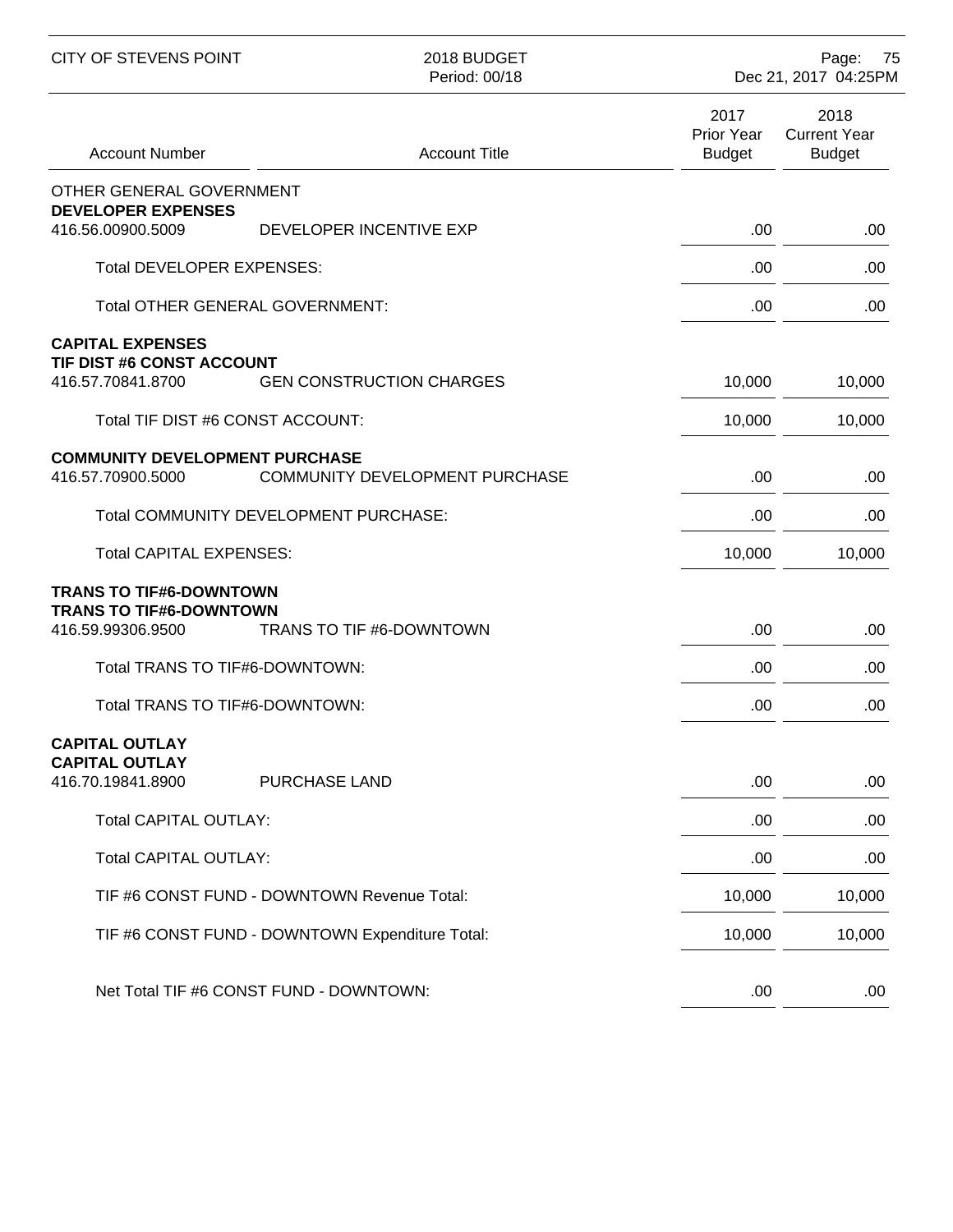| Account Number | Account Title | 2017 Prior Year Budget | 2018 Current Year Budget |
|---|---|---|---|
| OTHER GENERAL GOVERNMENT | | | |
| **DEVELOPER EXPENSES** | | | |
| 416.56.00900.5009 | DEVELOPER INCENTIVE EXP | .00 | .00 |
| | Total DEVELOPER EXPENSES: | .00 | .00 |
| | Total OTHER GENERAL GOVERNMENT: | .00 | .00 |
| **CAPITAL EXPENSES** | | | |
| **TIF DIST #6 CONST ACCOUNT** | | | |
| 416.57.70841.8700 | GEN CONSTRUCTION CHARGES | 10,000 | 10,000 |
| | Total TIF DIST #6 CONST ACCOUNT: | 10,000 | 10,000 |
| **COMMUNITY DEVELOPMENT PURCHASE** | | | |
| 416.57.70900.5000 | COMMUNITY DEVELOPMENT PURCHASE | .00 | .00 |
| | Total COMMUNITY DEVELOPMENT PURCHASE: | .00 | .00 |
| | Total CAPITAL EXPENSES: | 10,000 | 10,000 |
| **TRANS TO TIF#6-DOWNTOWN** | | | |
| **TRANS TO TIF#6-DOWNTOWN** | | | |
| 416.59.99306.9500 | TRANS TO TIF #6-DOWNTOWN | .00 | .00 |
| | Total TRANS TO TIF#6-DOWNTOWN: | .00 | .00 |
| | Total TRANS TO TIF#6-DOWNTOWN: | .00 | .00 |
| **CAPITAL OUTLAY** | | | |
| **CAPITAL OUTLAY** | | | |
| 416.70.19841.8900 | PURCHASE LAND | .00 | .00 |
| | Total CAPITAL OUTLAY: | .00 | .00 |
| | Total CAPITAL OUTLAY: | .00 | .00 |
| | TIF #6 CONST FUND - DOWNTOWN Revenue Total: | 10,000 | 10,000 |
| | TIF #6 CONST FUND - DOWNTOWN Expenditure Total: | 10,000 | 10,000 |
| | Net Total TIF #6 CONST FUND - DOWNTOWN: | .00 | .00 |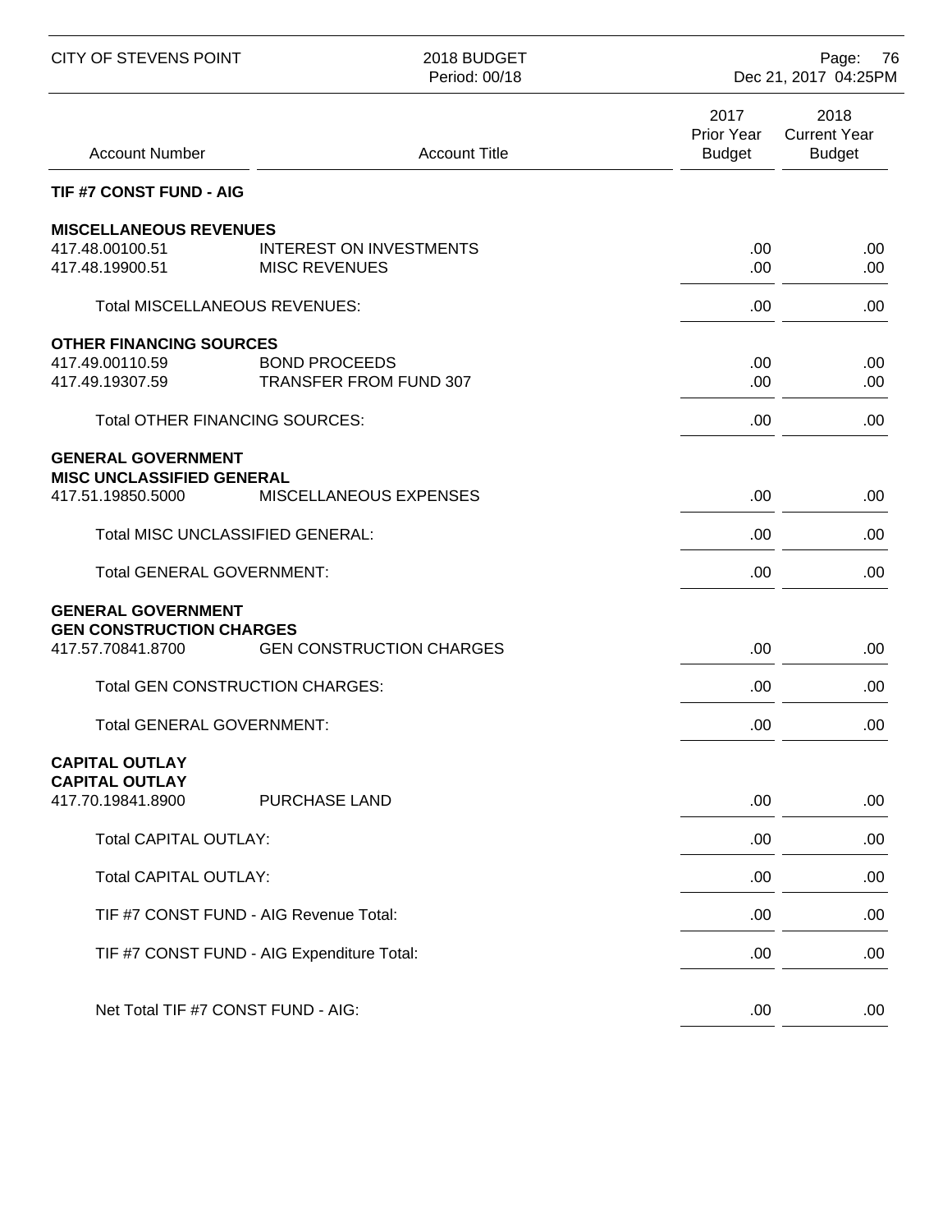| Account Number | Account Title | 2017 Prior Year Budget | 2018 Current Year Budget |
|---|---|---|---|
| **TIF #7 CONST FUND - AIG** | | | |
| **MISCELLANEOUS REVENUES** | | | |
| 417.48.00100.51 | INTEREST ON INVESTMENTS | .00 | .00 |
| 417.48.19900.51 | MISC REVENUES | .00 | .00 |
| Total MISCELLANEOUS REVENUES: | | .00 | .00 |
| **OTHER FINANCING SOURCES** | | | |
| 417.49.00110.59 | BOND PROCEEDS | .00 | .00 |
| 417.49.19307.59 | TRANSFER FROM FUND 307 | .00 | .00 |
| Total OTHER FINANCING SOURCES: | | .00 | .00 |
| **GENERAL GOVERNMENT** | | | |
| **MISC UNCLASSIFIED GENERAL** | | | |
| 417.51.19850.5000 | MISCELLANEOUS EXPENSES | .00 | .00 |
| Total MISC UNCLASSIFIED GENERAL: | | .00 | .00 |
| Total GENERAL GOVERNMENT: | | .00 | .00 |
| **GENERAL GOVERNMENT** | | | |
| **GEN CONSTRUCTION CHARGES** | | | |
| 417.57.70841.8700 | GEN CONSTRUCTION CHARGES | .00 | .00 |
| Total GEN CONSTRUCTION CHARGES: | | .00 | .00 |
| Total GENERAL GOVERNMENT: | | .00 | .00 |
| **CAPITAL OUTLAY** | | | |
| **CAPITAL OUTLAY** | | | |
| 417.70.19841.8900 | PURCHASE LAND | .00 | .00 |
| Total CAPITAL OUTLAY: | | .00 | .00 |
| Total CAPITAL OUTLAY: | | .00 | .00 |
| TIF #7 CONST FUND - AIG Revenue Total: | | .00 | .00 |
| TIF #7 CONST FUND - AIG Expenditure Total: | | .00 | .00 |
| Net Total TIF #7 CONST FUND - AIG: | | .00 | .00 |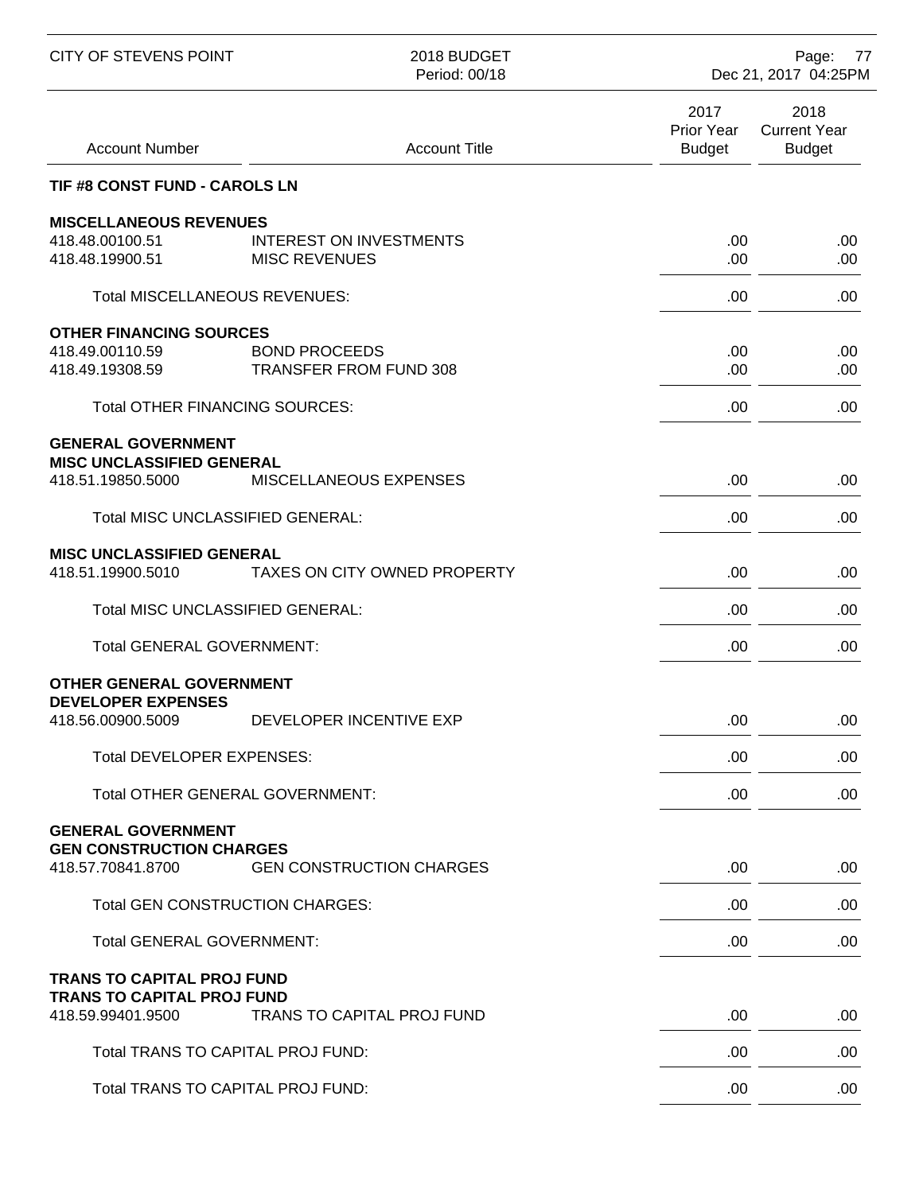| Account Number | Account Title | 2017 Prior Year Budget | 2018 Current Year Budget |
|---|---|---|---|
| **TIF #8 CONST FUND - CAROLS LN** | | | |
| **MISCELLANEOUS REVENUES** | | | |
| 418.48.00100.51 | INTEREST ON INVESTMENTS | .00 | .00 |
| 418.48.19900.51 | MISC REVENUES | .00 | .00 |
| Total MISCELLANEOUS REVENUES: | | .00 | .00 |
| **OTHER FINANCING SOURCES** | | | |
| 418.49.00110.59 | BOND PROCEEDS | .00 | .00 |
| 418.49.19308.59 | TRANSFER FROM FUND 308 | .00 | .00 |
| Total OTHER FINANCING SOURCES: | | .00 | .00 |
| **GENERAL GOVERNMENT** | | | |
| **MISC UNCLASSIFIED GENERAL** | | | |
| 418.51.19850.5000 | MISCELLANEOUS EXPENSES | .00 | .00 |
| Total MISC UNCLASSIFIED GENERAL: | | .00 | .00 |
| **MISC UNCLASSIFIED GENERAL** | | | |
| 418.51.19900.5010 | TAXES ON CITY OWNED PROPERTY | .00 | .00 |
| Total MISC UNCLASSIFIED GENERAL: | | .00 | .00 |
| Total GENERAL GOVERNMENT: | | .00 | .00 |
| **OTHER GENERAL GOVERNMENT** | | | |
| **DEVELOPER EXPENSES** | | | |
| 418.56.00900.5009 | DEVELOPER INCENTIVE EXP | .00 | .00 |
| Total DEVELOPER EXPENSES: | | .00 | .00 |
| Total OTHER GENERAL GOVERNMENT: | | .00 | .00 |
| **GENERAL GOVERNMENT** | | | |
| **GEN CONSTRUCTION CHARGES** | | | |
| 418.57.70841.8700 | GEN CONSTRUCTION CHARGES | .00 | .00 |
| Total GEN CONSTRUCTION CHARGES: | | .00 | .00 |
| Total GENERAL GOVERNMENT: | | .00 | .00 |
| **TRANS TO CAPITAL PROJ FUND** | | | |
| **TRANS TO CAPITAL PROJ FUND** | | | |
| 418.59.99401.9500 | TRANS TO CAPITAL PROJ FUND | .00 | .00 |
| Total TRANS TO CAPITAL PROJ FUND: | | .00 | .00 |
| Total TRANS TO CAPITAL PROJ FUND: | | .00 | .00 |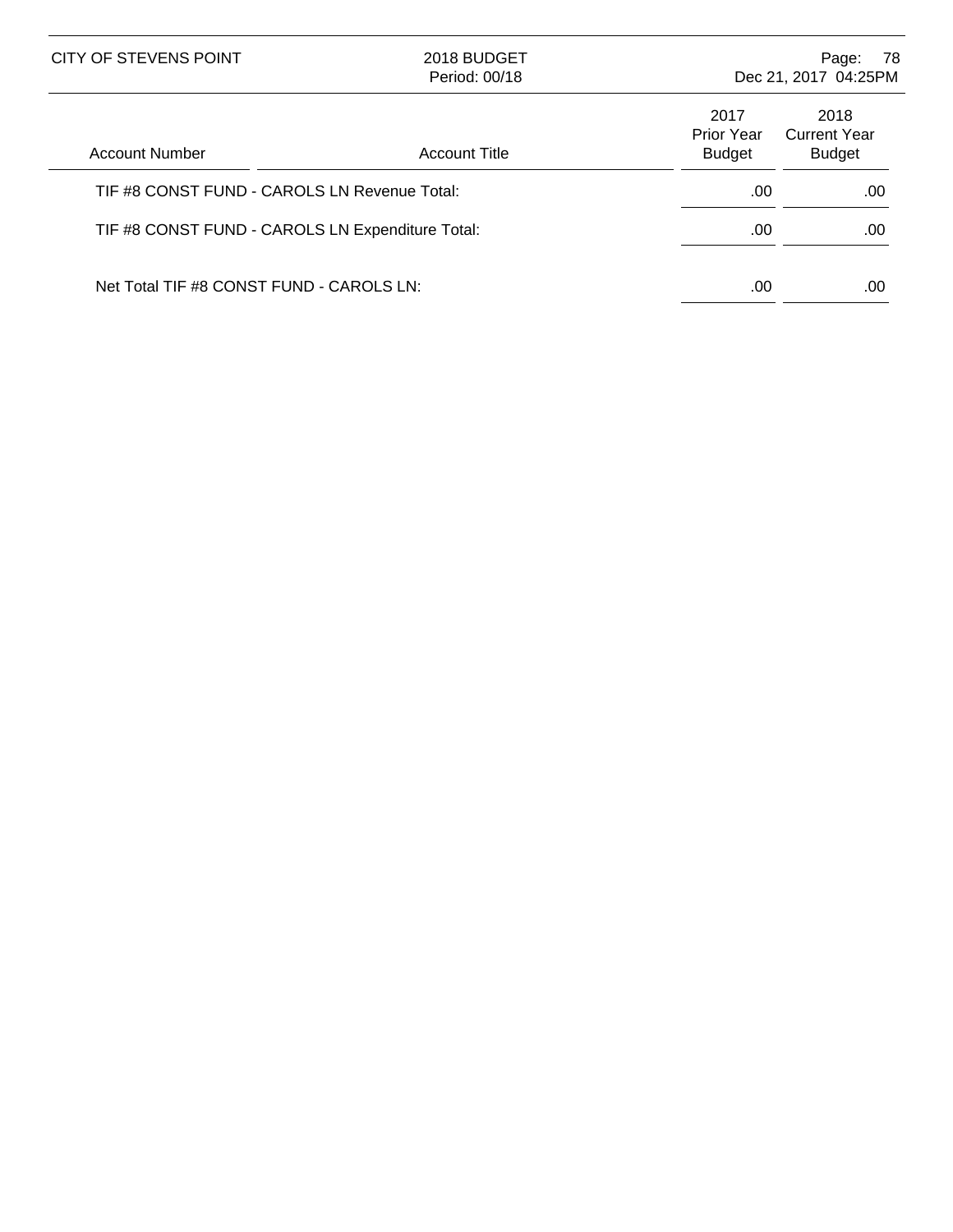| Account Number | Account Title | 2017 Prior Year Budget | 2018 Current Year Budget |
|---|---|---|---|
| TIF #8 CONST FUND - CAROLS LN Revenue Total: | | .00 | .00 |
| TIF #8 CONST FUND - CAROLS LN Expenditure Total: | | .00 | .00 |
| Net Total TIF #8 CONST FUND - CAROLS LN: | | .00 | .00 |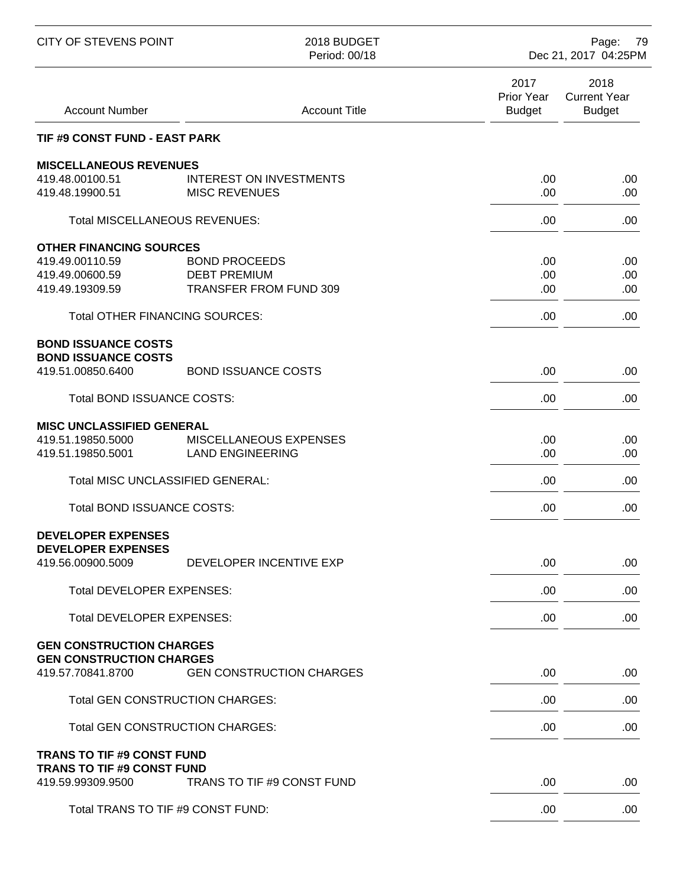| Account Number | Account Title | 2017 Prior Year Budget | 2018 Current Year Budget |
|---|---|---|---|
| **TIF #9 CONST FUND - EAST PARK** | | | |
| **MISCELLANEOUS REVENUES** | | | |
| 419.48.00100.51 | INTEREST ON INVESTMENTS | .00 | .00 |
| 419.48.19900.51 | MISC REVENUES | .00 | .00 |
| Total MISCELLANEOUS REVENUES: | | .00 | .00 |
| **OTHER FINANCING SOURCES** | | | |
| 419.49.00110.59 | BOND PROCEEDS | .00 | .00 |
| 419.49.00600.59 | DEBT PREMIUM | .00 | .00 |
| 419.49.19309.59 | TRANSFER FROM FUND 309 | .00 | .00 |
| Total OTHER FINANCING SOURCES: | | .00 | .00 |
| **BOND ISSUANCE COSTS** | | | |
| **BOND ISSUANCE COSTS** | | | |
| 419.51.00850.6400 | BOND ISSUANCE COSTS | .00 | .00 |
| Total BOND ISSUANCE COSTS: | | .00 | .00 |
| **MISC UNCLASSIFIED GENERAL** | | | |
| 419.51.19850.5000 | MISCELLANEOUS EXPENSES | .00 | .00 |
| 419.51.19850.5001 | LAND ENGINEERING | .00 | .00 |
| Total MISC UNCLASSIFIED GENERAL: | | .00 | .00 |
| Total BOND ISSUANCE COSTS: | | .00 | .00 |
| **DEVELOPER EXPENSES** | | | |
| **DEVELOPER EXPENSES** | | | |
| 419.56.00900.5009 | DEVELOPER INCENTIVE EXP | .00 | .00 |
| Total DEVELOPER EXPENSES: | | .00 | .00 |
| Total DEVELOPER EXPENSES: | | .00 | .00 |
| **GEN CONSTRUCTION CHARGES** | | | |
| **GEN CONSTRUCTION CHARGES** | | | |
| 419.57.70841.8700 | GEN CONSTRUCTION CHARGES | .00 | .00 |
| Total GEN CONSTRUCTION CHARGES: | | .00 | .00 |
| Total GEN CONSTRUCTION CHARGES: | | .00 | .00 |
| **TRANS TO TIF #9 CONST FUND** | | | |
| **TRANS TO TIF #9 CONST FUND** | | | |
| 419.59.99309.9500 | TRANS TO TIF #9 CONST FUND | .00 | .00 |
| Total TRANS TO TIF #9 CONST FUND: | | .00 | .00 |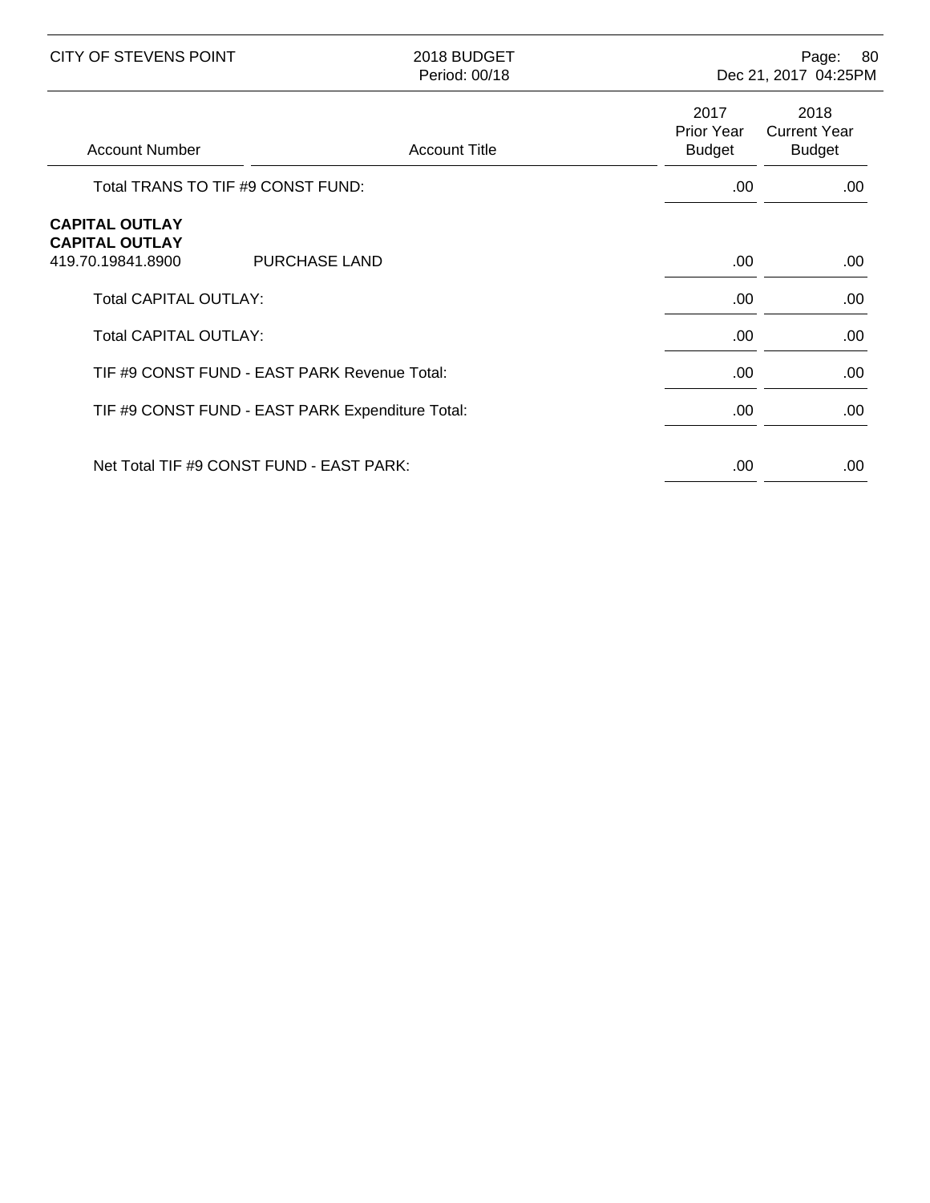| Account Number | Account Title | 2017 Prior Year Budget | 2018 Current Year Budget |
|---|---|---|---|
| Total TRANS TO TIF #9 CONST FUND: | | .00 | .00 |
| **CAPITAL OUTLAY** | | | |
| **CAPITAL OUTLAY** | | | |
| 419.70.19841.8900 | PURCHASE LAND | .00 | .00 |
| Total CAPITAL OUTLAY: | | .00 | .00 |
| Total CAPITAL OUTLAY: | | .00 | .00 |
| TIF #9 CONST FUND - EAST PARK Revenue Total: | | .00 | .00 |
| TIF #9 CONST FUND - EAST PARK Expenditure Total: | | .00 | .00 |
| Net Total TIF #9 CONST FUND - EAST PARK: | | .00 | .00 |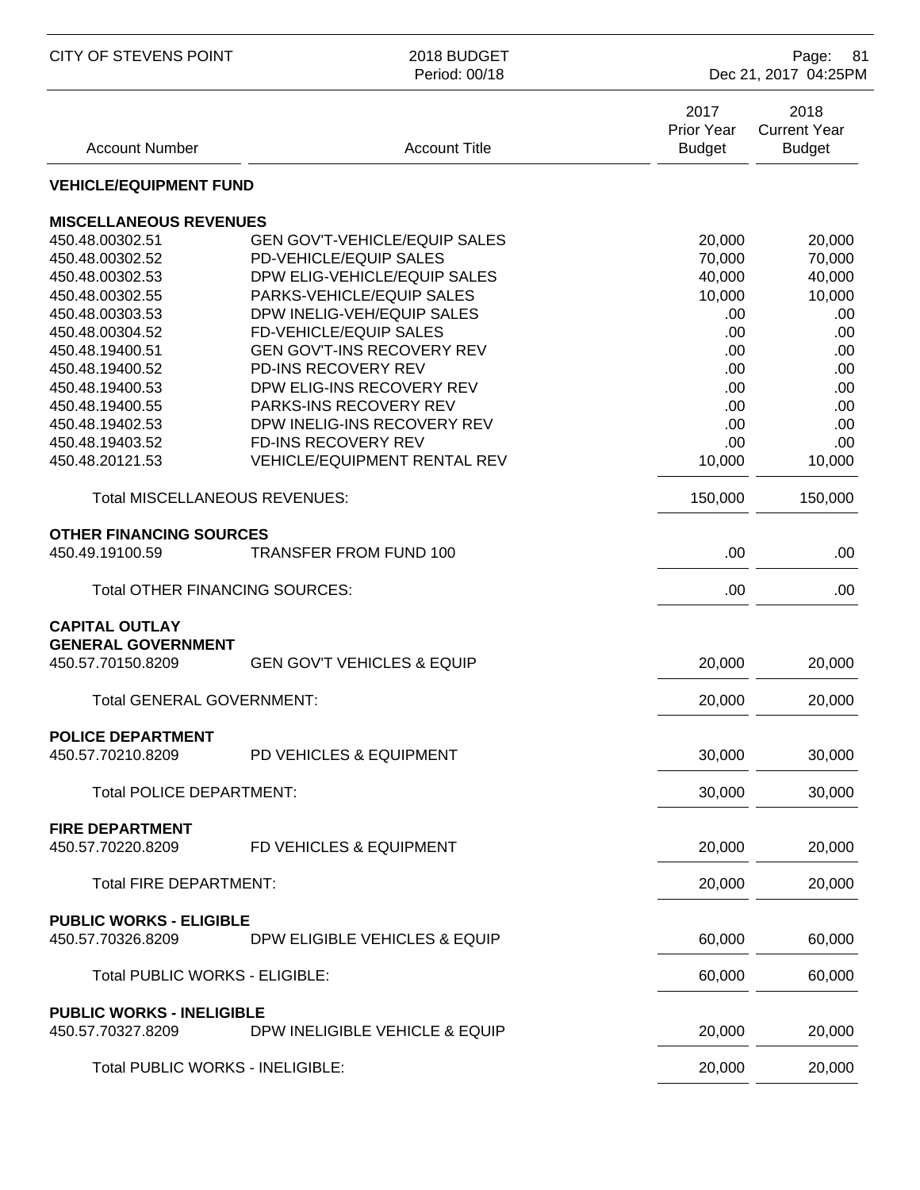| Account Number | Account Title | 2017 Prior Year Budget | 2018 Current Year Budget |
|---|---|---|---|
| **VEHICLE/EQUIPMENT FUND** | | | |
| **MISCELLANEOUS REVENUES** | | | |
| 450.48.00302.51 | GEN GOV'T-VEHICLE/EQUIP SALES | 20,000 | 20,000 |
| 450.48.00302.52 | PD-VEHICLE/EQUIP SALES | 70,000 | 70,000 |
| 450.48.00302.53 | DPW ELIG-VEHICLE/EQUIP SALES | 40,000 | 40,000 |
| 450.48.00302.55 | PARKS-VEHICLE/EQUIP SALES | 10,000 | 10,000 |
| 450.48.00303.53 | DPW INELIG-VEH/EQUIP SALES | .00 | .00 |
| 450.48.00304.52 | FD-VEHICLE/EQUIP SALES | .00 | .00 |
| 450.48.19400.51 | GEN GOV'T-INS RECOVERY REV | .00 | .00 |
| 450.48.19400.52 | PD-INS RECOVERY REV | .00 | .00 |
| 450.48.19400.53 | DPW ELIG-INS RECOVERY REV | .00 | .00 |
| 450.48.19400.55 | PARKS-INS RECOVERY REV | .00 | .00 |
| 450.48.19402.53 | DPW INELIG-INS RECOVERY REV | .00 | .00 |
| 450.48.19403.52 | FD-INS RECOVERY REV | .00 | .00 |
| 450.48.20121.53 | VEHICLE/EQUIPMENT RENTAL REV | 10,000 | 10,000 |
| Total MISCELLANEOUS REVENUES: | | 150,000 | 150,000 |
| **OTHER FINANCING SOURCES** | | | |
| 450.49.19100.59 | TRANSFER FROM FUND 100 | .00 | .00 |
| Total OTHER FINANCING SOURCES: | | .00 | .00 |
| **CAPITAL OUTLAY** | | | |
| **GENERAL GOVERNMENT** | | | |
| 450.57.70150.8209 | GEN GOV'T VEHICLES & EQUIP | 20,000 | 20,000 |
| Total GENERAL GOVERNMENT: | | 20,000 | 20,000 |
| **POLICE DEPARTMENT** | | | |
| 450.57.70210.8209 | PD VEHICLES & EQUIPMENT | 30,000 | 30,000 |
| Total POLICE DEPARTMENT: | | 30,000 | 30,000 |
| **FIRE DEPARTMENT** | | | |
| 450.57.70220.8209 | FD VEHICLES & EQUIPMENT | 20,000 | 20,000 |
| Total FIRE DEPARTMENT: | | 20,000 | 20,000 |
| **PUBLIC WORKS - ELIGIBLE** | | | |
| 450.57.70326.8209 | DPW ELIGIBLE VEHICLES & EQUIP | 60,000 | 60,000 |
| Total PUBLIC WORKS - ELIGIBLE: | | 60,000 | 60,000 |
| **PUBLIC WORKS - INELIGIBLE** | | | |
| 450.57.70327.8209 | DPW INELIGIBLE VEHICLE & EQUIP | 20,000 | 20,000 |
| Total PUBLIC WORKS - INELIGIBLE: | | 20,000 | 20,000 |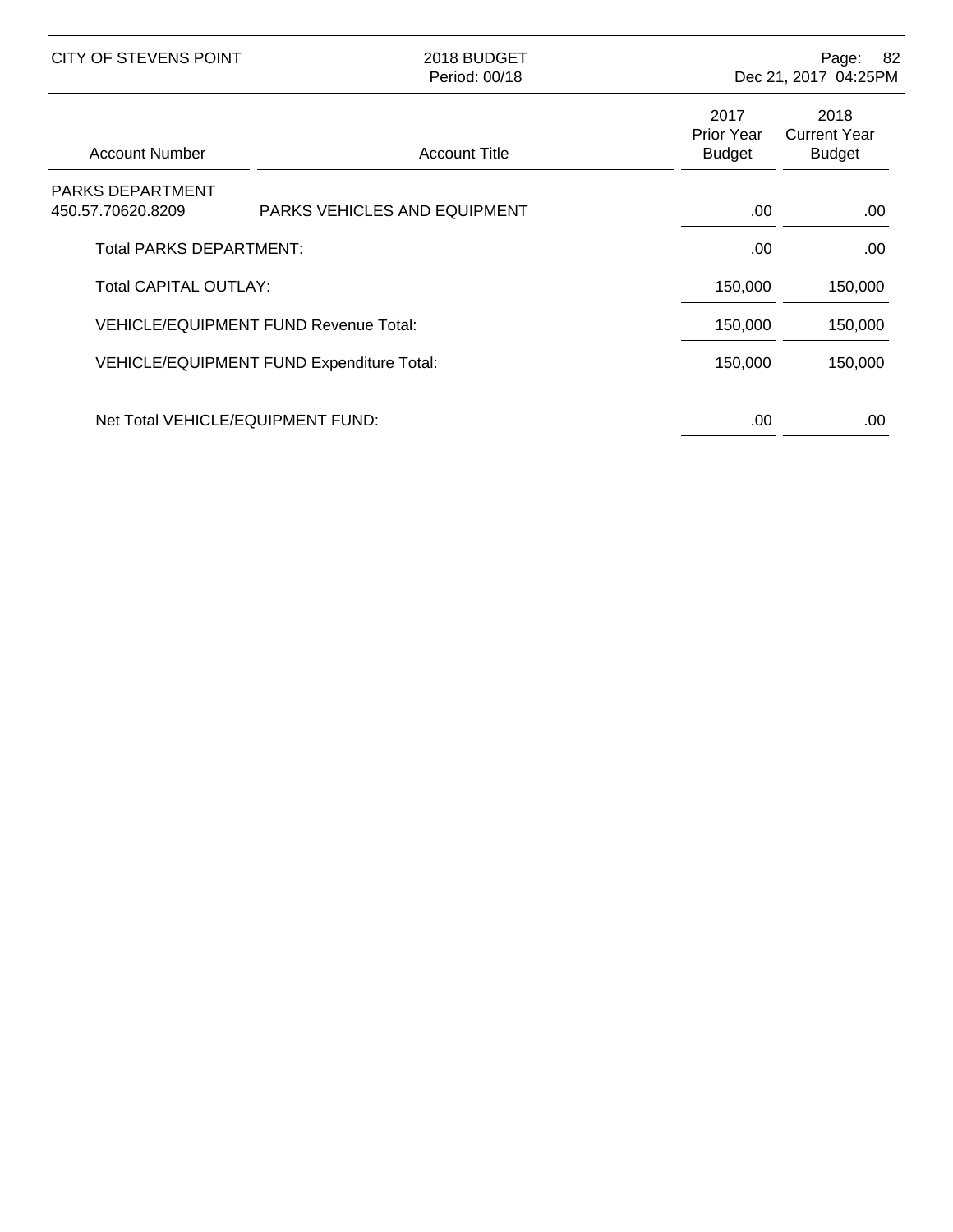| Account Number | Account Title | 2017 Prior Year Budget | 2018 Current Year Budget |
|---|---|---|---|
| PARKS DEPARTMENT | | | |
| 450.57.70620.8209 | PARKS VEHICLES AND EQUIPMENT | .00 | .00 |
| Total PARKS DEPARTMENT: | | .00 | .00 |
| Total CAPITAL OUTLAY: | | 150,000 | 150,000 |
| VEHICLE/EQUIPMENT FUND Revenue Total: | | 150,000 | 150,000 |
| VEHICLE/EQUIPMENT FUND Expenditure Total: | | 150,000 | 150,000 |
| Net Total VEHICLE/EQUIPMENT FUND: | | .00 | .00 |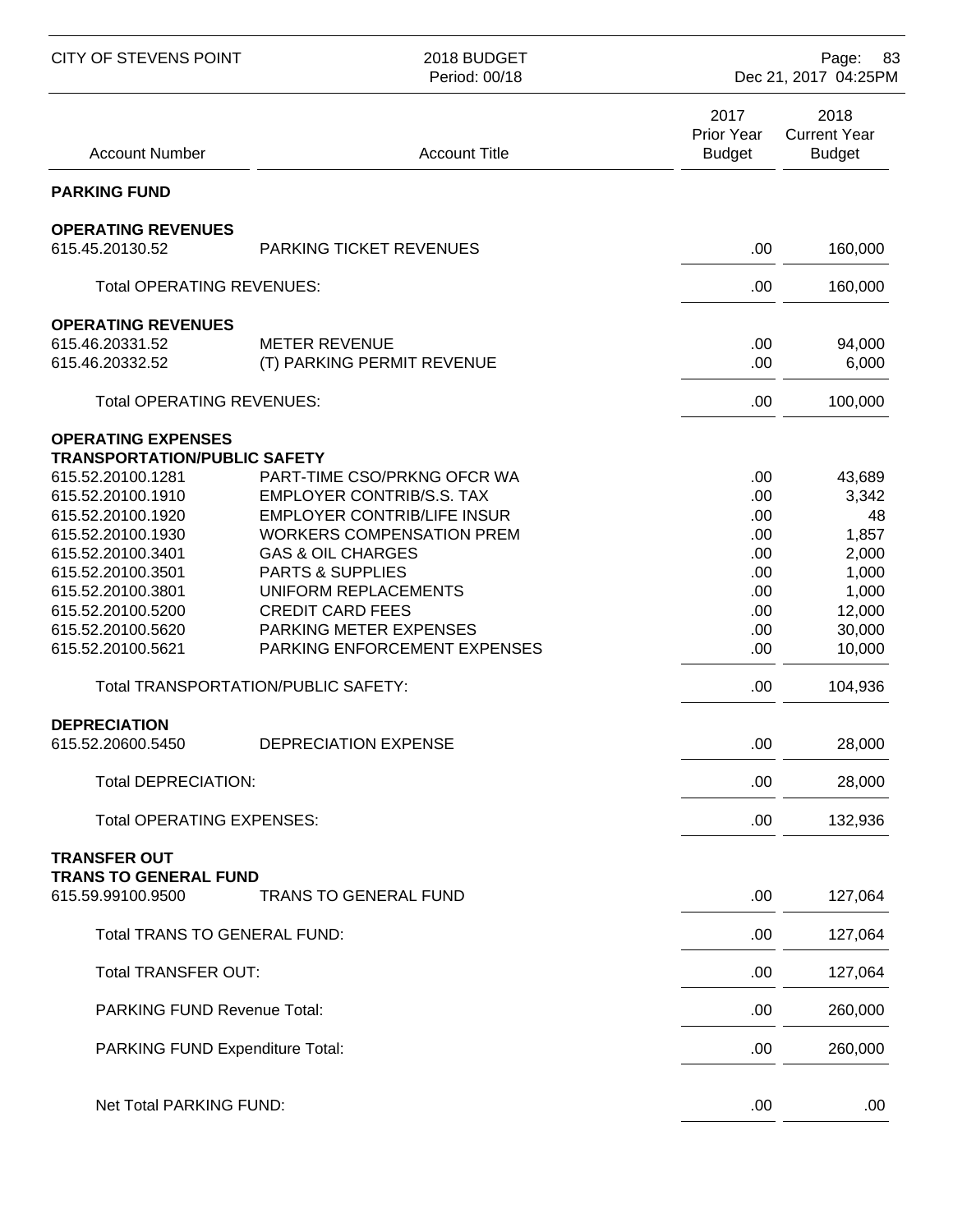CITY OF STEVENS POINT

2018 BUDGET
Period: 00/18

| Account Number | Account Title | 2017 Prior Year Budget | 2018 Current Year Budget |
|---|---|---|---|
| **PARKING FUND** | | | |
| **OPERATING REVENUES** | | | |
| 615.45.20130.52 | PARKING TICKET REVENUES | .00 | 160,000 |
| Total OPERATING REVENUES: | | .00 | 160,000 |
| **OPERATING REVENUES** | | | |
| 615.46.20331.52 | METER REVENUE | .00 | 94,000 |
| 615.46.20332.52 | (T) PARKING PERMIT REVENUE | .00 | 6,000 |
| Total OPERATING REVENUES: | | .00 | 100,000 |
| **OPERATING EXPENSES** | | | |
| **TRANSPORTATION/PUBLIC SAFETY** | | | |
| 615.52.20100.1281 | PART-TIME CSO/PRKNG OFCR WA | .00 | 43,689 |
| 615.52.20100.1910 | EMPLOYER CONTRIB/S.S. TAX | .00 | 3,342 |
| 615.52.20100.1920 | EMPLOYER CONTRIB/LIFE INSUR | .00 | 48 |
| 615.52.20100.1930 | WORKERS COMPENSATION PREM | .00 | 1,857 |
| 615.52.20100.3401 | GAS & OIL CHARGES | .00 | 2,000 |
| 615.52.20100.3501 | PARTS & SUPPLIES | .00 | 1,000 |
| 615.52.20100.3801 | UNIFORM REPLACEMENTS | .00 | 1,000 |
| 615.52.20100.5200 | CREDIT CARD FEES | .00 | 12,000 |
| 615.52.20100.5620 | PARKING METER EXPENSES | .00 | 30,000 |
| 615.52.20100.5621 | PARKING ENFORCEMENT EXPENSES | .00 | 10,000 |
| Total TRANSPORTATION/PUBLIC SAFETY: | | .00 | 104,936 |
| **DEPRECIATION** | | | |
| 615.52.20600.5450 | DEPRECIATION EXPENSE | .00 | 28,000 |
| Total DEPRECIATION: | | .00 | 28,000 |
| Total OPERATING EXPENSES: | | .00 | 132,936 |
| **TRANSFER OUT** | | | |
| **TRANS TO GENERAL FUND** | | | |
| 615.59.99100.9500 | TRANS TO GENERAL FUND | .00 | 127,064 |
| Total TRANS TO GENERAL FUND: | | .00 | 127,064 |
| Total TRANSFER OUT: | | .00 | 127,064 |
| PARKING FUND Revenue Total: | | .00 | 260,000 |
| PARKING FUND Expenditure Total: | | .00 | 260,000 |
| Net Total PARKING FUND: | | .00 | .00 |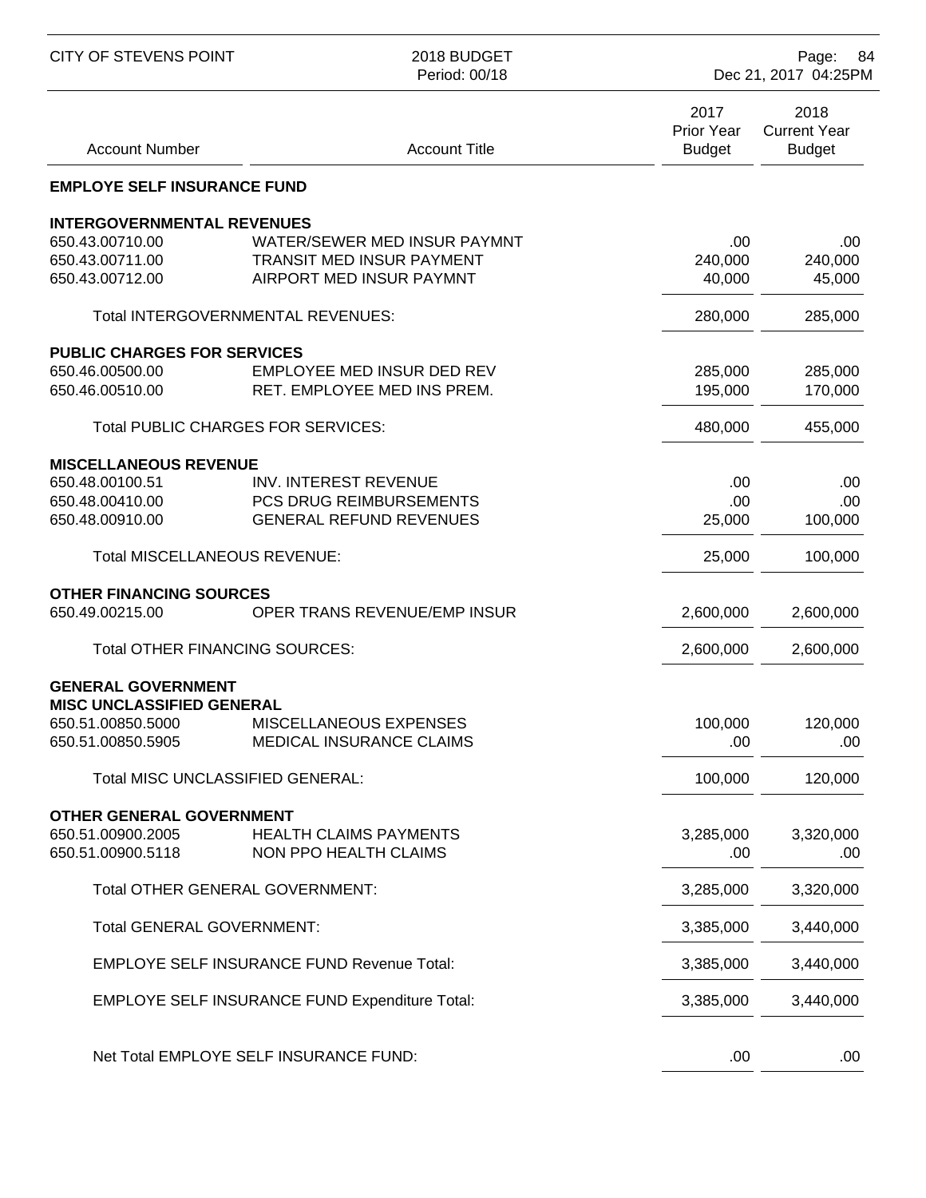## EMPLOYE SELF INSURANCE FUND

| Account Number | Account Title | 2017 Prior Year Budget | 2018 Current Year Budget |
|---|---|---|---|
| **INTERGOVERNMENTAL REVENUES** | | | |
| 650.43.00710.00 | WATER/SEWER MED INSUR PAYMNT | .00 | .00 |
| 650.43.00711.00 | TRANSIT MED INSUR PAYMENT | 240,000 | 240,000 |
| 650.43.00712.00 | AIRPORT MED INSUR PAYMNT | 40,000 | 45,000 |
| | Total INTERGOVERNMENTAL REVENUES: | 280,000 | 285,000 |
| **PUBLIC CHARGES FOR SERVICES** | | | |
| 650.46.00500.00 | EMPLOYEE MED INSUR DED REV | 285,000 | 285,000 |
| 650.46.00510.00 | RET. EMPLOYEE MED INS PREM. | 195,000 | 170,000 |
| | Total PUBLIC CHARGES FOR SERVICES: | 480,000 | 455,000 |
| **MISCELLANEOUS REVENUE** | | | |
| 650.48.00100.51 | INV. INTEREST REVENUE | .00 | .00 |
| 650.48.00410.00 | PCS DRUG REIMBURSEMENTS | .00 | .00 |
| 650.48.00910.00 | GENERAL REFUND REVENUES | 25,000 | 100,000 |
| | Total MISCELLANEOUS REVENUE: | 25,000 | 100,000 |
| **OTHER FINANCING SOURCES** | | | |
| 650.49.00215.00 | OPER TRANS REVENUE/EMP INSUR | 2,600,000 | 2,600,000 |
| | Total OTHER FINANCING SOURCES: | 2,600,000 | 2,600,000 |
| **GENERAL GOVERNMENT** | | | |
| **MISC UNCLASSIFIED GENERAL** | | | |
| 650.51.00850.5000 | MISCELLANEOUS EXPENSES | 100,000 | 120,000 |
| 650.51.00850.5905 | MEDICAL INSURANCE CLAIMS | .00 | .00 |
| | Total MISC UNCLASSIFIED GENERAL: | 100,000 | 120,000 |
| **OTHER GENERAL GOVERNMENT** | | | |
| 650.51.00900.2005 | HEALTH CLAIMS PAYMENTS | 3,285,000 | 3,320,000 |
| 650.51.00900.5118 | NON PPO HEALTH CLAIMS | .00 | .00 |
| | Total OTHER GENERAL GOVERNMENT: | 3,285,000 | 3,320,000 |
| | Total GENERAL GOVERNMENT: | 3,385,000 | 3,440,000 |
| | EMPLOYE SELF INSURANCE FUND Revenue Total: | 3,385,000 | 3,440,000 |
| | EMPLOYE SELF INSURANCE FUND Expenditure Total: | 3,385,000 | 3,440,000 |
| | Net Total EMPLOYE SELF INSURANCE FUND: | .00 | .00 |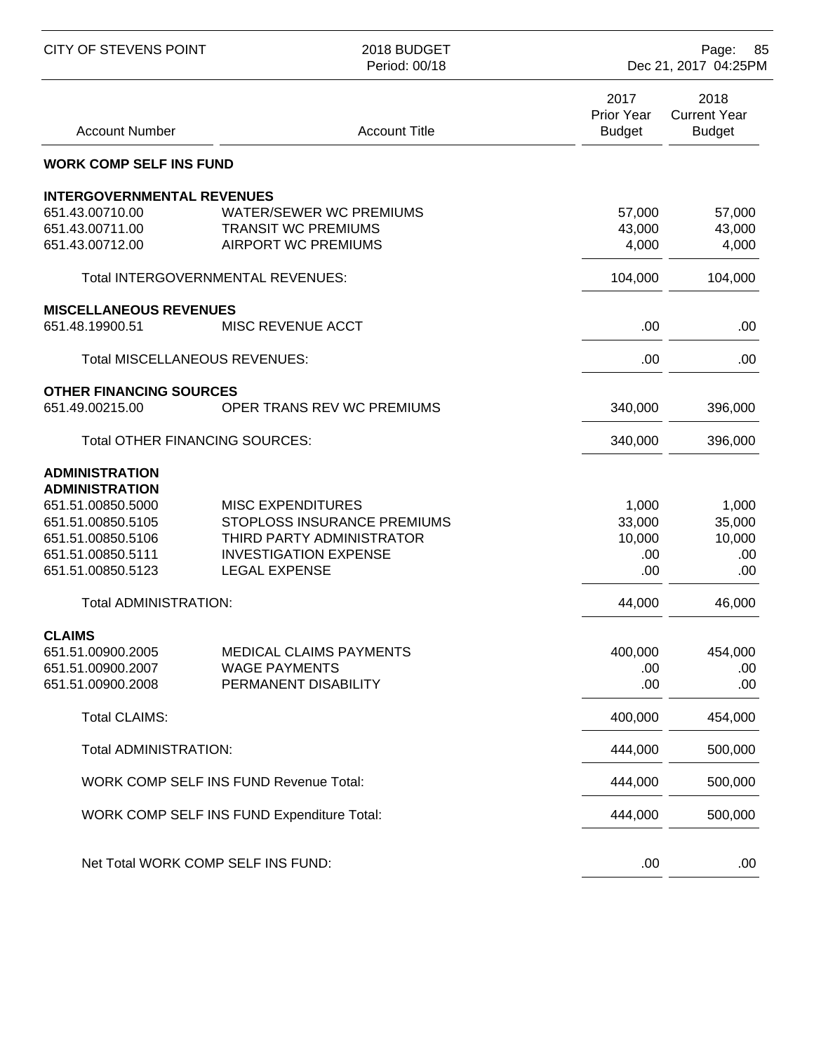| Account Number | Account Title | 2017 Prior Year Budget | 2018 Current Year Budget |
|---|---|---|---|
| **WORK COMP SELF INS FUND** | | | |
| **INTERGOVERNMENTAL REVENUES** | | | |
| 651.43.00710.00 | WATER/SEWER WC PREMIUMS | 57,000 | 57,000 |
| 651.43.00711.00 | TRANSIT WC PREMIUMS | 43,000 | 43,000 |
| 651.43.00712.00 | AIRPORT WC PREMIUMS | 4,000 | 4,000 |
| | Total INTERGOVERNMENTAL REVENUES: | 104,000 | 104,000 |
| **MISCELLANEOUS REVENUES** | | | |
| 651.48.19900.51 | MISC REVENUE ACCT | .00 | .00 |
| | Total MISCELLANEOUS REVENUES: | .00 | .00 |
| **OTHER FINANCING SOURCES** | | | |
| 651.49.00215.00 | OPER TRANS REV WC PREMIUMS | 340,000 | 396,000 |
| | Total OTHER FINANCING SOURCES: | 340,000 | 396,000 |
| **ADMINISTRATION** | | | |
| **ADMINISTRATION** | | | |
| 651.51.00850.5000 | MISC EXPENDITURES | 1,000 | 1,000 |
| 651.51.00850.5105 | STOPLOSS INSURANCE PREMIUMS | 33,000 | 35,000 |
| 651.51.00850.5106 | THIRD PARTY ADMINISTRATOR | 10,000 | 10,000 |
| 651.51.00850.5111 | INVESTIGATION EXPENSE | .00 | .00 |
| 651.51.00850.5123 | LEGAL EXPENSE | .00 | .00 |
| | Total ADMINISTRATION: | 44,000 | 46,000 |
| **CLAIMS** | | | |
| 651.51.00900.2005 | MEDICAL CLAIMS PAYMENTS | 400,000 | 454,000 |
| 651.51.00900.2007 | WAGE PAYMENTS | .00 | .00 |
| 651.51.00900.2008 | PERMANENT DISABILITY | .00 | .00 |
| | Total CLAIMS: | 400,000 | 454,000 |
| | Total ADMINISTRATION: | 444,000 | 500,000 |
| | WORK COMP SELF INS FUND Revenue Total: | 444,000 | 500,000 |
| | WORK COMP SELF INS FUND Expenditure Total: | 444,000 | 500,000 |
| | Net Total WORK COMP SELF INS FUND: | .00 | .00 |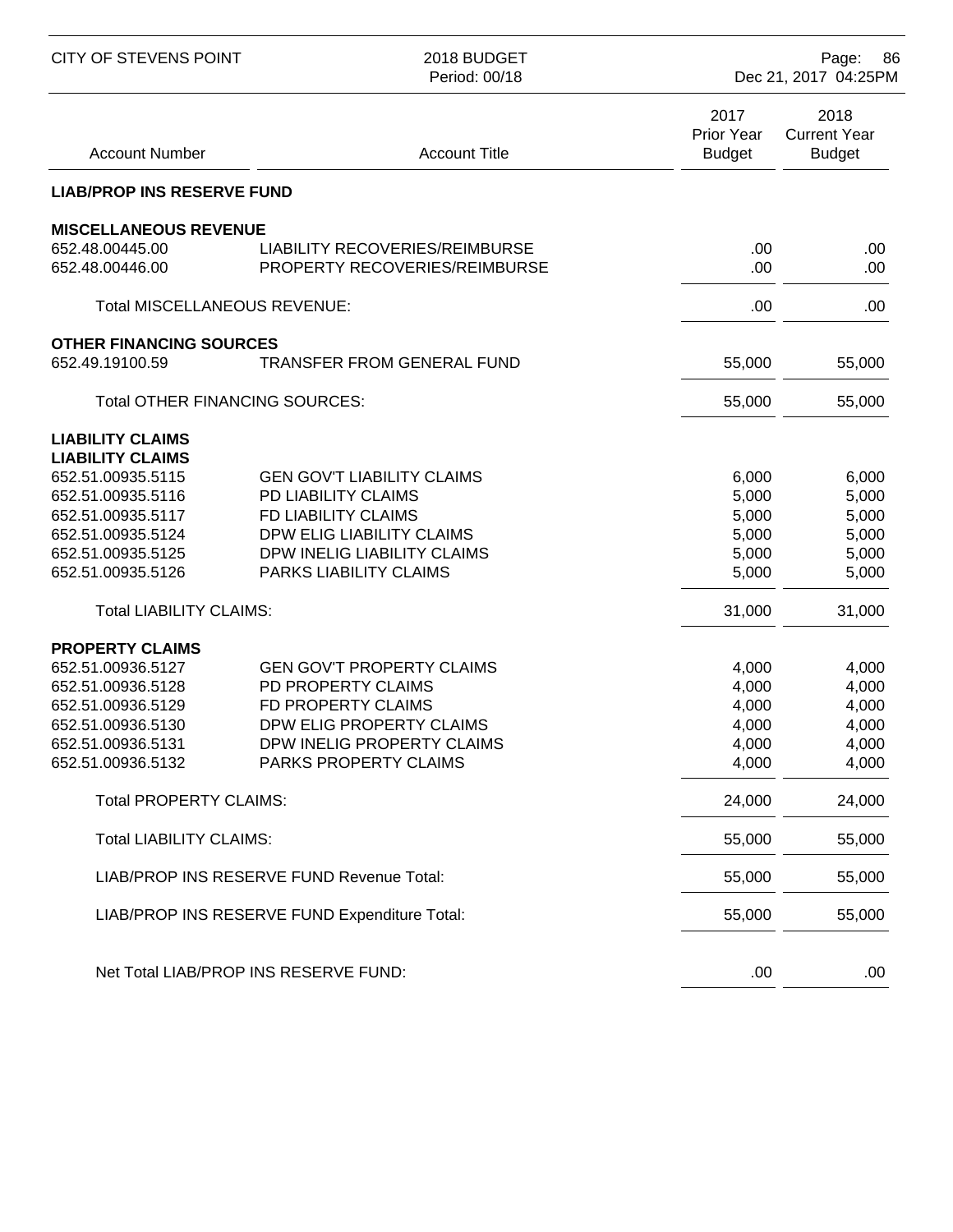| Account Number | Account Title | 2017 Prior Year Budget | 2018 Current Year Budget |
|---|---|---|---|
| **LIAB/PROP INS RESERVE FUND** | | | |
| **MISCELLANEOUS REVENUE** | | | |
| 652.48.00445.00 | LIABILITY RECOVERIES/REIMBURSE | .00 | .00 |
| 652.48.00446.00 | PROPERTY RECOVERIES/REIMBURSE | .00 | .00 |
| Total MISCELLANEOUS REVENUE: | | .00 | .00 |
| **OTHER FINANCING SOURCES** | | | |
| 652.49.19100.59 | TRANSFER FROM GENERAL FUND | 55,000 | 55,000 |
| Total OTHER FINANCING SOURCES: | | 55,000 | 55,000 |
| **LIABILITY CLAIMS** | | | |
| **LIABILITY CLAIMS** | | | |
| 652.51.00935.5115 | GEN GOV'T LIABILITY CLAIMS | 6,000 | 6,000 |
| 652.51.00935.5116 | PD LIABILITY CLAIMS | 5,000 | 5,000 |
| 652.51.00935.5117 | FD LIABILITY CLAIMS | 5,000 | 5,000 |
| 652.51.00935.5124 | DPW ELIG LIABILITY CLAIMS | 5,000 | 5,000 |
| 652.51.00935.5125 | DPW INELIG LIABILITY CLAIMS | 5,000 | 5,000 |
| 652.51.00935.5126 | PARKS LIABILITY CLAIMS | 5,000 | 5,000 |
| Total LIABILITY CLAIMS: | | 31,000 | 31,000 |
| **PROPERTY CLAIMS** | | | |
| 652.51.00936.5127 | GEN GOV'T PROPERTY CLAIMS | 4,000 | 4,000 |
| 652.51.00936.5128 | PD PROPERTY CLAIMS | 4,000 | 4,000 |
| 652.51.00936.5129 | FD PROPERTY CLAIMS | 4,000 | 4,000 |
| 652.51.00936.5130 | DPW ELIG PROPERTY CLAIMS | 4,000 | 4,000 |
| 652.51.00936.5131 | DPW INELIG PROPERTY CLAIMS | 4,000 | 4,000 |
| 652.51.00936.5132 | PARKS PROPERTY CLAIMS | 4,000 | 4,000 |
| Total PROPERTY CLAIMS: | | 24,000 | 24,000 |
| Total LIABILITY CLAIMS: | | 55,000 | 55,000 |
| LIAB/PROP INS RESERVE FUND Revenue Total: | | 55,000 | 55,000 |
| LIAB/PROP INS RESERVE FUND Expenditure Total: | | 55,000 | 55,000 |
| Net Total LIAB/PROP INS RESERVE FUND: | | .00 | .00 |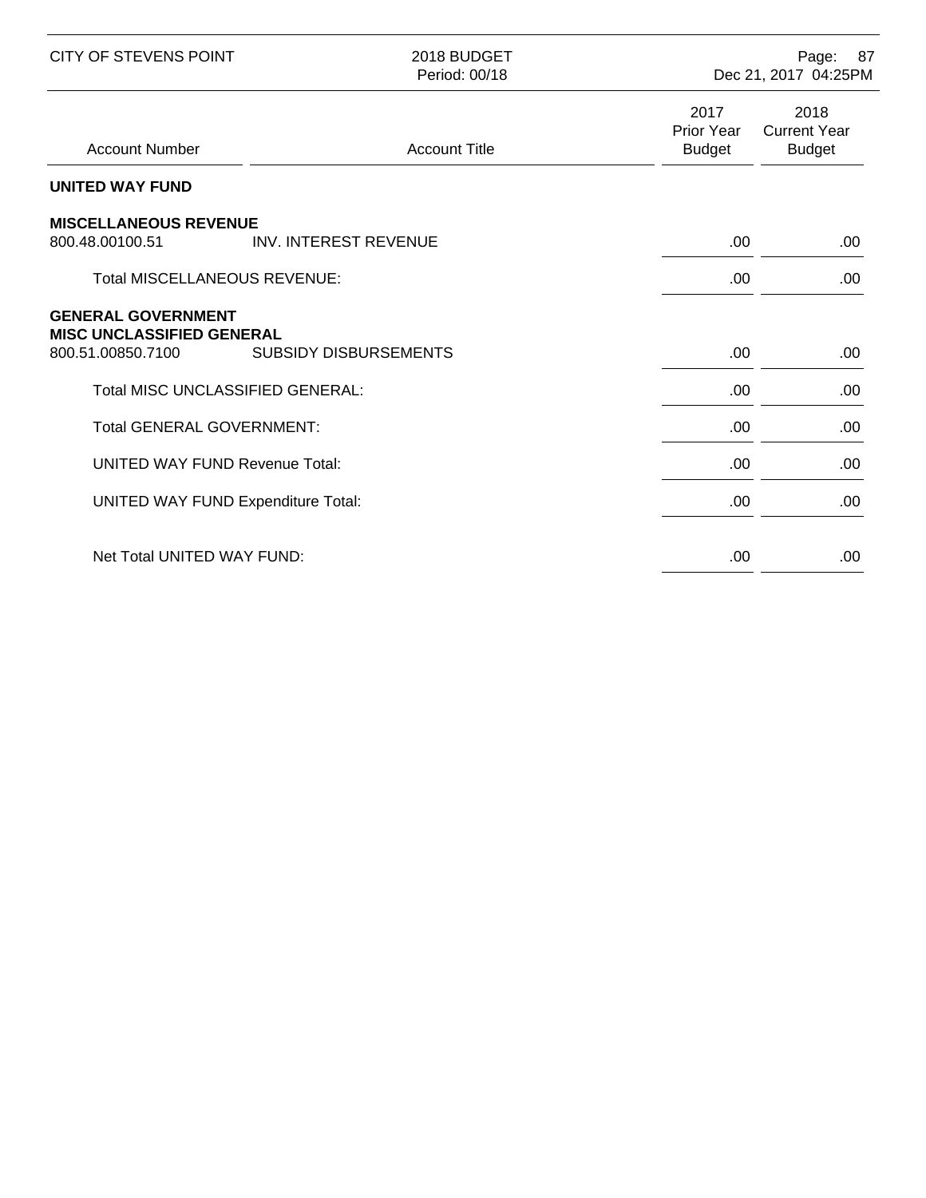| Account Number | Account Title | 2017 Prior Year Budget | 2018 Current Year Budget |
|---|---|---|---|
| **UNITED WAY FUND** | | | |
| **MISCELLANEOUS REVENUE** | | | |
| 800.48.00100.51 | INV. INTEREST REVENUE | .00 | .00 |
| Total MISCELLANEOUS REVENUE: | | .00 | .00 |
| **GENERAL GOVERNMENT** | | | |
| **MISC UNCLASSIFIED GENERAL** | | | |
| 800.51.00850.7100 | SUBSIDY DISBURSEMENTS | .00 | .00 |
| Total MISC UNCLASSIFIED GENERAL: | | .00 | .00 |
| Total GENERAL GOVERNMENT: | | .00 | .00 |
| UNITED WAY FUND Revenue Total: | | .00 | .00 |
| UNITED WAY FUND Expenditure Total: | | .00 | .00 |
| Net Total UNITED WAY FUND: | | .00 | .00 |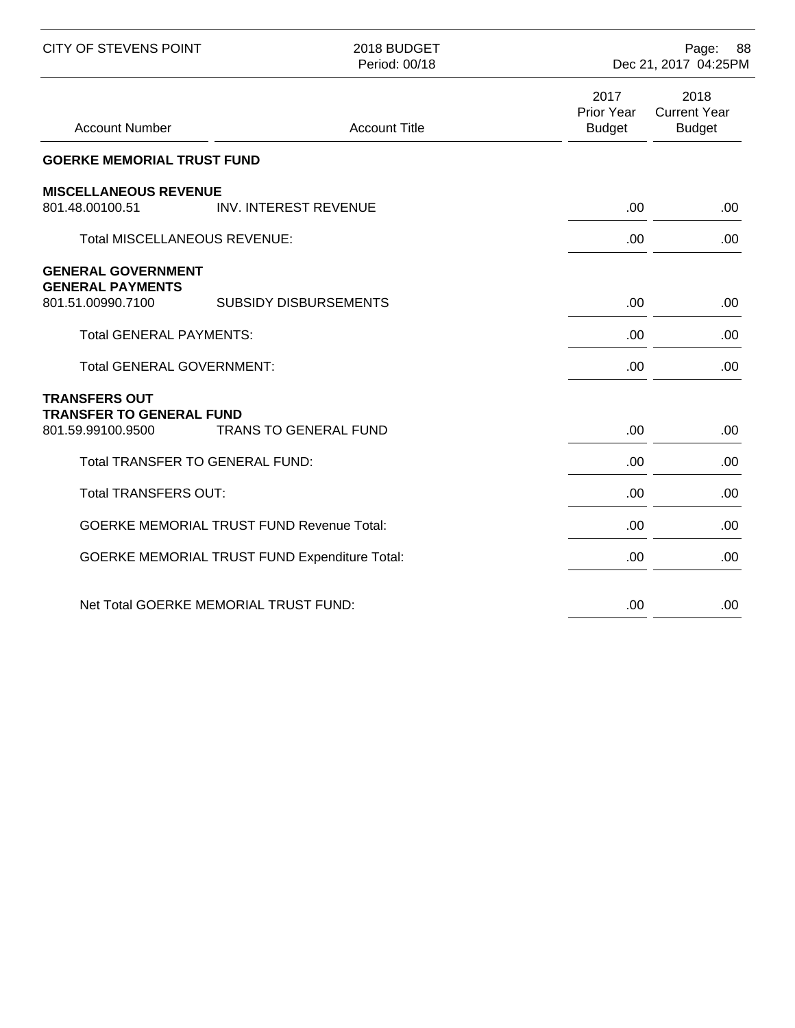| Account Number | Account Title | 2017 Prior Year Budget | 2018 Current Year Budget |
|---|---|---|---|
| **GOERKE MEMORIAL TRUST FUND** | | | |
| **MISCELLANEOUS REVENUE** | | | |
| 801.48.00100.51 | INV. INTEREST REVENUE | .00 | .00 |
| | Total MISCELLANEOUS REVENUE: | .00 | .00 |
| **GENERAL GOVERNMENT** | | | |
| **GENERAL PAYMENTS** | | | |
| 801.51.00990.7100 | SUBSIDY DISBURSEMENTS | .00 | .00 |
| | Total GENERAL PAYMENTS: | .00 | .00 |
| | Total GENERAL GOVERNMENT: | .00 | .00 |
| **TRANSFERS OUT** | | | |
| **TRANSFER TO GENERAL FUND** | | | |
| 801.59.99100.9500 | TRANS TO GENERAL FUND | .00 | .00 |
| | Total TRANSFER TO GENERAL FUND: | .00 | .00 |
| | Total TRANSFERS OUT: | .00 | .00 |
| | GOERKE MEMORIAL TRUST FUND Revenue Total: | .00 | .00 |
| | GOERKE MEMORIAL TRUST FUND Expenditure Total: | .00 | .00 |
| | Net Total GOERKE MEMORIAL TRUST FUND: | .00 | .00 |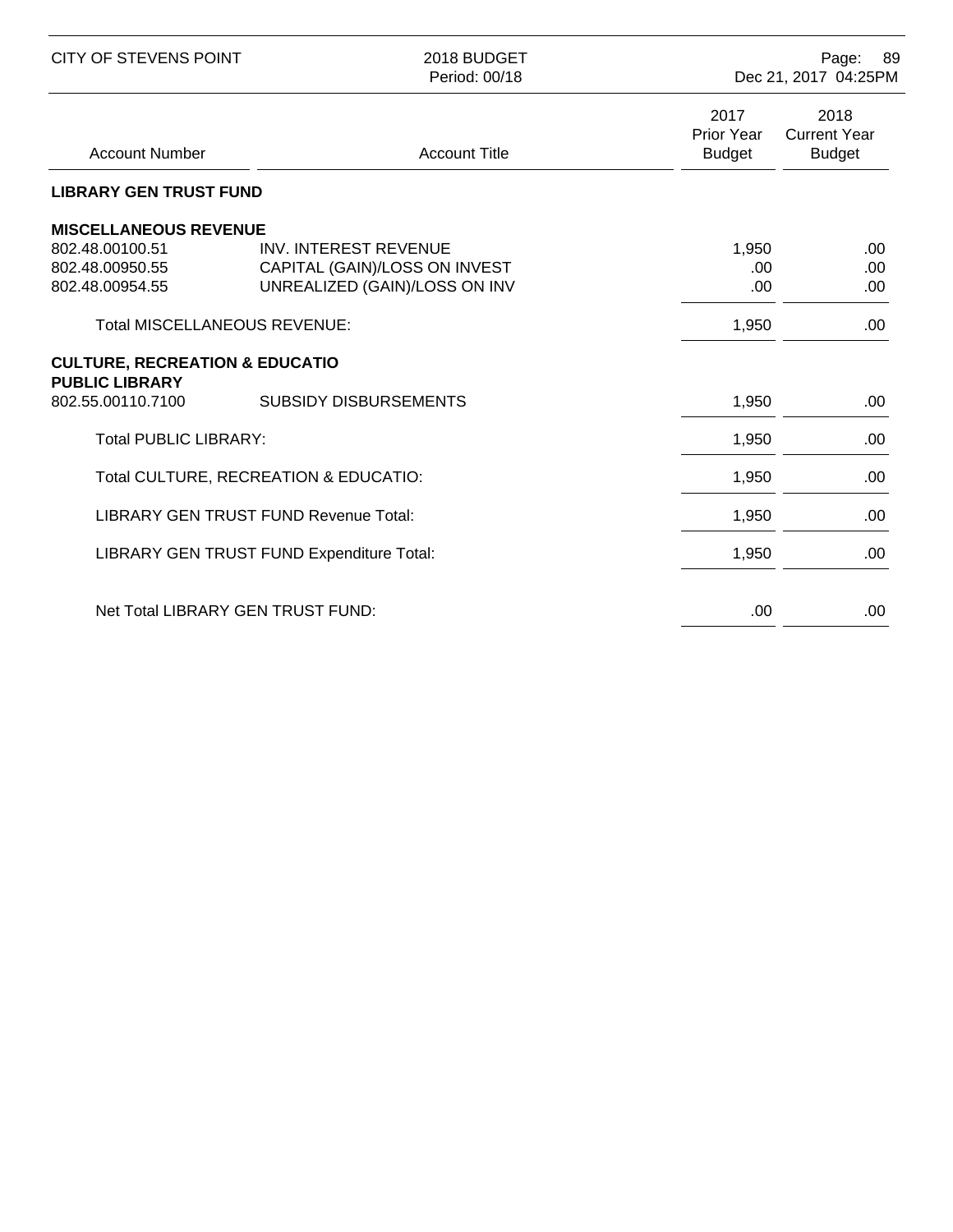| Account Number | Account Title | 2017 Prior Year Budget | 2018 Current Year Budget |
|---|---|---|---|
| **LIBRARY GEN TRUST FUND** | | | |
| **MISCELLANEOUS REVENUE** | | | |
| 802.48.00100.51 | INV. INTEREST REVENUE | 1,950 | .00 |
| 802.48.00950.55 | CAPITAL (GAIN)/LOSS ON INVEST | .00 | .00 |
| 802.48.00954.55 | UNREALIZED (GAIN)/LOSS ON INV | .00 | .00 |
| Total MISCELLANEOUS REVENUE: | | 1,950 | .00 |
| **CULTURE, RECREATION & EDUCATIO** | | | |
| **PUBLIC LIBRARY** | | | |
| 802.55.00110.7100 | SUBSIDY DISBURSEMENTS | 1,950 | .00 |
| Total PUBLIC LIBRARY: | | 1,950 | .00 |
| Total CULTURE, RECREATION & EDUCATIO: | | 1,950 | .00 |
| LIBRARY GEN TRUST FUND Revenue Total: | | 1,950 | .00 |
| LIBRARY GEN TRUST FUND Expenditure Total: | | 1,950 | .00 |
| Net Total LIBRARY GEN TRUST FUND: | | .00 | .00 |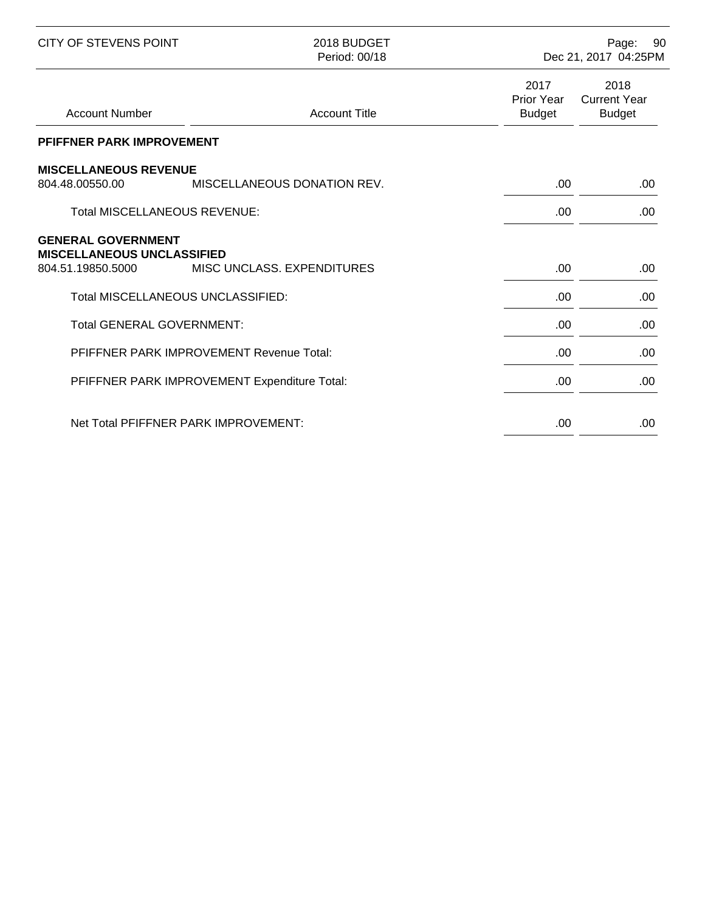| Account Number | Account Title | 2017 Prior Year Budget | 2018 Current Year Budget |
|---|---|---|---|
| **PFIFFNER PARK IMPROVEMENT** | | | |
| **MISCELLANEOUS REVENUE** | | | |
| 804.48.00550.00 | MISCELLANEOUS DONATION REV. | .00 | .00 |
| Total MISCELLANEOUS REVENUE: | | .00 | .00 |
| **GENERAL GOVERNMENT** | | | |
| **MISCELLANEOUS UNCLASSIFIED** | | | |
| 804.51.19850.5000 | MISC UNCLASS. EXPENDITURES | .00 | .00 |
| Total MISCELLANEOUS UNCLASSIFIED: | | .00 | .00 |
| Total GENERAL GOVERNMENT: | | .00 | .00 |
| PFIFFNER PARK IMPROVEMENT Revenue Total: | | .00 | .00 |
| PFIFFNER PARK IMPROVEMENT Expenditure Total: | | .00 | .00 |
| Net Total PFIFFNER PARK IMPROVEMENT: | | .00 | .00 |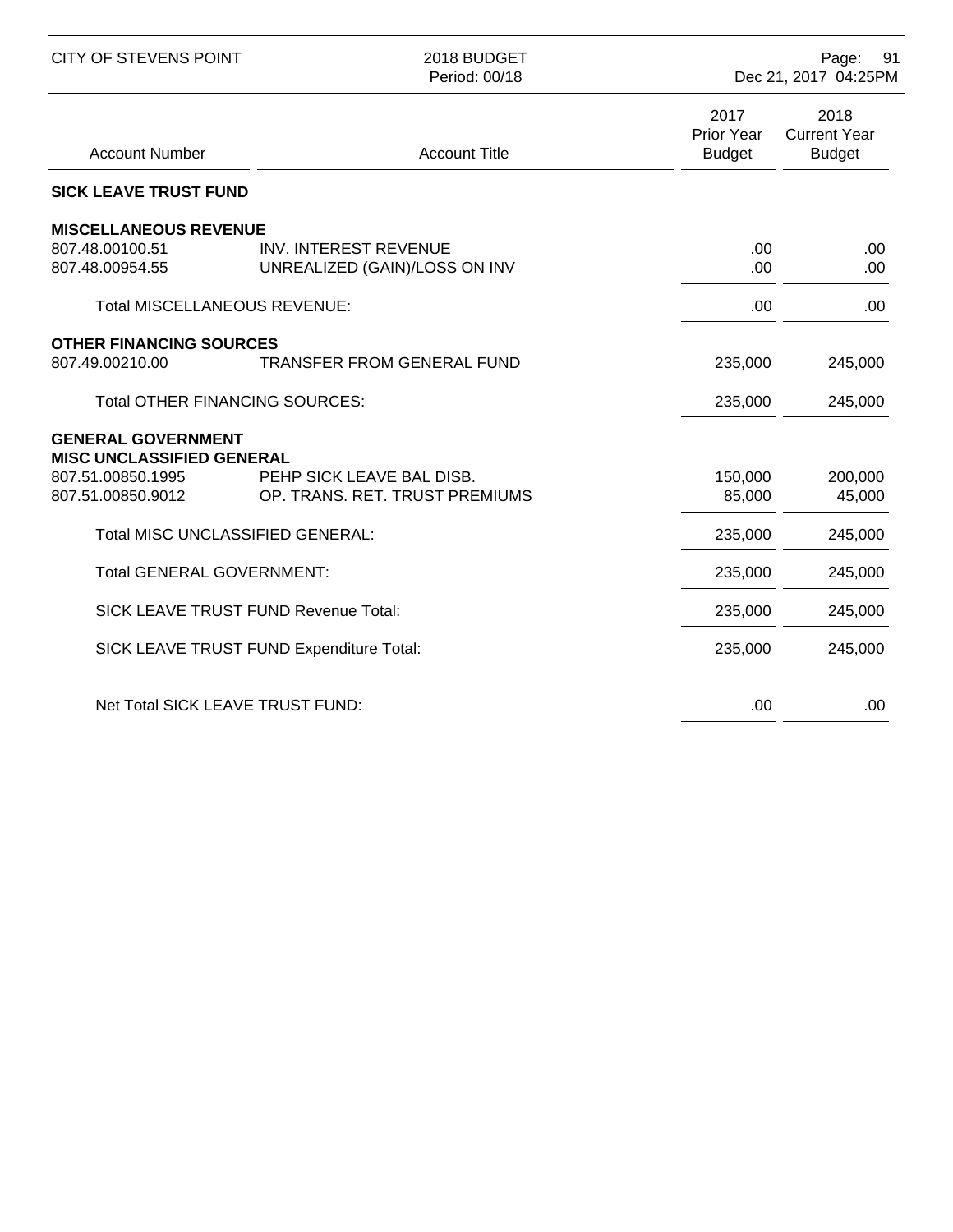| Account Number | Account Title | 2017 Prior Year Budget | 2018 Current Year Budget |
|---|---|---|---|
| **SICK LEAVE TRUST FUND** | | | |
| **MISCELLANEOUS REVENUE** | | | |
| 807.48.00100.51 | INV. INTEREST REVENUE | .00 | .00 |
| 807.48.00954.55 | UNREALIZED (GAIN)/LOSS ON INV | .00 | .00 |
| Total MISCELLANEOUS REVENUE: | | .00 | .00 |
| **OTHER FINANCING SOURCES** | | | |
| 807.49.00210.00 | TRANSFER FROM GENERAL FUND | 235,000 | 245,000 |
| Total OTHER FINANCING SOURCES: | | 235,000 | 245,000 |
| **GENERAL GOVERNMENT** | | | |
| **MISC UNCLASSIFIED GENERAL** | | | |
| 807.51.00850.1995 | PEHP SICK LEAVE BAL DISB. | 150,000 | 200,000 |
| 807.51.00850.9012 | OP. TRANS. RET. TRUST PREMIUMS | 85,000 | 45,000 |
| Total MISC UNCLASSIFIED GENERAL: | | 235,000 | 245,000 |
| Total GENERAL GOVERNMENT: | | 235,000 | 245,000 |
| SICK LEAVE TRUST FUND Revenue Total: | | 235,000 | 245,000 |
| SICK LEAVE TRUST FUND Expenditure Total: | | 235,000 | 245,000 |
| Net Total SICK LEAVE TRUST FUND: | | .00 | .00 |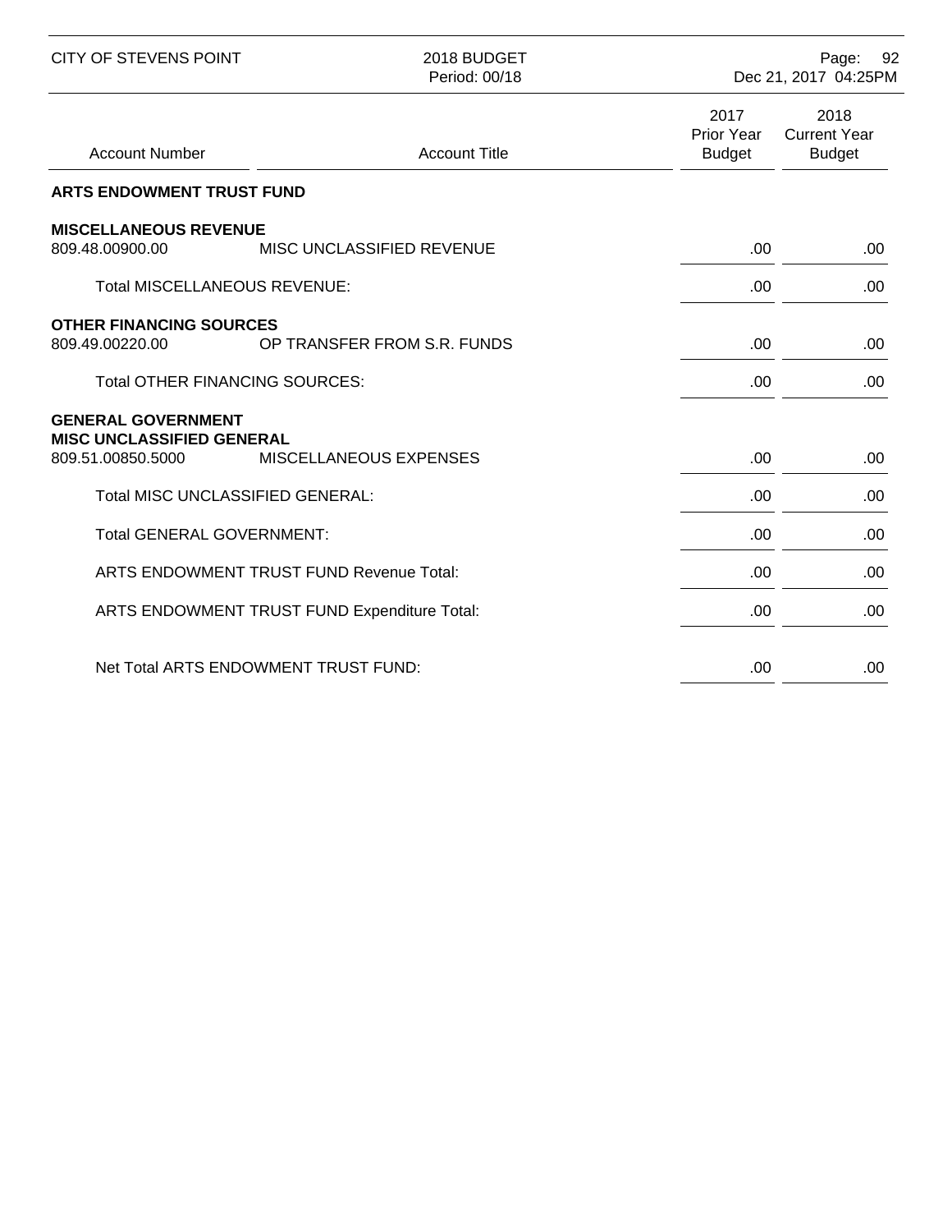| Account Number | Account Title | 2017 Prior Year Budget | 2018 Current Year Budget |
|---|---|---|---|
| **ARTS ENDOWMENT TRUST FUND** | | | |
| **MISCELLANEOUS REVENUE** | | | |
| 809.48.00900.00 | MISC UNCLASSIFIED REVENUE | .00 | .00 |
| | Total MISCELLANEOUS REVENUE: | .00 | .00 |
| **OTHER FINANCING SOURCES** | | | |
| 809.49.00220.00 | OP TRANSFER FROM S.R. FUNDS | .00 | .00 |
| | Total OTHER FINANCING SOURCES: | .00 | .00 |
| **GENERAL GOVERNMENT** | | | |
| **MISC UNCLASSIFIED GENERAL** | | | |
| 809.51.00850.5000 | MISCELLANEOUS EXPENSES | .00 | .00 |
| | Total MISC UNCLASSIFIED GENERAL: | .00 | .00 |
| | Total GENERAL GOVERNMENT: | .00 | .00 |
| | ARTS ENDOWMENT TRUST FUND Revenue Total: | .00 | .00 |
| | ARTS ENDOWMENT TRUST FUND Expenditure Total: | .00 | .00 |
| | Net Total ARTS ENDOWMENT TRUST FUND: | .00 | .00 |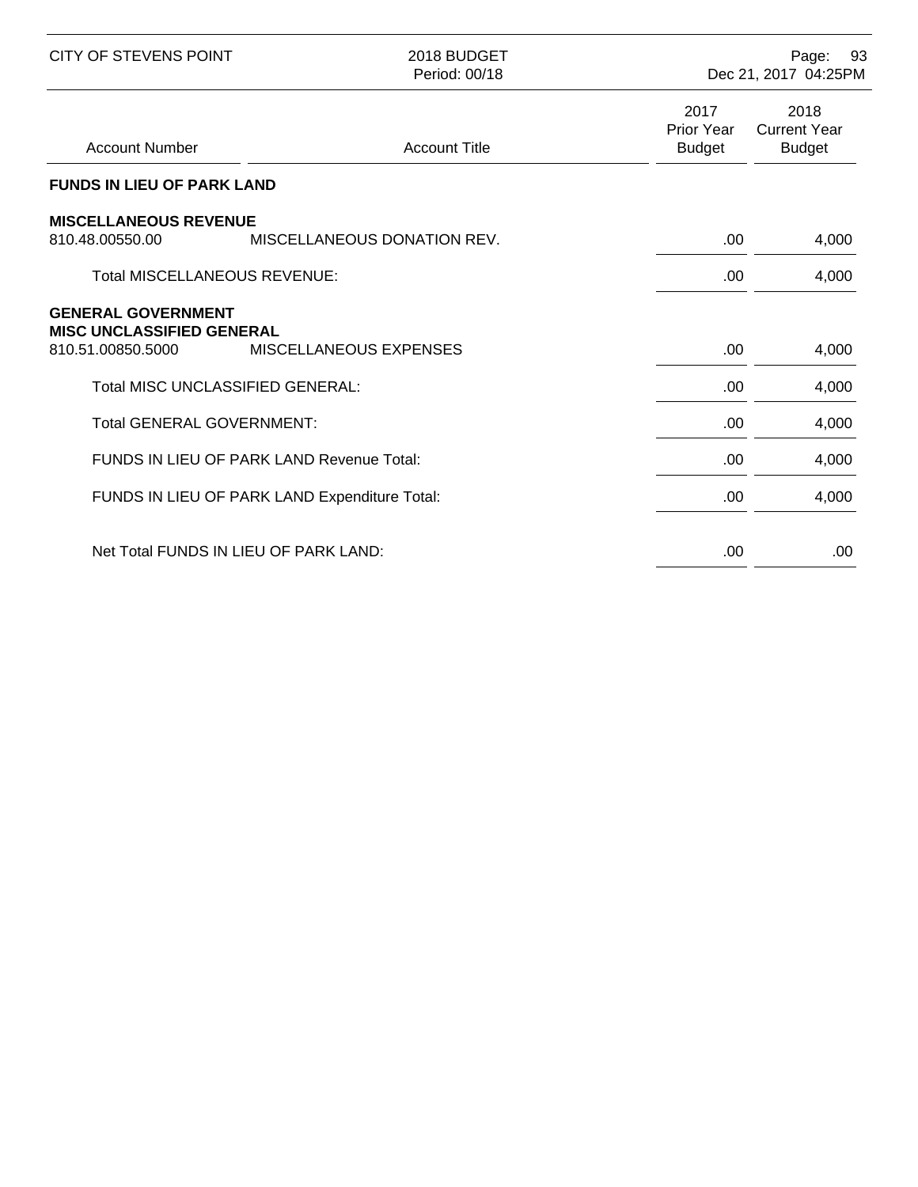| Account Number | Account Title | 2017 Prior Year Budget | 2018 Current Year Budget |
|---|---|---|---|
| **FUNDS IN LIEU OF PARK LAND** | | | |
| **MISCELLANEOUS REVENUE** | | | |
| 810.48.00550.00 | MISCELLANEOUS DONATION REV. | .00 | 4,000 |
| | Total MISCELLANEOUS REVENUE: | .00 | 4,000 |
| **GENERAL GOVERNMENT** | | | |
| **MISC UNCLASSIFIED GENERAL** | | | |
| 810.51.00850.5000 | MISCELLANEOUS EXPENSES | .00 | 4,000 |
| | Total MISC UNCLASSIFIED GENERAL: | .00 | 4,000 |
| | Total GENERAL GOVERNMENT: | .00 | 4,000 |
| | FUNDS IN LIEU OF PARK LAND Revenue Total: | .00 | 4,000 |
| | FUNDS IN LIEU OF PARK LAND Expenditure Total: | .00 | 4,000 |
| | Net Total FUNDS IN LIEU OF PARK LAND: | .00 | .00 |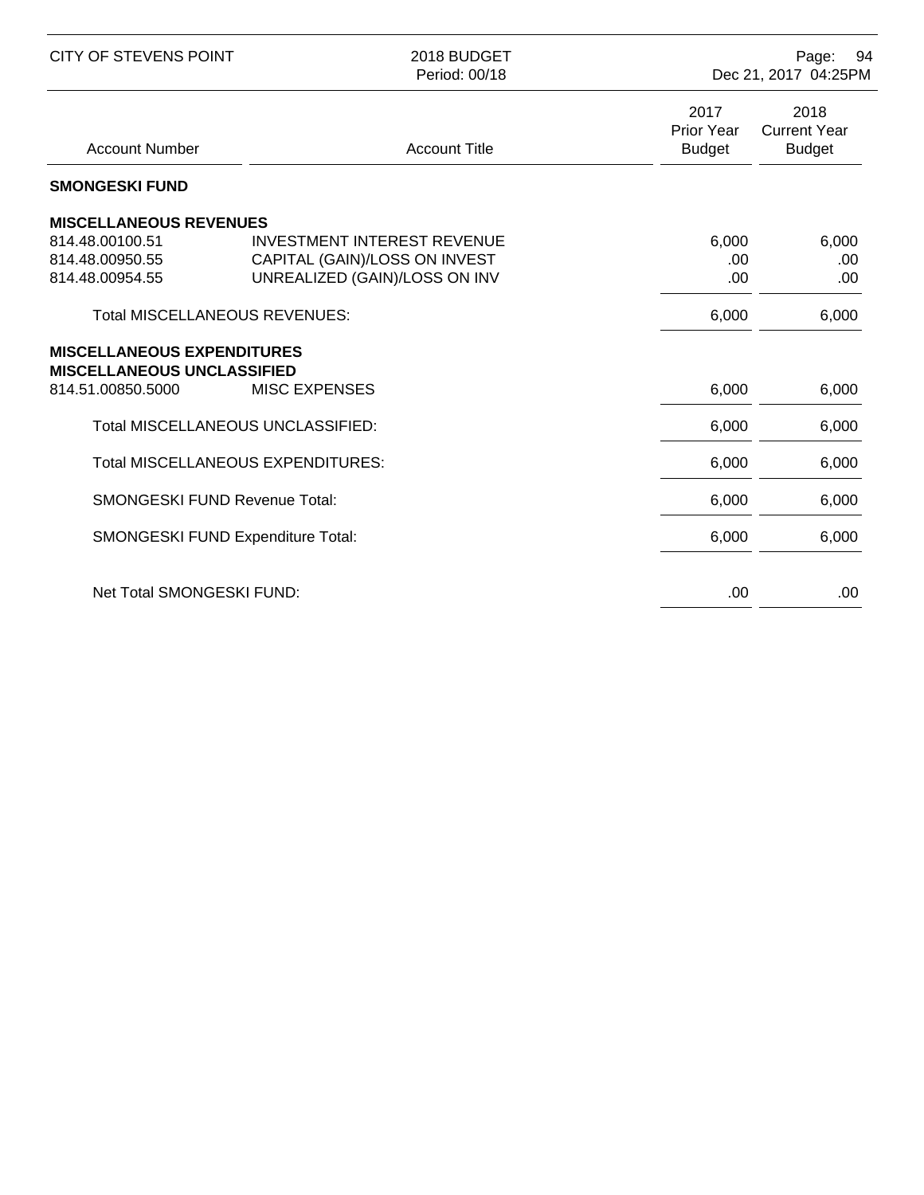| Account Number | Account Title | 2017 Prior Year Budget | 2018 Current Year Budget |
|---|---|---|---|
| **SMONGESKI FUND** | | | |
| **MISCELLANEOUS REVENUES** | | | |
| 814.48.00100.51 | INVESTMENT INTEREST REVENUE | 6,000 | 6,000 |
| 814.48.00950.55 | CAPITAL (GAIN)/LOSS ON INVEST | .00 | .00 |
| 814.48.00954.55 | UNREALIZED (GAIN)/LOSS ON INV | .00 | .00 |
| Total MISCELLANEOUS REVENUES: | | 6,000 | 6,000 |
| **MISCELLANEOUS EXPENDITURES** | | | |
| **MISCELLANEOUS UNCLASSIFIED** | | | |
| 814.51.00850.5000 | MISC EXPENSES | 6,000 | 6,000 |
| Total MISCELLANEOUS UNCLASSIFIED: | | 6,000 | 6,000 |
| Total MISCELLANEOUS EXPENDITURES: | | 6,000 | 6,000 |
| SMONGESKI FUND Revenue Total: | | 6,000 | 6,000 |
| SMONGESKI FUND Expenditure Total: | | 6,000 | 6,000 |
| Net Total SMONGESKI FUND: | | .00 | .00 |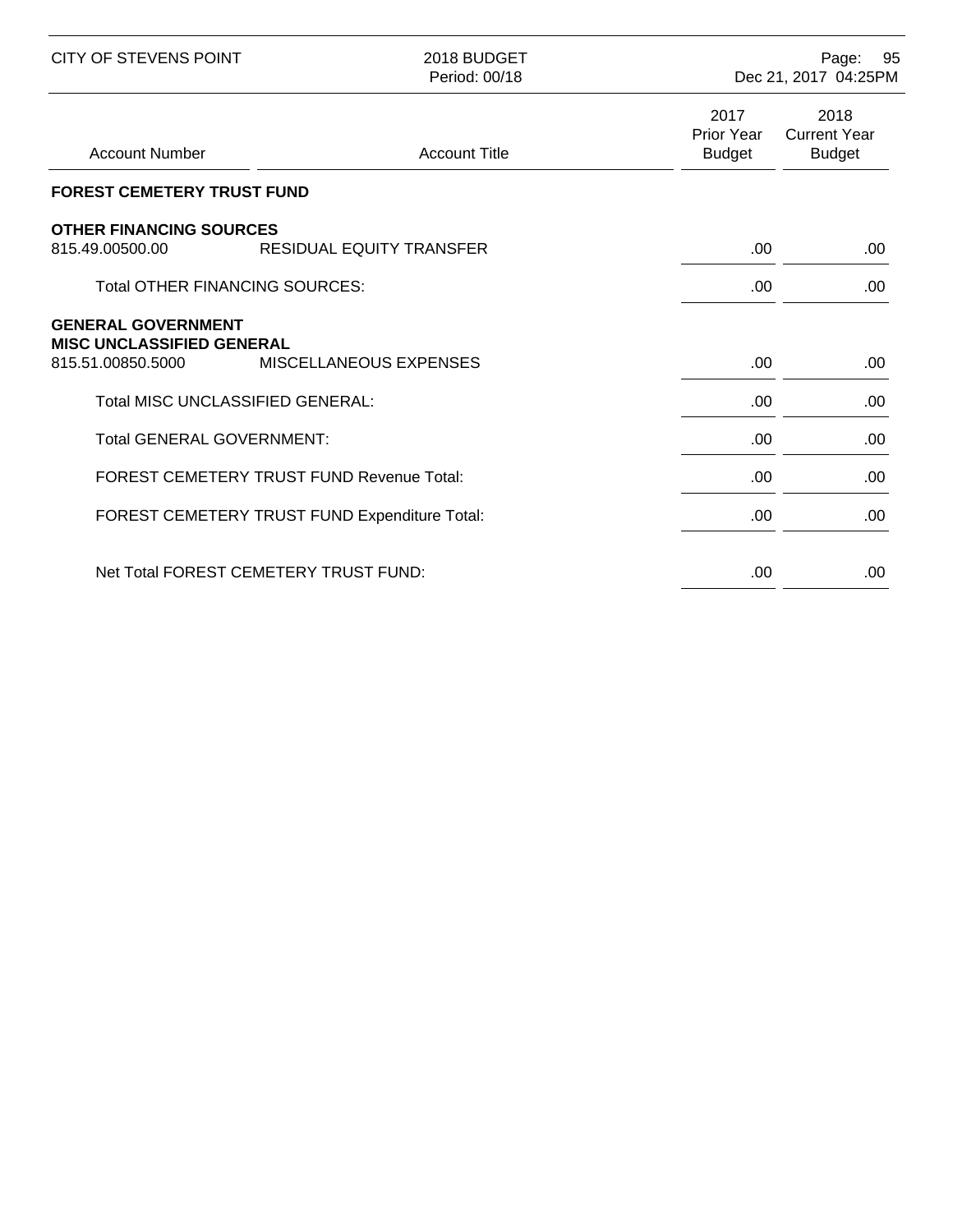| Account Number | Account Title | 2017 Prior Year Budget | 2018 Current Year Budget |
|---|---|---|---|
| **FOREST CEMETERY TRUST FUND** | | | |
| **OTHER FINANCING SOURCES** | | | |
| 815.49.00500.00 | RESIDUAL EQUITY TRANSFER | .00 | .00 |
| | Total OTHER FINANCING SOURCES: | .00 | .00 |
| **GENERAL GOVERNMENT** | | | |
| **MISC UNCLASSIFIED GENERAL** | | | |
| 815.51.00850.5000 | MISCELLANEOUS EXPENSES | .00 | .00 |
| | Total MISC UNCLASSIFIED GENERAL: | .00 | .00 |
| | Total GENERAL GOVERNMENT: | .00 | .00 |
| | FOREST CEMETERY TRUST FUND Revenue Total: | .00 | .00 |
| | FOREST CEMETERY TRUST FUND Expenditure Total: | .00 | .00 |
| | Net Total FOREST CEMETERY TRUST FUND: | .00 | .00 |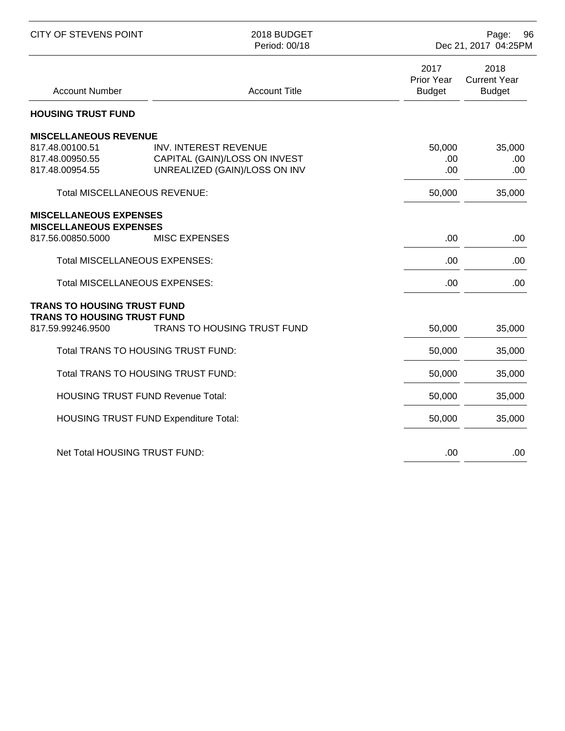| Account Number | Account Title | 2017 Prior Year Budget | 2018 Current Year Budget |
|---|---|---|---|
| **HOUSING TRUST FUND** | | | |
| **MISCELLANEOUS REVENUE** | | | |
| 817.48.00100.51 | INV. INTEREST REVENUE | 50,000 | 35,000 |
| 817.48.00950.55 | CAPITAL (GAIN)/LOSS ON INVEST | .00 | .00 |
| 817.48.00954.55 | UNREALIZED (GAIN)/LOSS ON INV | .00 | .00 |
| Total MISCELLANEOUS REVENUE: | | 50,000 | 35,000 |
| **MISCELLANEOUS EXPENSES** | | | |
| **MISCELLANEOUS EXPENSES** | | | |
| 817.56.00850.5000 | MISC EXPENSES | .00 | .00 |
| Total MISCELLANEOUS EXPENSES: | | .00 | .00 |
| Total MISCELLANEOUS EXPENSES: | | .00 | .00 |
| **TRANS TO HOUSING TRUST FUND** | | | |
| **TRANS TO HOUSING TRUST FUND** | | | |
| 817.59.99246.9500 | TRANS TO HOUSING TRUST FUND | 50,000 | 35,000 |
| Total TRANS TO HOUSING TRUST FUND: | | 50,000 | 35,000 |
| Total TRANS TO HOUSING TRUST FUND: | | 50,000 | 35,000 |
| HOUSING TRUST FUND Revenue Total: | | 50,000 | 35,000 |
| HOUSING TRUST FUND Expenditure Total: | | 50,000 | 35,000 |
| Net Total HOUSING TRUST FUND: | | .00 | .00 |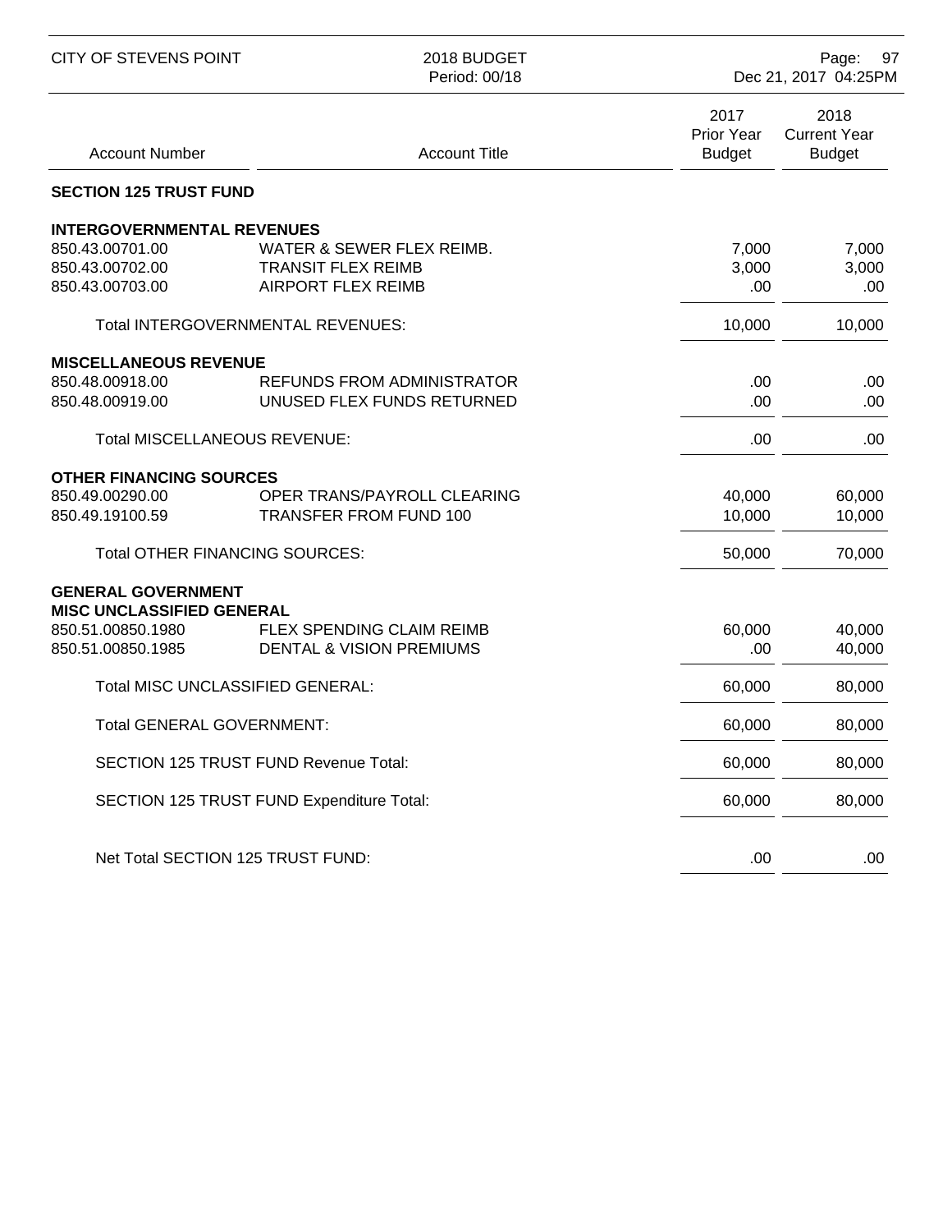| Account Number | Account Title | 2017 Prior Year Budget | 2018 Current Year Budget |
|---|---|---|---|
| **SECTION 125 TRUST FUND** | | | |
| **INTERGOVERNMENTAL REVENUES** | | | |
| 850.43.00701.00 | WATER & SEWER FLEX REIMB. | 7,000 | 7,000 |
| 850.43.00702.00 | TRANSIT FLEX REIMB | 3,000 | 3,000 |
| 850.43.00703.00 | AIRPORT FLEX REIMB | .00 | .00 |
| | Total INTERGOVERNMENTAL REVENUES: | 10,000 | 10,000 |
| **MISCELLANEOUS REVENUE** | | | |
| 850.48.00918.00 | REFUNDS FROM ADMINISTRATOR | .00 | .00 |
| 850.48.00919.00 | UNUSED FLEX FUNDS RETURNED | .00 | .00 |
| | Total MISCELLANEOUS REVENUE: | .00 | .00 |
| **OTHER FINANCING SOURCES** | | | |
| 850.49.00290.00 | OPER TRANS/PAYROLL CLEARING | 40,000 | 60,000 |
| 850.49.19100.59 | TRANSFER FROM FUND 100 | 10,000 | 10,000 |
| | Total OTHER FINANCING SOURCES: | 50,000 | 70,000 |
| **GENERAL GOVERNMENT** | | | |
| **MISC UNCLASSIFIED GENERAL** | | | |
| 850.51.00850.1980 | FLEX SPENDING CLAIM REIMB | 60,000 | 40,000 |
| 850.51.00850.1985 | DENTAL & VISION PREMIUMS | .00 | 40,000 |
| | Total MISC UNCLASSIFIED GENERAL: | 60,000 | 80,000 |
| | Total GENERAL GOVERNMENT: | 60,000 | 80,000 |
| | SECTION 125 TRUST FUND Revenue Total: | 60,000 | 80,000 |
| | SECTION 125 TRUST FUND Expenditure Total: | 60,000 | 80,000 |
| | Net Total SECTION 125 TRUST FUND: | .00 | .00 |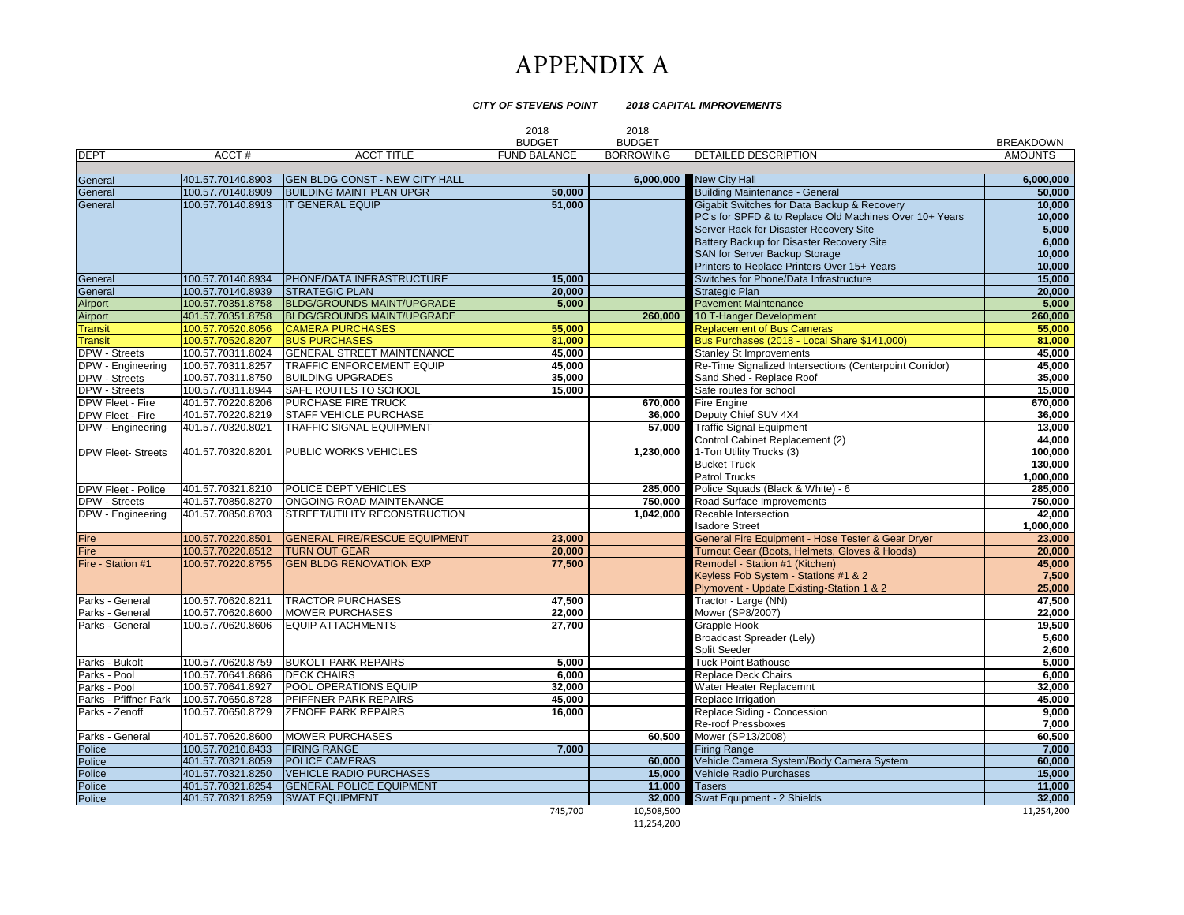# APPENDIX A

***CITY OF STEVENS POINT 2018 CAPITAL IMPROVEMENTS***

| DEPT | ACCT # | ACCT TITLE | 2018 BUDGET FUND BALANCE | 2018 BUDGET BORROWING | DETAILED DESCRIPTION | BREAKDOWN AMOUNTS |
|---|---|---|---|---|---|---|
| General | 401.57.70140.8903 | GEN BLDG CONST - NEW CITY HALL | | 6,000,000 | New City Hall | 6,000,000 |
| General | 100.57.70140.8909 | BUILDING MAINT PLAN UPGR | 50,000 | | Building Maintenance - General | 50,000 |
| General | 100.57.70140.8913 | IT GENERAL EQUIP | 51,000 | | Gigabit Switches for Data Backup & Recovery | 10,000 |
| | | | | | PC's for SPFD & to Replace Old Machines Over 10+ Years | 10,000 |
| | | | | | Server Rack for Disaster Recovery Site | 5,000 |
| | | | | | Battery Backup for Disaster Recovery Site | 6,000 |
| | | | | | SAN for Server Backup Storage | 10,000 |
| | | | | | Printers to Replace Printers Over 15+ Years | 10,000 |
| General | 100.57.70140.8934 | PHONE/DATA INFRASTRUCTURE | 15,000 | | Switches for Phone/Data Infrastructure | 15,000 |
| General | 100.57.70140.8939 | STRATEGIC PLAN | 20,000 | | Strategic Plan | 20,000 |
| Airport | 100.57.70351.8758 | BLDG/GROUNDS MAINT/UPGRADE | 5,000 | | Pavement Maintenance | 5,000 |
| Airport | 401.57.70351.8758 | BLDG/GROUNDS MAINT/UPGRADE | | 260,000 | 10 T-Hanger Development | 260,000 |
| Transit | 100.57.70520.8056 | CAMERA PURCHASES | 55,000 | | Replacement of Bus Cameras | 55,000 |
| Transit | 100.57.70520.8207 | BUS PURCHASES | 81,000 | | Bus Purchases (2018 - Local Share $141,000) | 81,000 |
| DPW - Streets | 100.57.70311.8024 | GENERAL STREET MAINTENANCE | 45,000 | | Stanley St Improvements | 45,000 |
| DPW - Engineering | 100.57.70311.8257 | TRAFFIC ENFORCEMENT EQUIP | 45,000 | | Re-Time Signalized Intersections (Centerpoint Corridor) | 45,000 |
| DPW - Streets | 100.57.70311.8750 | BUILDING UPGRADES | 35,000 | | Sand Shed - Replace Roof | 35,000 |
| DPW - Streets | 100.57.70311.8944 | SAFE ROUTES TO SCHOOL | 15,000 | | Safe routes for school | 15,000 |
| DPW Fleet - Fire | 401.57.70220.8206 | PURCHASE FIRE TRUCK | | 670,000 | Fire Engine | 670,000 |
| DPW Fleet - Fire | 401.57.70220.8219 | STAFF VEHICLE PURCHASE | | 36,000 | Deputy Chief SUV 4X4 | 36,000 |
| DPW - Engineering | 401.57.70320.8021 | TRAFFIC SIGNAL EQUIPMENT | | 57,000 | Traffic Signal Equipment | 13,000 |
| | | | | | Control Cabinet Replacement (2) | 44,000 |
| DPW Fleet- Streets | 401.57.70320.8201 | PUBLIC WORKS VEHICLES | | 1,230,000 | 1-Ton Utility Trucks (3) | 100,000 |
| | | | | | Bucket Truck | 130,000 |
| | | | | | Patrol Trucks | 1,000,000 |
| DPW Fleet - Police | 401.57.70321.8210 | POLICE DEPT VEHICLES | | 285,000 | Police Squads (Black & White) - 6 | 285,000 |
| DPW - Streets | 401.57.70850.8270 | ONGOING ROAD MAINTENANCE | | 750,000 | Road Surface Improvements | 750,000 |
| DPW - Engineering | 401.57.70850.8703 | STREET/UTILITY RECONSTRUCTION | | 1,042,000 | Recable Intersection | 42,000 |
| | | | | | Isadore Street | 1,000,000 |
| Fire | 100.57.70220.8501 | GENERAL FIRE/RESCUE EQUIPMENT | 23,000 | | General Fire Equipment - Hose Tester & Gear Dryer | 23,000 |
| Fire | 100.57.70220.8512 | TURN OUT GEAR | 20,000 | | Turnout Gear (Boots, Helmets, Gloves & Hoods) | 20,000 |
| Fire - Station #1 | 100.57.70220.8755 | GEN BLDG RENOVATION EXP | 77,500 | | Remodel - Station #1 (Kitchen) | 45,000 |
| | | | | | Keyless Fob System - Stations #1 & 2 | 7,500 |
| | | | | | Plymovent - Update Existing-Station 1 & 2 | 25,000 |
| Parks - General | 100.57.70620.8211 | TRACTOR PURCHASES | 47,500 | | Tractor - Large (NN) | 47,500 |
| Parks - General | 100.57.70620.8600 | MOWER PURCHASES | 22,000 | | Mower (SP8/2007) | 22,000 |
| Parks - General | 100.57.70620.8606 | EQUIP ATTACHMENTS | 27,700 | | Grapple Hook | 19,500 |
| | | | | | Broadcast Spreader (Lely) | 5,600 |
| | | | | | Split Seeder | 2,600 |
| Parks - Bukolt | 100.57.70620.8759 | BUKOLT PARK REPAIRS | 5,000 | | Tuck Point Bathouse | 5,000 |
| Parks - Pool | 100.57.70641.8686 | DECK CHAIRS | 6,000 | | Replace Deck Chairs | 6,000 |
| Parks - Pool | 100.57.70641.8927 | POOL OPERATIONS EQUIP | 32,000 | | Water Heater Replacemnt | 32,000 |
| Parks - Pfiffner Park | 100.57.70650.8728 | PFIFFNER PARK REPAIRS | 45,000 | | Replace Irrigation | 45,000 |
| Parks - Zenoff | 100.57.70650.8729 | ZENOFF PARK REPAIRS | 16,000 | | Replace Siding - Concession | 9,000 |
| | | | | | Re-roof Pressboxes | 7,000 |
| Parks - General | 401.57.70620.8600 | MOWER PURCHASES | | 60,500 | Mower (SP13/2008) | 60,500 |
| Police | 100.57.70210.8433 | FIRING RANGE | 7,000 | | Firing Range | 7,000 |
| Police | 401.57.70321.8059 | POLICE CAMERAS | | 60,000 | Vehicle Camera System/Body Camera System | 60,000 |
| Police | 401.57.70321.8250 | VEHICLE RADIO PURCHASES | | 15,000 | Vehicle Radio Purchases | 15,000 |
| Police | 401.57.70321.8254 | GENERAL POLICE EQUIPMENT | | 11,000 | Tasers | 11,000 |
| Police | 401.57.70321.8259 | SWAT EQUIPMENT | | 32,000 | Swat Equipment - 2 Shields | 32,000 |
| | | | 745,700 | 10,508,500 | | 11,254,200 |
| | | | | 11,254,200 | | |